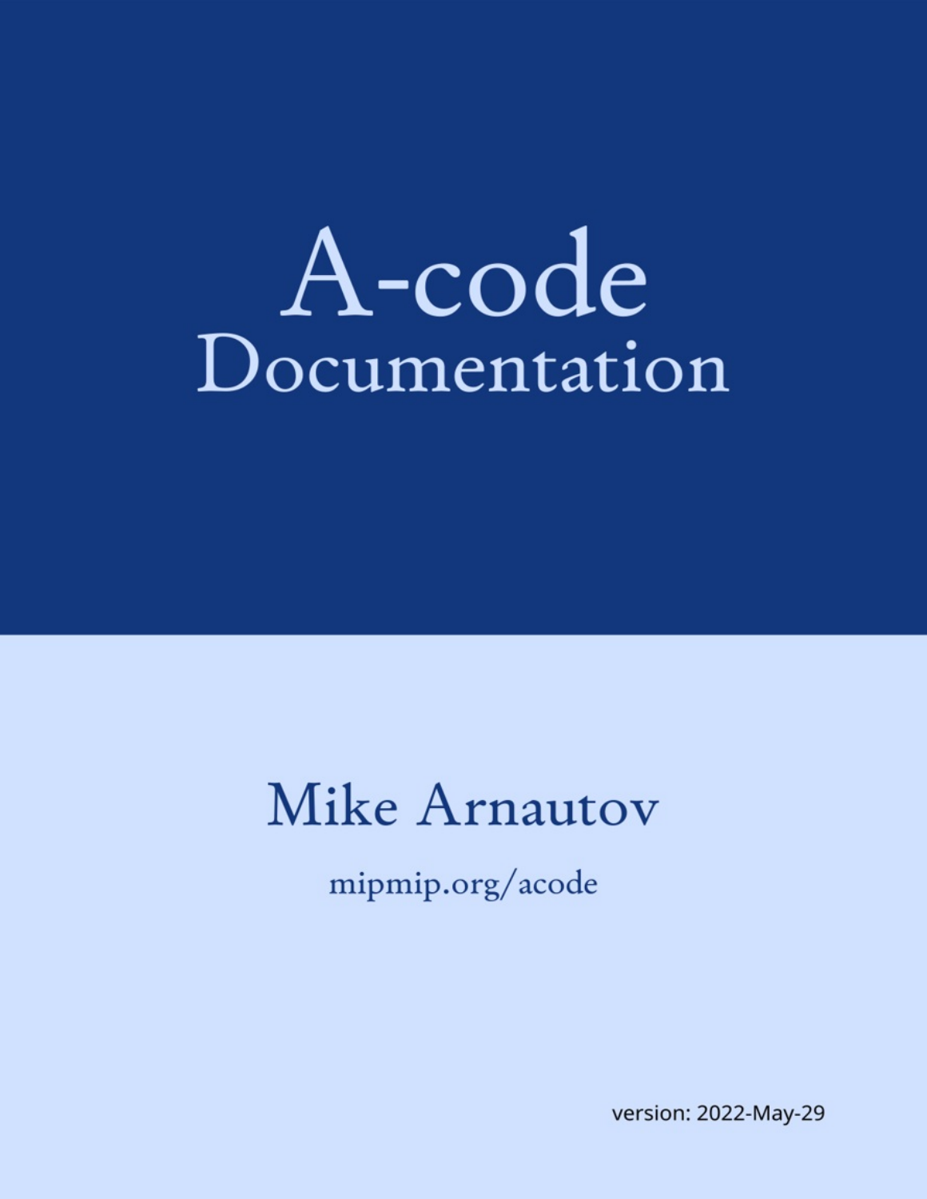# A-code Documentation

Mike Arnautov

mipmip.org/acode

version: 2022-May-29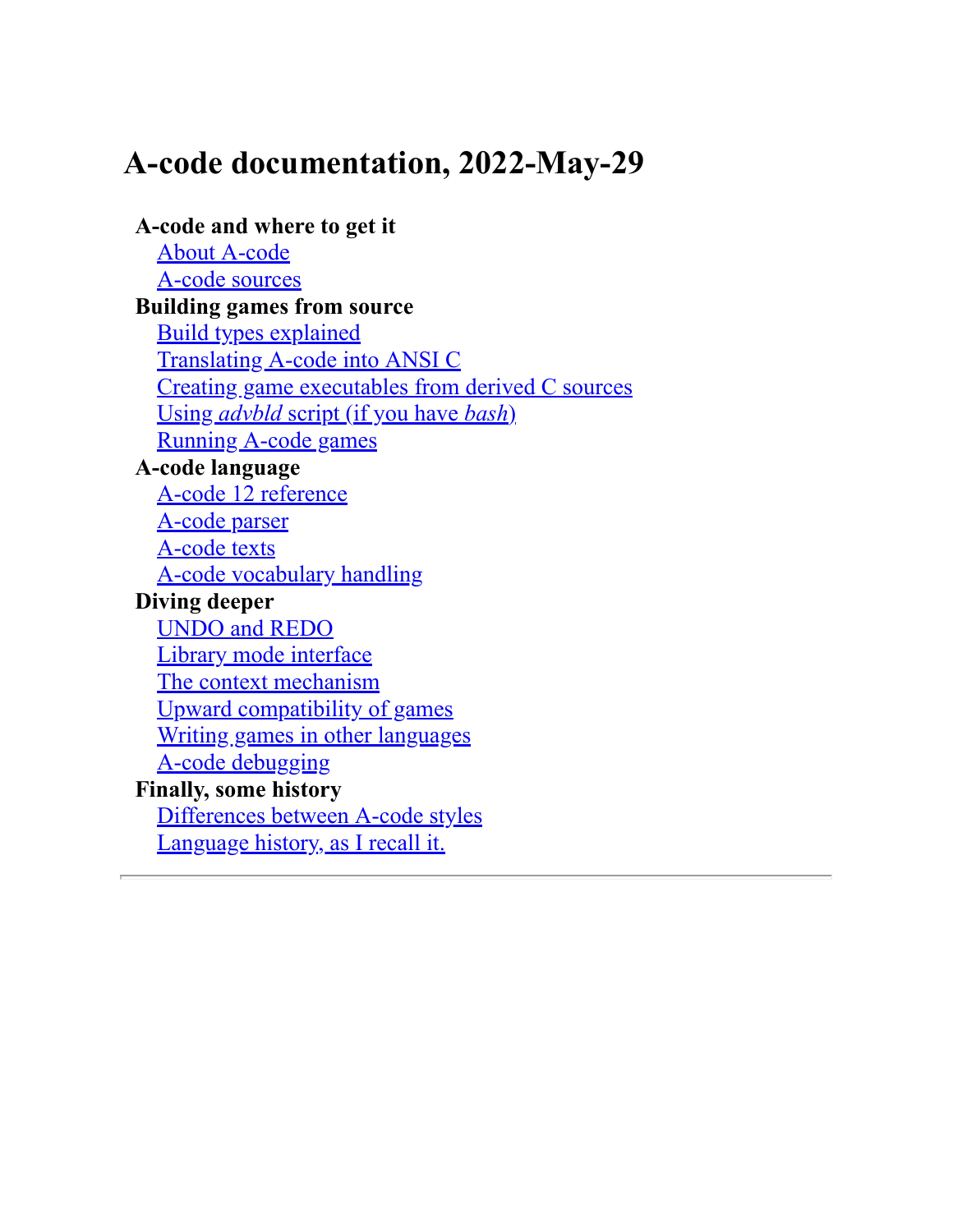# A-code documentation, 2022-May-29

**A-code and where to get it**

- About A-code
- A-code sources

**Building games from source**

- Build types explained
- Translating A-code into ANSI C
- Creating game executables from derived C sources
- Using *advbld* script (if you have *bash*)
- Running A-code games

**A-code language**

- A-code 12 reference
- A-code parser
- A-code texts
- A-code vocabulary handling

**Diving deeper**

- UNDO and REDO
- Library mode interface
- The context mechanism
- Upward compatibility of games
- Writing games in other languages
- A-code debugging

**Finally, some history**

- Differences between A-code styles
- Language history, as I recall it.

---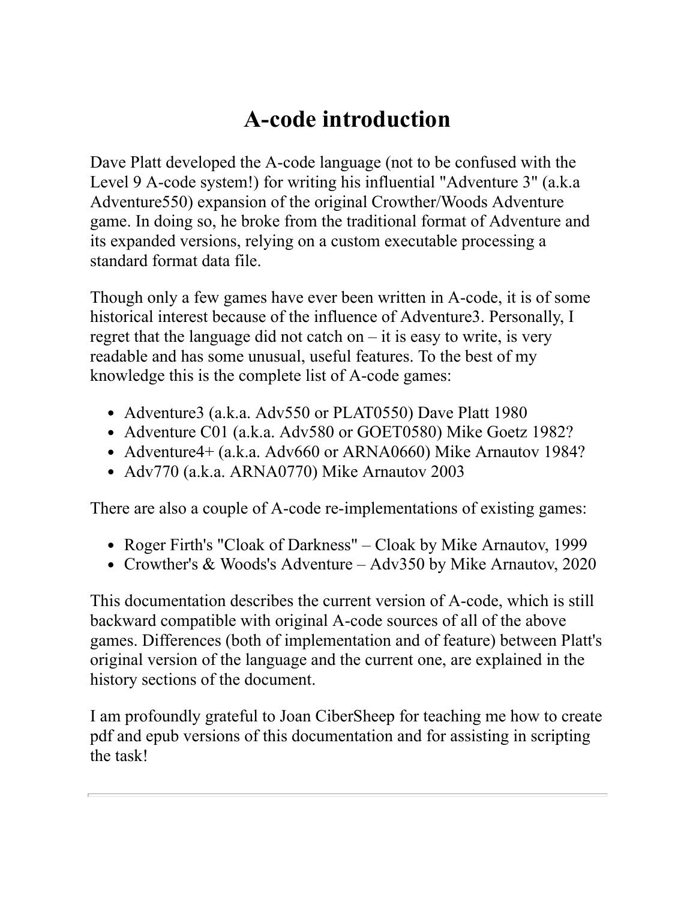# A-code introduction

Dave Platt developed the A-code language (not to be confused with the Level 9 A-code system!) for writing his influential "Adventure 3" (a.k.a Adventure550) expansion of the original Crowther/Woods Adventure game. In doing so, he broke from the traditional format of Adventure and its expanded versions, relying on a custom executable processing a standard format data file.

Though only a few games have ever been written in A-code, it is of some historical interest because of the influence of Adventure3. Personally, I regret that the language did not catch on – it is easy to write, is very readable and has some unusual, useful features. To the best of my knowledge this is the complete list of A-code games:

- Adventure3 (a.k.a. Adv550 or PLAT0550) Dave Platt 1980
- Adventure C01 (a.k.a. Adv580 or GOET0580) Mike Goetz 1982?
- Adventure4+ (a.k.a. Adv660 or ARNA0660) Mike Arnautov 1984?
- Adv770 (a.k.a. ARNA0770) Mike Arnautov 2003

There are also a couple of A-code re-implementations of existing games:

- Roger Firth's "Cloak of Darkness" – Cloak by Mike Arnautov, 1999
- Crowther's & Woods's Adventure – Adv350 by Mike Arnautov, 2020

This documentation describes the current version of A-code, which is still backward compatible with original A-code sources of all of the above games. Differences (both of implementation and of feature) between Platt's original version of the language and the current one, are explained in the history sections of the document.

I am profoundly grateful to Joan CiberSheep for teaching me how to create pdf and epub versions of this documentation and for assisting in scripting the task!

---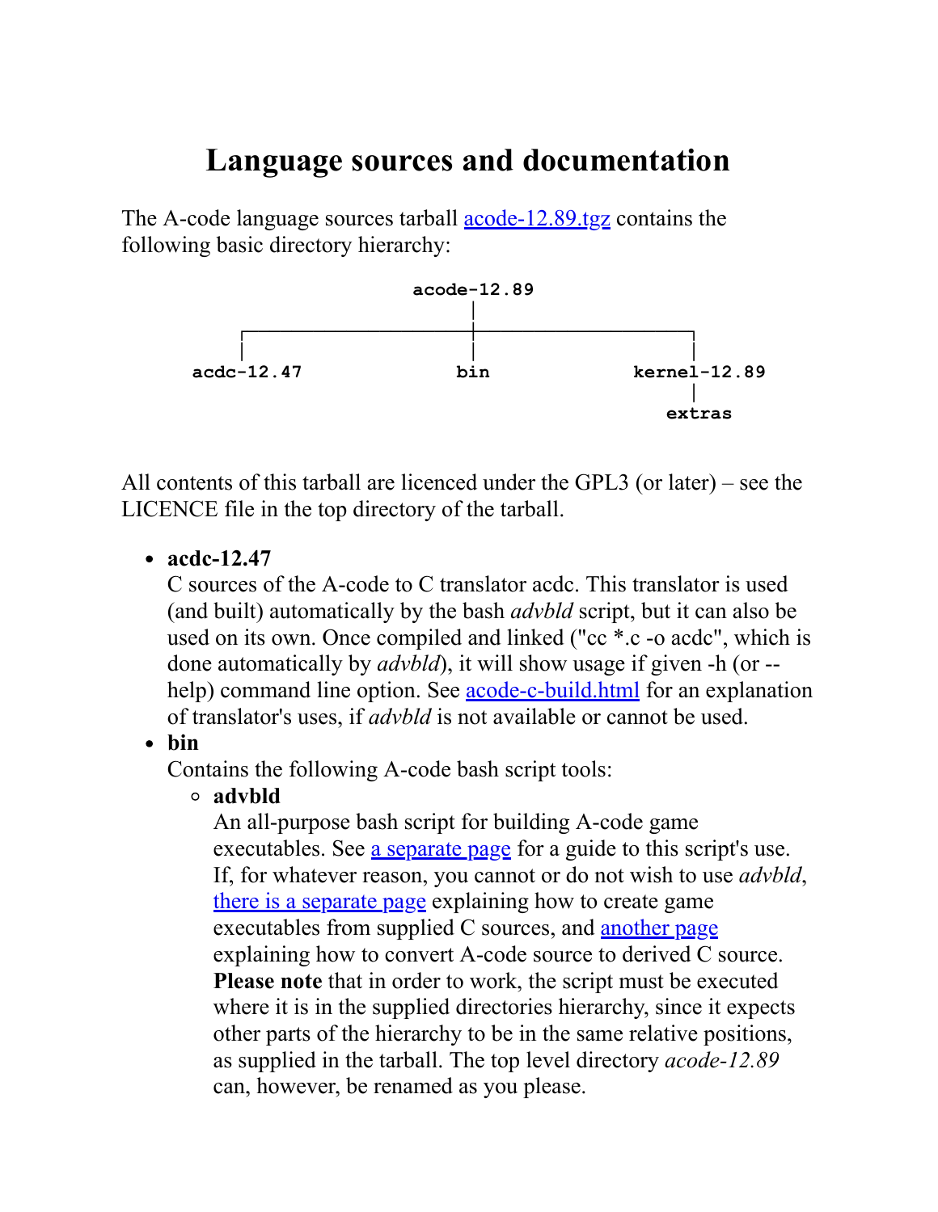# Language sources and documentation

The A-code language sources tarball [acode-12.89.tgz]() contains the following basic directory hierarchy:

```
                          acode-12.89
                               |
            ┌──────────────────┼──────────────────┐
            |                  |                  |
       acdc-12.47             bin           kernel-12.89
                                                  |
                                                extras
```

All contents of this tarball are licenced under the GPL3 (or later) – see the LICENCE file in the top directory of the tarball.

- **acdc-12.47**
  C sources of the A-code to C translator acdc. This translator is used (and built) automatically by the bash *advbld* script, but it can also be used on its own. Once compiled and linked ("cc *.c -o acdc", which is done automatically by *advbld*), it will show usage if given -h (or --help) command line option. See [acode-c-build.html]() for an explanation of translator's uses, if *advbld* is not available or cannot be used.
- **bin**
  Contains the following A-code bash script tools:
  - **advbld**
    An all-purpose bash script for building A-code game executables. See [a separate page]() for a guide to this script's use. If, for whatever reason, you cannot or do not wish to use *advbld*, [there is a separate page]() explaining how to create game executables from supplied C sources, and [another page]() explaining how to convert A-code source to derived C source. **Please note** that in order to work, the script must be executed where it is in the supplied directories hierarchy, since it expects other parts of the hierarchy to be in the same relative positions, as supplied in the tarball. The top level directory *acode-12.89* can, however, be renamed as you please.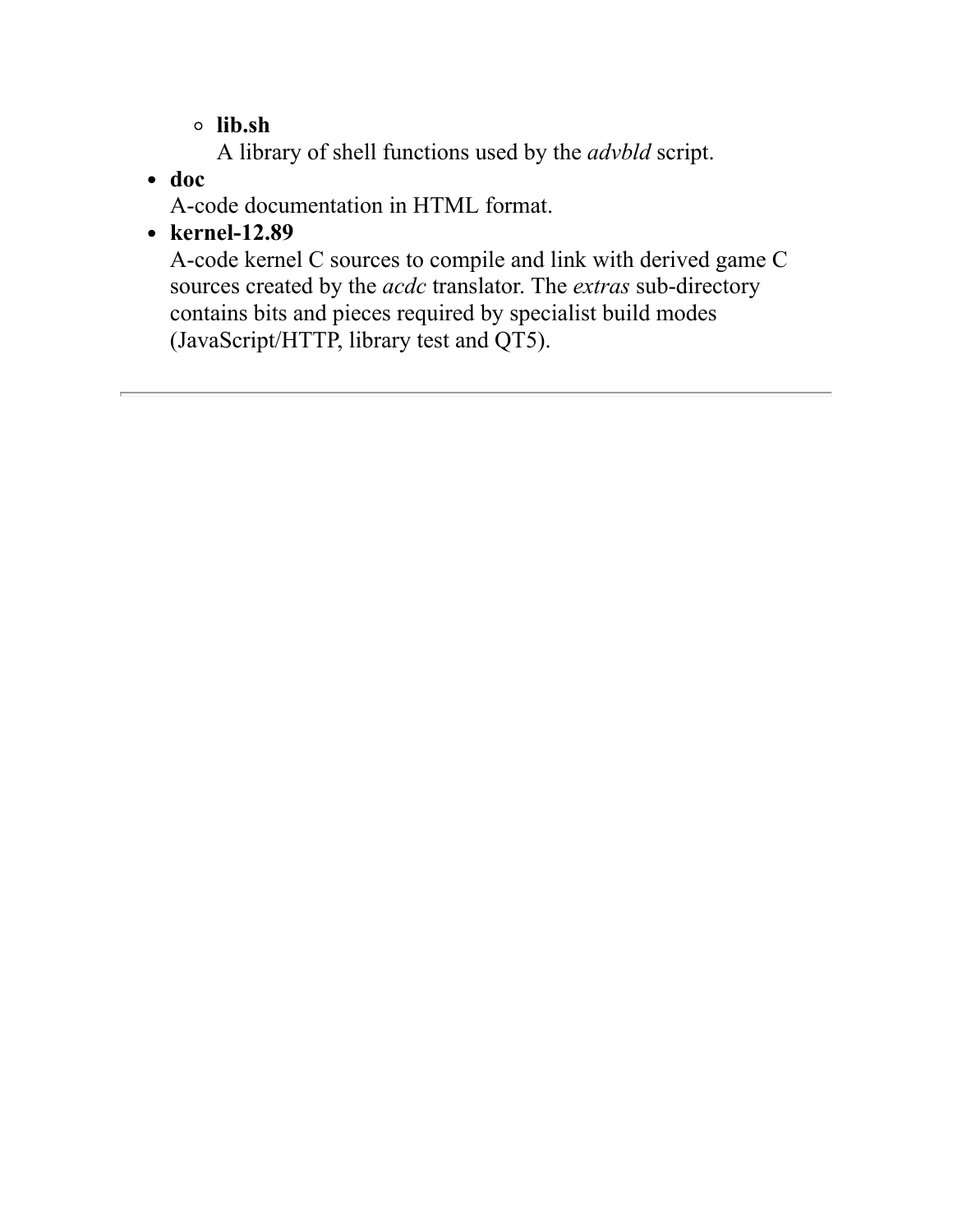- **lib.sh**
    A library of shell functions used by the *advbld* script.
- **doc**
  A-code documentation in HTML format.
- **kernel-12.89**
  A-code kernel C sources to compile and link with derived game C sources created by the *acdc* translator. The *extras* sub-directory contains bits and pieces required by specialist build modes (JavaScript/HTTP, library test and QT5).

---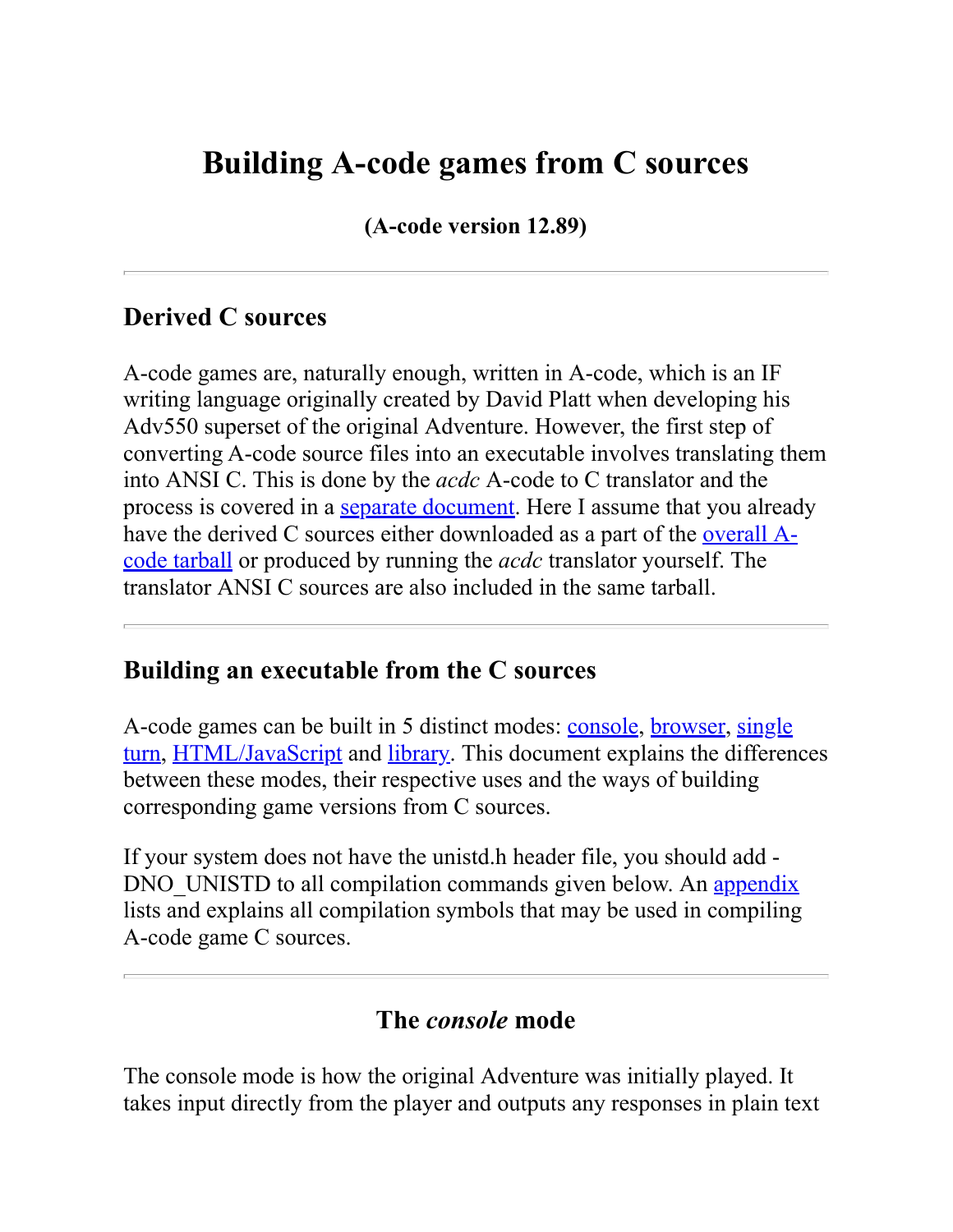# Building A-code games from C sources

**(A-code version 12.89)**

---

## Derived C sources

A-code games are, naturally enough, written in A-code, which is an IF writing language originally created by David Platt when developing his Adv550 superset of the original Adventure. However, the first step of converting A-code source files into an executable involves translating them into ANSI C. This is done by the *acdc* A-code to C translator and the process is covered in a separate document. Here I assume that you already have the derived C sources either downloaded as a part of the overall A-code tarball or produced by running the *acdc* translator yourself. The translator ANSI C sources are also included in the same tarball.

---

## Building an executable from the C sources

A-code games can be built in 5 distinct modes: console, browser, single turn, HTML/JavaScript and library. This document explains the differences between these modes, their respective uses and the ways of building corresponding game versions from C sources.

If your system does not have the unistd.h header file, you should add -DNO_UNISTD to all compilation commands given below. An appendix lists and explains all compilation symbols that may be used in compiling A-code game C sources.

---

## The *console* mode

The console mode is how the original Adventure was initially played. It takes input directly from the player and outputs any responses in plain text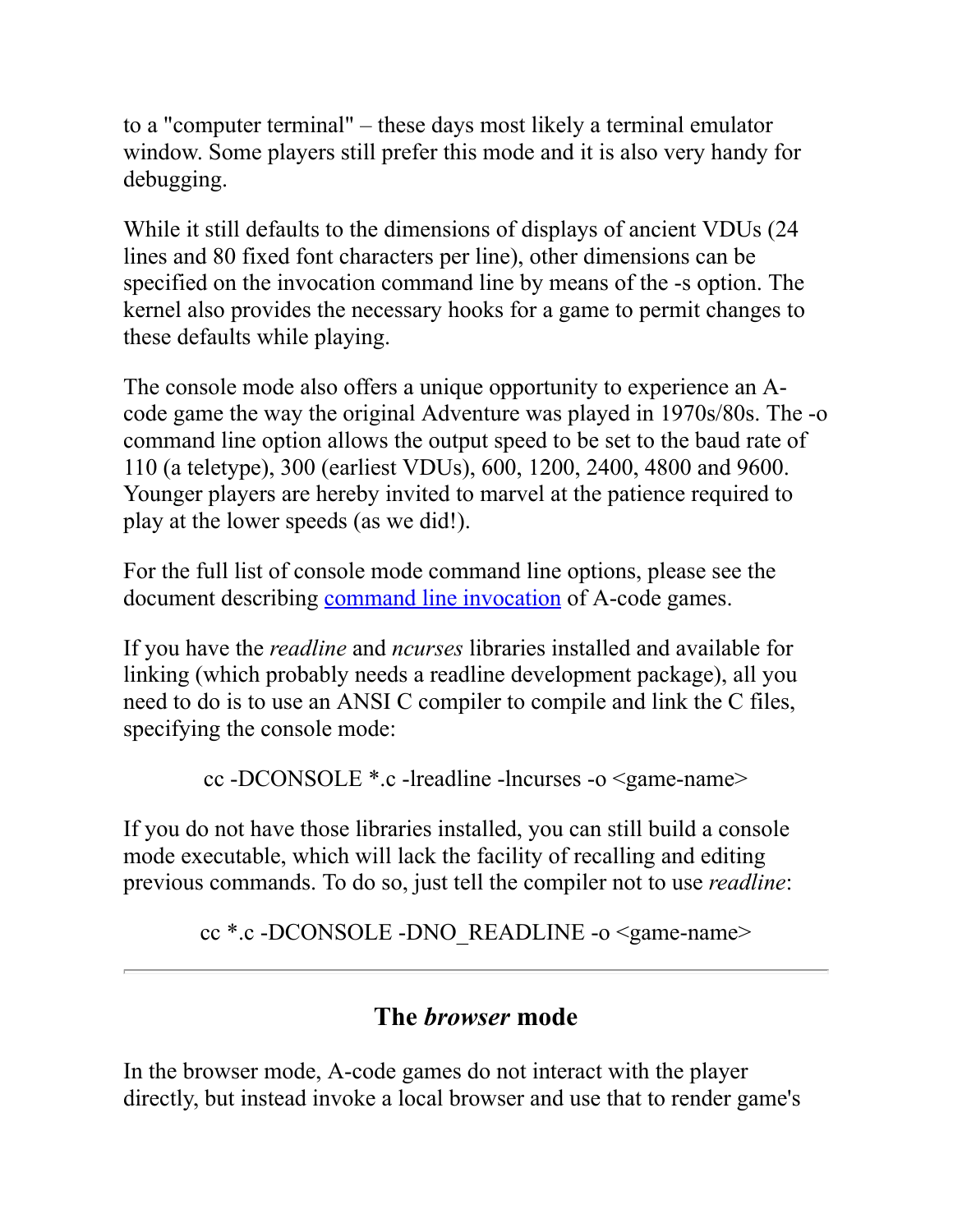to a "computer terminal" – these days most likely a terminal emulator window. Some players still prefer this mode and it is also very handy for debugging.

While it still defaults to the dimensions of displays of ancient VDUs (24 lines and 80 fixed font characters per line), other dimensions can be specified on the invocation command line by means of the -s option. The kernel also provides the necessary hooks for a game to permit changes to these defaults while playing.

The console mode also offers a unique opportunity to experience an A-code game the way the original Adventure was played in 1970s/80s. The -o command line option allows the output speed to be set to the baud rate of 110 (a teletype), 300 (earliest VDUs), 600, 1200, 2400, 4800 and 9600. Younger players are hereby invited to marvel at the patience required to play at the lower speeds (as we did!).

For the full list of console mode command line options, please see the document describing [command line invocation]() of A-code games.

If you have the *readline* and *ncurses* libraries installed and available for linking (which probably needs a readline development package), all you need to do is to use an ANSI C compiler to compile and link the C files, specifying the console mode:

```
cc -DCONSOLE *.c -lreadline -lncurses -o <game-name>
```

If you do not have those libraries installed, you can still build a console mode executable, which will lack the facility of recalling and editing previous commands. To do so, just tell the compiler not to use *readline*:

```
cc *.c -DCONSOLE -DNO_READLINE -o <game-name>
```

---

## The *browser* mode

In the browser mode, A-code games do not interact with the player directly, but instead invoke a local browser and use that to render game's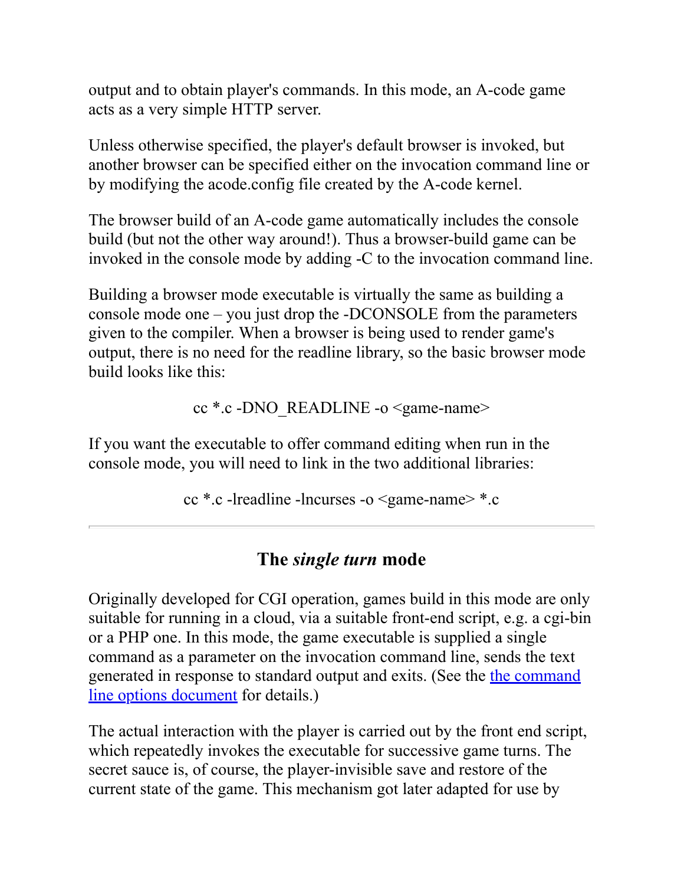output and to obtain player's commands. In this mode, an A-code game acts as a very simple HTTP server.

Unless otherwise specified, the player's default browser is invoked, but another browser can be specified either on the invocation command line or by modifying the acode.config file created by the A-code kernel.

The browser build of an A-code game automatically includes the console build (but not the other way around!). Thus a browser-build game can be invoked in the console mode by adding -C to the invocation command line.

Building a browser mode executable is virtually the same as building a console mode one – you just drop the -DCONSOLE from the parameters given to the compiler. When a browser is being used to render game's output, there is no need for the readline library, so the basic browser mode build looks like this:

```
cc *.c -DNO_READLINE -o <game-name>
```

If you want the executable to offer command editing when run in the console mode, you will need to link in the two additional libraries:

```
cc *.c -lreadline -lncurses -o <game-name> *.c
```

---

## The *single turn* mode

Originally developed for CGI operation, games build in this mode are only suitable for running in a cloud, via a suitable front-end script, e.g. a cgi-bin or a PHP one. In this mode, the game executable is supplied a single command as a parameter on the invocation command line, sends the text generated in response to standard output and exits. (See the the command line options document for details.)

The actual interaction with the player is carried out by the front end script, which repeatedly invokes the executable for successive game turns. The secret sauce is, of course, the player-invisible save and restore of the current state of the game. This mechanism got later adapted for use by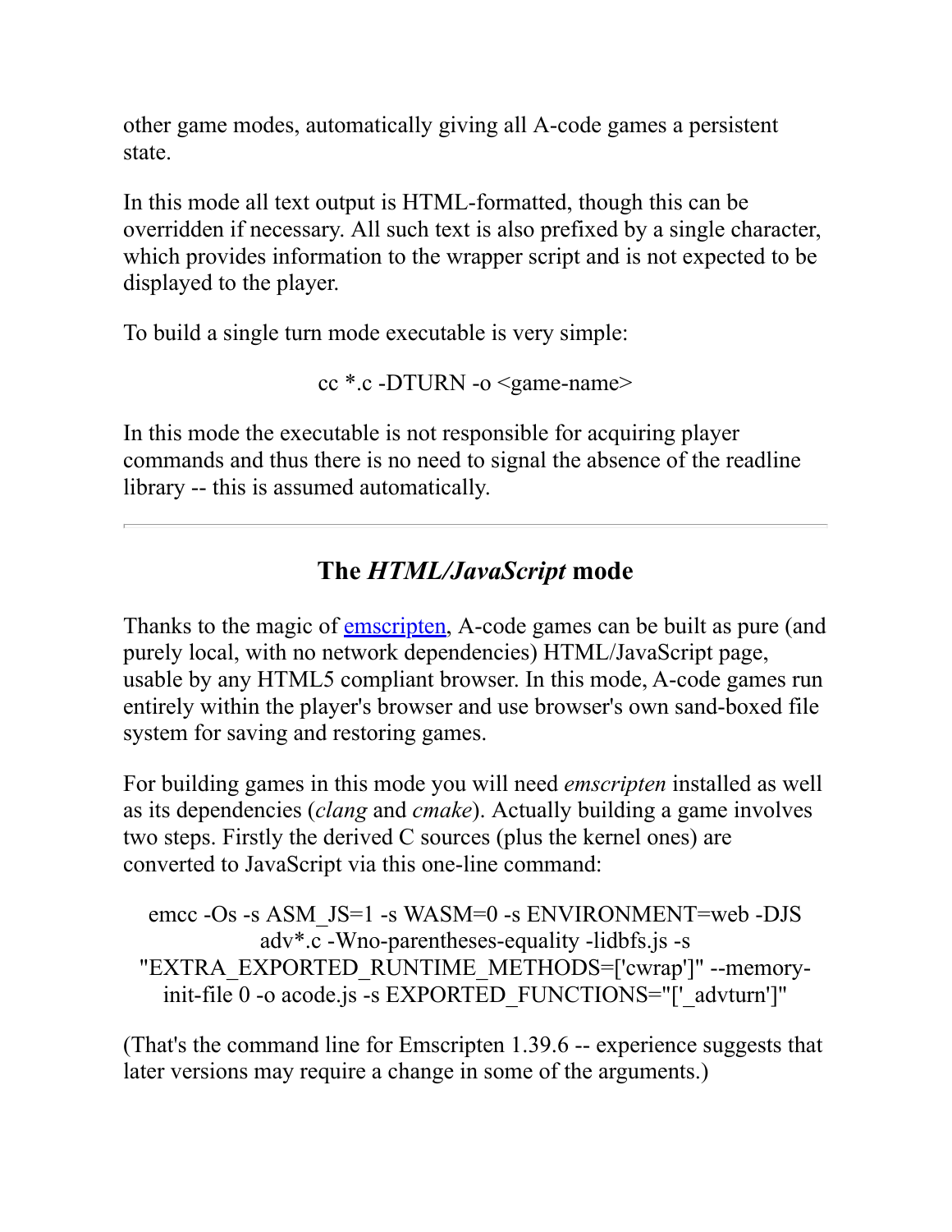other game modes, automatically giving all A-code games a persistent state.

In this mode all text output is HTML-formatted, though this can be overridden if necessary. All such text is also prefixed by a single character, which provides information to the wrapper script and is not expected to be displayed to the player.

To build a single turn mode executable is very simple:

```
cc *.c -DTURN -o <game-name>
```

In this mode the executable is not responsible for acquiring player commands and thus there is no need to signal the absence of the readline library -- this is assumed automatically.

---

## The *HTML/JavaScript* mode

Thanks to the magic of emscripten, A-code games can be built as pure (and purely local, with no network dependencies) HTML/JavaScript page, usable by any HTML5 compliant browser. In this mode, A-code games run entirely within the player's browser and use browser's own sand-boxed file system for saving and restoring games.

For building games in this mode you will need *emscripten* installed as well as its dependencies (*clang* and *cmake*). Actually building a game involves two steps. Firstly the derived C sources (plus the kernel ones) are converted to JavaScript via this one-line command:

```
emcc -Os -s ASM_JS=1 -s WASM=0 -s ENVIRONMENT=web -DJS adv*.c -Wno-parentheses-equality -lidbfs.js -s "EXTRA_EXPORTED_RUNTIME_METHODS=['cwrap']" --memory-init-file 0 -o acode.js -s EXPORTED_FUNCTIONS="['_advturn']"
```

(That's the command line for Emscripten 1.39.6 -- experience suggests that later versions may require a change in some of the arguments.)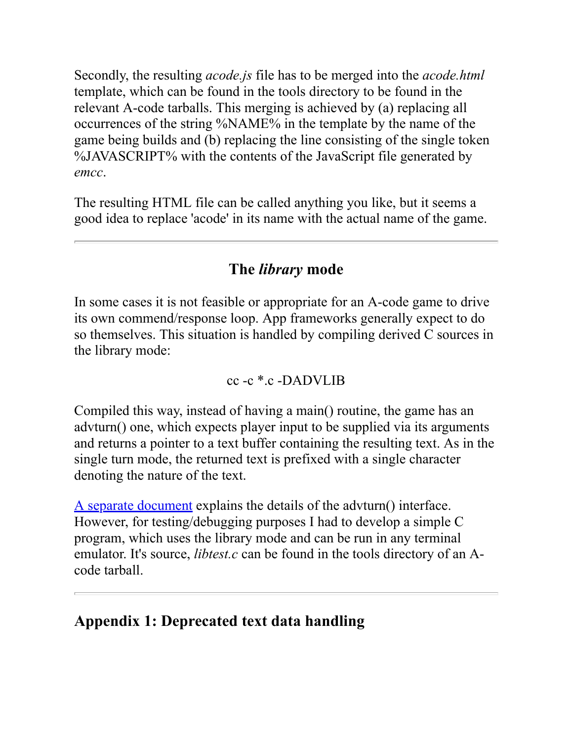Secondly, the resulting *acode.js* file has to be merged into the *acode.html* template, which can be found in the tools directory to be found in the relevant A-code tarballs. This merging is achieved by (a) replacing all occurrences of the string %NAME% in the template by the name of the game being builds and (b) replacing the line consisting of the single token %JAVASCRIPT% with the contents of the JavaScript file generated by *emcc*.

The resulting HTML file can be called anything you like, but it seems a good idea to replace 'acode' in its name with the actual name of the game.

---

## The *library* mode

In some cases it is not feasible or appropriate for an A-code game to drive its own commend/response loop. App frameworks generally expect to do so themselves. This situation is handled by compiling derived C sources in the library mode:

```
cc -c *.c -DADVLIB
```

Compiled this way, instead of having a main() routine, the game has an advturn() one, which expects player input to be supplied via its arguments and returns a pointer to a text buffer containing the resulting text. As in the single turn mode, the returned text is prefixed with a single character denoting the nature of the text.

A separate document explains the details of the advturn() interface. However, for testing/debugging purposes I had to develop a simple C program, which uses the library mode and can be run in any terminal emulator. It's source, *libtest.c* can be found in the tools directory of an A-code tarball.

---

## Appendix 1: Deprecated text data handling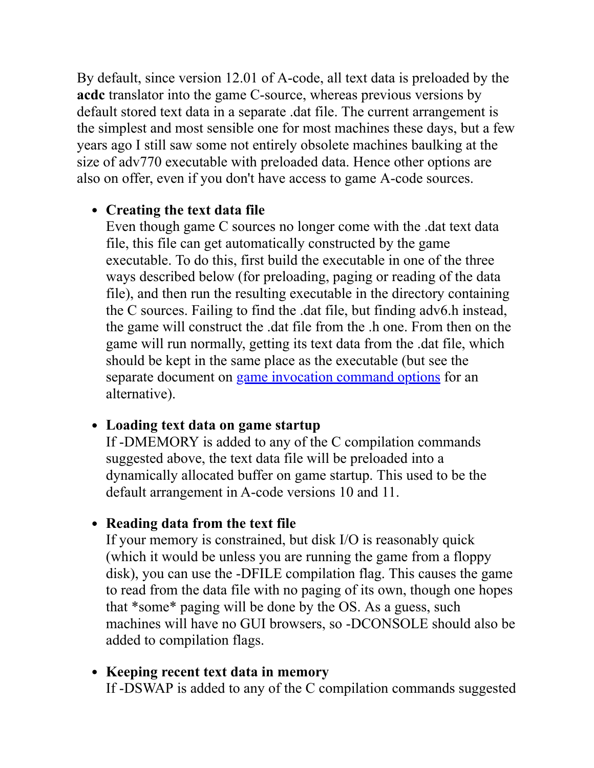By default, since version 12.01 of A-code, all text data is preloaded by the **acdc** translator into the game C-source, whereas previous versions by default stored text data in a separate .dat file. The current arrangement is the simplest and most sensible one for most machines these days, but a few years ago I still saw some not entirely obsolete machines baulking at the size of adv770 executable with preloaded data. Hence other options are also on offer, even if you don't have access to game A-code sources.

- **Creating the text data file**
  Even though game C sources no longer come with the .dat text data file, this file can get automatically constructed by the game executable. To do this, first build the executable in one of the three ways described below (for preloading, paging or reading of the data file), and then run the resulting executable in the directory containing the C sources. Failing to find the .dat file, but finding adv6.h instead, the game will construct the .dat file from the .h one. From then on the game will run normally, getting its text data from the .dat file, which should be kept in the same place as the executable (but see the separate document on [game invocation command options]() for an alternative).

- **Loading text data on game startup**
  If -DMEMORY is added to any of the C compilation commands suggested above, the text data file will be preloaded into a dynamically allocated buffer on game startup. This used to be the default arrangement in A-code versions 10 and 11.

- **Reading data from the text file**
  If your memory is constrained, but disk I/O is reasonably quick (which it would be unless you are running the game from a floppy disk), you can use the -DFILE compilation flag. This causes the game to read from the data file with no paging of its own, though one hopes that *some* paging will be done by the OS. As a guess, such machines will have no GUI browsers, so -DCONSOLE should also be added to compilation flags.

- **Keeping recent text data in memory**
  If -DSWAP is added to any of the C compilation commands suggested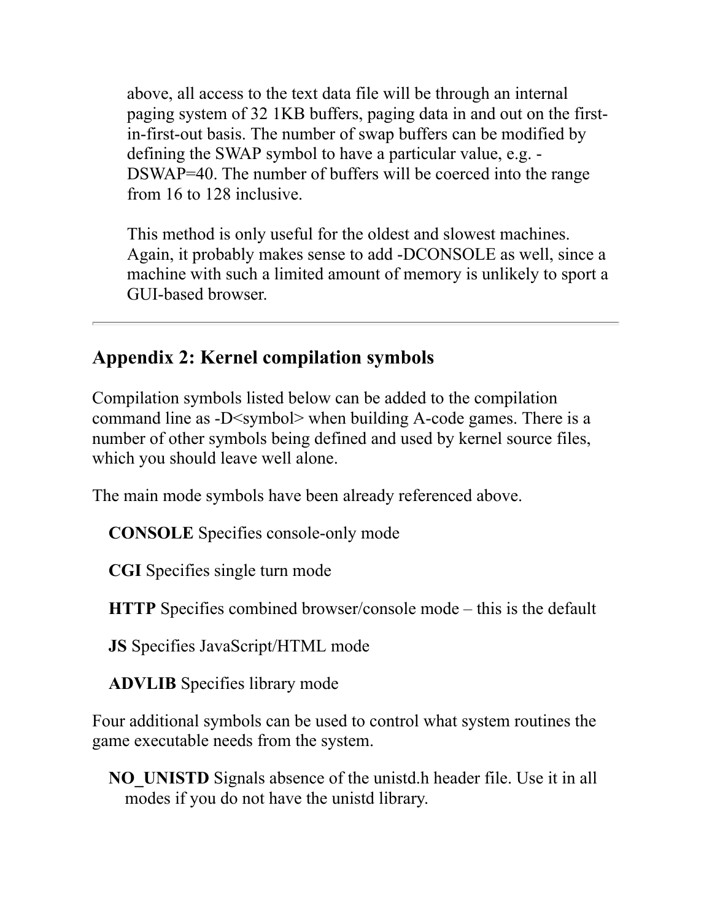above, all access to the text data file will be through an internal paging system of 32 1KB buffers, paging data in and out on the first-in-first-out basis. The number of swap buffers can be modified by defining the SWAP symbol to have a particular value, e.g. -DSWAP=40. The number of buffers will be coerced into the range from 16 to 128 inclusive.

This method is only useful for the oldest and slowest machines. Again, it probably makes sense to add -DCONSOLE as well, since a machine with such a limited amount of memory is unlikely to sport a GUI-based browser.

---

## Appendix 2: Kernel compilation symbols

Compilation symbols listed below can be added to the compilation command line as -D<symbol> when building A-code games. There is a number of other symbols being defined and used by kernel source files, which you should leave well alone.

The main mode symbols have been already referenced above.

**CONSOLE** Specifies console-only mode

**CGI** Specifies single turn mode

**HTTP** Specifies combined browser/console mode – this is the default

**JS** Specifies JavaScript/HTML mode

**ADVLIB** Specifies library mode

Four additional symbols can be used to control what system routines the game executable needs from the system.

**NO_UNISTD** Signals absence of the unistd.h header file. Use it in all modes if you do not have the unistd library.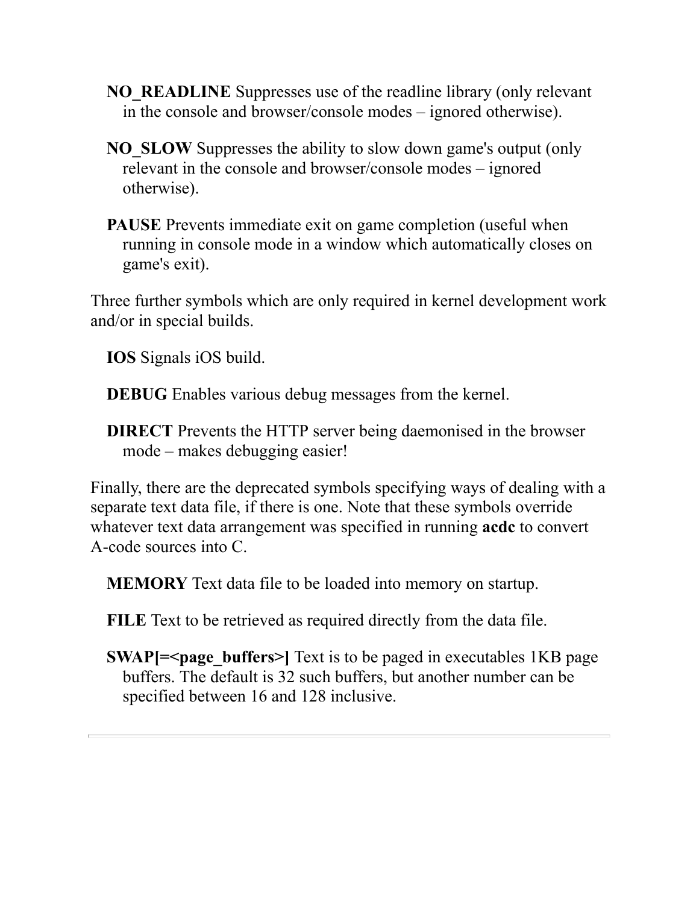**NO_READLINE** Suppresses use of the readline library (only relevant in the console and browser/console modes – ignored otherwise).

**NO_SLOW** Suppresses the ability to slow down game's output (only relevant in the console and browser/console modes – ignored otherwise).

**PAUSE** Prevents immediate exit on game completion (useful when running in console mode in a window which automatically closes on game's exit).

Three further symbols which are only required in kernel development work and/or in special builds.

**IOS** Signals iOS build.

**DEBUG** Enables various debug messages from the kernel.

**DIRECT** Prevents the HTTP server being daemonised in the browser mode – makes debugging easier!

Finally, there are the deprecated symbols specifying ways of dealing with a separate text data file, if there is one. Note that these symbols override whatever text data arrangement was specified in running **acdc** to convert A-code sources into C.

**MEMORY** Text data file to be loaded into memory on startup.

**FILE** Text to be retrieved as required directly from the data file.

**SWAP[=<page_buffers>]** Text is to be paged in executables 1KB page buffers. The default is 32 such buffers, but another number can be specified between 16 and 128 inclusive.

---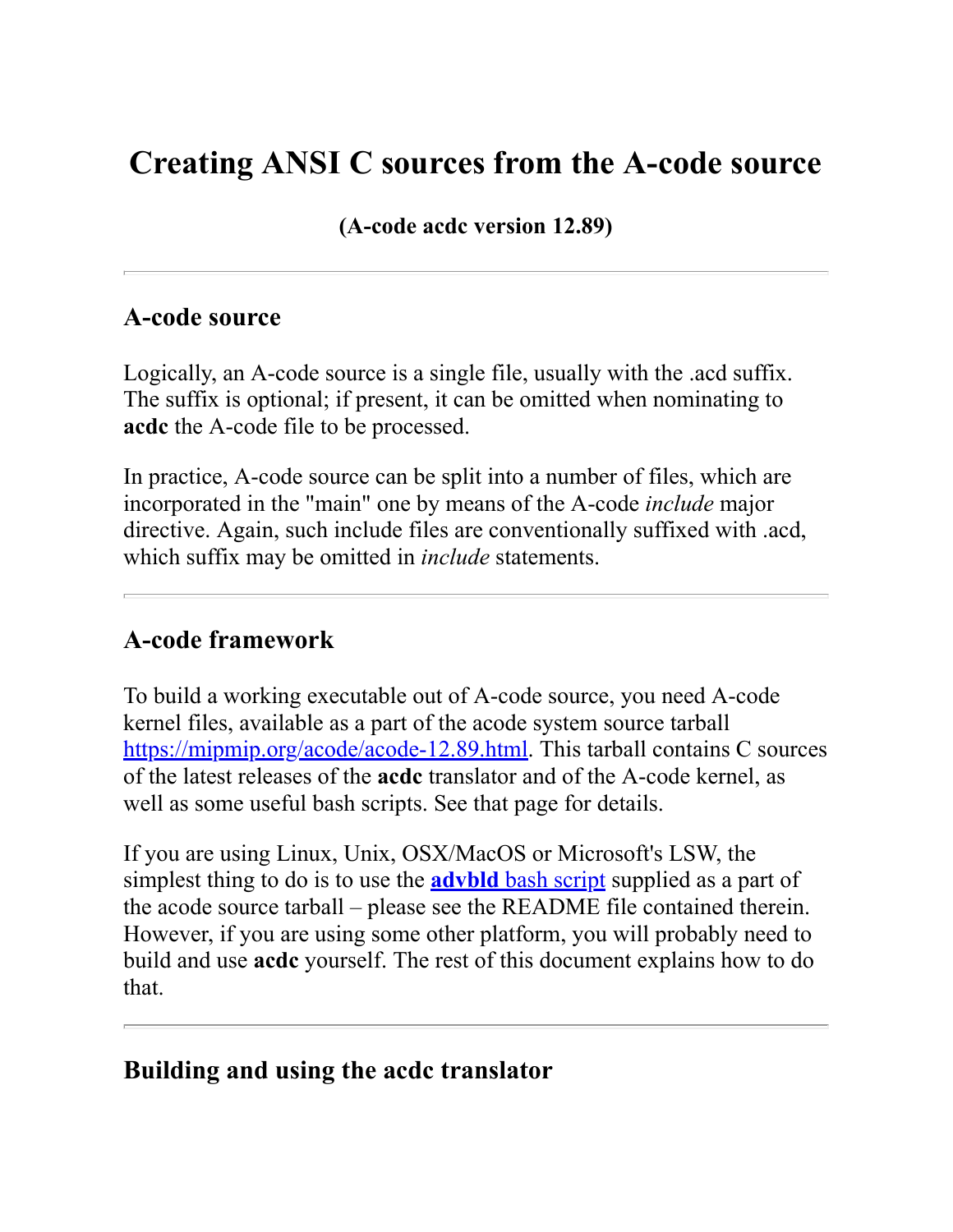# Creating ANSI C sources from the A-code source

**(A-code acdc version 12.89)**

---

## A-code source

Logically, an A-code source is a single file, usually with the .acd suffix. The suffix is optional; if present, it can be omitted when nominating to **acdc** the A-code file to be processed.

In practice, A-code source can be split into a number of files, which are incorporated in the "main" one by means of the A-code *include* major directive. Again, such include files are conventionally suffixed with .acd, which suffix may be omitted in *include* statements.

---

## A-code framework

To build a working executable out of A-code source, you need A-code kernel files, available as a part of the acode system source tarball https://mipmip.org/acode/acode-12.89.html. This tarball contains C sources of the latest releases of the **acdc** translator and of the A-code kernel, as well as some useful bash scripts. See that page for details.

If you are using Linux, Unix, OSX/MacOS or Microsoft's LSW, the simplest thing to do is to use the **advbld** bash script supplied as a part of the acode source tarball – please see the README file contained therein. However, if you are using some other platform, you will probably need to build and use **acdc** yourself. The rest of this document explains how to do that.

---

## Building and using the acdc translator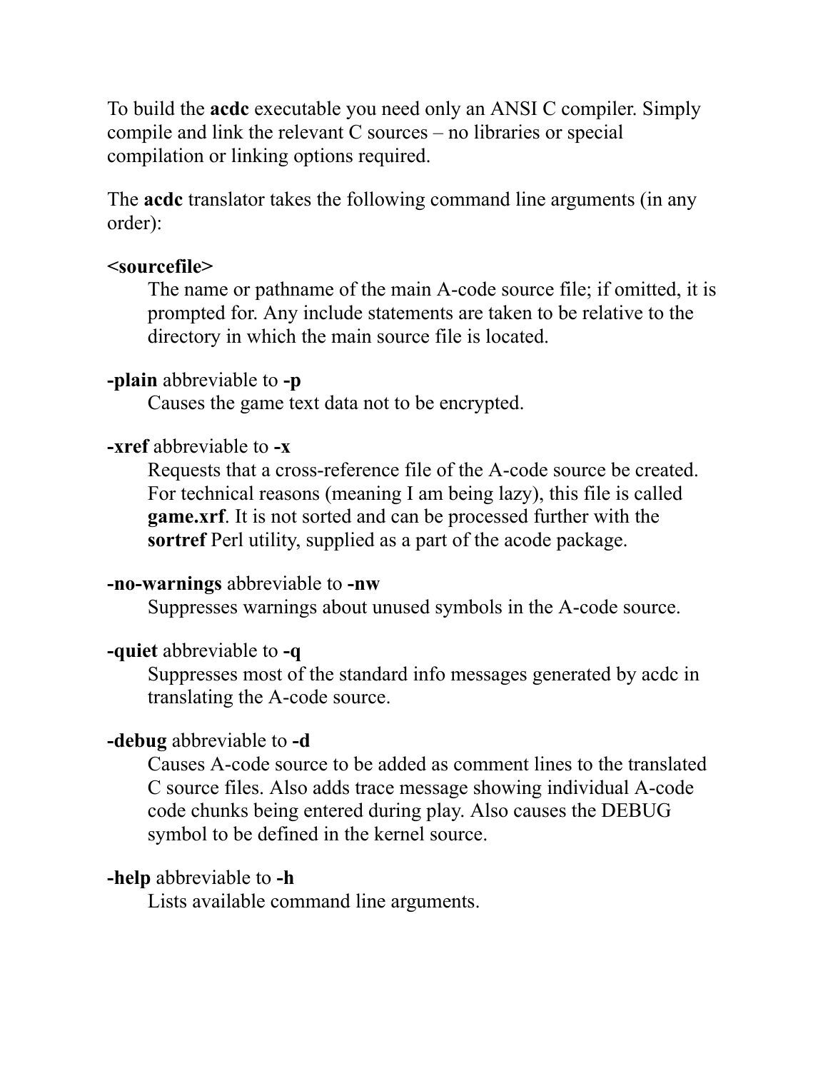To build the **acdc** executable you need only an ANSI C compiler. Simply compile and link the relevant C sources – no libraries or special compilation or linking options required.

The **acdc** translator takes the following command line arguments (in any order):

**<sourcefile>**
The name or pathname of the main A-code source file; if omitted, it is prompted for. Any include statements are taken to be relative to the directory in which the main source file is located.

**-plain** abbreviable to **-p**
Causes the game text data not to be encrypted.

**-xref** abbreviable to **-x**
Requests that a cross-reference file of the A-code source be created. For technical reasons (meaning I am being lazy), this file is called **game.xrf**. It is not sorted and can be processed further with the **sortref** Perl utility, supplied as a part of the acode package.

**-no-warnings** abbreviable to **-nw**
Suppresses warnings about unused symbols in the A-code source.

**-quiet** abbreviable to **-q**
Suppresses most of the standard info messages generated by acdc in translating the A-code source.

**-debug** abbreviable to **-d**
Causes A-code source to be added as comment lines to the translated C source files. Also adds trace message showing individual A-code code chunks being entered during play. Also causes the DEBUG symbol to be defined in the kernel source.

**-help** abbreviable to **-h**
Lists available command line arguments.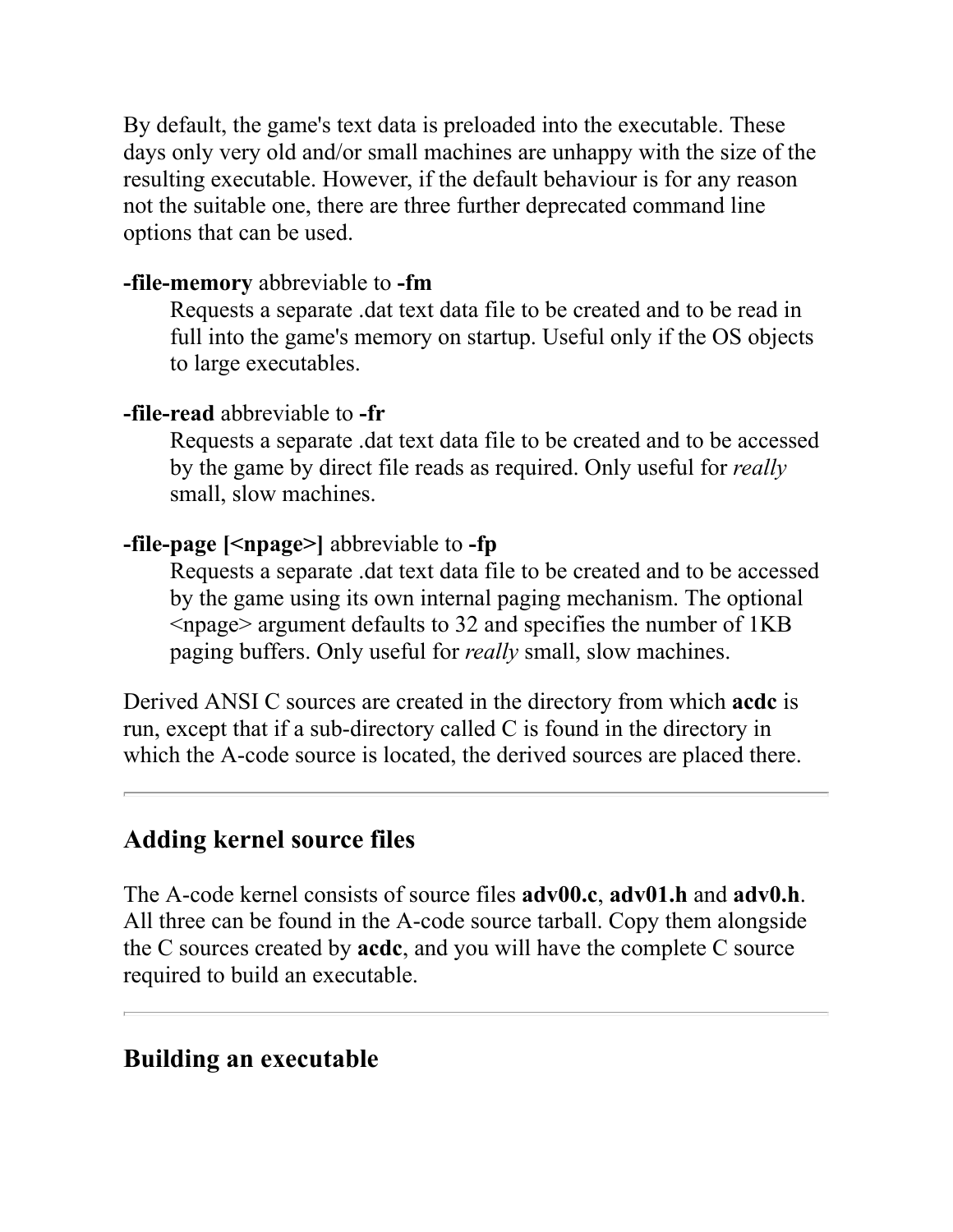By default, the game's text data is preloaded into the executable. These days only very old and/or small machines are unhappy with the size of the resulting executable. However, if the default behaviour is for any reason not the suitable one, there are three further deprecated command line options that can be used.

**-file-memory** abbreviable to **-fm**
: Requests a separate .dat text data file to be created and to be read in full into the game's memory on startup. Useful only if the OS objects to large executables.

**-file-read** abbreviable to **-fr**
: Requests a separate .dat text data file to be created and to be accessed by the game by direct file reads as required. Only useful for *really* small, slow machines.

**-file-page [<npage>]** abbreviable to **-fp**
: Requests a separate .dat text data file to be created and to be accessed by the game using its own internal paging mechanism. The optional <npage> argument defaults to 32 and specifies the number of 1KB paging buffers. Only useful for *really* small, slow machines.

Derived ANSI C sources are created in the directory from which **acdc** is run, except that if a sub-directory called C is found in the directory in which the A-code source is located, the derived sources are placed there.

---

## Adding kernel source files

The A-code kernel consists of source files **adv00.c**, **adv01.h** and **adv0.h**. All three can be found in the A-code source tarball. Copy them alongside the C sources created by **acdc**, and you will have the complete C source required to build an executable.

---

## Building an executable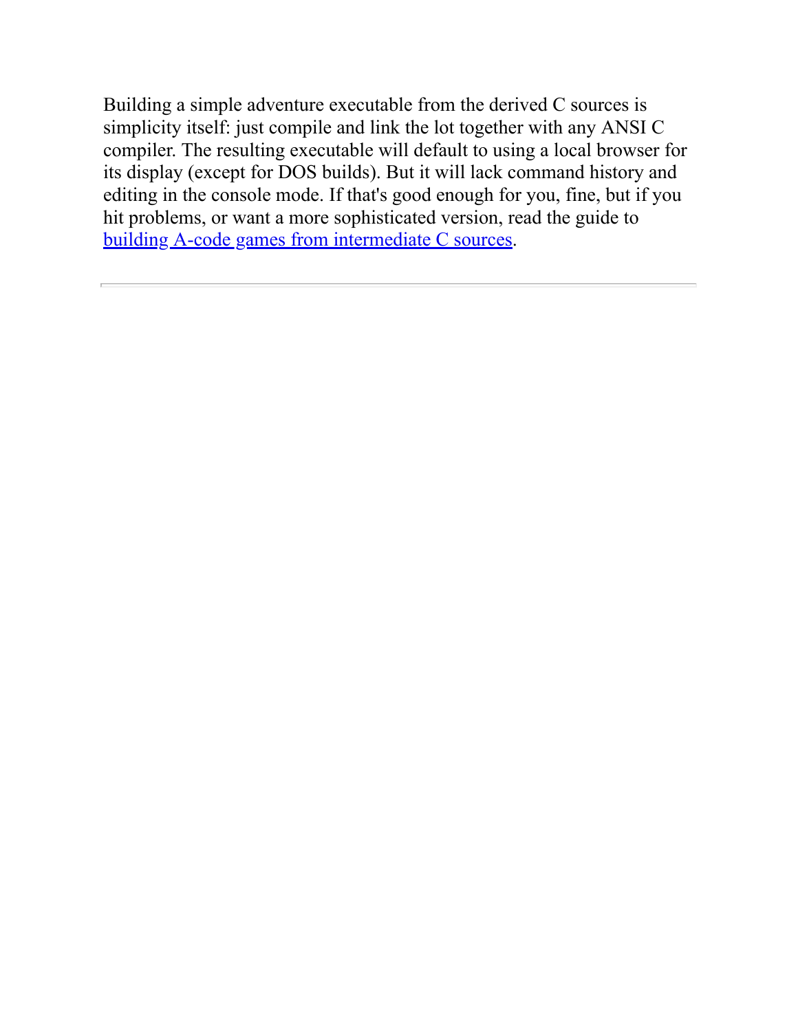Building a simple adventure executable from the derived C sources is simplicity itself: just compile and link the lot together with any ANSI C compiler. The resulting executable will default to using a local browser for its display (except for DOS builds). But it will lack command history and editing in the console mode. If that's good enough for you, fine, but if you hit problems, or want a more sophisticated version, read the guide to building A-code games from intermediate C sources.

---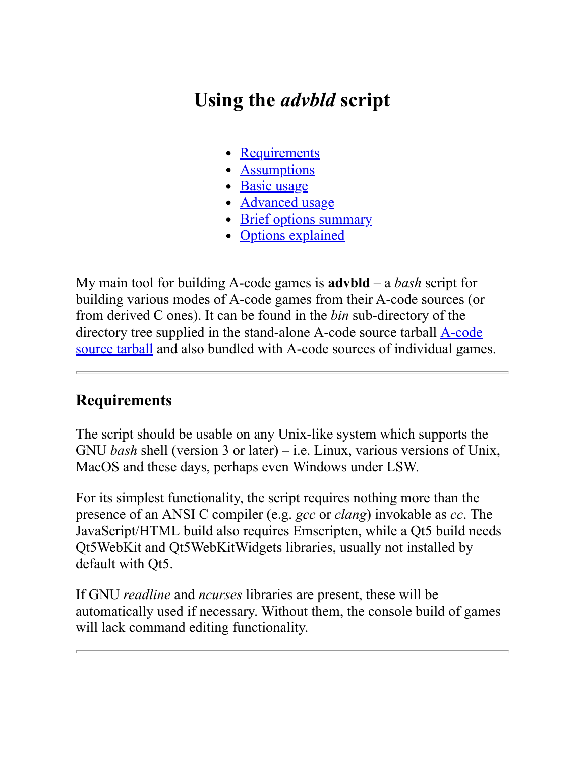# Using the *advbld* script

- [Requirements](#)
- [Assumptions](#)
- [Basic usage](#)
- [Advanced usage](#)
- [Brief options summary](#)
- [Options explained](#)

My main tool for building A-code games is **advbld** – a *bash* script for building various modes of A-code games from their A-code sources (or from derived C ones). It can be found in the *bin* sub-directory of the directory tree supplied in the stand-alone A-code source tarball [A-code source tarball](#) and also bundled with A-code sources of individual games.

---

## Requirements

The script should be usable on any Unix-like system which supports the GNU *bash* shell (version 3 or later) – i.e. Linux, various versions of Unix, MacOS and these days, perhaps even Windows under LSW.

For its simplest functionality, the script requires nothing more than the presence of an ANSI C compiler (e.g. *gcc* or *clang*) invokable as *cc*. The JavaScript/HTML build also requires Emscripten, while a Qt5 build needs Qt5WebKit and Qt5WebKitWidgets libraries, usually not installed by default with Qt5.

If GNU *readline* and *ncurses* libraries are present, these will be automatically used if necessary. Without them, the console build of games will lack command editing functionality.

---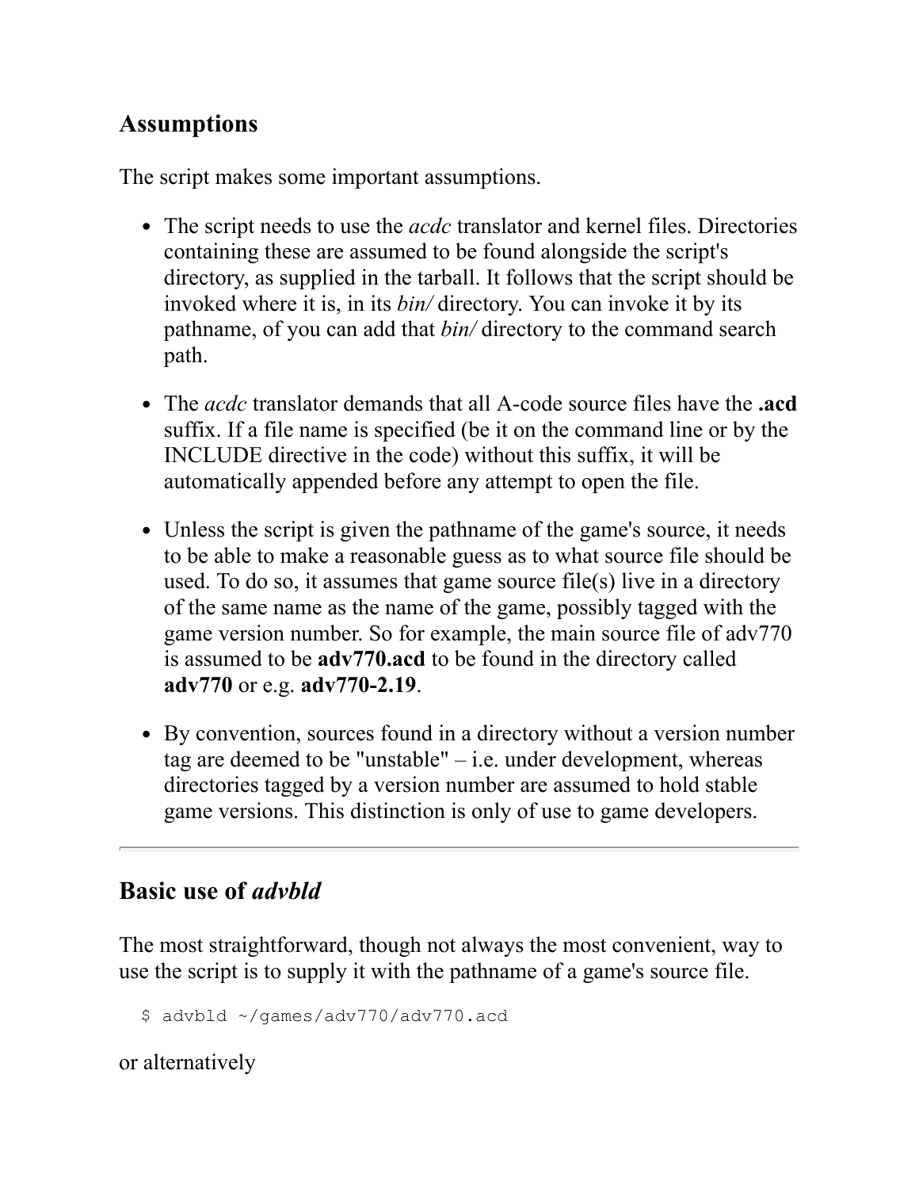## Assumptions

The script makes some important assumptions.

- The script needs to use the *acdc* translator and kernel files. Directories containing these are assumed to be found alongside the script's directory, as supplied in the tarball. It follows that the script should be invoked where it is, in its *bin/* directory. You can invoke it by its pathname, of you can add that *bin/* directory to the command search path.

- The *acdc* translator demands that all A-code source files have the **.acd** suffix. If a file name is specified (be it on the command line or by the INCLUDE directive in the code) without this suffix, it will be automatically appended before any attempt to open the file.

- Unless the script is given the pathname of the game's source, it needs to be able to make a reasonable guess as to what source file should be used. To do so, it assumes that game source file(s) live in a directory of the same name as the name of the game, possibly tagged with the game version number. So for example, the main source file of adv770 is assumed to be **adv770.acd** to be found in the directory called **adv770** or e.g. **adv770-2.19**.

- By convention, sources found in a directory without a version number tag are deemed to be "unstable" – i.e. under development, whereas directories tagged by a version number are assumed to hold stable game versions. This distinction is only of use to game developers.

---

## Basic use of *advbld*

The most straightforward, though not always the most convenient, way to use the script is to supply it with the pathname of a game's source file.

```
$ advbld ~/games/adv770/adv770.acd
```

or alternatively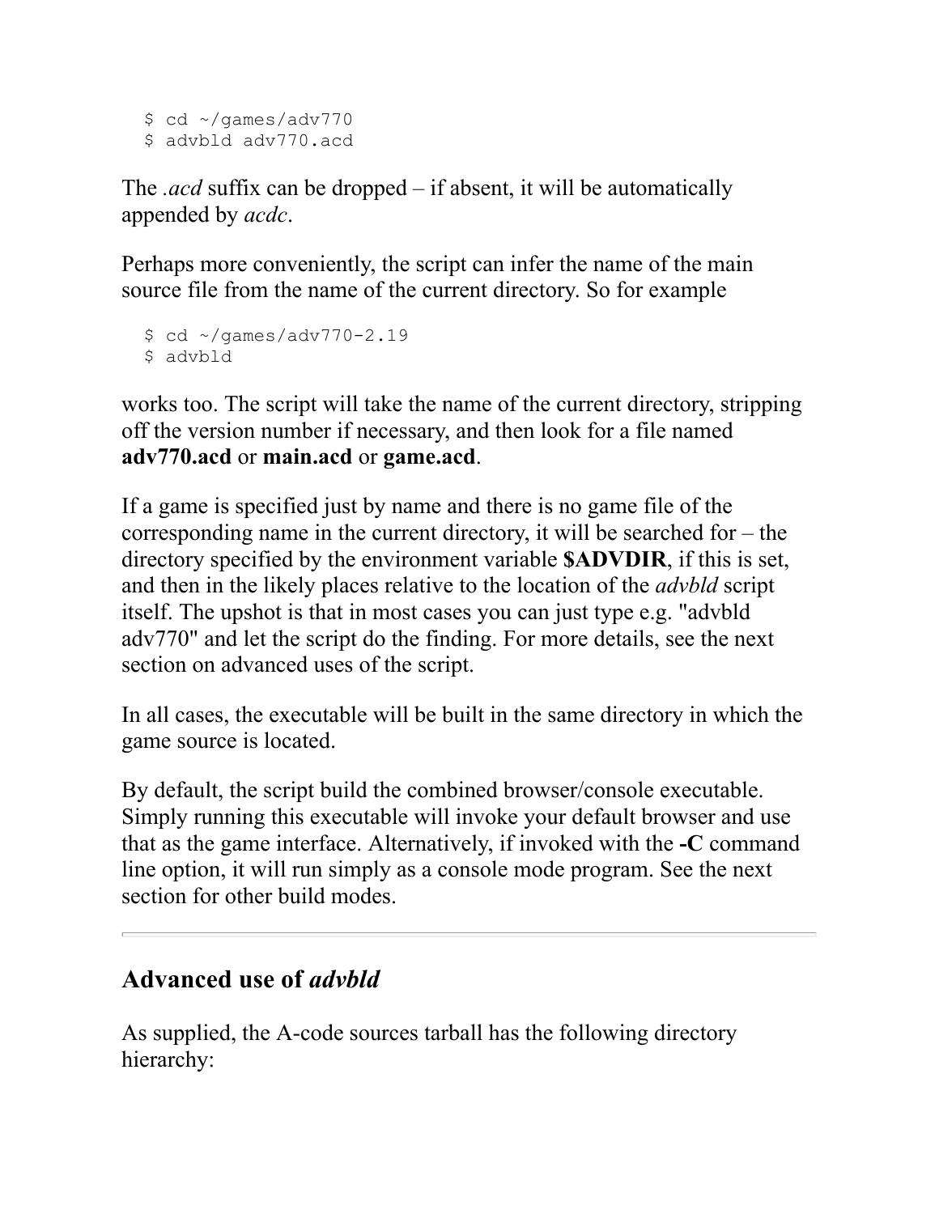```
$ cd ~/games/adv770
$ advbld adv770.acd
```

The *.acd* suffix can be dropped – if absent, it will be automatically appended by *acdc*.

Perhaps more conveniently, the script can infer the name of the main source file from the name of the current directory. So for example

```
$ cd ~/games/adv770-2.19
$ advbld
```

works too. The script will take the name of the current directory, stripping off the version number if necessary, and then look for a file named **adv770.acd** or **main.acd** or **game.acd**.

If a game is specified just by name and there is no game file of the corresponding name in the current directory, it will be searched for – the directory specified by the environment variable **$ADVDIR**, if this is set, and then in the likely places relative to the location of the *advbld* script itself. The upshot is that in most cases you can just type e.g. "advbld adv770" and let the script do the finding. For more details, see the next section on advanced uses of the script.

In all cases, the executable will be built in the same directory in which the game source is located.

By default, the script build the combined browser/console executable. Simply running this executable will invoke your default browser and use that as the game interface. Alternatively, if invoked with the **-C** command line option, it will run simply as a console mode program. See the next section for other build modes.

---

## Advanced use of *advbld*

As supplied, the A-code sources tarball has the following directory hierarchy: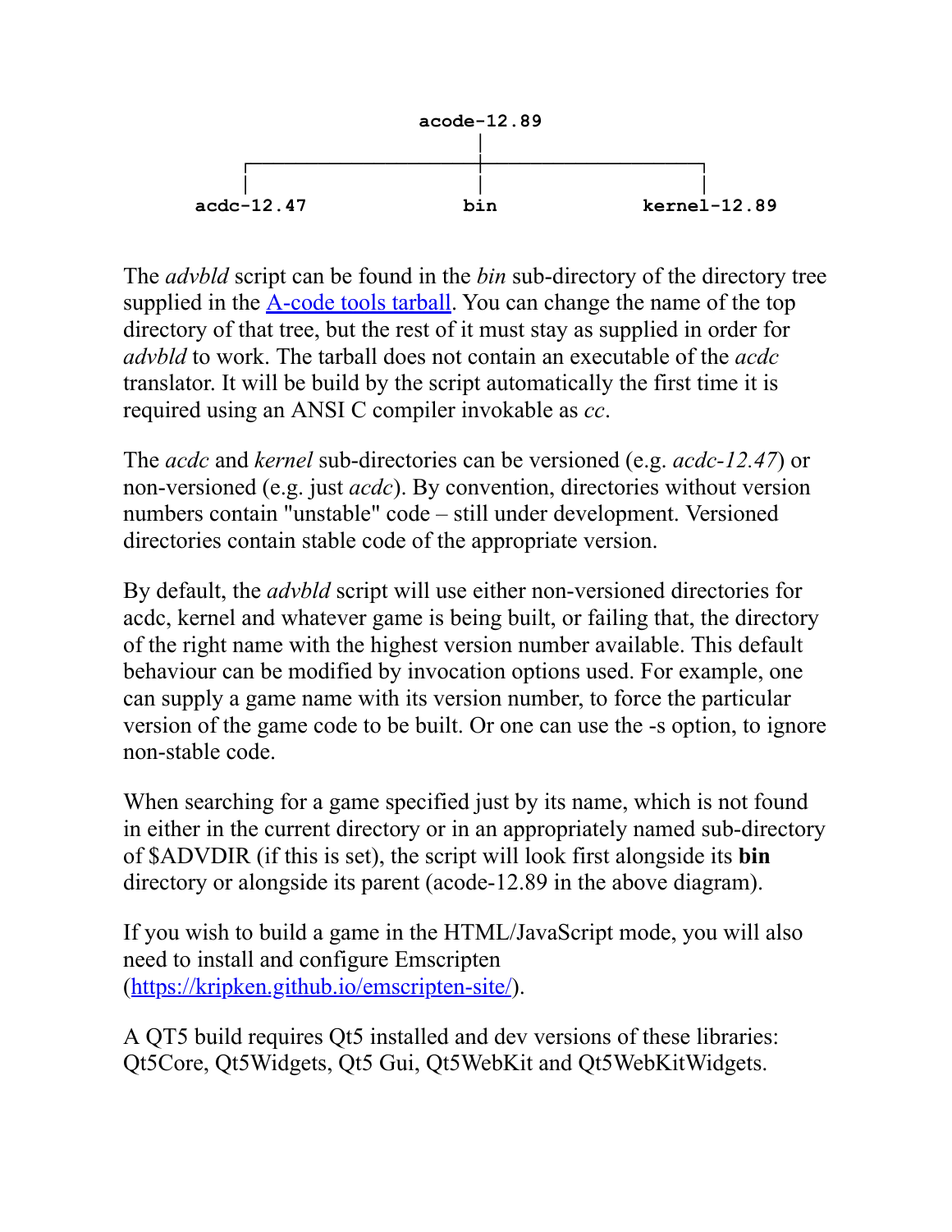```
                    acode-12.89
                         |
        ┌────────────────┼────────────────┐
        |                |                |
   acdc-12.47           bin          kernel-12.89
```

The *advbld* script can be found in the *bin* sub-directory of the directory tree supplied in the [A-code tools tarball](). You can change the name of the top directory of that tree, but the rest of it must stay as supplied in order for *advbld* to work. The tarball does not contain an executable of the *acdc* translator. It will be build by the script automatically the first time it is required using an ANSI C compiler invokable as *cc*.

The *acdc* and *kernel* sub-directories can be versioned (e.g. *acdc-12.47*) or non-versioned (e.g. just *acdc*). By convention, directories without version numbers contain "unstable" code – still under development. Versioned directories contain stable code of the appropriate version.

By default, the *advbld* script will use either non-versioned directories for acdc, kernel and whatever game is being built, or failing that, the directory of the right name with the highest version number available. This default behaviour can be modified by invocation options used. For example, one can supply a game name with its version number, to force the particular version of the game code to be built. Or one can use the -s option, to ignore non-stable code.

When searching for a game specified just by its name, which is not found in either in the current directory or in an appropriately named sub-directory of $ADVDIR (if this is set), the script will look first alongside its **bin** directory or alongside its parent (acode-12.89 in the above diagram).

If you wish to build a game in the HTML/JavaScript mode, you will also need to install and configure Emscripten ([https://kripken.github.io/emscripten-site/](https://kripken.github.io/emscripten-site/)).

A QT5 build requires Qt5 installed and dev versions of these libraries: Qt5Core, Qt5Widgets, Qt5 Gui, Qt5WebKit and Qt5WebKitWidgets.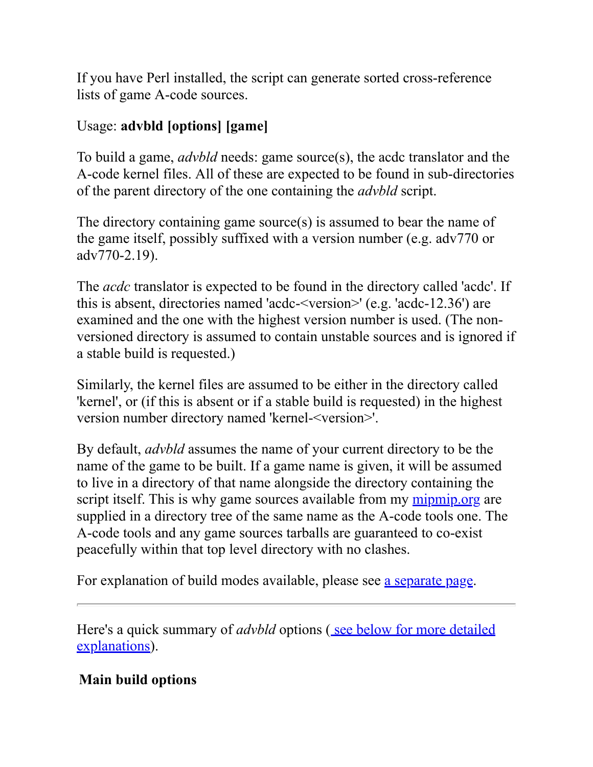If you have Perl installed, the script can generate sorted cross-reference lists of game A-code sources.

Usage: **advbld [options] [game]**

To build a game, *advbld* needs: game source(s), the acdc translator and the A-code kernel files. All of these are expected to be found in sub-directories of the parent directory of the one containing the *advbld* script.

The directory containing game source(s) is assumed to bear the name of the game itself, possibly suffixed with a version number (e.g. adv770 or adv770-2.19).

The *acdc* translator is expected to be found in the directory called 'acdc'. If this is absent, directories named 'acdc-<version>' (e.g. 'acdc-12.36') are examined and the one with the highest version number is used. (The non-versioned directory is assumed to contain unstable sources and is ignored if a stable build is requested.)

Similarly, the kernel files are assumed to be either in the directory called 'kernel', or (if this is absent or if a stable build is requested) in the highest version number directory named 'kernel-<version>'.

By default, *advbld* assumes the name of your current directory to be the name of the game to be built. If a game name is given, it will be assumed to live in a directory of that name alongside the directory containing the script itself. This is why game sources available from my [mipmip.org]() are supplied in a directory tree of the same name as the A-code tools one. The A-code tools and any game sources tarballs are guaranteed to co-exist peacefully within that top level directory with no clashes.

For explanation of build modes available, please see [a separate page]().

---

Here's a quick summary of *advbld* options ([ see below for more detailed explanations]()).

### Main build options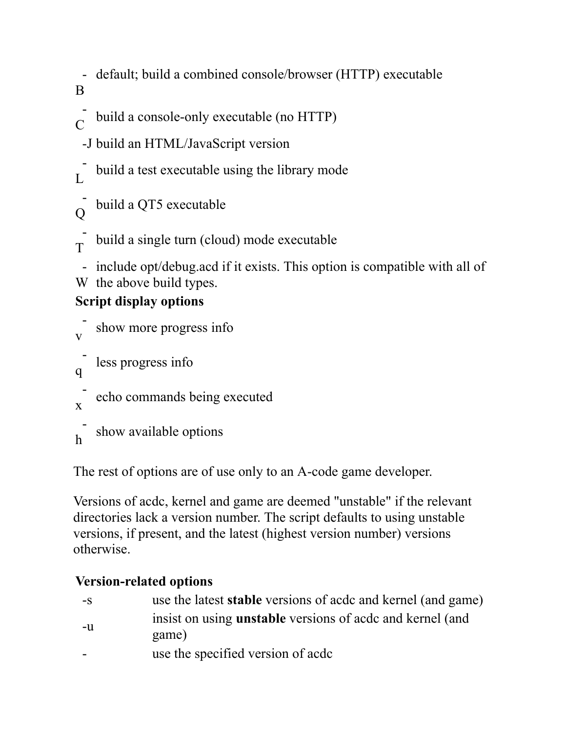| | |
|---|---|
| -B | default; build a combined console/browser (HTTP) executable |
| -C | build a console-only executable (no HTTP) |
| -J | build an HTML/JavaScript version |
| -L | build a test executable using the library mode |
| -Q | build a QT5 executable |
| -T | build a single turn (cloud) mode executable |
| -W | include opt/debug.acd if it exists. This option is compatible with all of the above build types. |

**Script display options**

| | |
|---|---|
| -v | show more progress info |
| -q | less progress info |
| -x | echo commands being executed |
| -h | show available options |

The rest of options are of use only to an A-code game developer.

Versions of acdc, kernel and game are deemed "unstable" if the relevant directories lack a version number. The script defaults to using unstable versions, if present, and the latest (highest version number) versions otherwise.

**Version-related options**

| | |
|---|---|
| -s | use the latest **stable** versions of acdc and kernel (and game) |
| -u | insist on using **unstable** versions of acdc and kernel (and game) |
| - | use the specified version of acdc |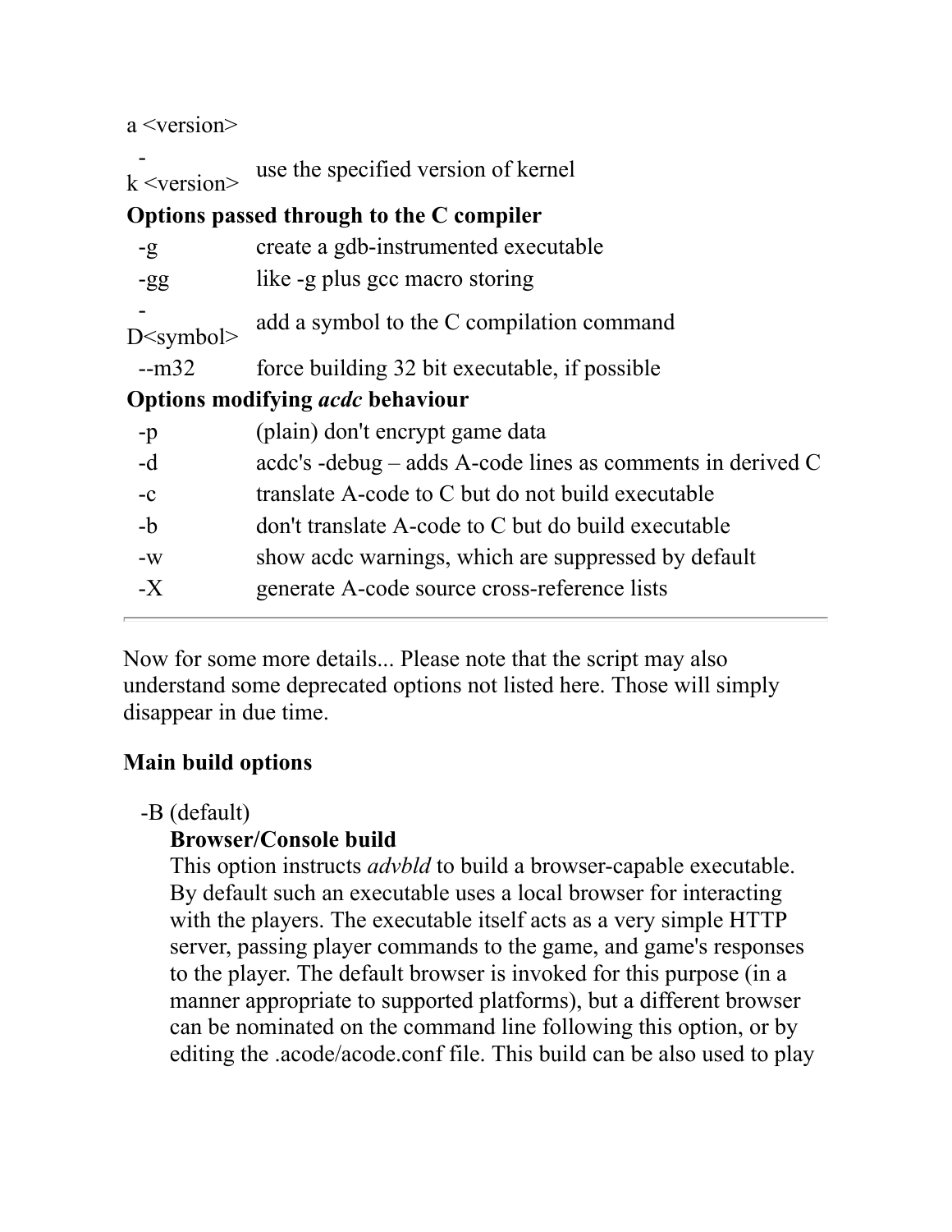| Option | Description |
| --- | --- |
| a <version> | |
| -k <version> | use the specified version of kernel |
| **Options passed through to the C compiler** | |
| -g | create a gdb-instrumented executable |
| -gg | like -g plus gcc macro storing |
| -D<symbol> | add a symbol to the C compilation command |
| --m32 | force building 32 bit executable, if possible |
| **Options modifying *acdc* behaviour** | |
| -p | (plain) don't encrypt game data |
| -d | acdc's -debug – adds A-code lines as comments in derived C |
| -c | translate A-code to C but do not build executable |
| -b | don't translate A-code to C but do build executable |
| -w | show acdc warnings, which are suppressed by default |
| -X | generate A-code source cross-reference lists |

---

Now for some more details... Please note that the script may also understand some deprecated options not listed here. Those will simply disappear in due time.

### Main build options

-B (default)

**Browser/Console build**

This option instructs *advbld* to build a browser-capable executable. By default such an executable uses a local browser for interacting with the players. The executable itself acts as a very simple HTTP server, passing player commands to the game, and game's responses to the player. The default browser is invoked for this purpose (in a manner appropriate to supported platforms), but a different browser can be nominated on the command line following this option, or by editing the .acode/acode.conf file. This build can be also used to play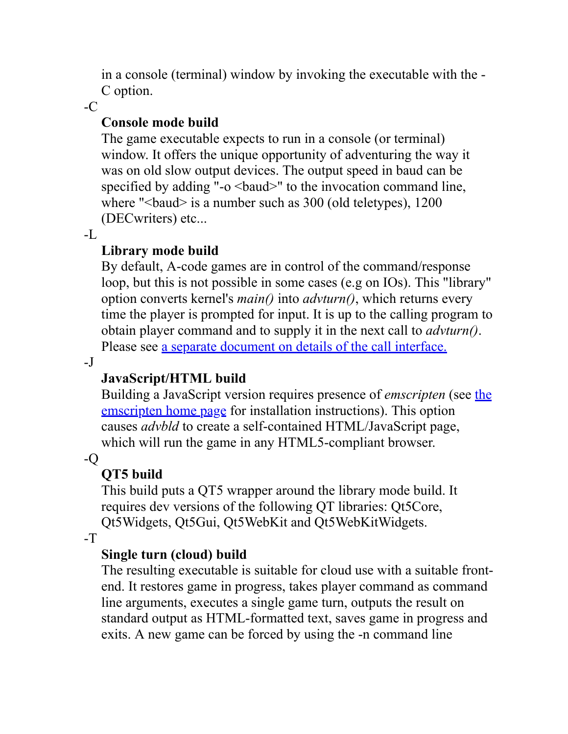in a console (terminal) window by invoking the executable with the -C option.

-C
: **Console mode build**
The game executable expects to run in a console (or terminal) window. It offers the unique opportunity of adventuring the way it was on old slow output devices. The output speed in baud can be specified by adding "-o <baud>" to the invocation command line, where "<baud> is a number such as 300 (old teletypes), 1200 (DECwriters) etc...

-L
: **Library mode build**
By default, A-code games are in control of the command/response loop, but this is not possible in some cases (e.g on IOs). This "library" option converts kernel's *main()* into *advturn()*, which returns every time the player is prompted for input. It is up to the calling program to obtain player command and to supply it in the next call to *advturn()*. Please see [a separate document on details of the call interface.]()

-J
: **JavaScript/HTML build**
Building a JavaScript version requires presence of *emscripten* (see [the emscripten home page]() for installation instructions). This option causes *advbld* to create a self-contained HTML/JavaScript page, which will run the game in any HTML5-compliant browser.

-Q
: **QT5 build**
This build puts a QT5 wrapper around the library mode build. It requires dev versions of the following QT libraries: Qt5Core, Qt5Widgets, Qt5Gui, Qt5WebKit and Qt5WebKitWidgets.

-T
: **Single turn (cloud) build**
The resulting executable is suitable for cloud use with a suitable front-end. It restores game in progress, takes player command as command line arguments, executes a single game turn, outputs the result on standard output as HTML-formatted text, saves game in progress and exits. A new game can be forced by using the -n command line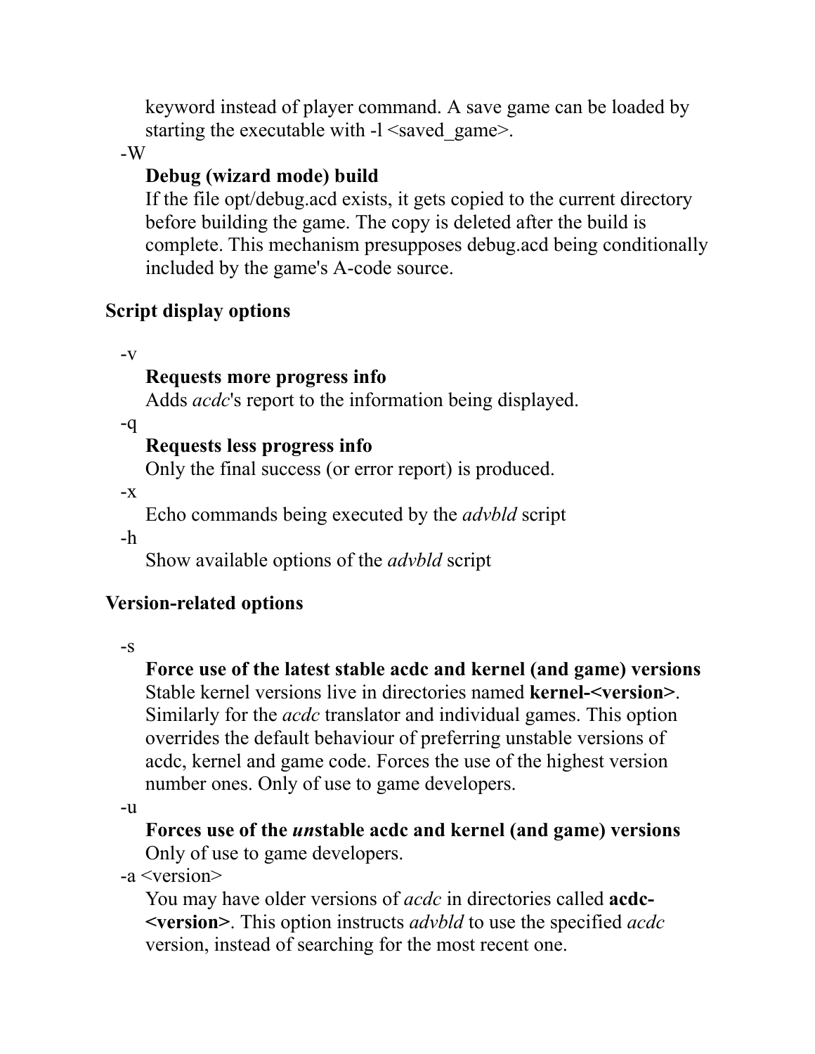keyword instead of player command. A save game can be loaded by starting the executable with -l <saved_game>.

-W

**Debug (wizard mode) build**
If the file opt/debug.acd exists, it gets copied to the current directory before building the game. The copy is deleted after the build is complete. This mechanism presupposes debug.acd being conditionally included by the game's A-code source.

### Script display options

-v

**Requests more progress info**
Adds *acdc*'s report to the information being displayed.

-q

**Requests less progress info**
Only the final success (or error report) is produced.

-x

Echo commands being executed by the *advbld* script

-h

Show available options of the *advbld* script

### Version-related options

-s

**Force use of the latest stable acdc and kernel (and game) versions**
Stable kernel versions live in directories named **kernel-<version>**. Similarly for the *acdc* translator and individual games. This option overrides the default behaviour of preferring unstable versions of acdc, kernel and game code. Forces the use of the highest version number ones. Only of use to game developers.

-u

**Forces use of the *un*stable acdc and kernel (and game) versions**
Only of use to game developers.

-a <version>

You may have older versions of *acdc* in directories called **acdc-<version>**. This option instructs *advbld* to use the specified *acdc* version, instead of searching for the most recent one.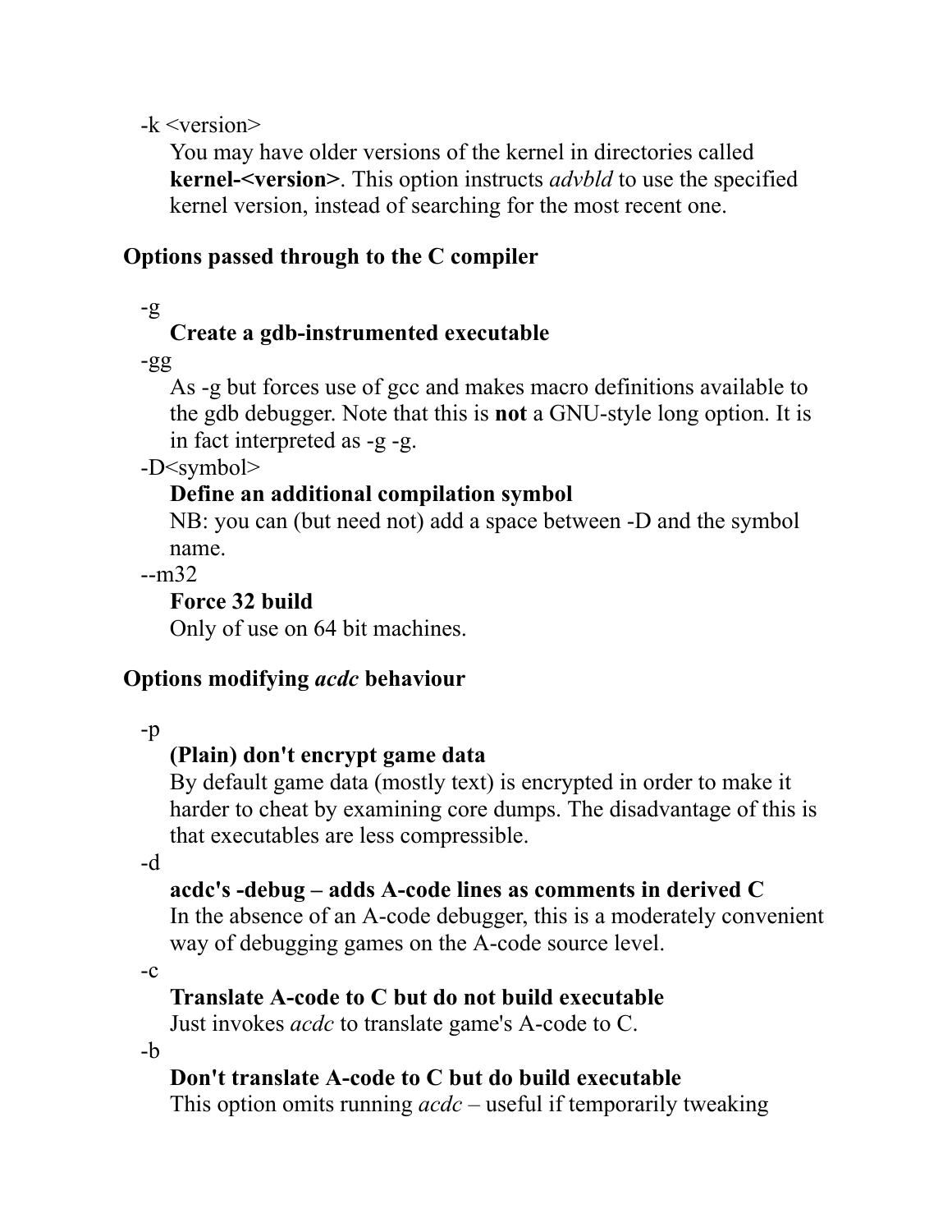-k <version>

You may have older versions of the kernel in directories called **kernel-<version>**. This option instructs *advbld* to use the specified kernel version, instead of searching for the most recent one.

### Options passed through to the C compiler

-g

**Create a gdb-instrumented executable**

-gg

As -g but forces use of gcc and makes macro definitions available to the gdb debugger. Note that this is **not** a GNU-style long option. It is in fact interpreted as -g -g.

-D<symbol>

**Define an additional compilation symbol**

NB: you can (but need not) add a space between -D and the symbol name.

--m32

**Force 32 build**

Only of use on 64 bit machines.

### Options modifying *acdc* behaviour

-p

**(Plain) don't encrypt game data**

By default game data (mostly text) is encrypted in order to make it harder to cheat by examining core dumps. The disadvantage of this is that executables are less compressible.

-d

**acdc's -debug – adds A-code lines as comments in derived C**

In the absence of an A-code debugger, this is a moderately convenient way of debugging games on the A-code source level.

-c

**Translate A-code to C but do not build executable**

Just invokes *acdc* to translate game's A-code to C.

-b

**Don't translate A-code to C but do build executable**

This option omits running *acdc* – useful if temporarily tweaking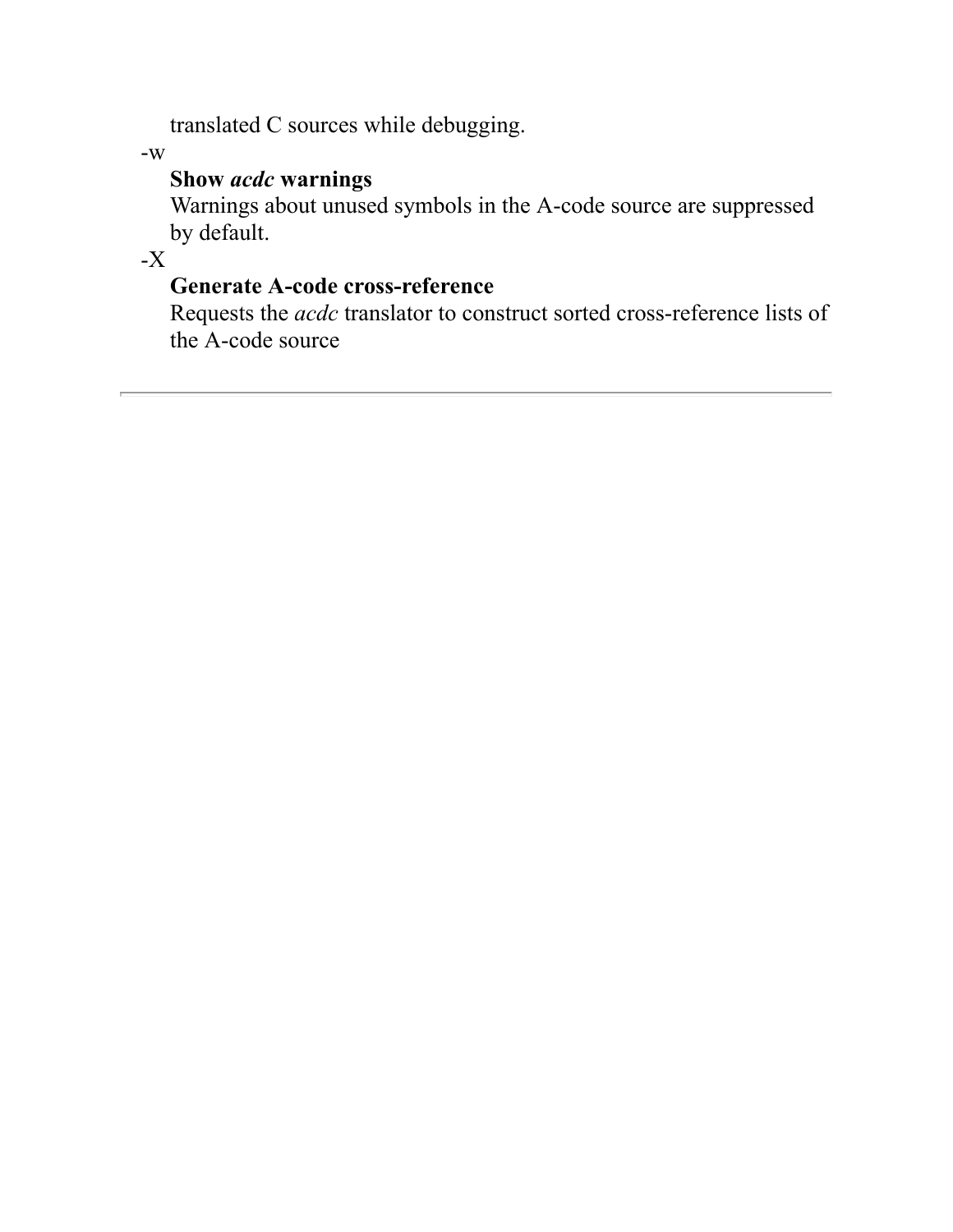translated C sources while debugging.

-w

**Show *acdc* warnings**

Warnings about unused symbols in the A-code source are suppressed by default.

-X

**Generate A-code cross-reference**

Requests the *acdc* translator to construct sorted cross-reference lists of the A-code source

---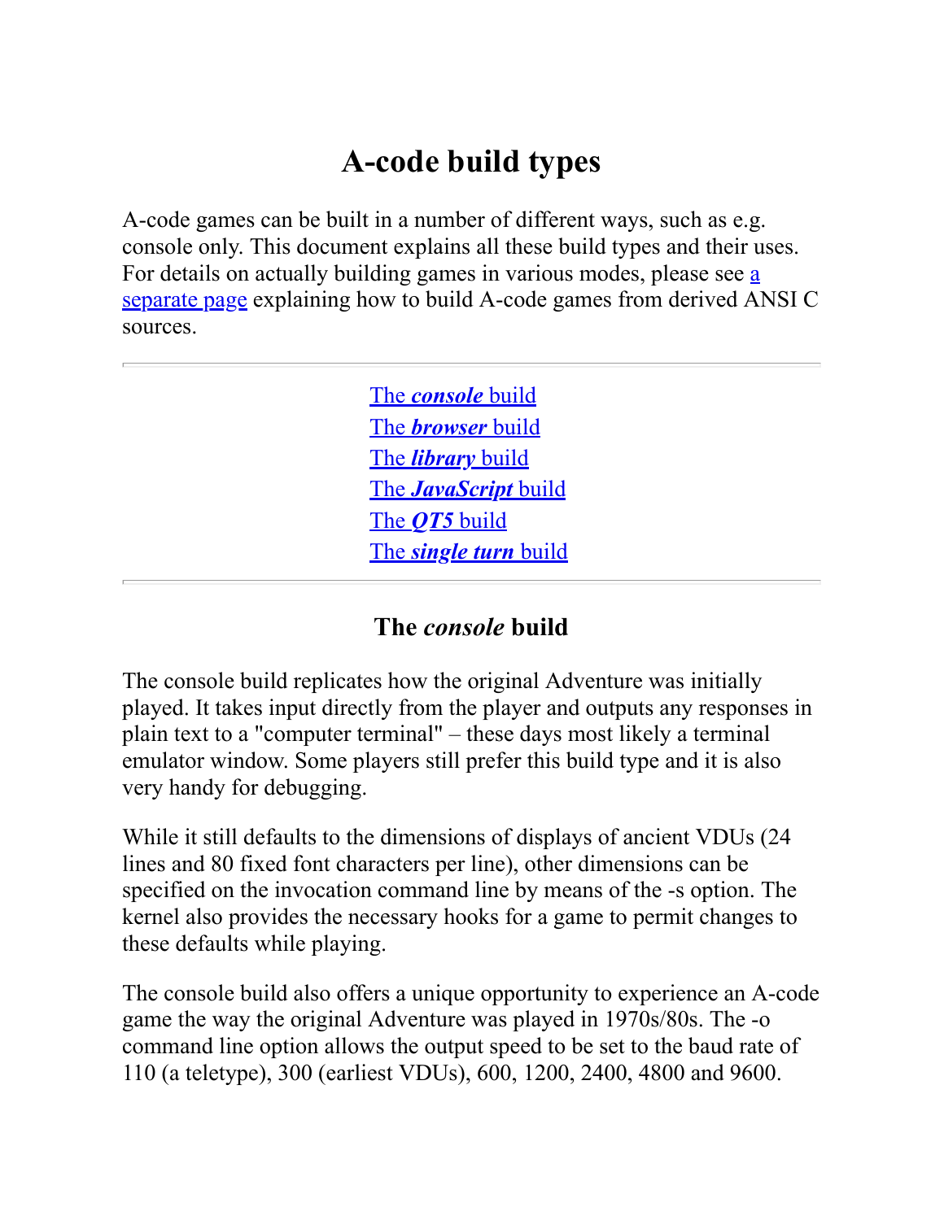# A-code build types

A-code games can be built in a number of different ways, such as e.g. console only. This document explains all these build types and their uses. For details on actually building games in various modes, please see a separate page explaining how to build A-code games from derived ANSI C sources.

---

- The ***console*** build
- The ***browser*** build
- The ***library*** build
- The ***JavaScript*** build
- The ***QT5*** build
- The ***single turn*** build

---

## The *console* build

The console build replicates how the original Adventure was initially played. It takes input directly from the player and outputs any responses in plain text to a "computer terminal" – these days most likely a terminal emulator window. Some players still prefer this build type and it is also very handy for debugging.

While it still defaults to the dimensions of displays of ancient VDUs (24 lines and 80 fixed font characters per line), other dimensions can be specified on the invocation command line by means of the -s option. The kernel also provides the necessary hooks for a game to permit changes to these defaults while playing.

The console build also offers a unique opportunity to experience an A-code game the way the original Adventure was played in 1970s/80s. The -o command line option allows the output speed to be set to the baud rate of 110 (a teletype), 300 (earliest VDUs), 600, 1200, 2400, 4800 and 9600.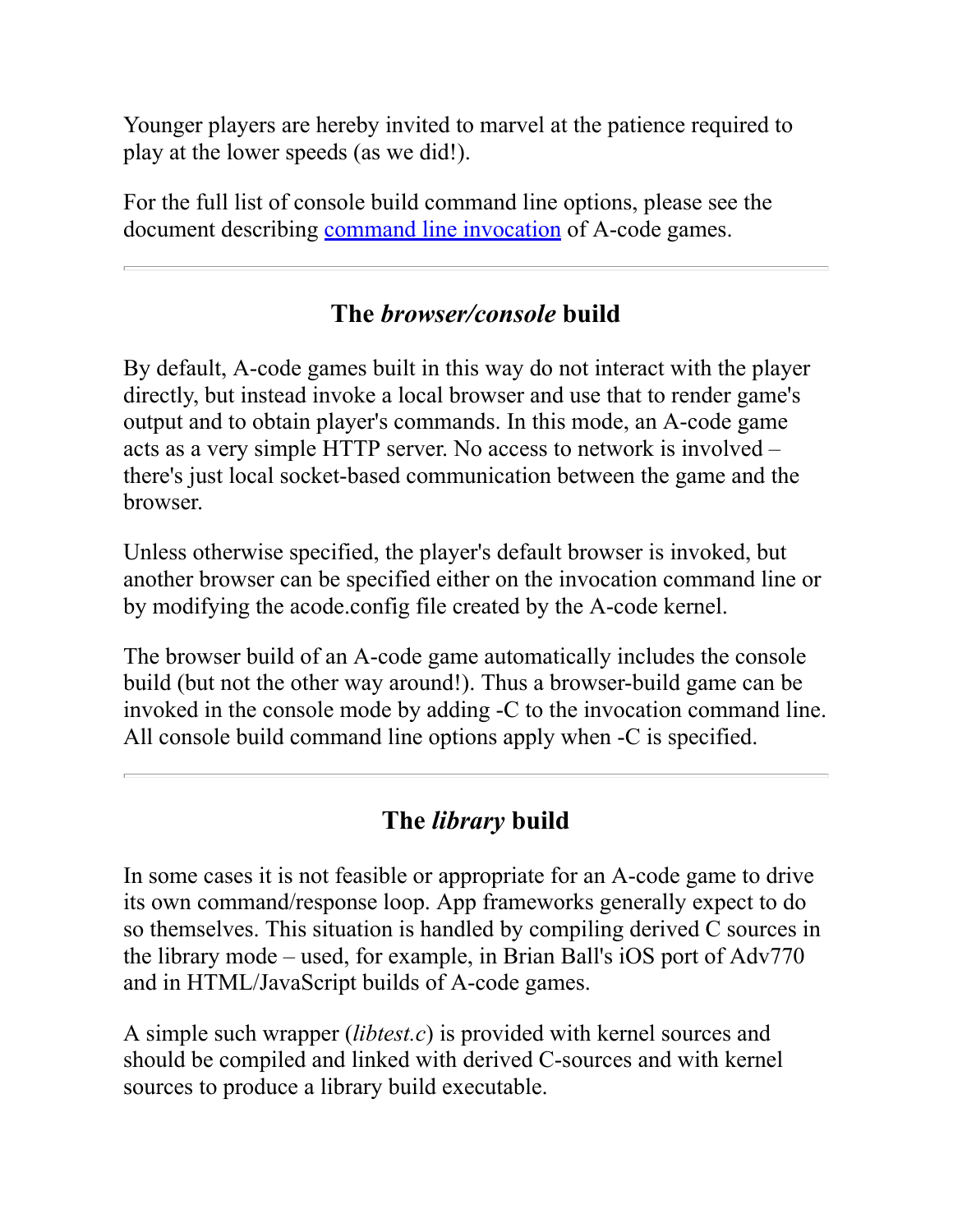Younger players are hereby invited to marvel at the patience required to play at the lower speeds (as we did!).

For the full list of console build command line options, please see the document describing [command line invocation]() of A-code games.

---

## The *browser/console* build

By default, A-code games built in this way do not interact with the player directly, but instead invoke a local browser and use that to render game's output and to obtain player's commands. In this mode, an A-code game acts as a very simple HTTP server. No access to network is involved – there's just local socket-based communication between the game and the browser.

Unless otherwise specified, the player's default browser is invoked, but another browser can be specified either on the invocation command line or by modifying the acode.config file created by the A-code kernel.

The browser build of an A-code game automatically includes the console build (but not the other way around!). Thus a browser-build game can be invoked in the console mode by adding -C to the invocation command line. All console build command line options apply when -C is specified.

---

## The *library* build

In some cases it is not feasible or appropriate for an A-code game to drive its own command/response loop. App frameworks generally expect to do so themselves. This situation is handled by compiling derived C sources in the library mode – used, for example, in Brian Ball's iOS port of Adv770 and in HTML/JavaScript builds of A-code games.

A simple such wrapper (*libtest.c*) is provided with kernel sources and should be compiled and linked with derived C-sources and with kernel sources to produce a library build executable.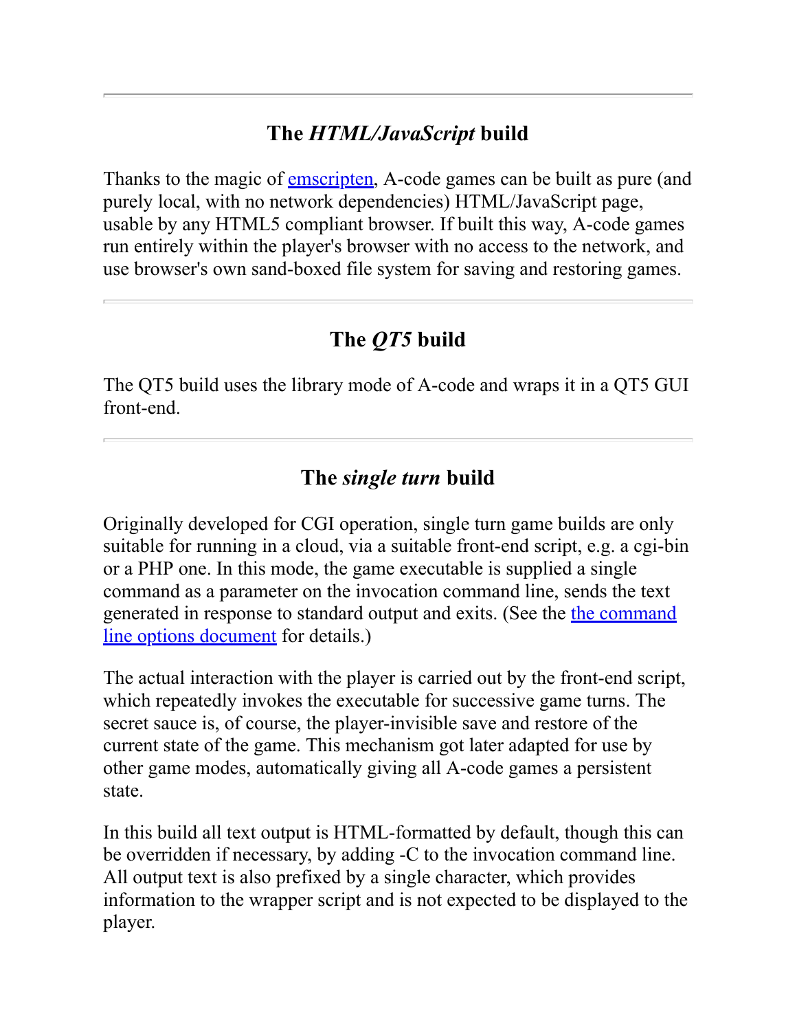---

## The *HTML/JavaScript* build

Thanks to the magic of emscripten, A-code games can be built as pure (and purely local, with no network dependencies) HTML/JavaScript page, usable by any HTML5 compliant browser. If built this way, A-code games run entirely within the player's browser with no access to the network, and use browser's own sand-boxed file system for saving and restoring games.

---

## The *QT5* build

The QT5 build uses the library mode of A-code and wraps it in a QT5 GUI front-end.

---

## The *single turn* build

Originally developed for CGI operation, single turn game builds are only suitable for running in a cloud, via a suitable front-end script, e.g. a cgi-bin or a PHP one. In this mode, the game executable is supplied a single command as a parameter on the invocation command line, sends the text generated in response to standard output and exits. (See the the command line options document for details.)

The actual interaction with the player is carried out by the front-end script, which repeatedly invokes the executable for successive game turns. The secret sauce is, of course, the player-invisible save and restore of the current state of the game. This mechanism got later adapted for use by other game modes, automatically giving all A-code games a persistent state.

In this build all text output is HTML-formatted by default, though this can be overridden if necessary, by adding -C to the invocation command line. All output text is also prefixed by a single character, which provides information to the wrapper script and is not expected to be displayed to the player.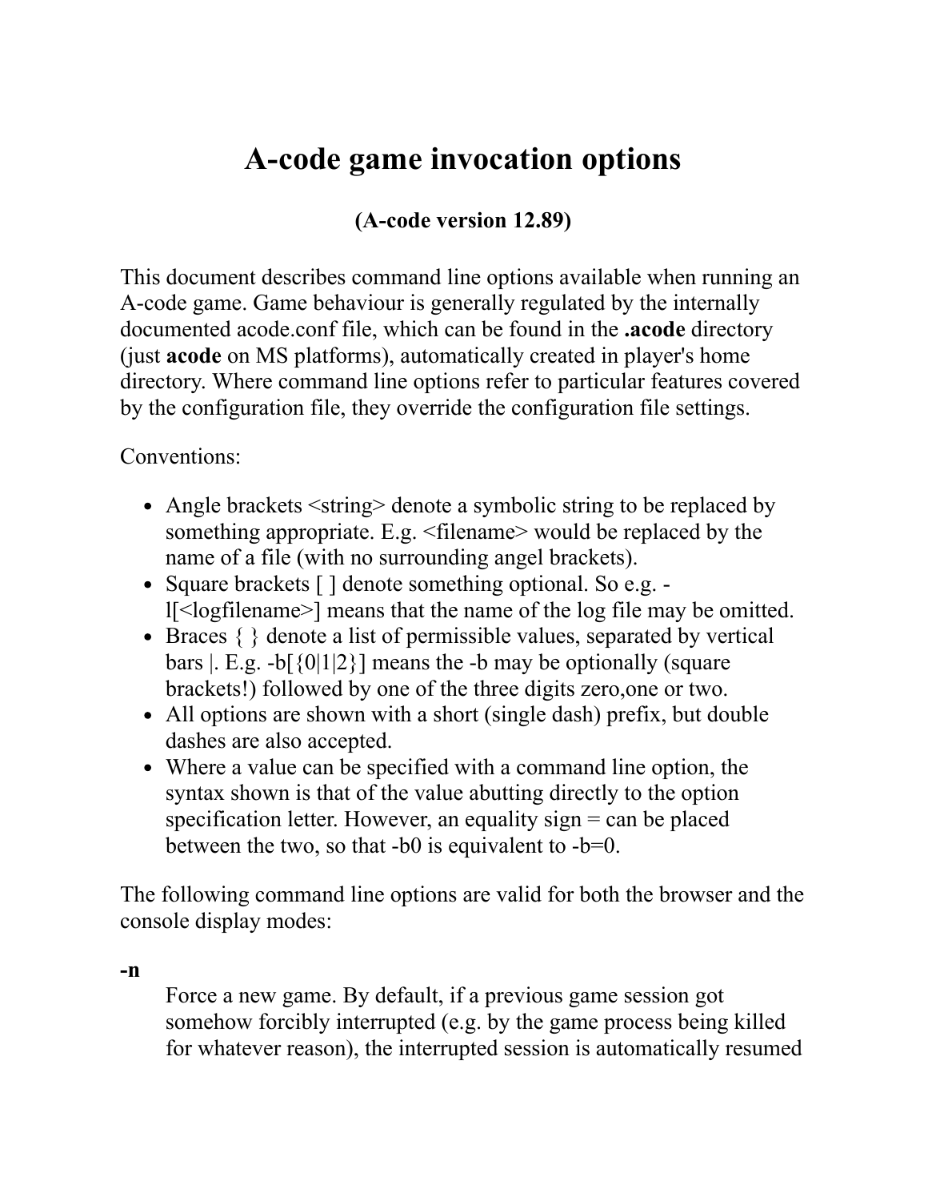# A-code game invocation options

**(A-code version 12.89)**

This document describes command line options available when running an A-code game. Game behaviour is generally regulated by the internally documented acode.conf file, which can be found in the **.acode** directory (just **acode** on MS platforms), automatically created in player's home directory. Where command line options refer to particular features covered by the configuration file, they override the configuration file settings.

Conventions:

- Angle brackets <string> denote a symbolic string to be replaced by something appropriate. E.g. <filename> would be replaced by the name of a file (with no surrounding angel brackets).
- Square brackets [ ] denote something optional. So e.g. -l[<logfilename>] means that the name of the log file may be omitted.
- Braces { } denote a list of permissible values, separated by vertical bars |. E.g. -b[{0|1|2}] means the -b may be optionally (square brackets!) followed by one of the three digits zero,one or two.
- All options are shown with a short (single dash) prefix, but double dashes are also accepted.
- Where a value can be specified with a command line option, the syntax shown is that of the value abutting directly to the option specification letter. However, an equality sign = can be placed between the two, so that -b0 is equivalent to -b=0.

The following command line options are valid for both the browser and the console display modes:

**-n**
: Force a new game. By default, if a previous game session got somehow forcibly interrupted (e.g. by the game process being killed for whatever reason), the interrupted session is automatically resumed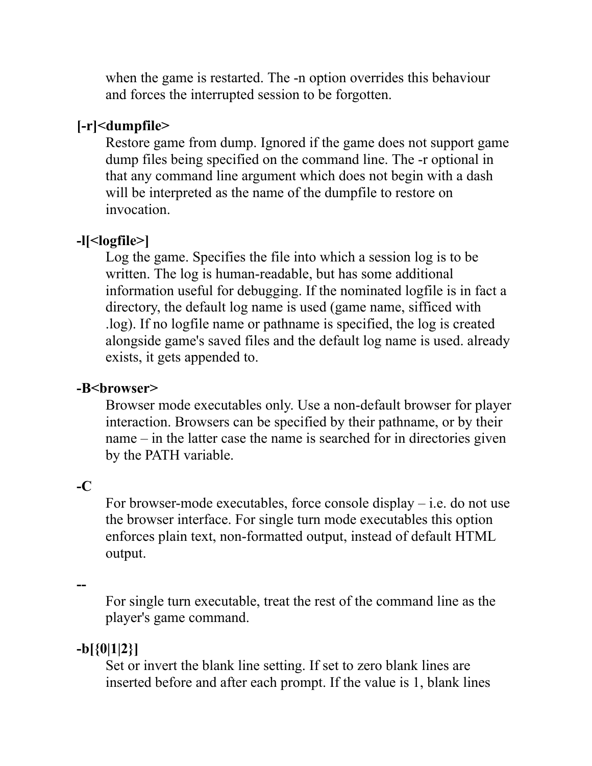when the game is restarted. The -n option overrides this behaviour and forces the interrupted session to be forgotten.

**[-r]<dumpfile>**

Restore game from dump. Ignored if the game does not support game dump files being specified on the command line. The -r optional in that any command line argument which does not begin with a dash will be interpreted as the name of the dumpfile to restore on invocation.

**-l[<logfile>]**

Log the game. Specifies the file into which a session log is to be written. The log is human-readable, but has some additional information useful for debugging. If the nominated logfile is in fact a directory, the default log name is used (game name, sifficed with .log). If no logfile name or pathname is specified, the log is created alongside game's saved files and the default log name is used. already exists, it gets appended to.

**-B<browser>**

Browser mode executables only. Use a non-default browser for player interaction. Browsers can be specified by their pathname, or by their name – in the latter case the name is searched for in directories given by the PATH variable.

**-C**

For browser-mode executables, force console display – i.e. do not use the browser interface. For single turn mode executables this option enforces plain text, non-formatted output, instead of default HTML output.

**--**

For single turn executable, treat the rest of the command line as the player's game command.

**-b[{0|1|2}]**

Set or invert the blank line setting. If set to zero blank lines are inserted before and after each prompt. If the value is 1, blank lines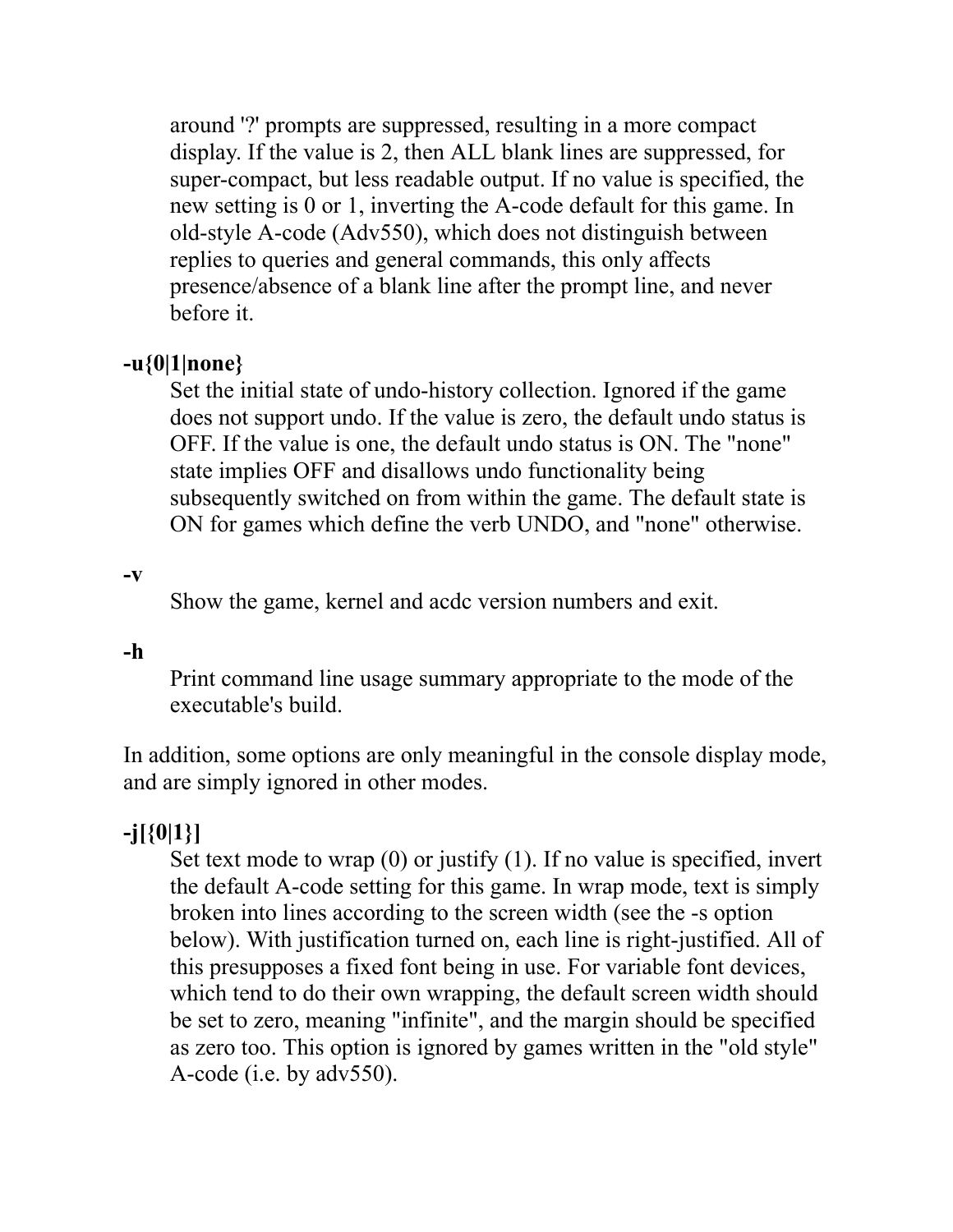around '?' prompts are suppressed, resulting in a more compact display. If the value is 2, then ALL blank lines are suppressed, for super-compact, but less readable output. If no value is specified, the new setting is 0 or 1, inverting the A-code default for this game. In old-style A-code (Adv550), which does not distinguish between replies to queries and general commands, this only affects presence/absence of a blank line after the prompt line, and never before it.

**-u{0|1|none}**
: Set the initial state of undo-history collection. Ignored if the game does not support undo. If the value is zero, the default undo status is OFF. If the value is one, the default undo status is ON. The "none" state implies OFF and disallows undo functionality being subsequently switched on from within the game. The default state is ON for games which define the verb UNDO, and "none" otherwise.

**-v**
: Show the game, kernel and acdc version numbers and exit.

**-h**
: Print command line usage summary appropriate to the mode of the executable's build.

In addition, some options are only meaningful in the console display mode, and are simply ignored in other modes.

**-j[{0|1}]**
: Set text mode to wrap (0) or justify (1). If no value is specified, invert the default A-code setting for this game. In wrap mode, text is simply broken into lines according to the screen width (see the -s option below). With justification turned on, each line is right-justified. All of this presupposes a fixed font being in use. For variable font devices, which tend to do their own wrapping, the default screen width should be set to zero, meaning "infinite", and the margin should be specified as zero too. This option is ignored by games written in the "old style" A-code (i.e. by adv550).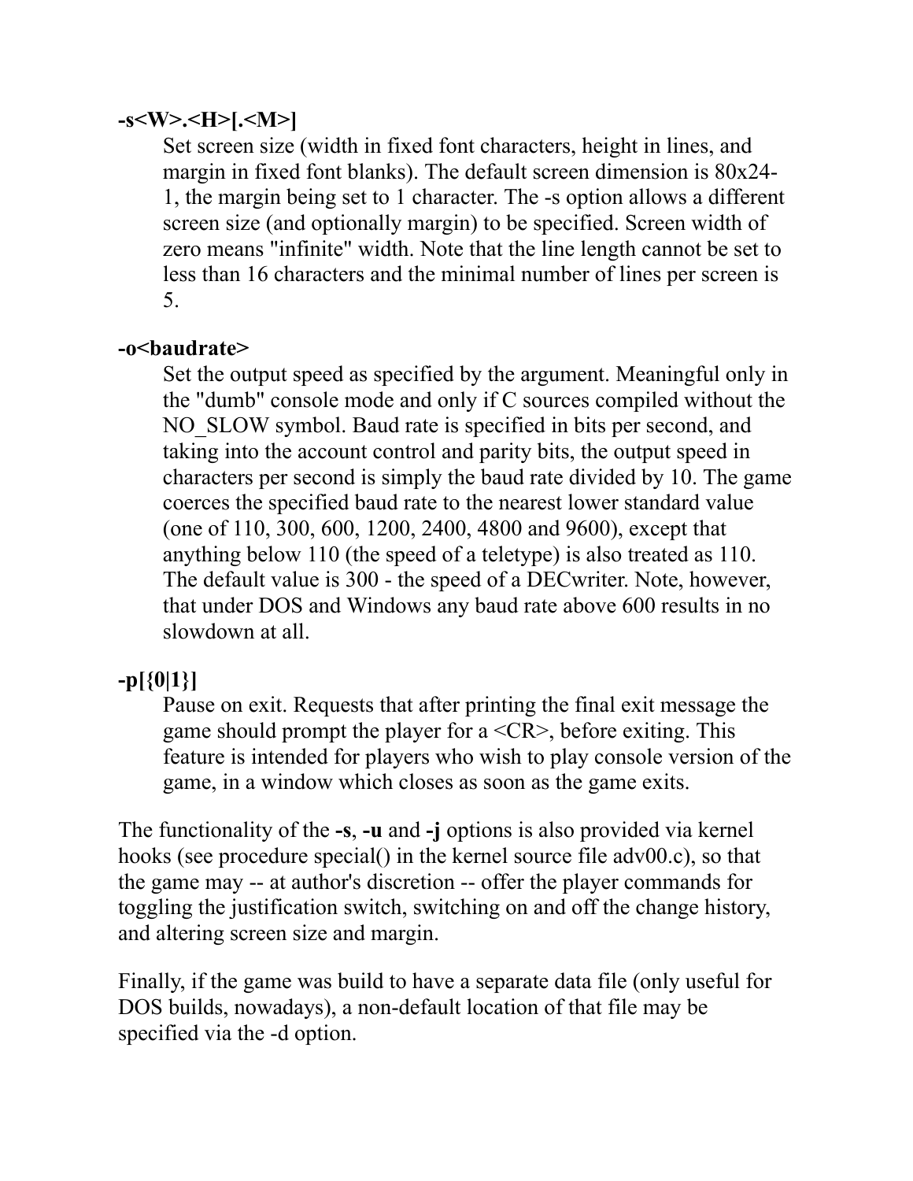**-s<W>.<H>[.<M>]**

Set screen size (width in fixed font characters, height in lines, and margin in fixed font blanks). The default screen dimension is 80x24-1, the margin being set to 1 character. The -s option allows a different screen size (and optionally margin) to be specified. Screen width of zero means "infinite" width. Note that the line length cannot be set to less than 16 characters and the minimal number of lines per screen is 5.

**-o<baudrate>**

Set the output speed as specified by the argument. Meaningful only in the "dumb" console mode and only if C sources compiled without the NO_SLOW symbol. Baud rate is specified in bits per second, and taking into the account control and parity bits, the output speed in characters per second is simply the baud rate divided by 10. The game coerces the specified baud rate to the nearest lower standard value (one of 110, 300, 600, 1200, 2400, 4800 and 9600), except that anything below 110 (the speed of a teletype) is also treated as 110. The default value is 300 - the speed of a DECwriter. Note, however, that under DOS and Windows any baud rate above 600 results in no slowdown at all.

**-p[{0|1}]**

Pause on exit. Requests that after printing the final exit message the game should prompt the player for a <CR>, before exiting. This feature is intended for players who wish to play console version of the game, in a window which closes as soon as the game exits.

The functionality of the **-s**, **-u** and **-j** options is also provided via kernel hooks (see procedure special() in the kernel source file adv00.c), so that the game may -- at author's discretion -- offer the player commands for toggling the justification switch, switching on and off the change history, and altering screen size and margin.

Finally, if the game was build to have a separate data file (only useful for DOS builds, nowadays), a non-default location of that file may be specified via the -d option.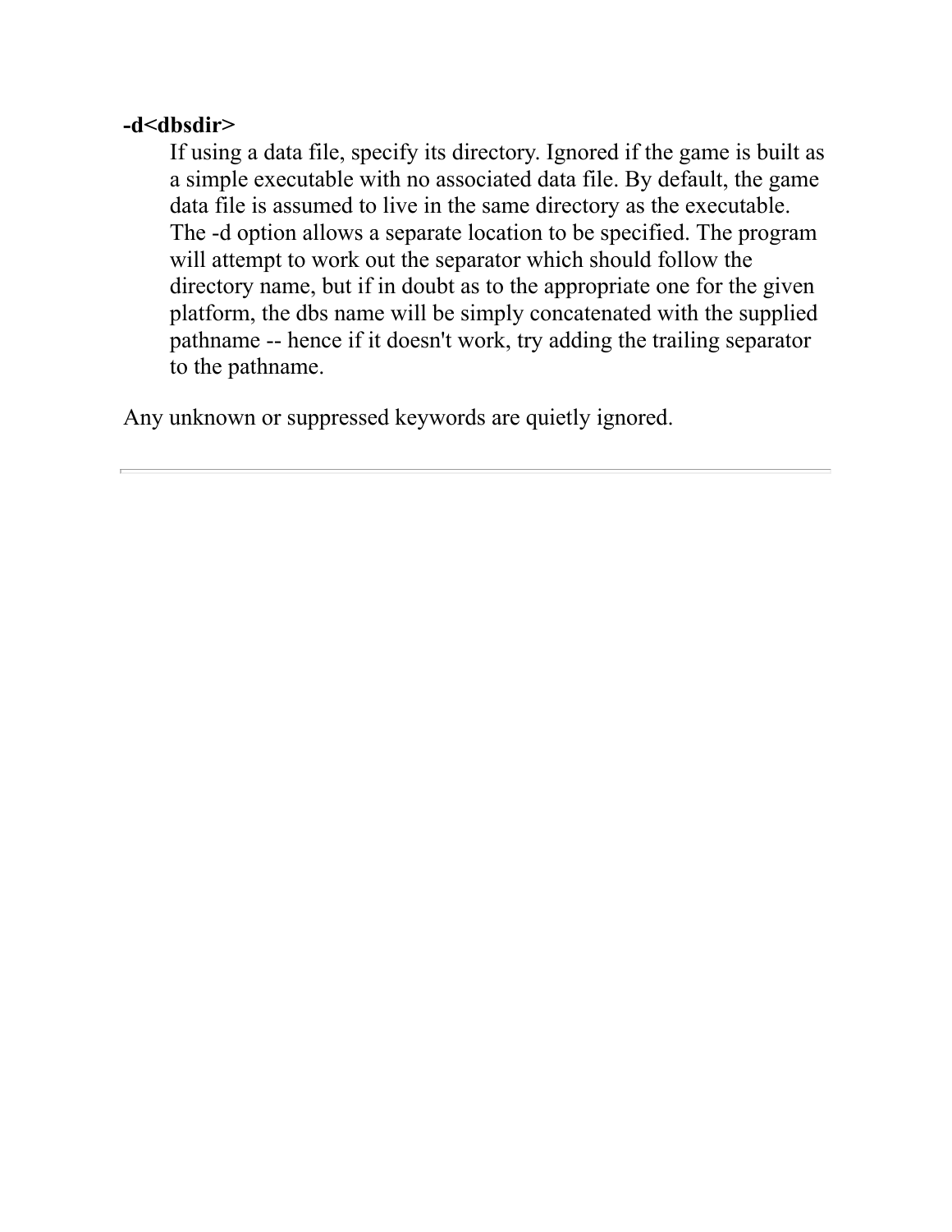**-d<dbsdir>**

If using a data file, specify its directory. Ignored if the game is built as a simple executable with no associated data file. By default, the game data file is assumed to live in the same directory as the executable. The -d option allows a separate location to be specified. The program will attempt to work out the separator which should follow the directory name, but if in doubt as to the appropriate one for the given platform, the dbs name will be simply concatenated with the supplied pathname -- hence if it doesn't work, try adding the trailing separator to the pathname.

Any unknown or suppressed keywords are quietly ignored.

---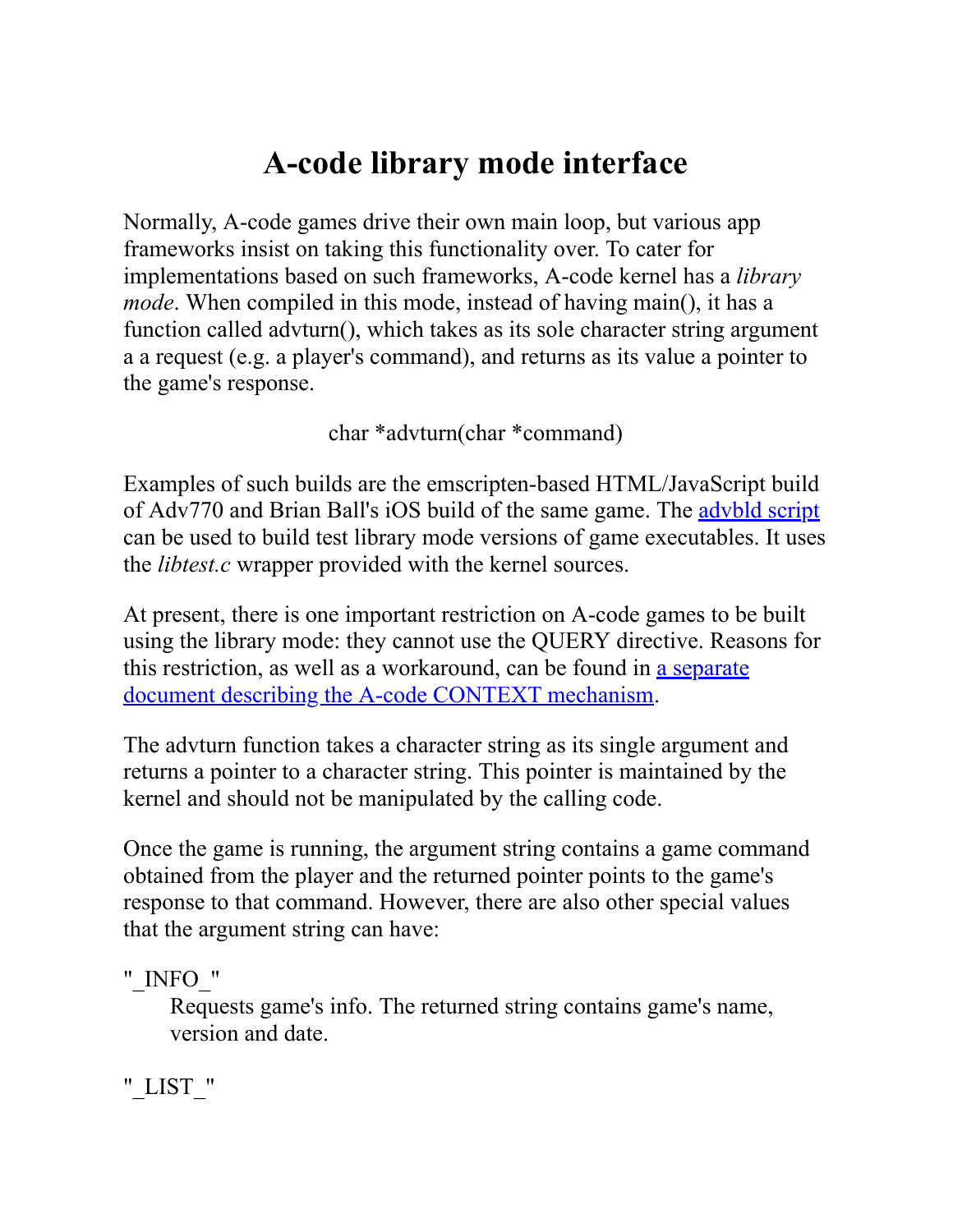# A-code library mode interface

Normally, A-code games drive their own main loop, but various app frameworks insist on taking this functionality over. To cater for implementations based on such frameworks, A-code kernel has a *library mode*. When compiled in this mode, instead of having main(), it has a function called advturn(), which takes as its sole character string argument a a request (e.g. a player's command), and returns as its value a pointer to the game's response.

char *advturn(char *command)

Examples of such builds are the emscripten-based HTML/JavaScript build of Adv770 and Brian Ball's iOS build of the same game. The advbld script can be used to build test library mode versions of game executables. It uses the *libtest.c* wrapper provided with the kernel sources.

At present, there is one important restriction on A-code games to be built using the library mode: they cannot use the QUERY directive. Reasons for this restriction, as well as a workaround, can be found in a separate document describing the A-code CONTEXT mechanism.

The advturn function takes a character string as its single argument and returns a pointer to a character string. This pointer is maintained by the kernel and should not be manipulated by the calling code.

Once the game is running, the argument string contains a game command obtained from the player and the returned pointer points to the game's response to that command. However, there are also other special values that the argument string can have:

"_INFO_"
: Requests game's info. The returned string contains game's name, version and date.

"_LIST_"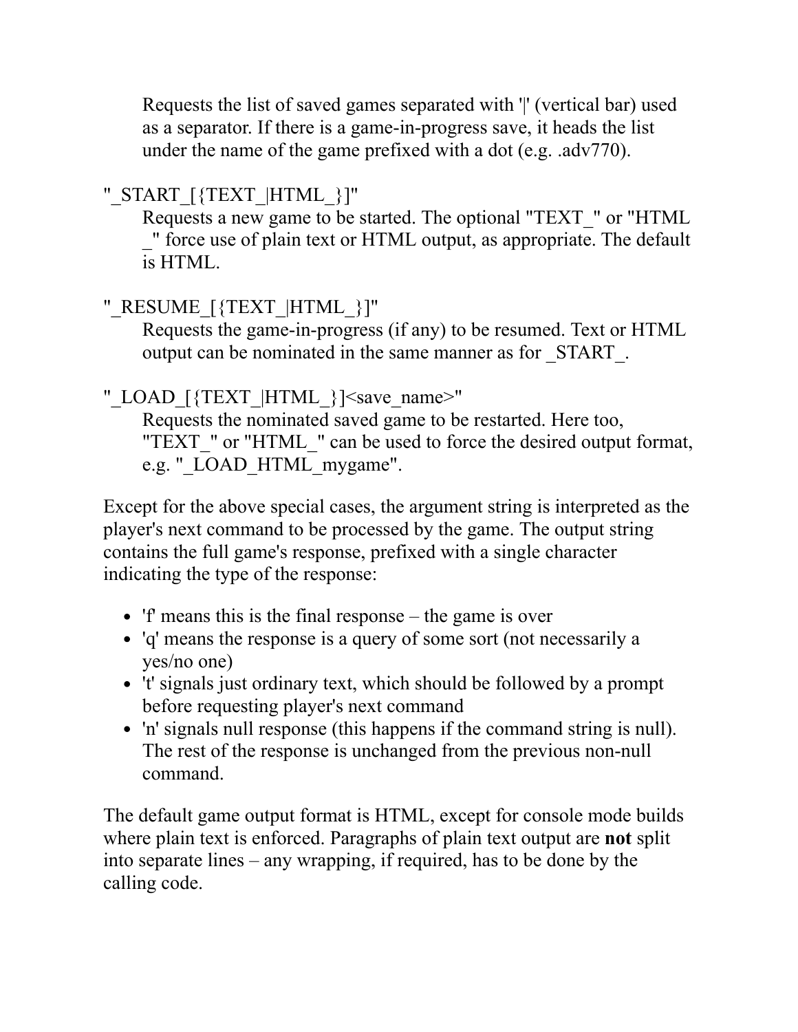Requests the list of saved games separated with '|' (vertical bar) used as a separator. If there is a game-in-progress save, it heads the list under the name of the game prefixed with a dot (e.g. .adv770).

"_START_[{TEXT_|HTML_}]"
: Requests a new game to be started. The optional "TEXT_" or "HTML_" force use of plain text or HTML output, as appropriate. The default is HTML.

"_RESUME_[{TEXT_|HTML_}]"
: Requests the game-in-progress (if any) to be resumed. Text or HTML output can be nominated in the same manner as for _START_.

"_LOAD_[{TEXT_|HTML_}]<save_name>"
: Requests the nominated saved game to be restarted. Here too, "TEXT_" or "HTML_" can be used to force the desired output format, e.g. "_LOAD_HTML_mygame".

Except for the above special cases, the argument string is interpreted as the player's next command to be processed by the game. The output string contains the full game's response, prefixed with a single character indicating the type of the response:

- 'f' means this is the final response – the game is over
- 'q' means the response is a query of some sort (not necessarily a yes/no one)
- 't' signals just ordinary text, which should be followed by a prompt before requesting player's next command
- 'n' signals null response (this happens if the command string is null). The rest of the response is unchanged from the previous non-null command.

The default game output format is HTML, except for console mode builds where plain text is enforced. Paragraphs of plain text output are **not** split into separate lines – any wrapping, if required, has to be done by the calling code.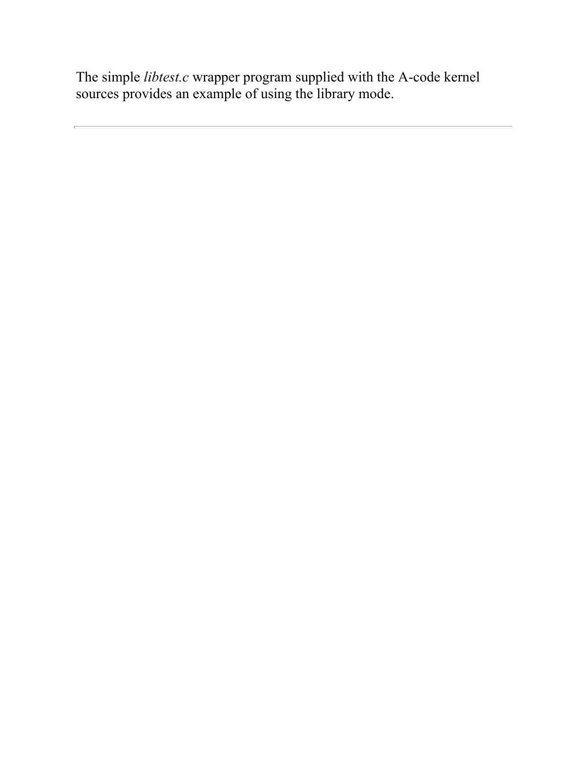The simple *libtest.c* wrapper program supplied with the A-code kernel sources provides an example of using the library mode.

---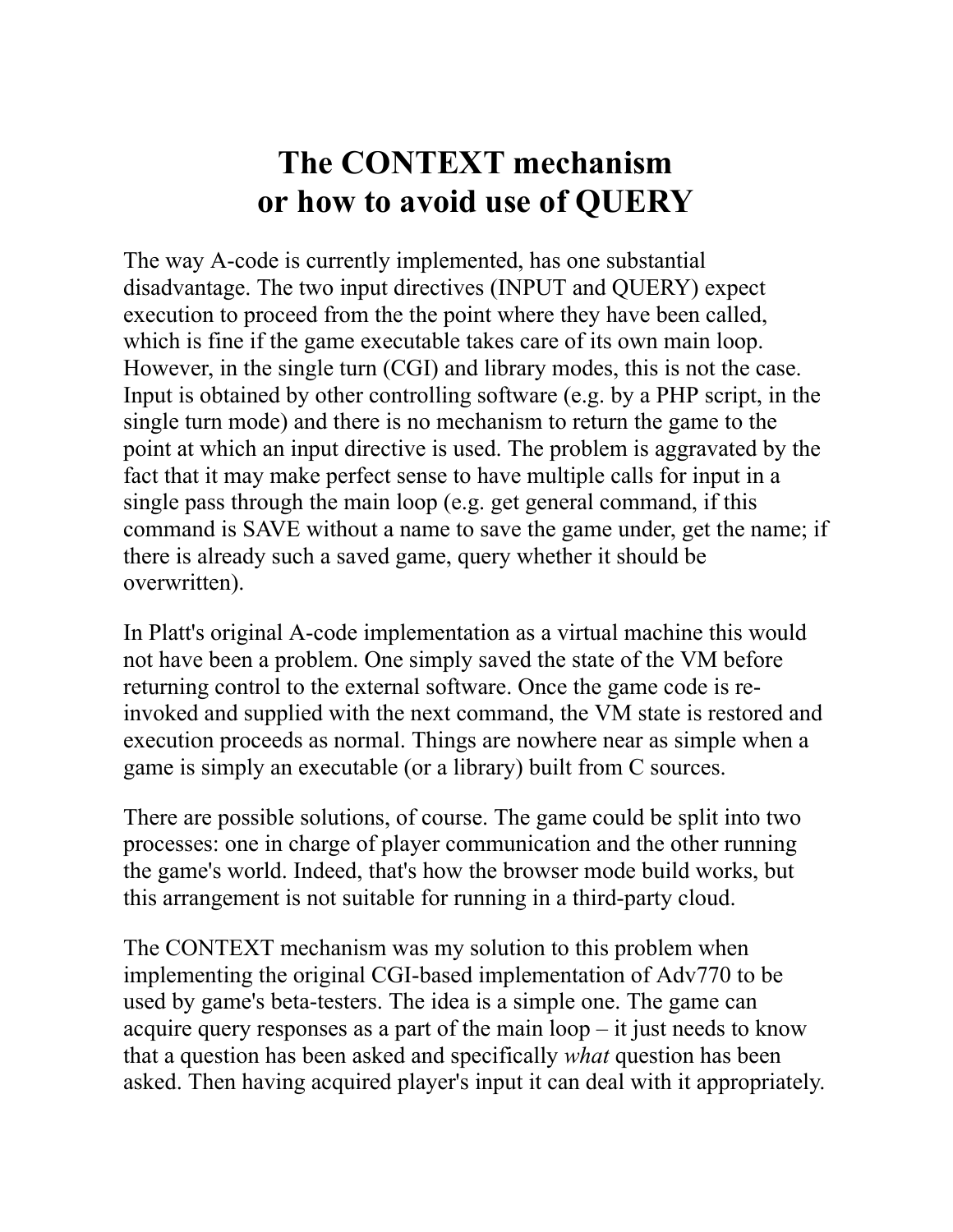# The CONTEXT mechanism
# or how to avoid use of QUERY

The way A-code is currently implemented, has one substantial disadvantage. The two input directives (INPUT and QUERY) expect execution to proceed from the the point where they have been called, which is fine if the game executable takes care of its own main loop. However, in the single turn (CGI) and library modes, this is not the case. Input is obtained by other controlling software (e.g. by a PHP script, in the single turn mode) and there is no mechanism to return the game to the point at which an input directive is used. The problem is aggravated by the fact that it may make perfect sense to have multiple calls for input in a single pass through the main loop (e.g. get general command, if this command is SAVE without a name to save the game under, get the name; if there is already such a saved game, query whether it should be overwritten).

In Platt's original A-code implementation as a virtual machine this would not have been a problem. One simply saved the state of the VM before returning control to the external software. Once the game code is re-invoked and supplied with the next command, the VM state is restored and execution proceeds as normal. Things are nowhere near as simple when a game is simply an executable (or a library) built from C sources.

There are possible solutions, of course. The game could be split into two processes: one in charge of player communication and the other running the game's world. Indeed, that's how the browser mode build works, but this arrangement is not suitable for running in a third-party cloud.

The CONTEXT mechanism was my solution to this problem when implementing the original CGI-based implementation of Adv770 to be used by game's beta-testers. The idea is a simple one. The game can acquire query responses as a part of the main loop – it just needs to know that a question has been asked and specifically *what* question has been asked. Then having acquired player's input it can deal with it appropriately.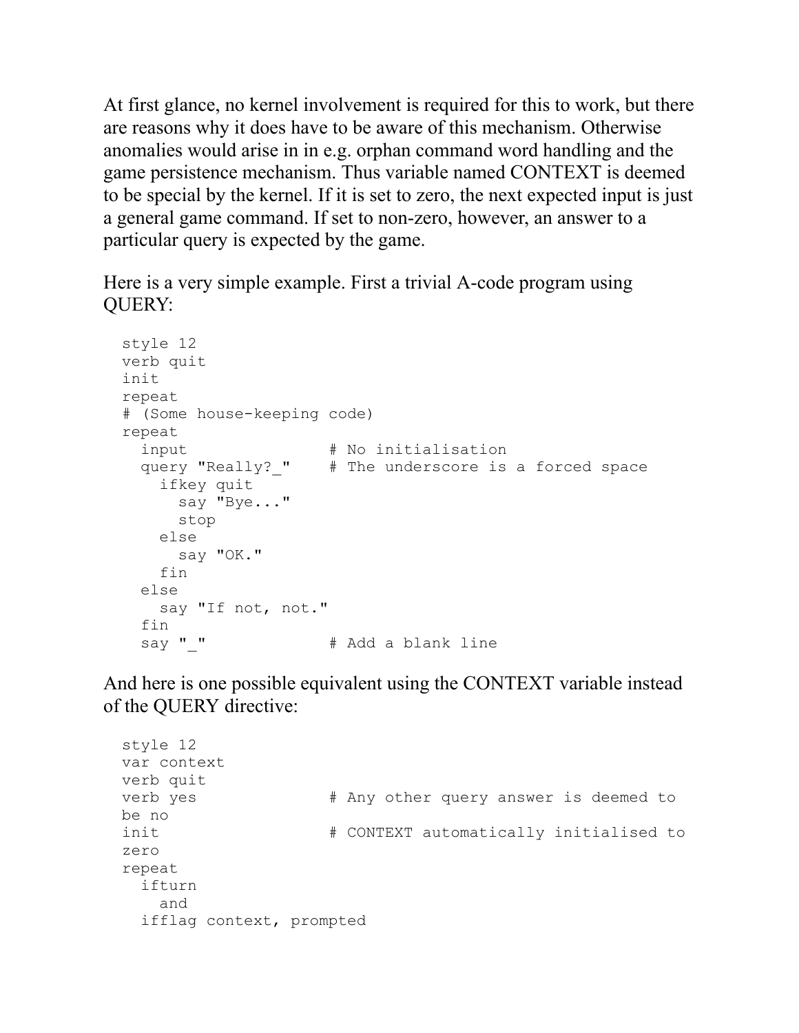At first glance, no kernel involvement is required for this to work, but there are reasons why it does have to be aware of this mechanism. Otherwise anomalies would arise in in e.g. orphan command word handling and the game persistence mechanism. Thus variable named CONTEXT is deemed to be special by the kernel. If it is set to zero, the next expected input is just a general game command. If set to non-zero, however, an answer to a particular query is expected by the game.

Here is a very simple example. First a trivial A-code program using QUERY:

```
style 12
verb quit
init
repeat
# (Some house-keeping code)
repeat
  input                # No initialisation
  query "Really?_"     # The underscore is a forced space
    ifkey quit
      say "Bye..."
      stop
    else
      say "OK."
    fin
  else
    say "If not, not."
  fin
  say "_"              # Add a blank line
```

And here is one possible equivalent using the CONTEXT variable instead of the QUERY directive:

```
style 12
var context
verb quit
verb yes               # Any other query answer is deemed to
be no
init                   # CONTEXT automatically initialised to
zero
repeat
  ifturn
    and
  ifflag context, prompted
```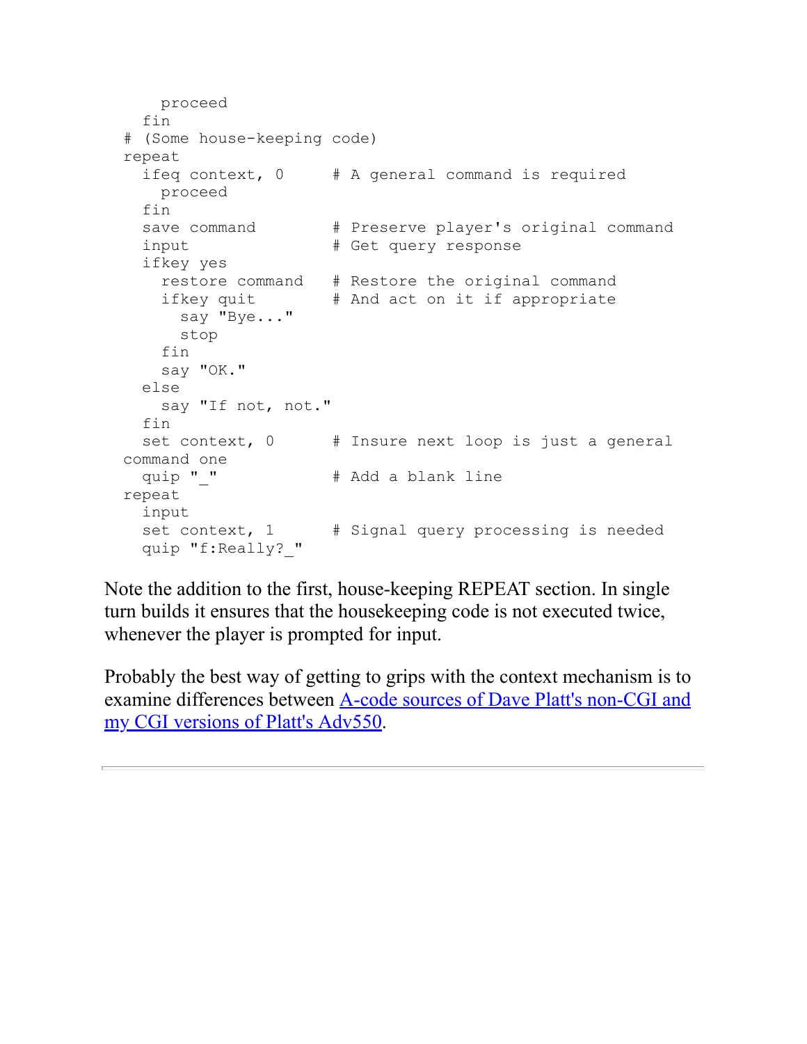```
    proceed
  fin
# (Some house-keeping code)
repeat
  ifeq context, 0      # A general command is required
    proceed
  fin
  save command         # Preserve player's original command
  input                # Get query response
  ifkey yes
    restore command    # Restore the original command
    ifkey quit         # And act on it if appropriate
      say "Bye..."
      stop
    fin
    say "OK."
  else
    say "If not, not."
  fin
  set context, 0       # Insure next loop is just a general
command one
  quip "_"             # Add a blank line
repeat
  input
  set context, 1       # Signal query processing is needed
  quip "f:Really?_"
```

Note the addition to the first, house-keeping REPEAT section. In single turn builds it ensures that the housekeeping code is not executed twice, whenever the player is prompted for input.

Probably the best way of getting to grips with the context mechanism is to examine differences between A-code sources of Dave Platt's non-CGI and my CGI versions of Platt's Adv550.

---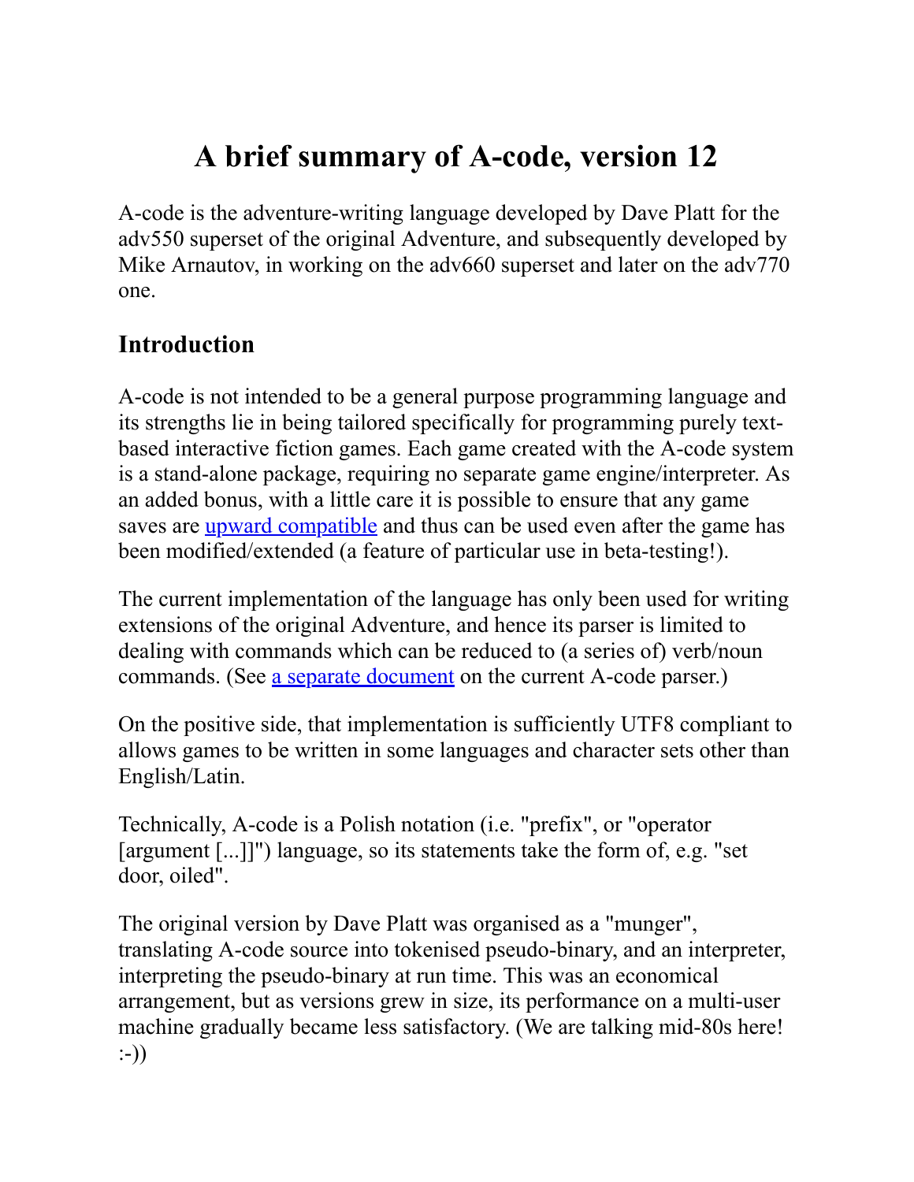# A brief summary of A-code, version 12

A-code is the adventure-writing language developed by Dave Platt for the adv550 superset of the original Adventure, and subsequently developed by Mike Arnautov, in working on the adv660 superset and later on the adv770 one.

## Introduction

A-code is not intended to be a general purpose programming language and its strengths lie in being tailored specifically for programming purely text-based interactive fiction games. Each game created with the A-code system is a stand-alone package, requiring no separate game engine/interpreter. As an added bonus, with a little care it is possible to ensure that any game saves are upward compatible and thus can be used even after the game has been modified/extended (a feature of particular use in beta-testing!).

The current implementation of the language has only been used for writing extensions of the original Adventure, and hence its parser is limited to dealing with commands which can be reduced to (a series of) verb/noun commands. (See a separate document on the current A-code parser.)

On the positive side, that implementation is sufficiently UTF8 compliant to allows games to be written in some languages and character sets other than English/Latin.

Technically, A-code is a Polish notation (i.e. "prefix", or "operator [argument [...]]") language, so its statements take the form of, e.g. "set door, oiled".

The original version by Dave Platt was organised as a "munger", translating A-code source into tokenised pseudo-binary, and an interpreter, interpreting the pseudo-binary at run time. This was an economical arrangement, but as versions grew in size, its performance on a multi-user machine gradually became less satisfactory. (We are talking mid-80s here! :-))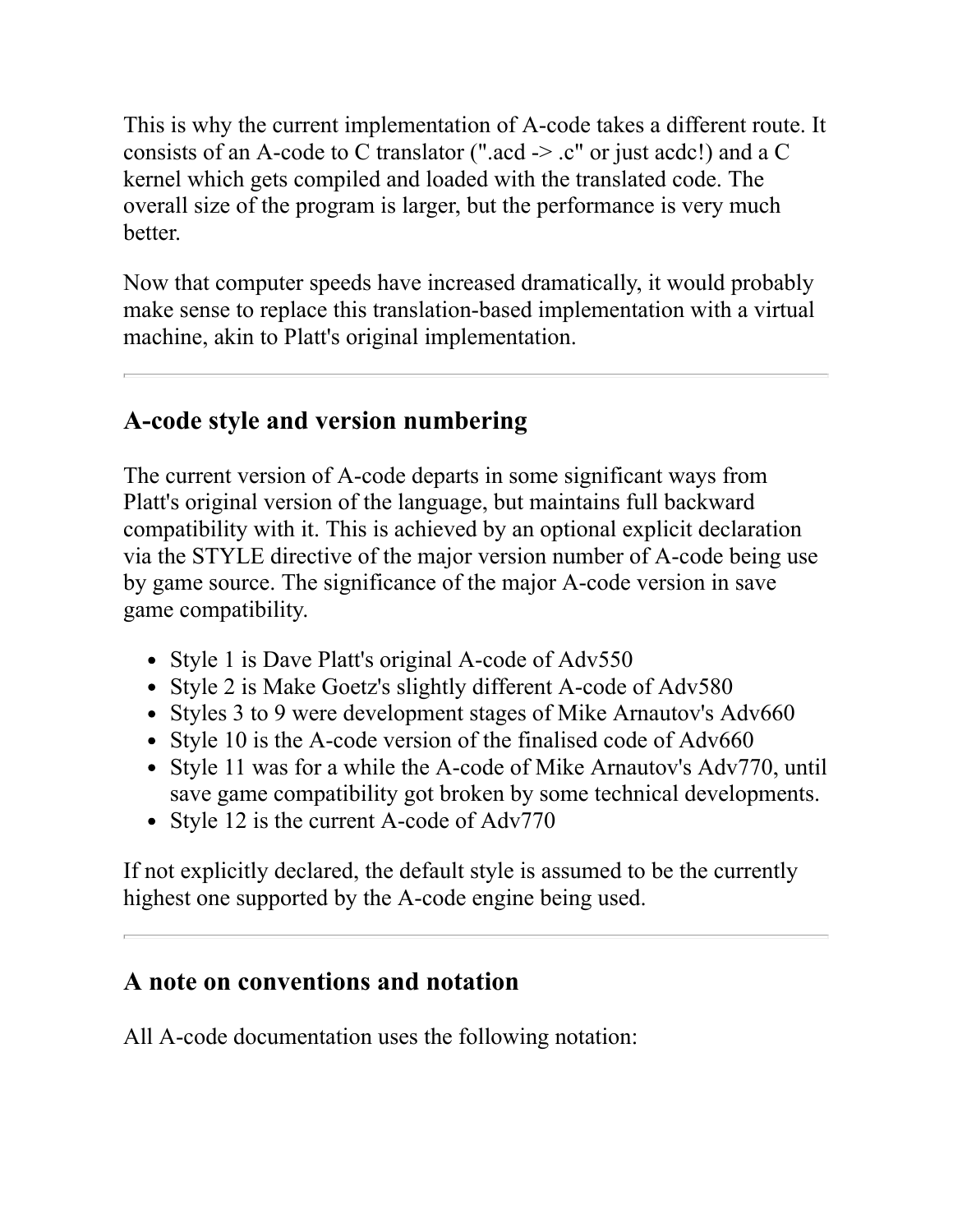This is why the current implementation of A-code takes a different route. It consists of an A-code to C translator (".acd -> .c" or just acdc!) and a C kernel which gets compiled and loaded with the translated code. The overall size of the program is larger, but the performance is very much better.

Now that computer speeds have increased dramatically, it would probably make sense to replace this translation-based implementation with a virtual machine, akin to Platt's original implementation.

---

## A-code style and version numbering

The current version of A-code departs in some significant ways from Platt's original version of the language, but maintains full backward compatibility with it. This is achieved by an optional explicit declaration via the STYLE directive of the major version number of A-code being use by game source. The significance of the major A-code version in save game compatibility.

- Style 1 is Dave Platt's original A-code of Adv550
- Style 2 is Make Goetz's slightly different A-code of Adv580
- Styles 3 to 9 were development stages of Mike Arnautov's Adv660
- Style 10 is the A-code version of the finalised code of Adv660
- Style 11 was for a while the A-code of Mike Arnautov's Adv770, until save game compatibility got broken by some technical developments.
- Style 12 is the current A-code of Adv770

If not explicitly declared, the default style is assumed to be the currently highest one supported by the A-code engine being used.

---

## A note on conventions and notation

All A-code documentation uses the following notation: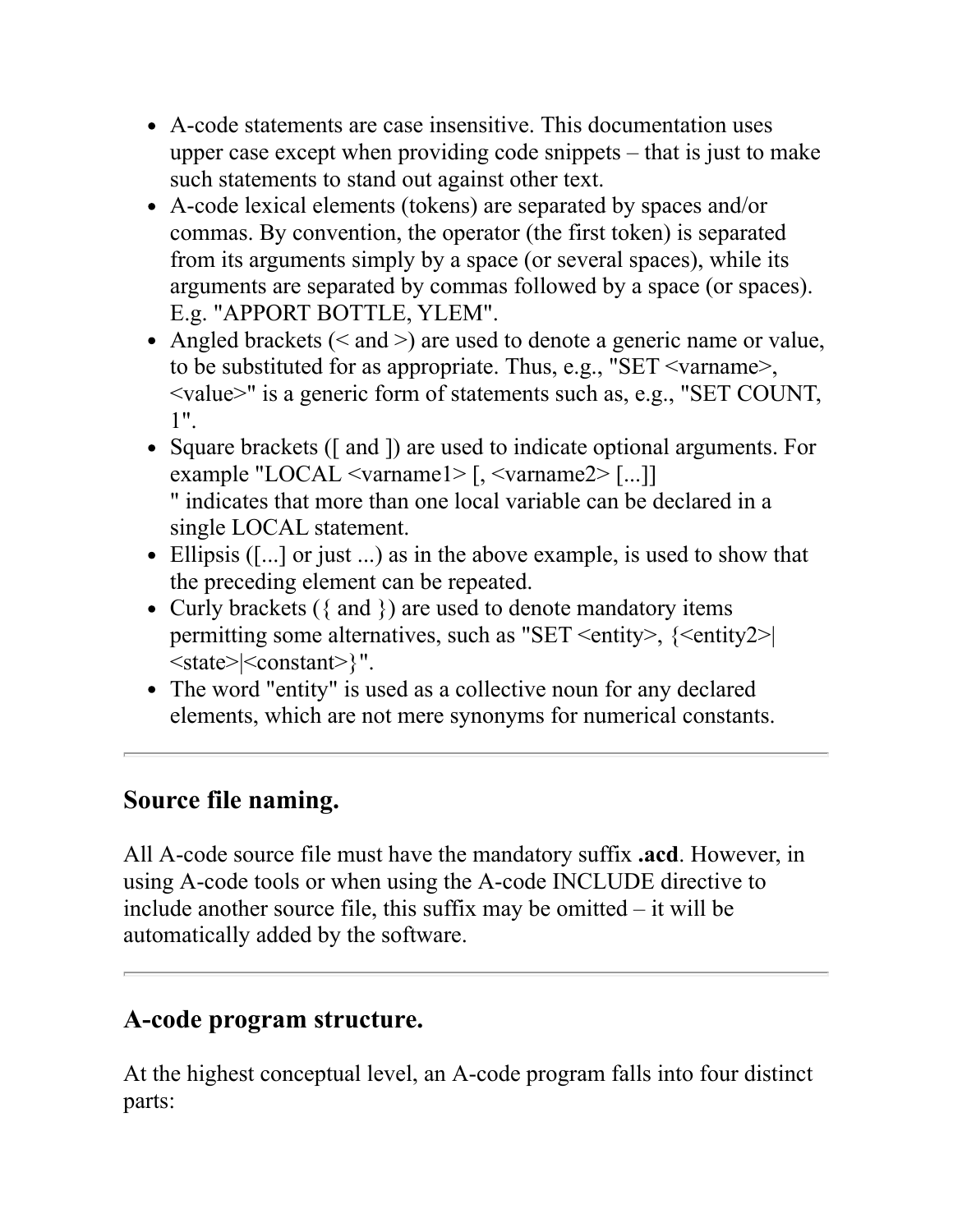- A-code statements are case insensitive. This documentation uses upper case except when providing code snippets – that is just to make such statements to stand out against other text.
- A-code lexical elements (tokens) are separated by spaces and/or commas. By convention, the operator (the first token) is separated from its arguments simply by a space (or several spaces), while its arguments are separated by commas followed by a space (or spaces). E.g. "APPORT BOTTLE, YLEM".
- Angled brackets (< and >) are used to denote a generic name or value, to be substituted for as appropriate. Thus, e.g., "SET <varname>, <value>" is a generic form of statements such as, e.g., "SET COUNT, 1".
- Square brackets ([ and ]) are used to indicate optional arguments. For example "LOCAL <varname1> [, <varname2> [...]] " indicates that more than one local variable can be declared in a single LOCAL statement.
- Ellipsis ([...] or just ...) as in the above example, is used to show that the preceding element can be repeated.
- Curly brackets ({ and }) are used to denote mandatory items permitting some alternatives, such as "SET <entity>, {<entity2>|<state>|<constant>}".
- The word "entity" is used as a collective noun for any declared elements, which are not mere synonyms for numerical constants.

---

## Source file naming.

All A-code source file must have the mandatory suffix **.acd**. However, in using A-code tools or when using the A-code INCLUDE directive to include another source file, this suffix may be omitted – it will be automatically added by the software.

---

## A-code program structure.

At the highest conceptual level, an A-code program falls into four distinct parts: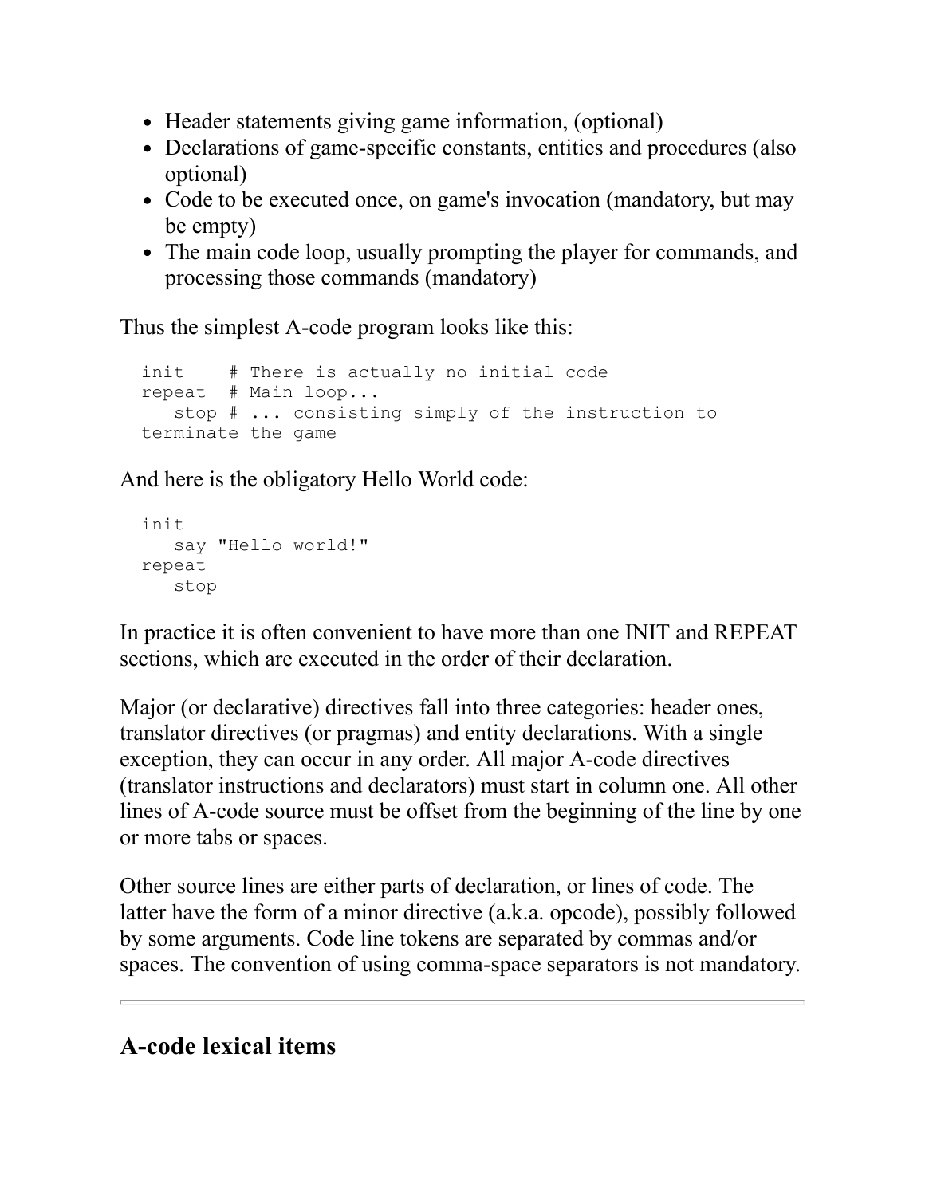- Header statements giving game information, (optional)
- Declarations of game-specific constants, entities and procedures (also optional)
- Code to be executed once, on game's invocation (mandatory, but may be empty)
- The main code loop, usually prompting the player for commands, and processing those commands (mandatory)

Thus the simplest A-code program looks like this:

```
init    # There is actually no initial code
repeat  # Main loop...
   stop # ... consisting simply of the instruction to
terminate the game
```

And here is the obligatory Hello World code:

```
init
   say "Hello world!"
repeat
   stop
```

In practice it is often convenient to have more than one INIT and REPEAT sections, which are executed in the order of their declaration.

Major (or declarative) directives fall into three categories: header ones, translator directives (or pragmas) and entity declarations. With a single exception, they can occur in any order. All major A-code directives (translator instructions and declarators) must start in column one. All other lines of A-code source must be offset from the beginning of the line by one or more tabs or spaces.

Other source lines are either parts of declaration, or lines of code. The latter have the form of a minor directive (a.k.a. opcode), possibly followed by some arguments. Code line tokens are separated by commas and/or spaces. The convention of using comma-space separators is not mandatory.

---

## A-code lexical items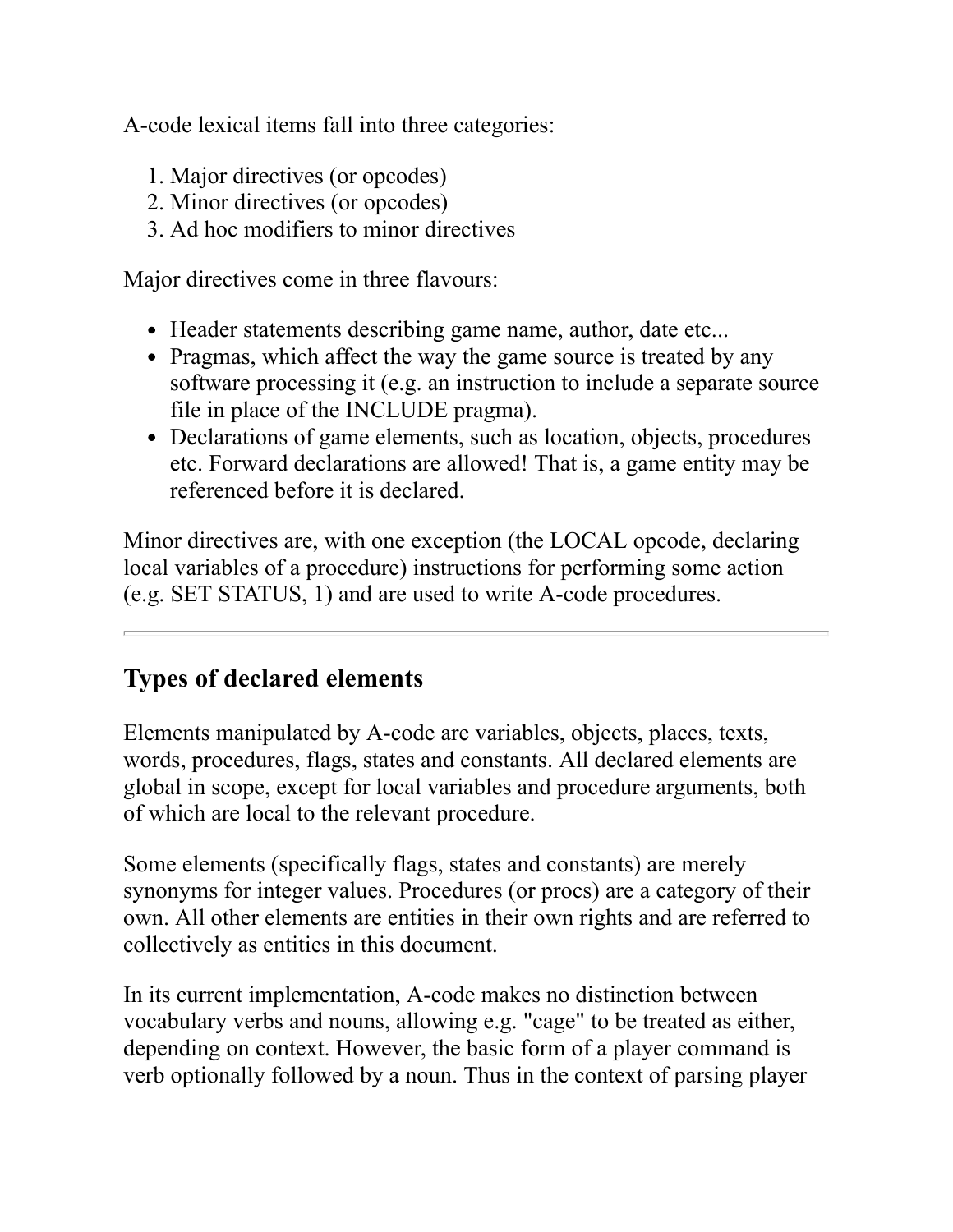A-code lexical items fall into three categories:

1. Major directives (or opcodes)
2. Minor directives (or opcodes)
3. Ad hoc modifiers to minor directives

Major directives come in three flavours:

- Header statements describing game name, author, date etc...
- Pragmas, which affect the way the game source is treated by any software processing it (e.g. an instruction to include a separate source file in place of the INCLUDE pragma).
- Declarations of game elements, such as location, objects, procedures etc. Forward declarations are allowed! That is, a game entity may be referenced before it is declared.

Minor directives are, with one exception (the LOCAL opcode, declaring local variables of a procedure) instructions for performing some action (e.g. SET STATUS, 1) and are used to write A-code procedures.

---

## Types of declared elements

Elements manipulated by A-code are variables, objects, places, texts, words, procedures, flags, states and constants. All declared elements are global in scope, except for local variables and procedure arguments, both of which are local to the relevant procedure.

Some elements (specifically flags, states and constants) are merely synonyms for integer values. Procedures (or procs) are a category of their own. All other elements are entities in their own rights and are referred to collectively as entities in this document.

In its current implementation, A-code makes no distinction between vocabulary verbs and nouns, allowing e.g. "cage" to be treated as either, depending on context. However, the basic form of a player command is verb optionally followed by a noun. Thus in the context of parsing player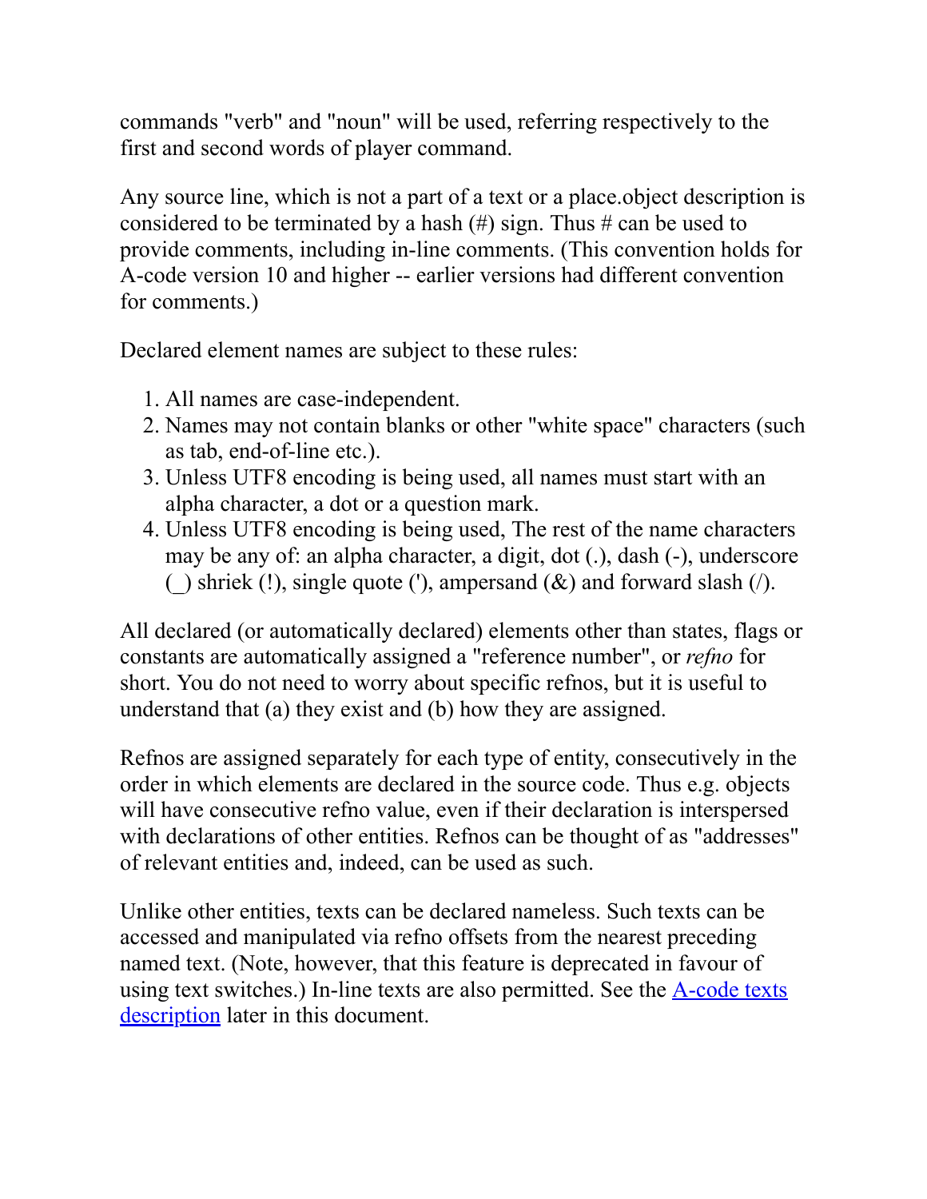commands "verb" and "noun" will be used, referring respectively to the first and second words of player command.

Any source line, which is not a part of a text or a place.object description is considered to be terminated by a hash (#) sign. Thus # can be used to provide comments, including in-line comments. (This convention holds for A-code version 10 and higher -- earlier versions had different convention for comments.)

Declared element names are subject to these rules:

1. All names are case-independent.
2. Names may not contain blanks or other "white space" characters (such as tab, end-of-line etc.).
3. Unless UTF8 encoding is being used, all names must start with an alpha character, a dot or a question mark.
4. Unless UTF8 encoding is being used, The rest of the name characters may be any of: an alpha character, a digit, dot (.), dash (-), underscore (_) shriek (!), single quote ('), ampersand (&) and forward slash (/).

All declared (or automatically declared) elements other than states, flags or constants are automatically assigned a "reference number", or *refno* for short. You do not need to worry about specific refnos, but it is useful to understand that (a) they exist and (b) how they are assigned.

Refnos are assigned separately for each type of entity, consecutively in the order in which elements are declared in the source code. Thus e.g. objects will have consecutive refno value, even if their declaration is interspersed with declarations of other entities. Refnos can be thought of as "addresses" of relevant entities and, indeed, can be used as such.

Unlike other entities, texts can be declared nameless. Such texts can be accessed and manipulated via refno offsets from the nearest preceding named text. (Note, however, that this feature is deprecated in favour of using text switches.) In-line texts are also permitted. See the A-code texts description later in this document.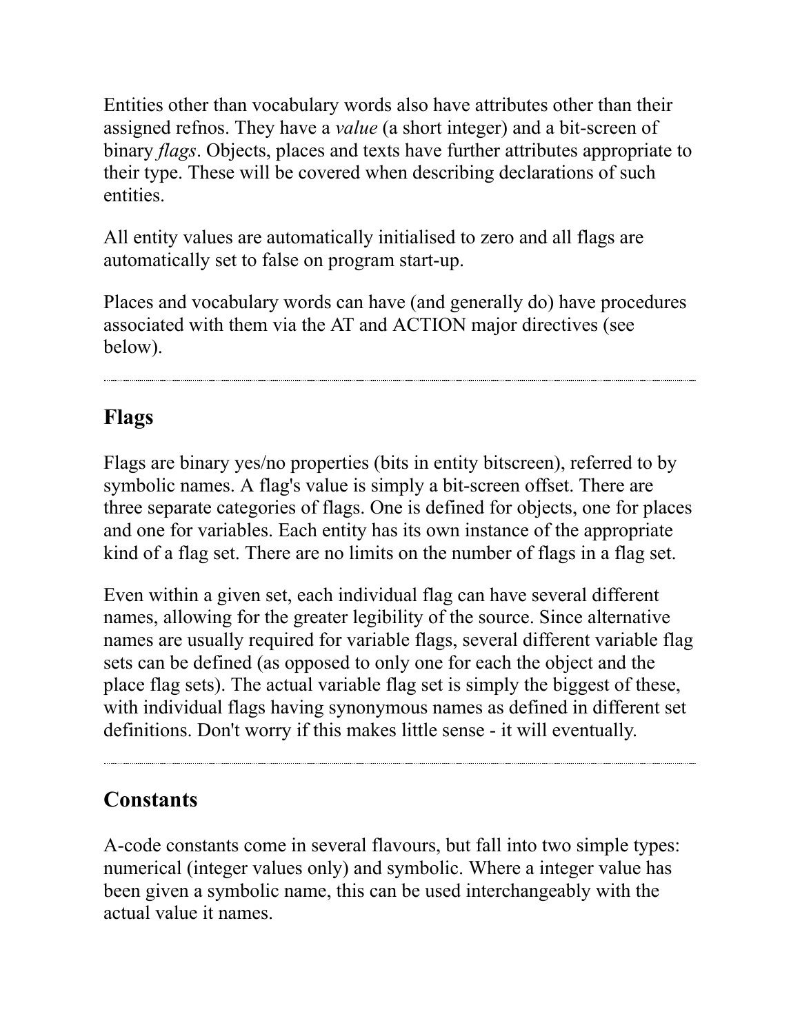Entities other than vocabulary words also have attributes other than their assigned refnos. They have a *value* (a short integer) and a bit-screen of binary *flags*. Objects, places and texts have further attributes appropriate to their type. These will be covered when describing declarations of such entities.

All entity values are automatically initialised to zero and all flags are automatically set to false on program start-up.

Places and vocabulary words can have (and generally do) have procedures associated with them via the AT and ACTION major directives (see below).

---

## Flags

Flags are binary yes/no properties (bits in entity bitscreen), referred to by symbolic names. A flag's value is simply a bit-screen offset. There are three separate categories of flags. One is defined for objects, one for places and one for variables. Each entity has its own instance of the appropriate kind of a flag set. There are no limits on the number of flags in a flag set.

Even within a given set, each individual flag can have several different names, allowing for the greater legibility of the source. Since alternative names are usually required for variable flags, several different variable flag sets can be defined (as opposed to only one for each the object and the place flag sets). The actual variable flag set is simply the biggest of these, with individual flags having synonymous names as defined in different set definitions. Don't worry if this makes little sense - it will eventually.

---

## Constants

A-code constants come in several flavours, but fall into two simple types: numerical (integer values only) and symbolic. Where a integer value has been given a symbolic name, this can be used interchangeably with the actual value it names.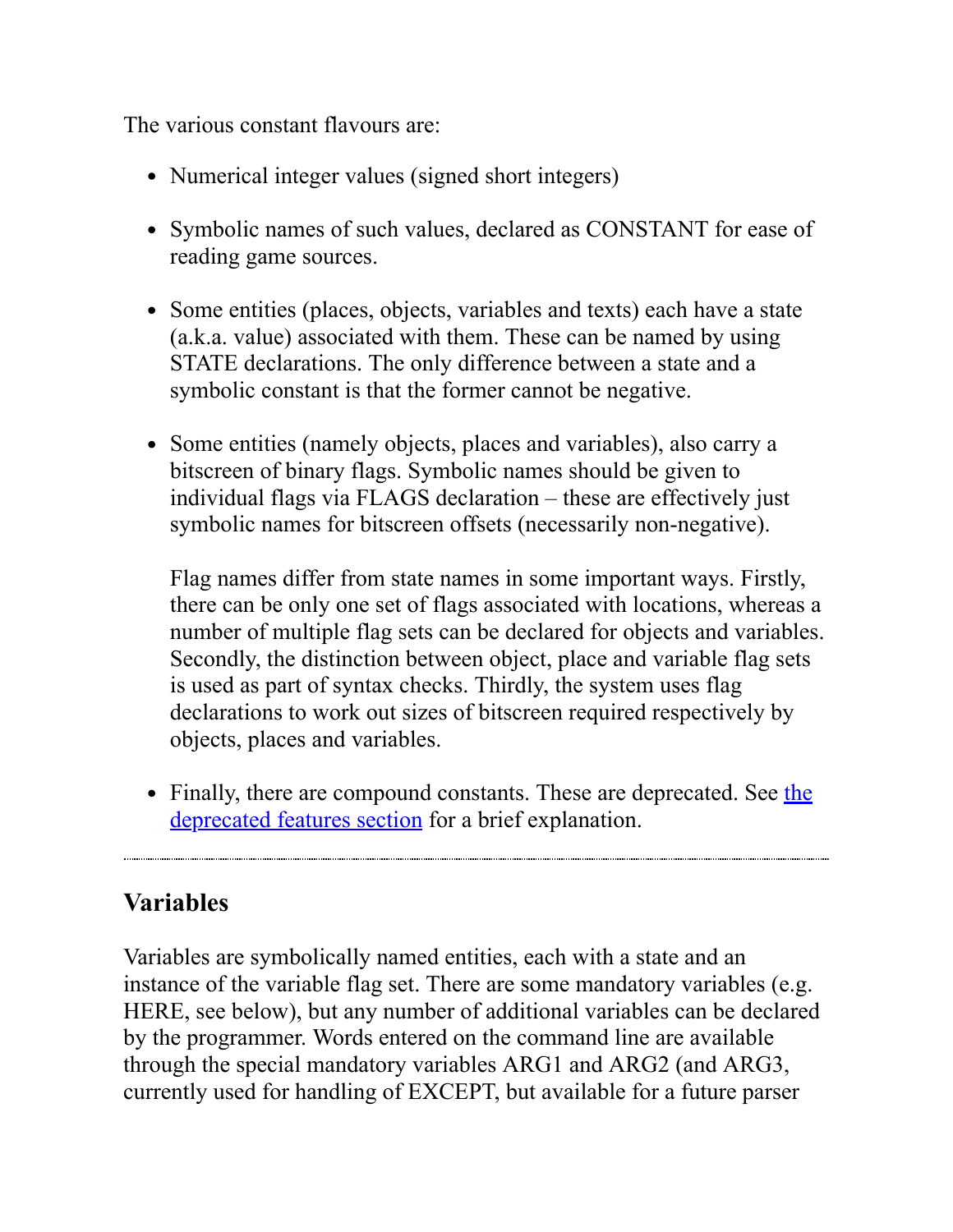The various constant flavours are:

- Numerical integer values (signed short integers)

- Symbolic names of such values, declared as CONSTANT for ease of reading game sources.

- Some entities (places, objects, variables and texts) each have a state (a.k.a. value) associated with them. These can be named by using STATE declarations. The only difference between a state and a symbolic constant is that the former cannot be negative.

- Some entities (namely objects, places and variables), also carry a bitscreen of binary flags. Symbolic names should be given to individual flags via FLAGS declaration – these are effectively just symbolic names for bitscreen offsets (necessarily non-negative).

  Flag names differ from state names in some important ways. Firstly, there can be only one set of flags associated with locations, whereas a number of multiple flag sets can be declared for objects and variables. Secondly, the distinction between object, place and variable flag sets is used as part of syntax checks. Thirdly, the system uses flag declarations to work out sizes of bitscreen required respectively by objects, places and variables.

- Finally, there are compound constants. These are deprecated. See the deprecated features section for a brief explanation.

---

## Variables

Variables are symbolically named entities, each with a state and an instance of the variable flag set. There are some mandatory variables (e.g. HERE, see below), but any number of additional variables can be declared by the programmer. Words entered on the command line are available through the special mandatory variables ARG1 and ARG2 (and ARG3, currently used for handling of EXCEPT, but available for a future parser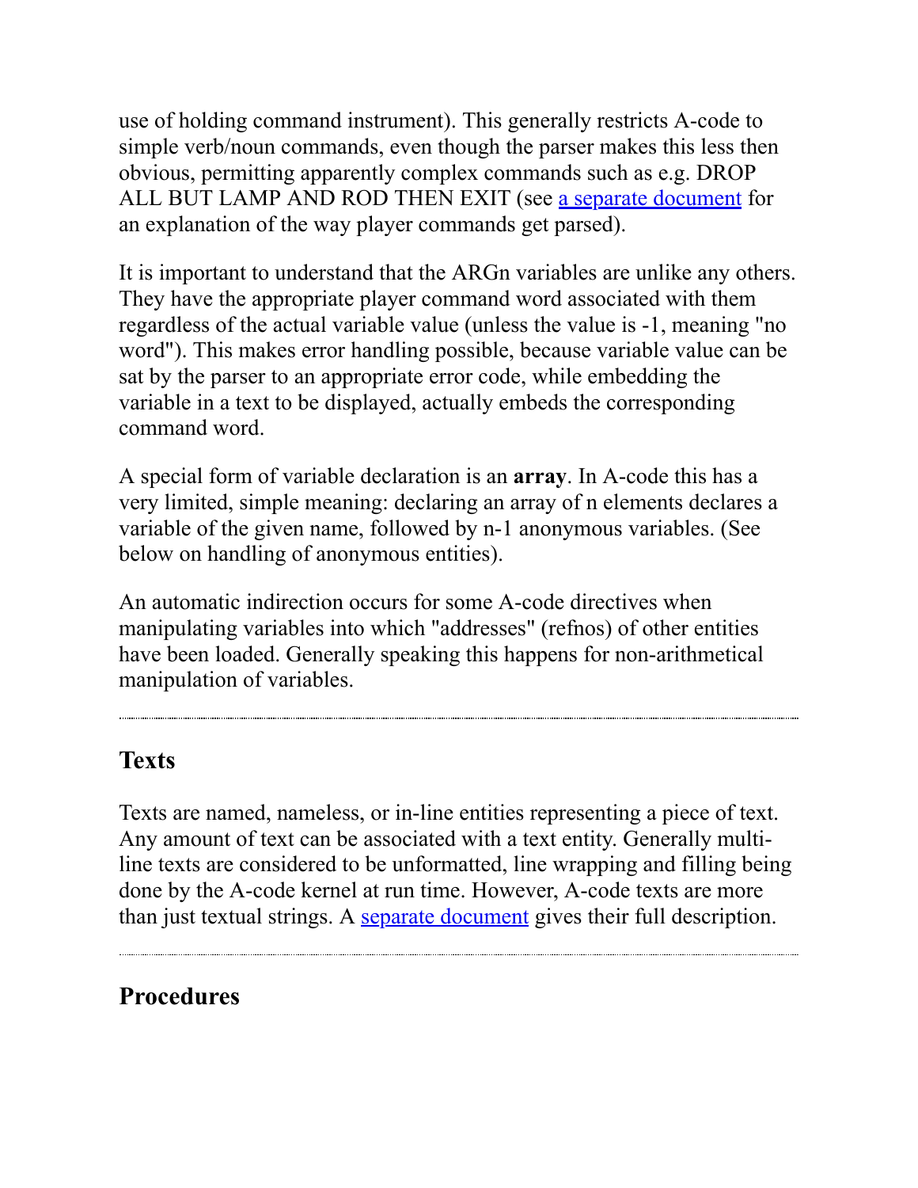use of holding command instrument). This generally restricts A-code to simple verb/noun commands, even though the parser makes this less then obvious, permitting apparently complex commands such as e.g. DROP ALL BUT LAMP AND ROD THEN EXIT (see [a separate document]() for an explanation of the way player commands get parsed).

It is important to understand that the ARGn variables are unlike any others. They have the appropriate player command word associated with them regardless of the actual variable value (unless the value is -1, meaning "no word"). This makes error handling possible, because variable value can be sat by the parser to an appropriate error code, while embedding the variable in a text to be displayed, actually embeds the corresponding command word.

A special form of variable declaration is an **array**. In A-code this has a very limited, simple meaning: declaring an array of n elements declares a variable of the given name, followed by n-1 anonymous variables. (See below on handling of anonymous entities).

An automatic indirection occurs for some A-code directives when manipulating variables into which "addresses" (refnos) of other entities have been loaded. Generally speaking this happens for non-arithmetical manipulation of variables.

---

## Texts

Texts are named, nameless, or in-line entities representing a piece of text. Any amount of text can be associated with a text entity. Generally multi-line texts are considered to be unformatted, line wrapping and filling being done by the A-code kernel at run time. However, A-code texts are more than just textual strings. A [separate document]() gives their full description.

---

## Procedures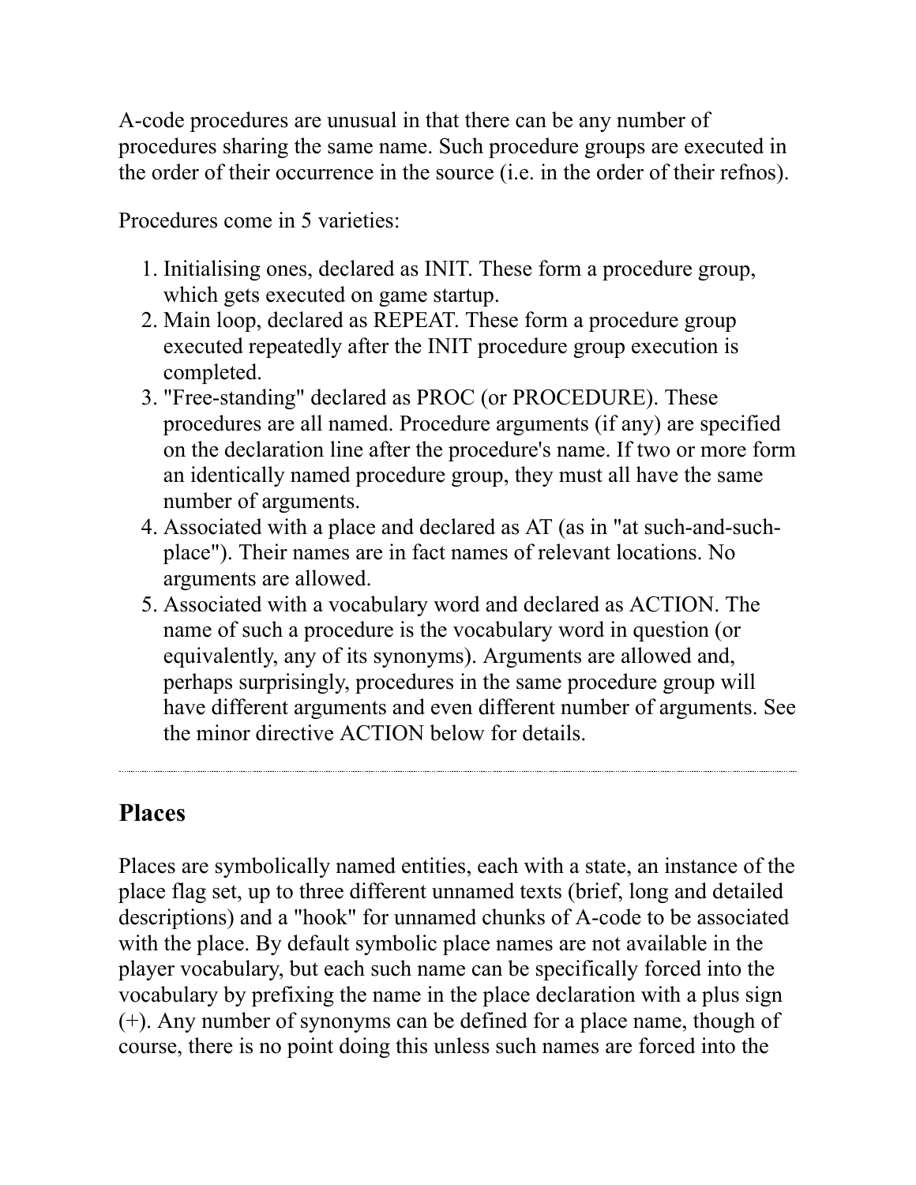A-code procedures are unusual in that there can be any number of procedures sharing the same name. Such procedure groups are executed in the order of their occurrence in the source (i.e. in the order of their refnos).

Procedures come in 5 varieties:

1. Initialising ones, declared as INIT. These form a procedure group, which gets executed on game startup.
2. Main loop, declared as REPEAT. These form a procedure group executed repeatedly after the INIT procedure group execution is completed.
3. "Free-standing" declared as PROC (or PROCEDURE). These procedures are all named. Procedure arguments (if any) are specified on the declaration line after the procedure's name. If two or more form an identically named procedure group, they must all have the same number of arguments.
4. Associated with a place and declared as AT (as in "at such-and-such-place"). Their names are in fact names of relevant locations. No arguments are allowed.
5. Associated with a vocabulary word and declared as ACTION. The name of such a procedure is the vocabulary word in question (or equivalently, any of its synonyms). Arguments are allowed and, perhaps surprisingly, procedures in the same procedure group will have different arguments and even different number of arguments. See the minor directive ACTION below for details.

---

## Places

Places are symbolically named entities, each with a state, an instance of the place flag set, up to three different unnamed texts (brief, long and detailed descriptions) and a "hook" for unnamed chunks of A-code to be associated with the place. By default symbolic place names are not available in the player vocabulary, but each such name can be specifically forced into the vocabulary by prefixing the name in the place declaration with a plus sign (+). Any number of synonyms can be defined for a place name, though of course, there is no point doing this unless such names are forced into the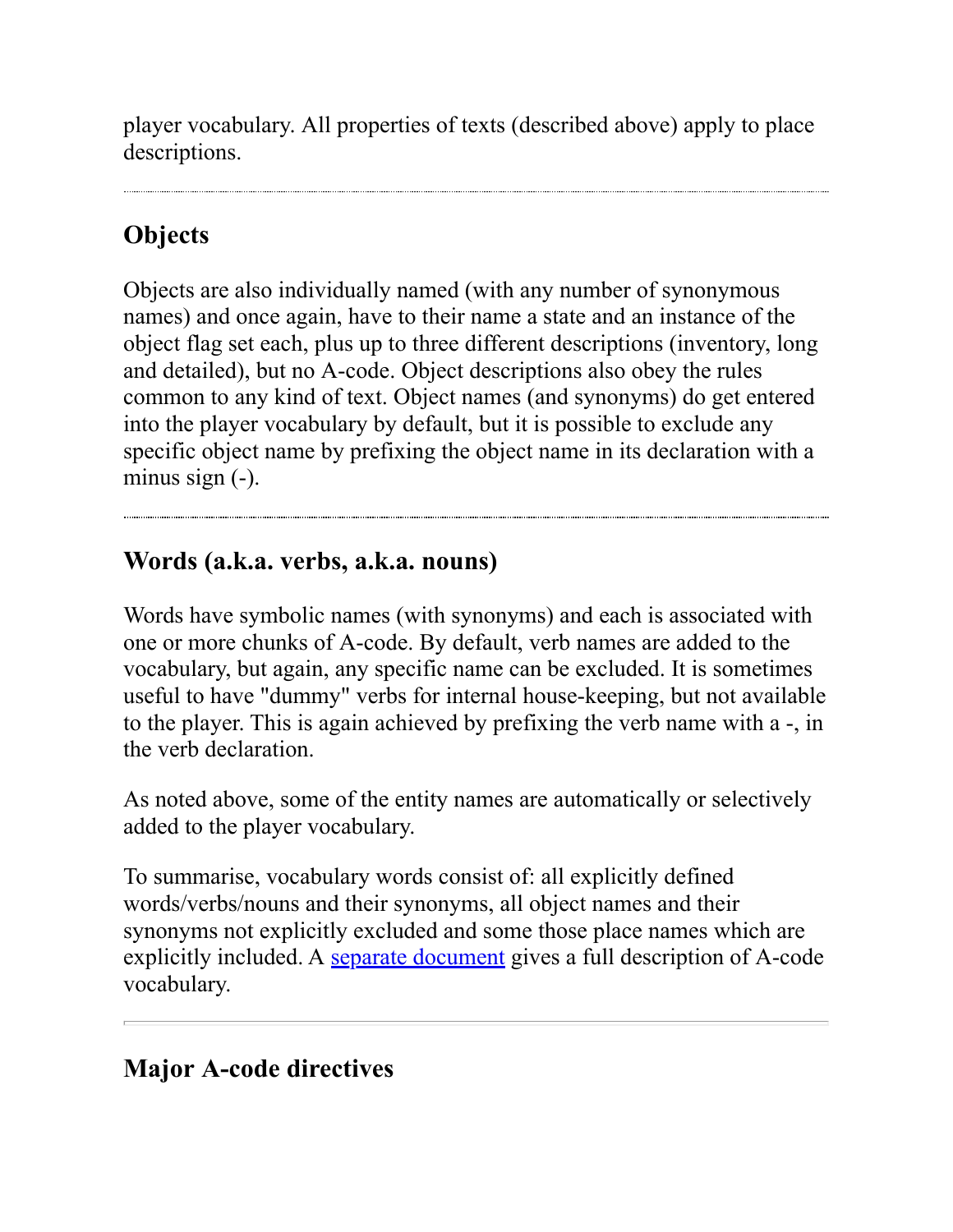player vocabulary. All properties of texts (described above) apply to place descriptions.

---

## Objects

Objects are also individually named (with any number of synonymous names) and once again, have to their name a state and an instance of the object flag set each, plus up to three different descriptions (inventory, long and detailed), but no A-code. Object descriptions also obey the rules common to any kind of text. Object names (and synonyms) do get entered into the player vocabulary by default, but it is possible to exclude any specific object name by prefixing the object name in its declaration with a minus sign (-).

---

## Words (a.k.a. verbs, a.k.a. nouns)

Words have symbolic names (with synonyms) and each is associated with one or more chunks of A-code. By default, verb names are added to the vocabulary, but again, any specific name can be excluded. It is sometimes useful to have "dummy" verbs for internal house-keeping, but not available to the player. This is again achieved by prefixing the verb name with a -, in the verb declaration.

As noted above, some of the entity names are automatically or selectively added to the player vocabulary.

To summarise, vocabulary words consist of: all explicitly defined words/verbs/nouns and their synonyms, all object names and their synonyms not explicitly excluded and some those place names which are explicitly included. A separate document gives a full description of A-code vocabulary.

---

## Major A-code directives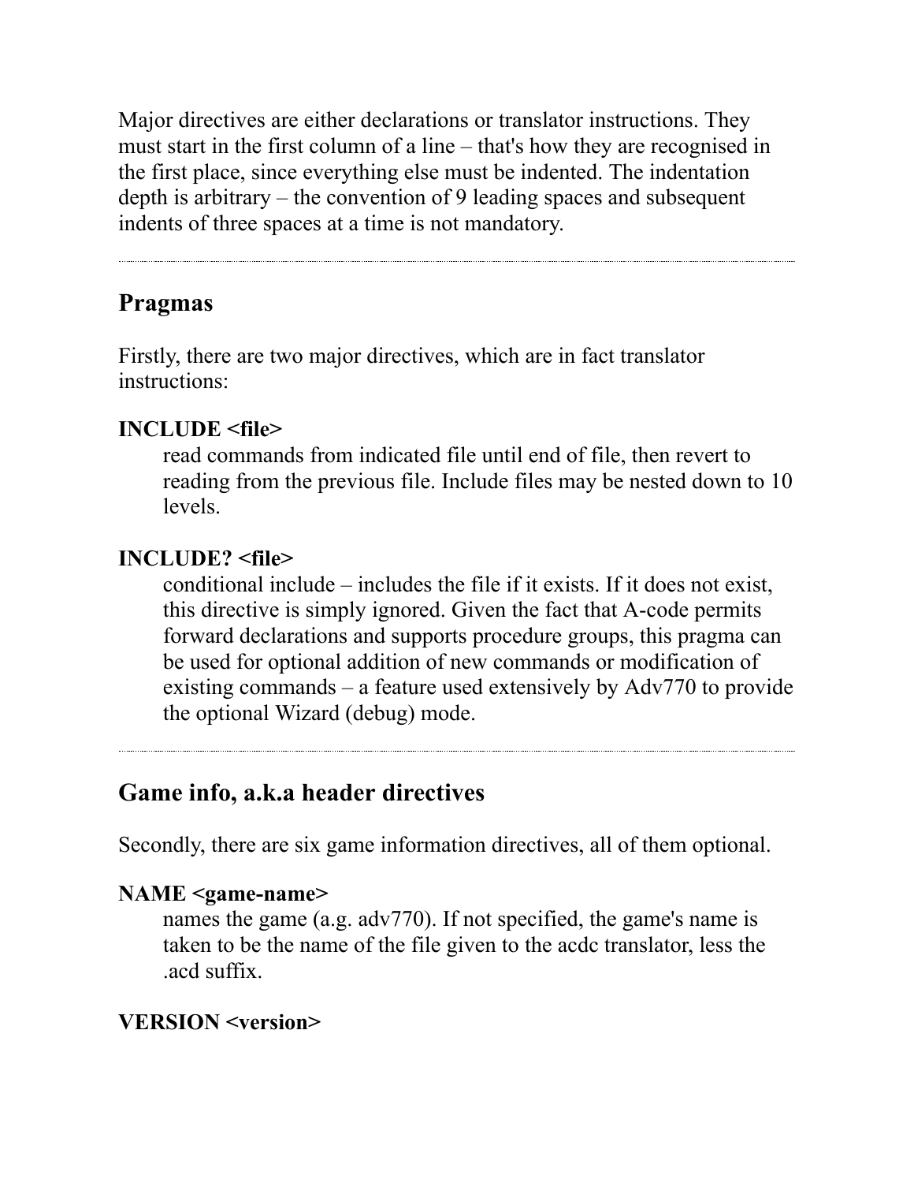Major directives are either declarations or translator instructions. They must start in the first column of a line – that's how they are recognised in the first place, since everything else must be indented. The indentation depth is arbitrary – the convention of 9 leading spaces and subsequent indents of three spaces at a time is not mandatory.

---

## Pragmas

Firstly, there are two major directives, which are in fact translator instructions:

**INCLUDE <file>**
: read commands from indicated file until end of file, then revert to reading from the previous file. Include files may be nested down to 10 levels.

**INCLUDE? <file>**
: conditional include – includes the file if it exists. If it does not exist, this directive is simply ignored. Given the fact that A-code permits forward declarations and supports procedure groups, this pragma can be used for optional addition of new commands or modification of existing commands – a feature used extensively by Adv770 to provide the optional Wizard (debug) mode.

---

## Game info, a.k.a header directives

Secondly, there are six game information directives, all of them optional.

**NAME <game-name>**
: names the game (a.g. adv770). If not specified, the game's name is taken to be the name of the file given to the acdc translator, less the .acd suffix.

**VERSION <version>**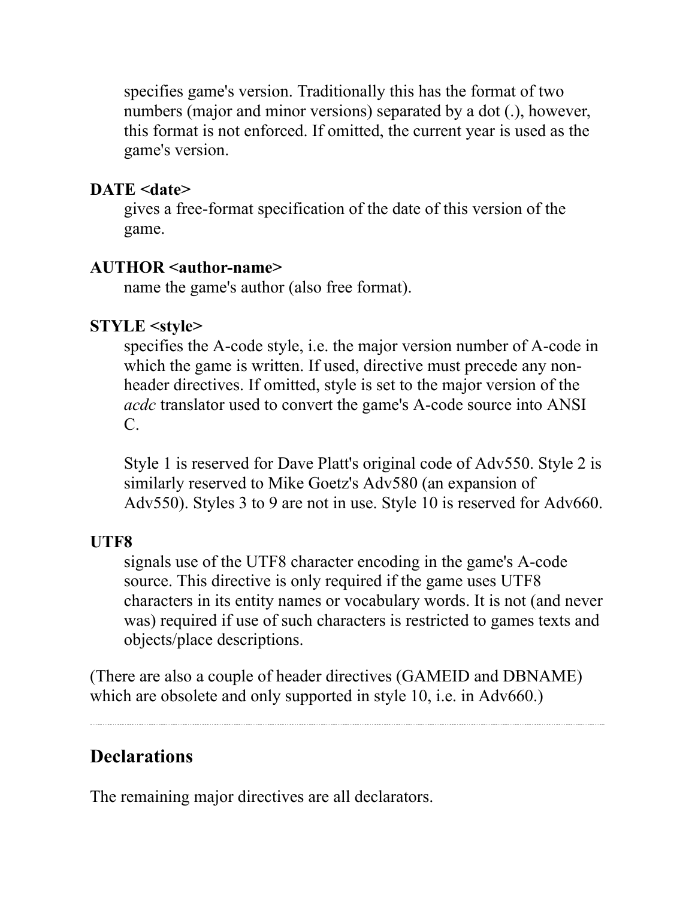specifies game's version. Traditionally this has the format of two numbers (major and minor versions) separated by a dot (.), however, this format is not enforced. If omitted, the current year is used as the game's version.

**DATE <date>**
: gives a free-format specification of the date of this version of the game.

**AUTHOR <author-name>**
: name the game's author (also free format).

**STYLE <style>**
: specifies the A-code style, i.e. the major version number of A-code in which the game is written. If used, directive must precede any non-header directives. If omitted, style is set to the major version of the *acdc* translator used to convert the game's A-code source into ANSI C.

  Style 1 is reserved for Dave Platt's original code of Adv550. Style 2 is similarly reserved to Mike Goetz's Adv580 (an expansion of Adv550). Styles 3 to 9 are not in use. Style 10 is reserved for Adv660.

**UTF8**
: signals use of the UTF8 character encoding in the game's A-code source. This directive is only required if the game uses UTF8 characters in its entity names or vocabulary words. It is not (and never was) required if use of such characters is restricted to games texts and objects/place descriptions.

(There are also a couple of header directives (GAMEID and DBNAME) which are obsolete and only supported in style 10, i.e. in Adv660.)

---

## Declarations

The remaining major directives are all declarators.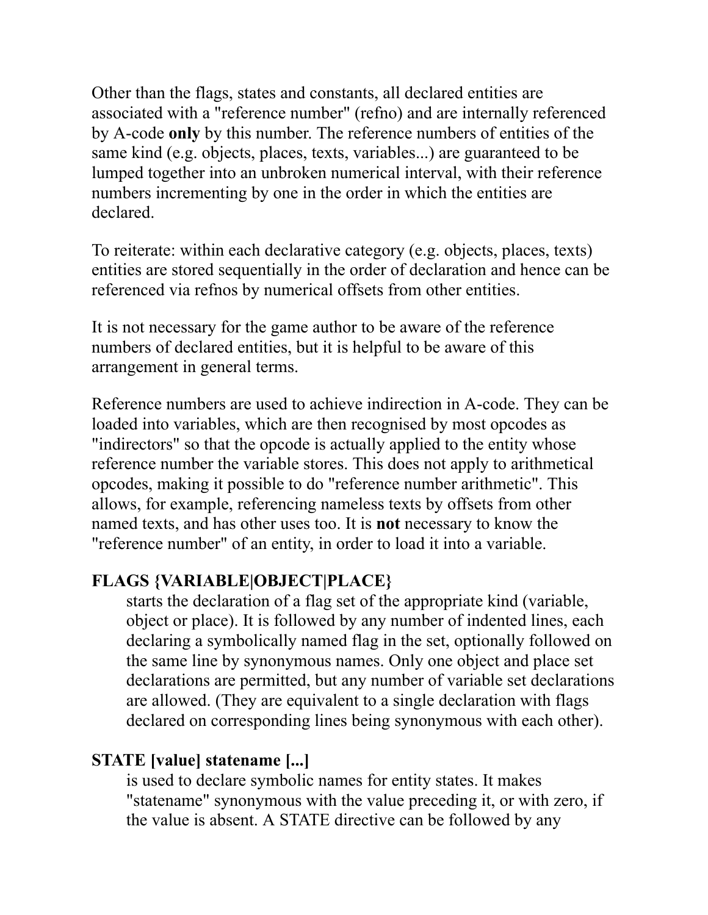Other than the flags, states and constants, all declared entities are associated with a "reference number" (refno) and are internally referenced by A-code **only** by this number. The reference numbers of entities of the same kind (e.g. objects, places, texts, variables...) are guaranteed to be lumped together into an unbroken numerical interval, with their reference numbers incrementing by one in the order in which the entities are declared.

To reiterate: within each declarative category (e.g. objects, places, texts) entities are stored sequentially in the order of declaration and hence can be referenced via refnos by numerical offsets from other entities.

It is not necessary for the game author to be aware of the reference numbers of declared entities, but it is helpful to be aware of this arrangement in general terms.

Reference numbers are used to achieve indirection in A-code. They can be loaded into variables, which are then recognised by most opcodes as "indirectors" so that the opcode is actually applied to the entity whose reference number the variable stores. This does not apply to arithmetical opcodes, making it possible to do "reference number arithmetic". This allows, for example, referencing nameless texts by offsets from other named texts, and has other uses too. It is **not** necessary to know the "reference number" of an entity, in order to load it into a variable.

**FLAGS {VARIABLE|OBJECT|PLACE}**

> starts the declaration of a flag set of the appropriate kind (variable, object or place). It is followed by any number of indented lines, each declaring a symbolically named flag in the set, optionally followed on the same line by synonymous names. Only one object and place set declarations are permitted, but any number of variable set declarations are allowed. (They are equivalent to a single declaration with flags declared on corresponding lines being synonymous with each other).

**STATE [value] statename [...]**

> is used to declare symbolic names for entity states. It makes "statename" synonymous with the value preceding it, or with zero, if the value is absent. A STATE directive can be followed by any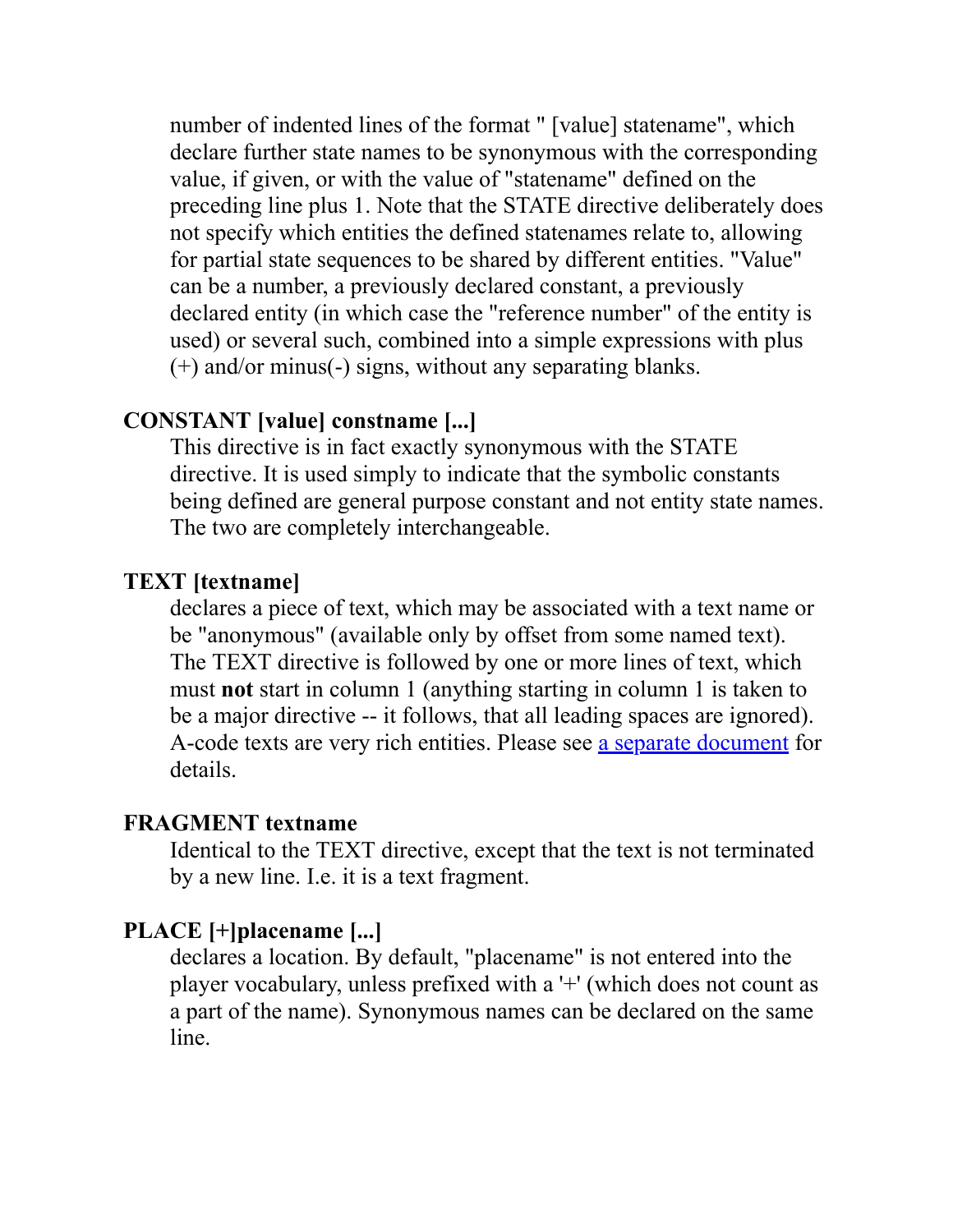number of indented lines of the format " [value] statename", which declare further state names to be synonymous with the corresponding value, if given, or with the value of "statename" defined on the preceding line plus 1. Note that the STATE directive deliberately does not specify which entities the defined statenames relate to, allowing for partial state sequences to be shared by different entities. "Value" can be a number, a previously declared constant, a previously declared entity (in which case the "reference number" of the entity is used) or several such, combined into a simple expressions with plus (+) and/or minus(-) signs, without any separating blanks.

**CONSTANT [value] constname [...]**

This directive is in fact exactly synonymous with the STATE directive. It is used simply to indicate that the symbolic constants being defined are general purpose constant and not entity state names. The two are completely interchangeable.

**TEXT [textname]**

declares a piece of text, which may be associated with a text name or be "anonymous" (available only by offset from some named text). The TEXT directive is followed by one or more lines of text, which must **not** start in column 1 (anything starting in column 1 is taken to be a major directive -- it follows, that all leading spaces are ignored). A-code texts are very rich entities. Please see a separate document for details.

**FRAGMENT textname**

Identical to the TEXT directive, except that the text is not terminated by a new line. I.e. it is a text fragment.

**PLACE [+]placename [...]**

declares a location. By default, "placename" is not entered into the player vocabulary, unless prefixed with a '+' (which does not count as a part of the name). Synonymous names can be declared on the same line.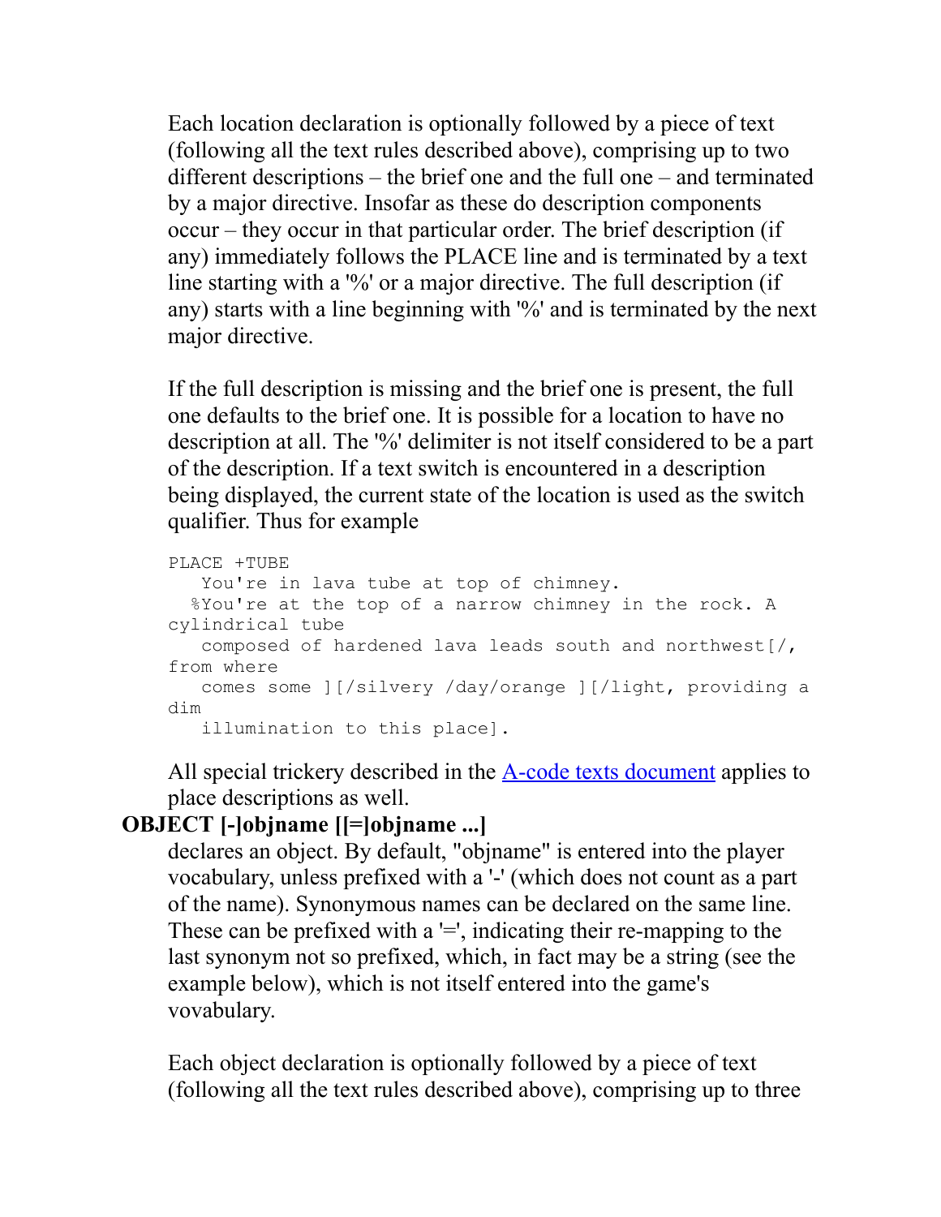Each location declaration is optionally followed by a piece of text (following all the text rules described above), comprising up to two different descriptions – the brief one and the full one – and terminated by a major directive. Insofar as these do description components occur – they occur in that particular order. The brief description (if any) immediately follows the PLACE line and is terminated by a text line starting with a '%' or a major directive. The full description (if any) starts with a line beginning with '%' and is terminated by the next major directive.

If the full description is missing and the brief one is present, the full one defaults to the brief one. It is possible for a location to have no description at all. The '%' delimiter is not itself considered to be a part of the description. If a text switch is encountered in a description being displayed, the current state of the location is used as the switch qualifier. Thus for example

```
PLACE +TUBE
   You're in lava tube at top of chimney.
  %You're at the top of a narrow chimney in the rock. A
cylindrical tube
   composed of hardened lava leads south and northwest[/,
from where
   comes some ][/silvery /day/orange ][/light, providing a
dim
   illumination to this place].
```

All special trickery described in the A-code texts document applies to place descriptions as well.

**OBJECT [-]objname [[=]objname ...]**

declares an object. By default, "objname" is entered into the player vocabulary, unless prefixed with a '-' (which does not count as a part of the name). Synonymous names can be declared on the same line. These can be prefixed with a '=', indicating their re-mapping to the last synonym not so prefixed, which, in fact may be a string (see the example below), which is not itself entered into the game's vovabulary.

Each object declaration is optionally followed by a piece of text (following all the text rules described above), comprising up to three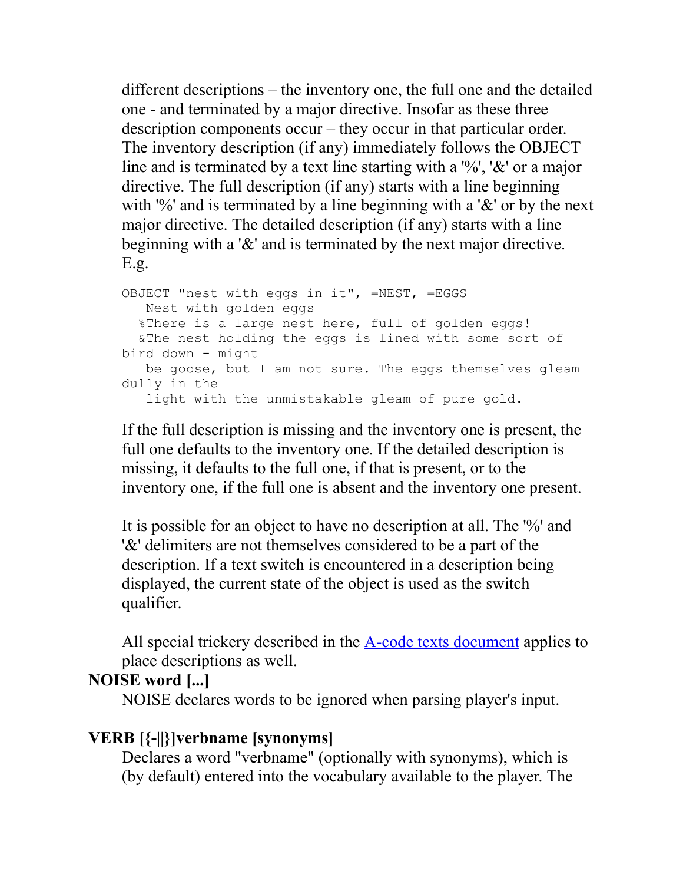different descriptions – the inventory one, the full one and the detailed one - and terminated by a major directive. Insofar as these three description components occur – they occur in that particular order. The inventory description (if any) immediately follows the OBJECT line and is terminated by a text line starting with a '%', '&' or a major directive. The full description (if any) starts with a line beginning with '%' and is terminated by a line beginning with a '&' or by the next major directive. The detailed description (if any) starts with a line beginning with a '&' and is terminated by the next major directive. E.g.

```
OBJECT "nest with eggs in it", =NEST, =EGGS
   Nest with golden eggs
  %There is a large nest here, full of golden eggs!
  &The nest holding the eggs is lined with some sort of
bird down - might
   be goose, but I am not sure. The eggs themselves gleam
dully in the
   light with the unmistakable gleam of pure gold.
```

If the full description is missing and the inventory one is present, the full one defaults to the inventory one. If the detailed description is missing, it defaults to the full one, if that is present, or to the inventory one, if the full one is absent and the inventory one present.

It is possible for an object to have no description at all. The '%' and '&' delimiters are not themselves considered to be a part of the description. If a text switch is encountered in a description being displayed, the current state of the object is used as the switch qualifier.

All special trickery described in the A-code texts document applies to place descriptions as well.

**NOISE word [...]**

NOISE declares words to be ignored when parsing player's input.

**VERB [{-||}]verbname [synonyms]**

Declares a word "verbname" (optionally with synonyms), which is (by default) entered into the vocabulary available to the player. The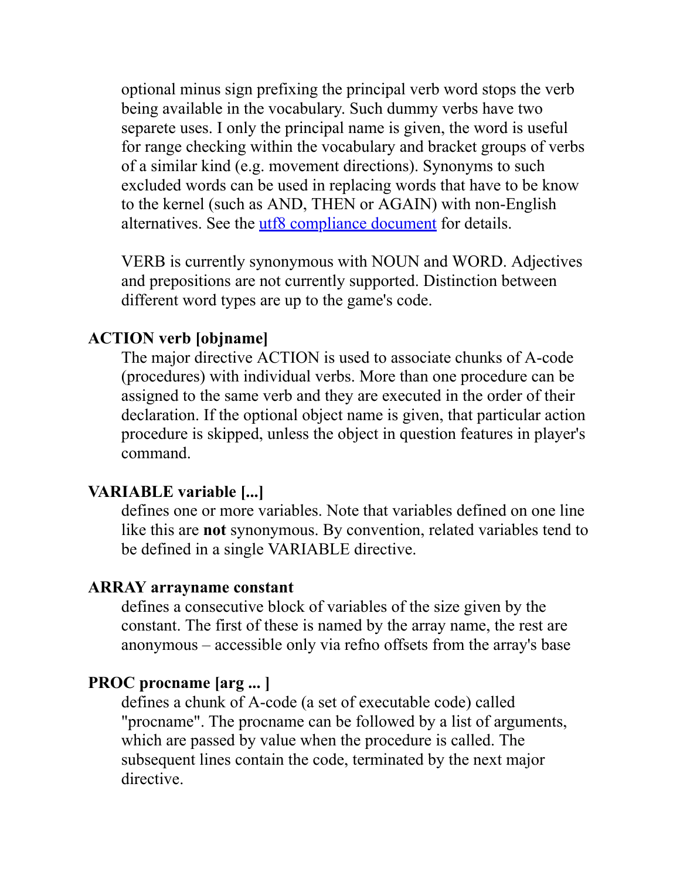optional minus sign prefixing the principal verb word stops the verb being available in the vocabulary. Such dummy verbs have two separete uses. I only the principal name is given, the word is useful for range checking within the vocabulary and bracket groups of verbs of a similar kind (e.g. movement directions). Synonyms to such excluded words can be used in replacing words that have to be know to the kernel (such as AND, THEN or AGAIN) with non-English alternatives. See the utf8 compliance document for details.

VERB is currently synonymous with NOUN and WORD. Adjectives and prepositions are not currently supported. Distinction between different word types are up to the game's code.

**ACTION verb [objname]**

The major directive ACTION is used to associate chunks of A-code (procedures) with individual verbs. More than one procedure can be assigned to the same verb and they are executed in the order of their declaration. If the optional object name is given, that particular action procedure is skipped, unless the object in question features in player's command.

**VARIABLE variable [...]**

defines one or more variables. Note that variables defined on one line like this are **not** synonymous. By convention, related variables tend to be defined in a single VARIABLE directive.

**ARRAY arrayname constant**

defines a consecutive block of variables of the size given by the constant. The first of these is named by the array name, the rest are anonymous – accessible only via refno offsets from the array's base

**PROC procname [arg ... ]**

defines a chunk of A-code (a set of executable code) called "procname". The procname can be followed by a list of arguments, which are passed by value when the procedure is called. The subsequent lines contain the code, terminated by the next major directive.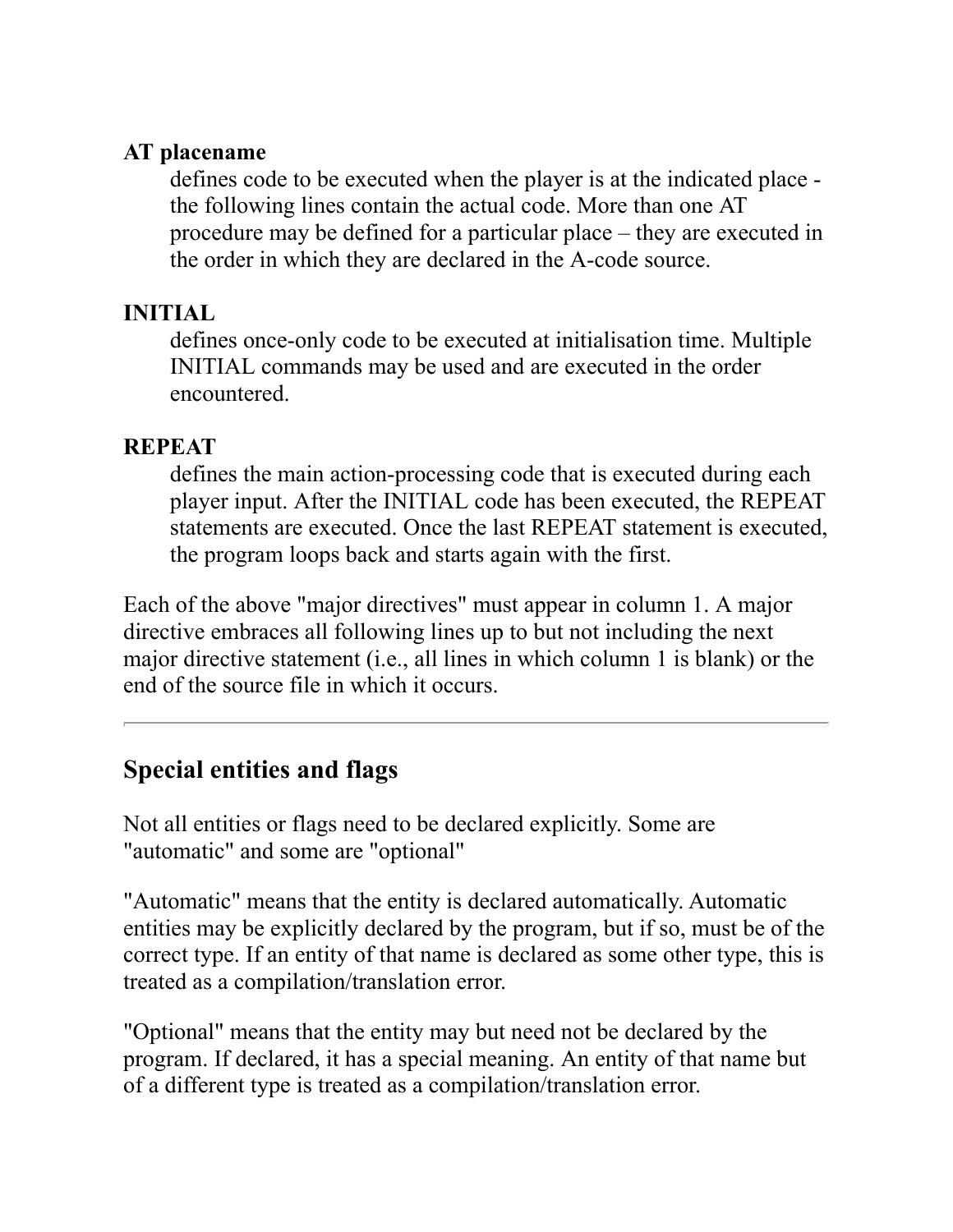**AT placename**

defines code to be executed when the player is at the indicated place - the following lines contain the actual code. More than one AT procedure may be defined for a particular place – they are executed in the order in which they are declared in the A-code source.

**INITIAL**

defines once-only code to be executed at initialisation time. Multiple INITIAL commands may be used and are executed in the order encountered.

**REPEAT**

defines the main action-processing code that is executed during each player input. After the INITIAL code has been executed, the REPEAT statements are executed. Once the last REPEAT statement is executed, the program loops back and starts again with the first.

Each of the above "major directives" must appear in column 1. A major directive embraces all following lines up to but not including the next major directive statement (i.e., all lines in which column 1 is blank) or the end of the source file in which it occurs.

---

## Special entities and flags

Not all entities or flags need to be declared explicitly. Some are "automatic" and some are "optional"

"Automatic" means that the entity is declared automatically. Automatic entities may be explicitly declared by the program, but if so, must be of the correct type. If an entity of that name is declared as some other type, this is treated as a compilation/translation error.

"Optional" means that the entity may but need not be declared by the program. If declared, it has a special meaning. An entity of that name but of a different type is treated as a compilation/translation error.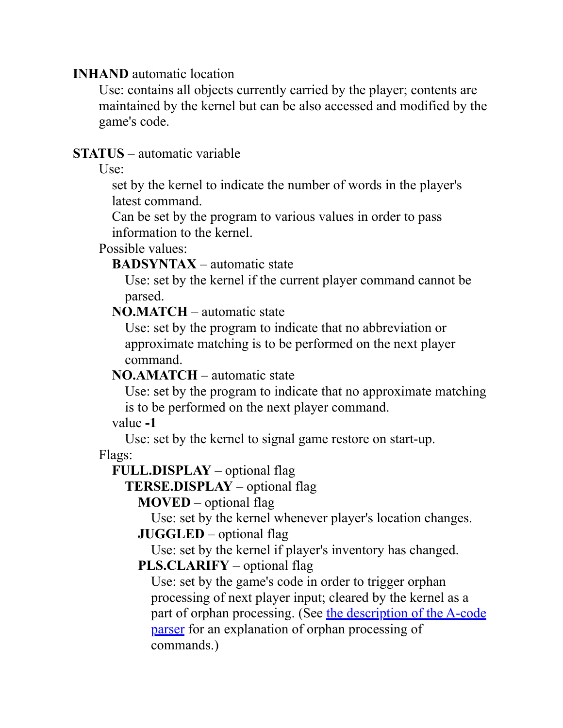**INHAND** automatic location

> Use: contains all objects currently carried by the player; contents are maintained by the kernel but can be also accessed and modified by the game's code.

**STATUS** – automatic variable

> Use:
>
> > set by the kernel to indicate the number of words in the player's latest command.
> > Can be set by the program to various values in order to pass information to the kernel.
>
> Possible values:
>
> > **BADSYNTAX** – automatic state
> >
> > > Use: set by the kernel if the current player command cannot be parsed.
> >
> > **NO.MATCH** – automatic state
> >
> > > Use: set by the program to indicate that no abbreviation or approximate matching is to be performed on the next player command.
> >
> > **NO.AMATCH** – automatic state
> >
> > > Use: set by the program to indicate that no approximate matching is to be performed on the next player command.
> >
> > value **-1**
> >
> > > Use: set by the kernel to signal game restore on start-up.
>
> Flags:
>
> > **FULL.DISPLAY** – optional flag
> >
> > > **TERSE.DISPLAY** – optional flag
> > >
> > > > **MOVED** – optional flag
> > > >
> > > > > Use: set by the kernel whenever player's location changes.
> > > >
> > > > **JUGGLED** – optional flag
> > > >
> > > > > Use: set by the kernel if player's inventory has changed.
> > > >
> > > > **PLS.CLARIFY** – optional flag
> > > >
> > > > > Use: set by the game's code in order to trigger orphan processing of next player input; cleared by the kernel as a part of orphan processing. (See the description of the A-code parser for an explanation of orphan processing of commands.)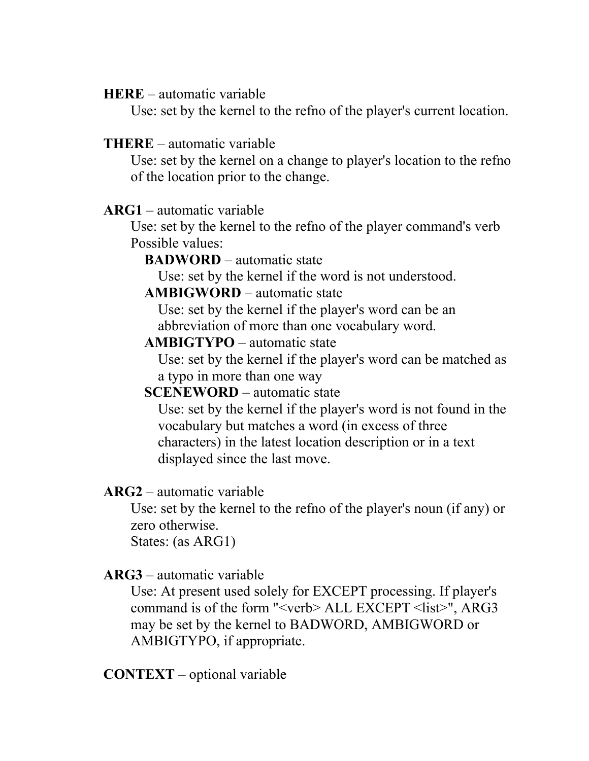**HERE** – automatic variable

Use: set by the kernel to the refno of the player's current location.

**THERE** – automatic variable

Use: set by the kernel on a change to player's location to the refno of the location prior to the change.

**ARG1** – automatic variable

Use: set by the kernel to the refno of the player command's verb
Possible values:

- **BADWORD** – automatic state
  Use: set by the kernel if the word is not understood.
- **AMBIGWORD** – automatic state
  Use: set by the kernel if the player's word can be an abbreviation of more than one vocabulary word.
- **AMBIGTYPO** – automatic state
  Use: set by the kernel if the player's word can be matched as a typo in more than one way
- **SCENEWORD** – automatic state
  Use: set by the kernel if the player's word is not found in the vocabulary but matches a word (in excess of three characters) in the latest location description or in a text displayed since the last move.

**ARG2** – automatic variable

Use: set by the kernel to the refno of the player's noun (if any) or zero otherwise.
States: (as ARG1)

**ARG3** – automatic variable

Use: At present used solely for EXCEPT processing. If player's command is of the form "<verb> ALL EXCEPT <list>", ARG3 may be set by the kernel to BADWORD, AMBIGWORD or AMBIGTYPO, if appropriate.

**CONTEXT** – optional variable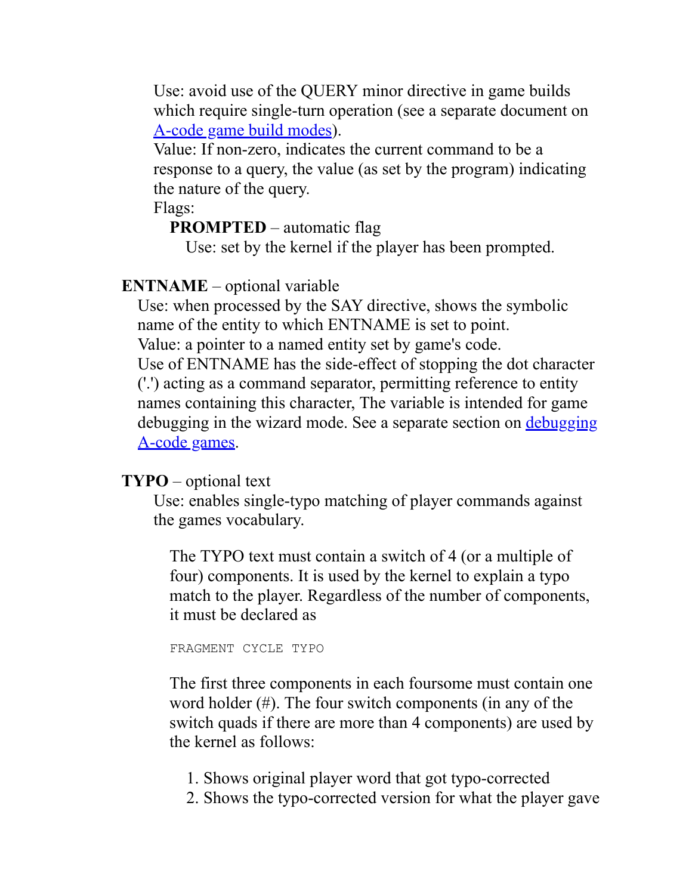Use: avoid use of the QUERY minor directive in game builds which require single-turn operation (see a separate document on A-code game build modes).
Value: If non-zero, indicates the current command to be a response to a query, the value (as set by the program) indicating the nature of the query.
Flags:

**PROMPTED** – automatic flag
Use: set by the kernel if the player has been prompted.

**ENTNAME** – optional variable
Use: when processed by the SAY directive, shows the symbolic name of the entity to which ENTNAME is set to point.
Value: a pointer to a named entity set by game's code.
Use of ENTNAME has the side-effect of stopping the dot character ('.') acting as a command separator, permitting reference to entity names containing this character, The variable is intended for game debugging in the wizard mode. See a separate section on debugging A-code games.

**TYPO** – optional text
Use: enables single-typo matching of player commands against the games vocabulary.

The TYPO text must contain a switch of 4 (or a multiple of four) components. It is used by the kernel to explain a typo match to the player. Regardless of the number of components, it must be declared as

```
FRAGMENT CYCLE TYPO
```

The first three components in each foursome must contain one word holder (#). The four switch components (in any of the switch quads if there are more than 4 components) are used by the kernel as follows:

1. Shows original player word that got typo-corrected
2. Shows the typo-corrected version for what the player gave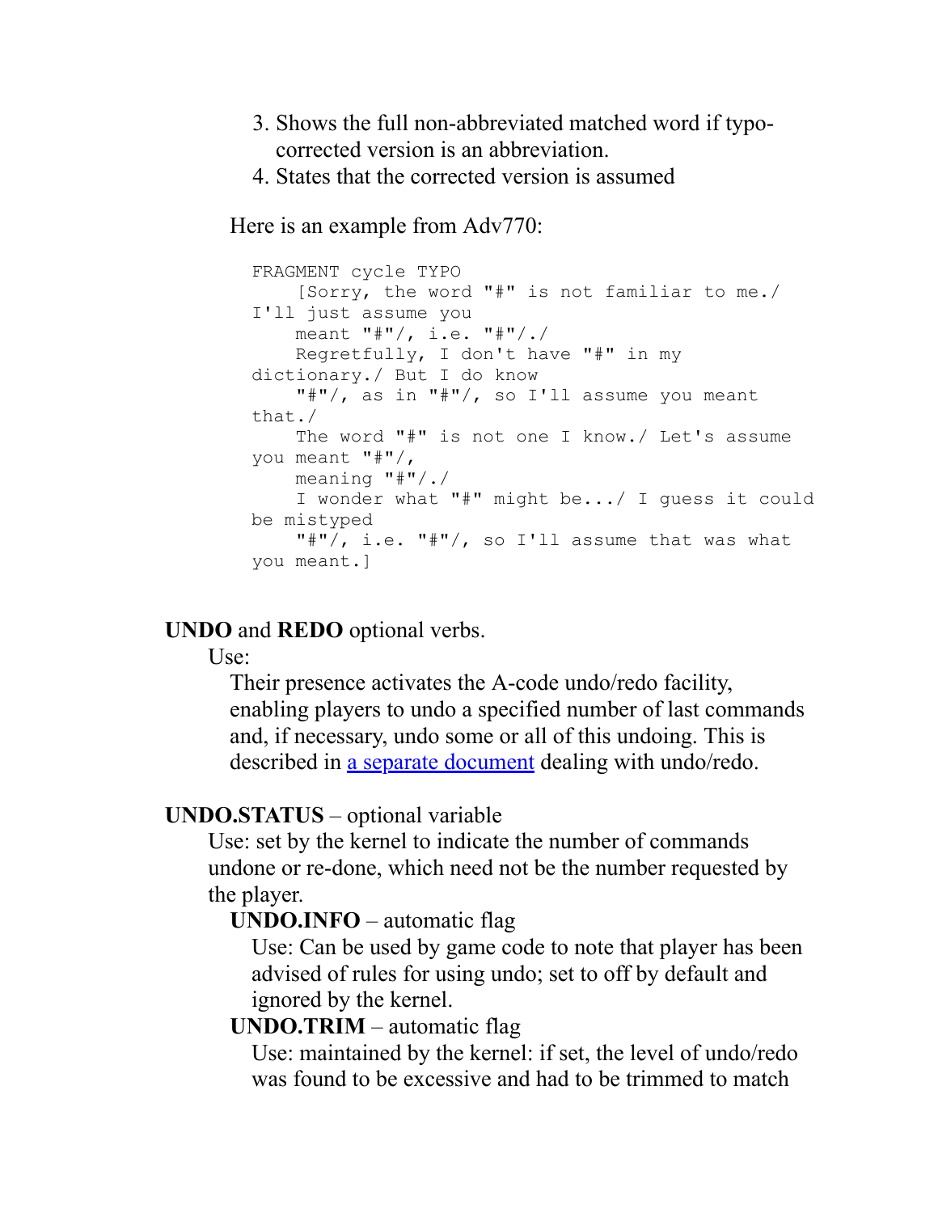3. Shows the full non-abbreviated matched word if typo-corrected version is an abbreviation.
4. States that the corrected version is assumed

Here is an example from Adv770:

```
FRAGMENT cycle TYPO
    [Sorry, the word "#" is not familiar to me./
I'll just assume you
    meant "#"/, i.e. "#"/./
    Regretfully, I don't have "#" in my
dictionary./ But I do know
    "#"/, as in "#"/, so I'll assume you meant
that./
    The word "#" is not one I know./ Let's assume
you meant "#"/,
    meaning "#"/./
    I wonder what "#" might be.../ I guess it could
be mistyped
    "#"/, i.e. "#"/, so I'll assume that was what
you meant.]
```

**UNDO** and **REDO** optional verbs.

Use:

Their presence activates the A-code undo/redo facility, enabling players to undo a specified number of last commands and, if necessary, undo some or all of this undoing. This is described in a separate document dealing with undo/redo.

**UNDO.STATUS** – optional variable

Use: set by the kernel to indicate the number of commands undone or re-done, which need not be the number requested by the player.

**UNDO.INFO** – automatic flag

Use: Can be used by game code to note that player has been advised of rules for using undo; set to off by default and ignored by the kernel.

**UNDO.TRIM** – automatic flag

Use: maintained by the kernel: if set, the level of undo/redo was found to be excessive and had to be trimmed to match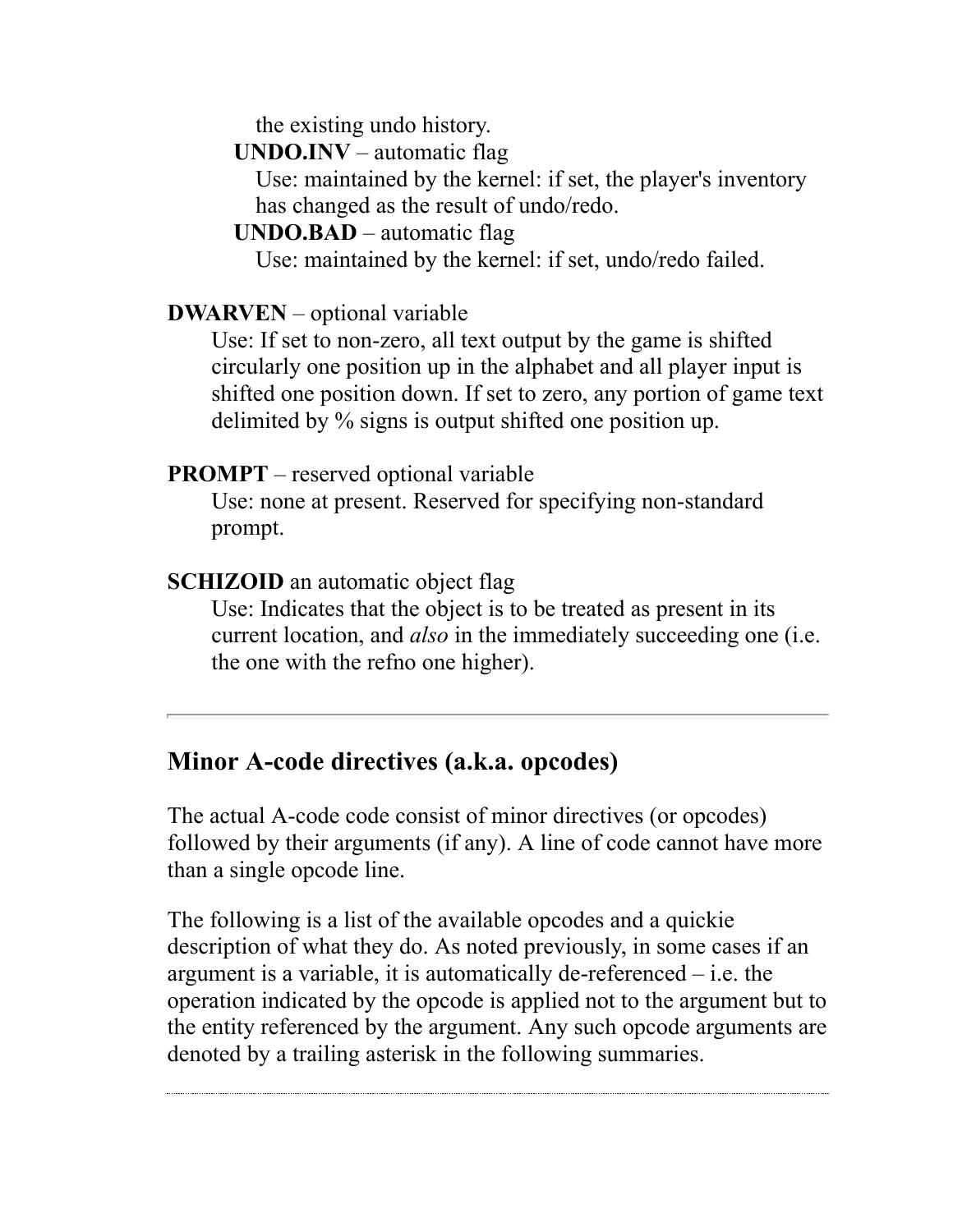the existing undo history.

**UNDO.INV** – automatic flag
Use: maintained by the kernel: if set, the player's inventory has changed as the result of undo/redo.

**UNDO.BAD** – automatic flag
Use: maintained by the kernel: if set, undo/redo failed.

**DWARVEN** – optional variable
Use: If set to non-zero, all text output by the game is shifted circularly one position up in the alphabet and all player input is shifted one position down. If set to zero, any portion of game text delimited by % signs is output shifted one position up.

**PROMPT** – reserved optional variable
Use: none at present. Reserved for specifying non-standard prompt.

**SCHIZOID** an automatic object flag
Use: Indicates that the object is to be treated as present in its current location, and *also* in the immediately succeeding one (i.e. the one with the refno one higher).

---

## Minor A-code directives (a.k.a. opcodes)

The actual A-code code consist of minor directives (or opcodes) followed by their arguments (if any). A line of code cannot have more than a single opcode line.

The following is a list of the available opcodes and a quickie description of what they do. As noted previously, in some cases if an argument is a variable, it is automatically de-referenced – i.e. the operation indicated by the opcode is applied not to the argument but to the entity referenced by the argument. Any such opcode arguments are denoted by a trailing asterisk in the following summaries.

---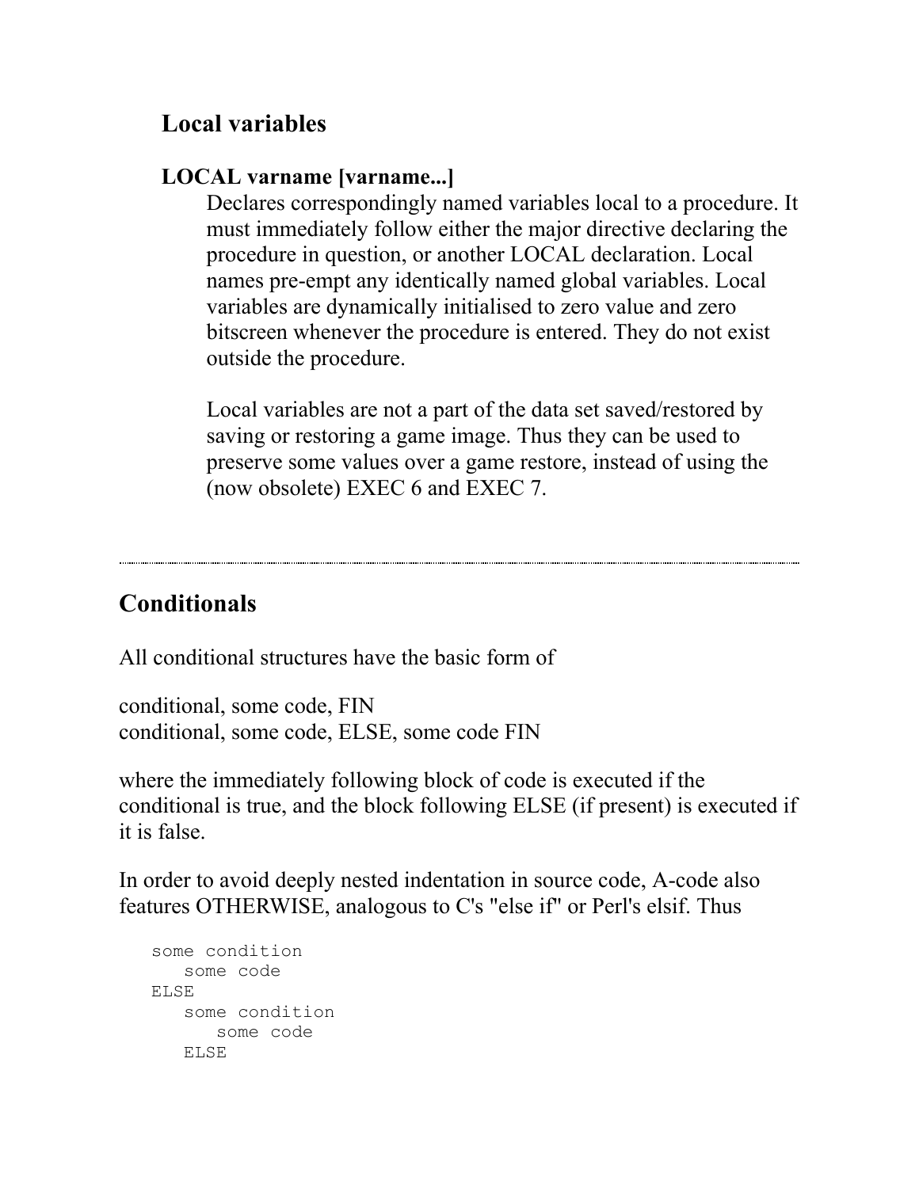### Local variables

**LOCAL varname [varname...]**

Declares correspondingly named variables local to a procedure. It must immediately follow either the major directive declaring the procedure in question, or another LOCAL declaration. Local names pre-empt any identically named global variables. Local variables are dynamically initialised to zero value and zero bitscreen whenever the procedure is entered. They do not exist outside the procedure.

Local variables are not a part of the data set saved/restored by saving or restoring a game image. Thus they can be used to preserve some values over a game restore, instead of using the (now obsolete) EXEC 6 and EXEC 7.

---

## Conditionals

All conditional structures have the basic form of

conditional, some code, FIN
conditional, some code, ELSE, some code FIN

where the immediately following block of code is executed if the conditional is true, and the block following ELSE (if present) is executed if it is false.

In order to avoid deeply nested indentation in source code, A-code also features OTHERWISE, analogous to C's "else if" or Perl's elsif. Thus

```
some condition
   some code
ELSE
   some condition
      some code
   ELSE
```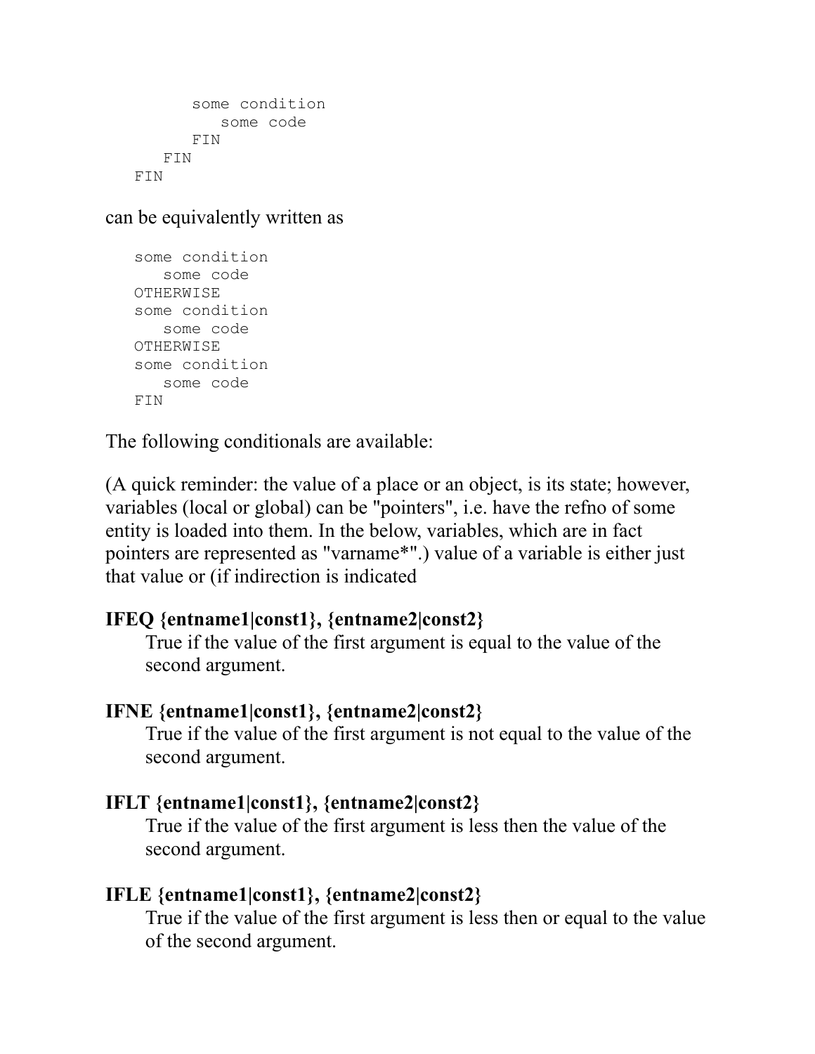```
      some condition
         some code
      FIN
   FIN
FIN
```

can be equivalently written as

```
some condition
   some code
OTHERWISE
some condition
   some code
OTHERWISE
some condition
   some code
FIN
```

The following conditionals are available:

(A quick reminder: the value of a place or an object, is its state; however, variables (local or global) can be "pointers", i.e. have the refno of some entity is loaded into them. In the below, variables, which are in fact pointers are represented as "varname*".) value of a variable is either just that value or (if indirection is indicated

**IFEQ {entname1|const1}, {entname2|const2}**
: True if the value of the first argument is equal to the value of the second argument.

**IFNE {entname1|const1}, {entname2|const2}**
: True if the value of the first argument is not equal to the value of the second argument.

**IFLT {entname1|const1}, {entname2|const2}**
: True if the value of the first argument is less then the value of the second argument.

**IFLE {entname1|const1}, {entname2|const2}**
: True if the value of the first argument is less then or equal to the value of the second argument.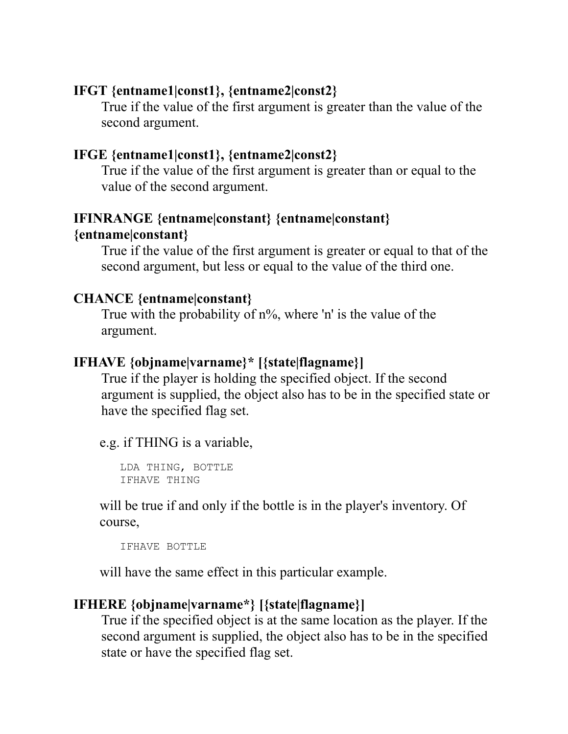**IFGT {entname1|const1}, {entname2|const2}**

True if the value of the first argument is greater than the value of the second argument.

**IFGE {entname1|const1}, {entname2|const2}**

True if the value of the first argument is greater than or equal to the value of the second argument.

**IFINRANGE {entname|constant} {entname|constant} {entname|constant}**

True if the value of the first argument is greater or equal to that of the second argument, but less or equal to the value of the third one.

**CHANCE {entname|constant}**

True with the probability of n%, where 'n' is the value of the argument.

**IFHAVE {objname|varname}* [{state|flagname}]**

True if the player is holding the specified object. If the second argument is supplied, the object also has to be in the specified state or have the specified flag set.

e.g. if THING is a variable,

```
LDA THING, BOTTLE
IFHAVE THING
```

will be true if and only if the bottle is in the player's inventory. Of course,

```
IFHAVE BOTTLE
```

will have the same effect in this particular example.

**IFHERE {objname|varname*} [{state|flagname}]**

True if the specified object is at the same location as the player. If the second argument is supplied, the object also has to be in the specified state or have the specified flag set.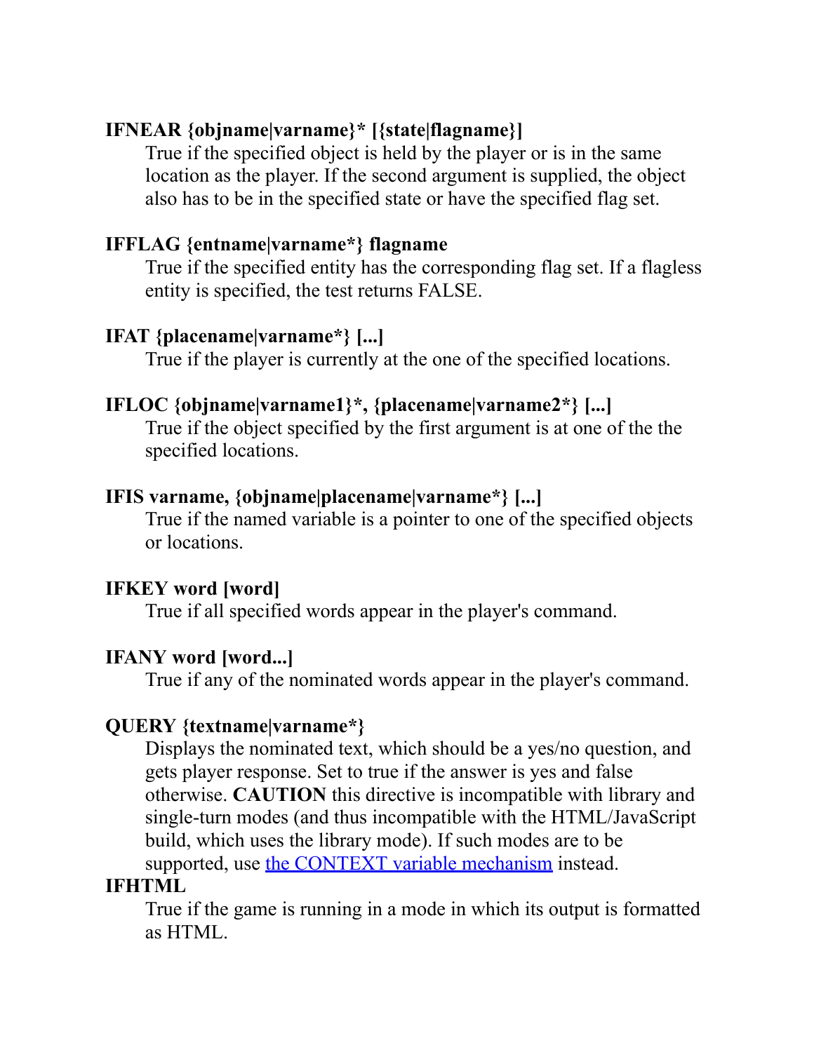**IFNEAR {objname|varname}* [{state|flagname}]**

True if the specified object is held by the player or is in the same location as the player. If the second argument is supplied, the object also has to be in the specified state or have the specified flag set.

**IFFLAG {entname|varname*} flagname**

True if the specified entity has the corresponding flag set. If a flagless entity is specified, the test returns FALSE.

**IFAT {placename|varname*} [...]**

True if the player is currently at the one of the specified locations.

**IFLOC {objname|varname1}*, {placename|varname2*} [...]**

True if the object specified by the first argument is at one of the the specified locations.

**IFIS varname, {objname|placename|varname*} [...]**

True if the named variable is a pointer to one of the specified objects or locations.

**IFKEY word [word]**

True if all specified words appear in the player's command.

**IFANY word [word...]**

True if any of the nominated words appear in the player's command.

**QUERY {textname|varname*}**

Displays the nominated text, which should be a yes/no question, and gets player response. Set to true if the answer is yes and false otherwise. **CAUTION** this directive is incompatible with library and single-turn modes (and thus incompatible with the HTML/JavaScript build, which uses the library mode). If such modes are to be supported, use the CONTEXT variable mechanism instead.

**IFHTML**

True if the game is running in a mode in which its output is formatted as HTML.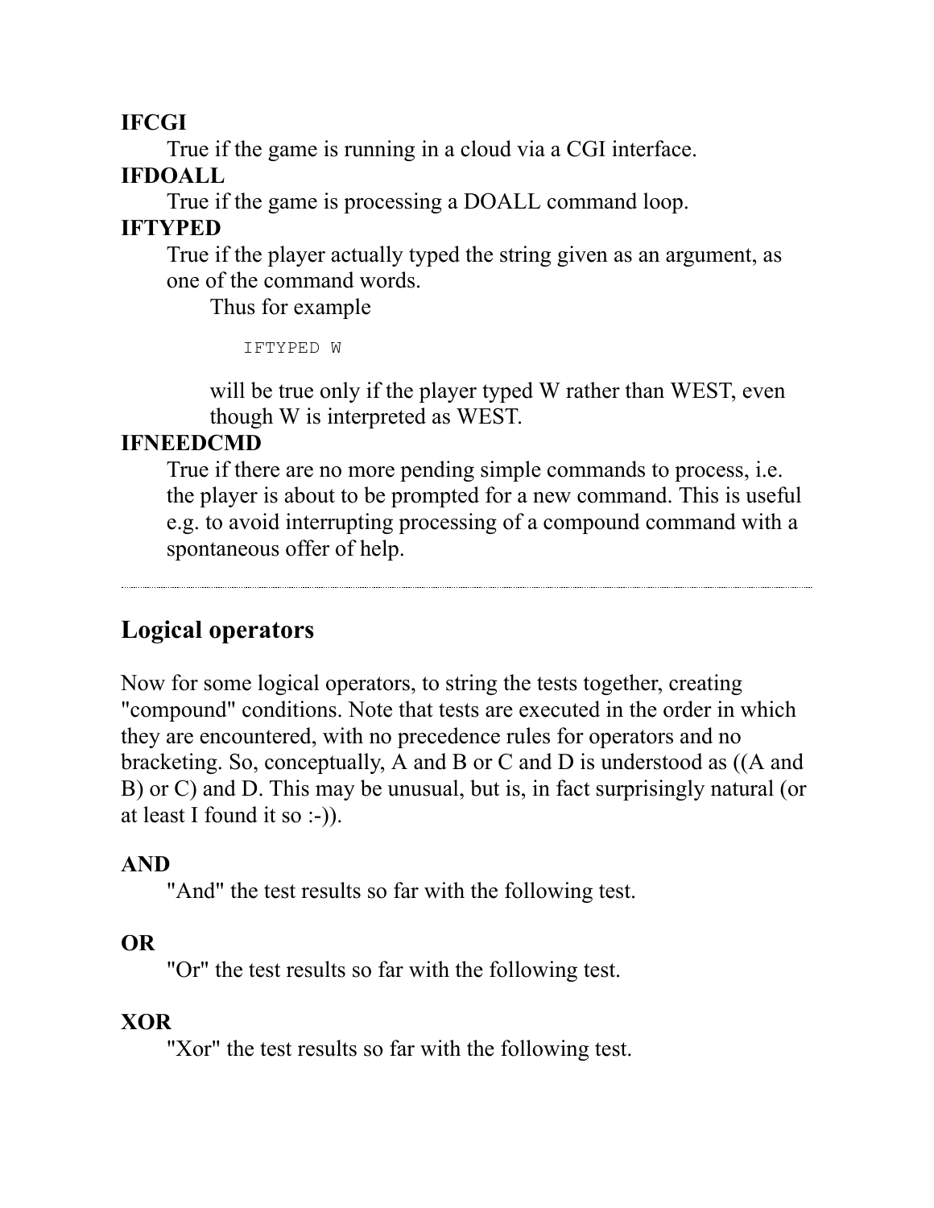**IFCGI**

True if the game is running in a cloud via a CGI interface.

**IFDOALL**

True if the game is processing a DOALL command loop.

**IFTYPED**

True if the player actually typed the string given as an argument, as one of the command words.

Thus for example

```
IFTYPED W
```

will be true only if the player typed W rather than WEST, even though W is interpreted as WEST.

**IFNEEDCMD**

True if there are no more pending simple commands to process, i.e. the player is about to be prompted for a new command. This is useful e.g. to avoid interrupting processing of a compound command with a spontaneous offer of help.

---

## Logical operators

Now for some logical operators, to string the tests together, creating "compound" conditions. Note that tests are executed in the order in which they are encountered, with no precedence rules for operators and no bracketing. So, conceptually, A and B or C and D is understood as ((A and B) or C) and D. This may be unusual, but is, in fact surprisingly natural (or at least I found it so :-)).

**AND**

"And" the test results so far with the following test.

**OR**

"Or" the test results so far with the following test.

**XOR**

"Xor" the test results so far with the following test.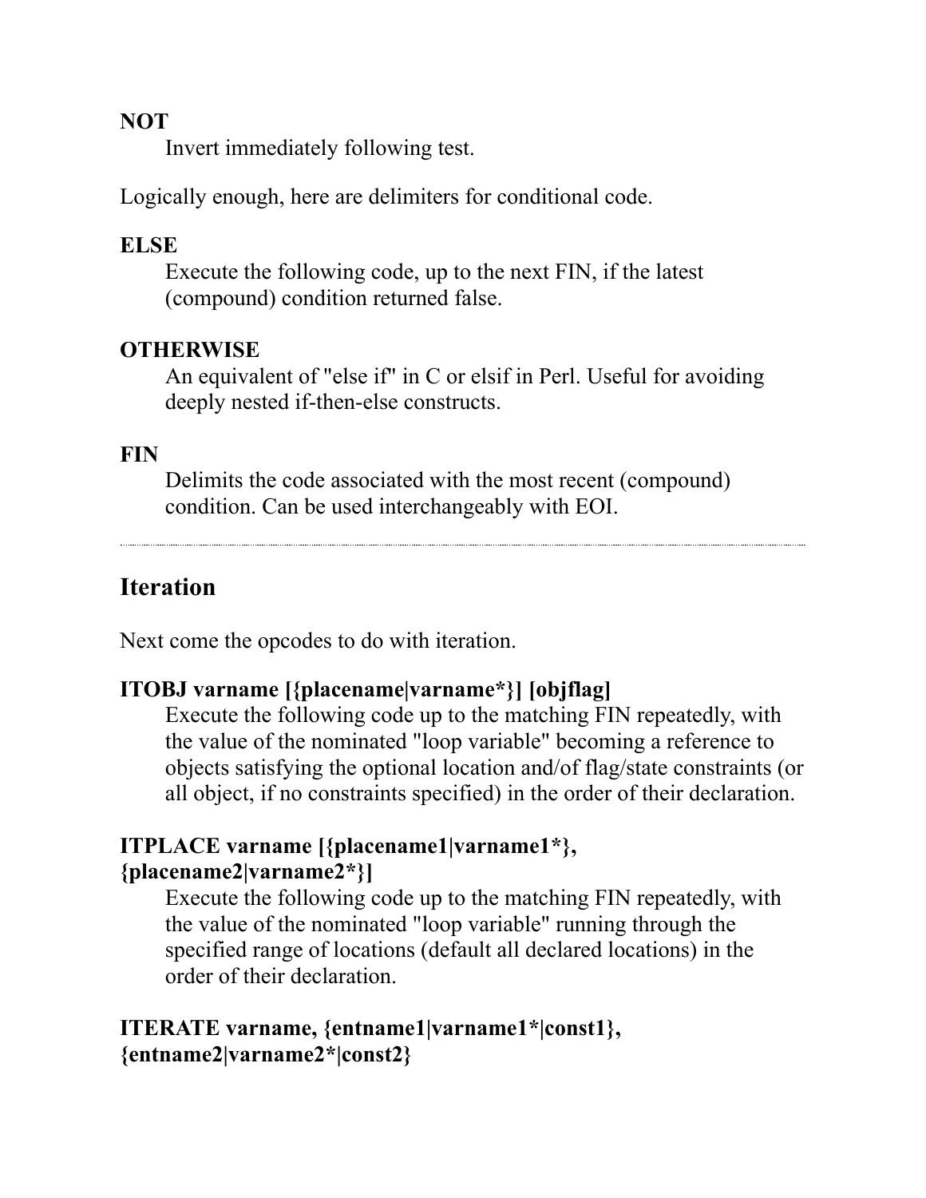**NOT**
Invert immediately following test.

Logically enough, here are delimiters for conditional code.

**ELSE**
Execute the following code, up to the next FIN, if the latest (compound) condition returned false.

**OTHERWISE**
An equivalent of "else if" in C or elsif in Perl. Useful for avoiding deeply nested if-then-else constructs.

**FIN**
Delimits the code associated with the most recent (compound) condition. Can be used interchangeably with EOI.

---

## Iteration

Next come the opcodes to do with iteration.

**ITOBJ varname [{placename|varname*}] [objflag]**
Execute the following code up to the matching FIN repeatedly, with the value of the nominated "loop variable" becoming a reference to objects satisfying the optional location and/of flag/state constraints (or all object, if no constraints specified) in the order of their declaration.

**ITPLACE varname [{placename1|varname1*}, {placename2|varname2*}]**
Execute the following code up to the matching FIN repeatedly, with the value of the nominated "loop variable" running through the specified range of locations (default all declared locations) in the order of their declaration.

**ITERATE varname, {entname1|varname1*|const1}, {entname2|varname2*|const2}**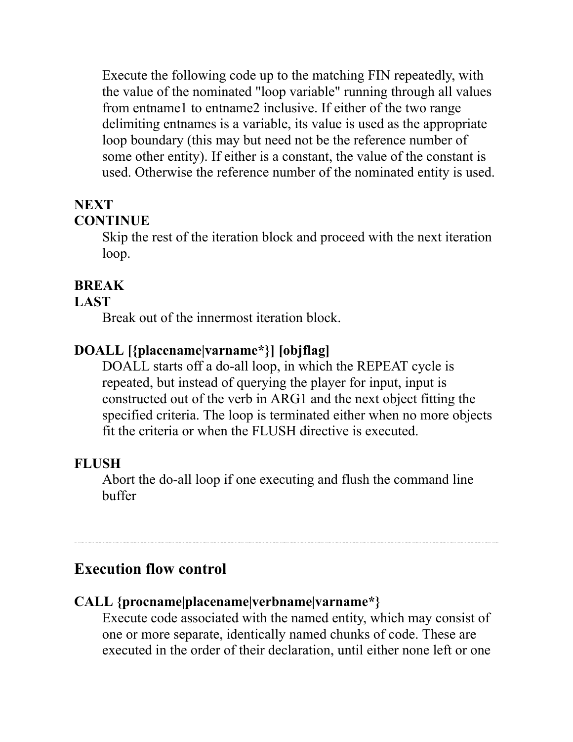Execute the following code up to the matching FIN repeatedly, with the value of the nominated "loop variable" running through all values from entname1 to entname2 inclusive. If either of the two range delimiting entnames is a variable, its value is used as the appropriate loop boundary (this may but need not be the reference number of some other entity). If either is a constant, the value of the constant is used. Otherwise the reference number of the nominated entity is used.

**NEXT**
**CONTINUE**

Skip the rest of the iteration block and proceed with the next iteration loop.

**BREAK**
**LAST**

Break out of the innermost iteration block.

**DOALL [{placename|varname*}] [objflag]**

DOALL starts off a do-all loop, in which the REPEAT cycle is repeated, but instead of querying the player for input, input is constructed out of the verb in ARG1 and the next object fitting the specified criteria. The loop is terminated either when no more objects fit the criteria or when the FLUSH directive is executed.

**FLUSH**

Abort the do-all loop if one executing and flush the command line buffer

---

## Execution flow control

**CALL {procname|placename|verbname|varname*}**

Execute code associated with the named entity, which may consist of one or more separate, identically named chunks of code. These are executed in the order of their declaration, until either none left or one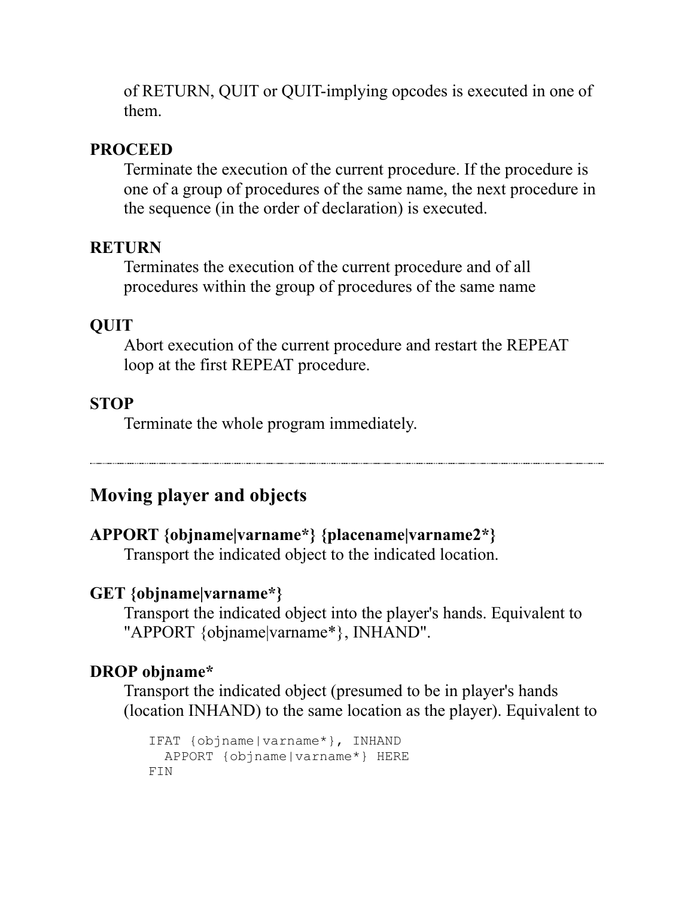of RETURN, QUIT or QUIT-implying opcodes is executed in one of them.

**PROCEED**

Terminate the execution of the current procedure. If the procedure is one of a group of procedures of the same name, the next procedure in the sequence (in the order of declaration) is executed.

**RETURN**

Terminates the execution of the current procedure and of all procedures within the group of procedures of the same name

**QUIT**

Abort execution of the current procedure and restart the REPEAT loop at the first REPEAT procedure.

**STOP**

Terminate the whole program immediately.

---

## Moving player and objects

**APPORT {objname|varname*} {placename|varname2*}**

Transport the indicated object to the indicated location.

**GET {objname|varname*}**

Transport the indicated object into the player's hands. Equivalent to "APPORT {objname|varname*}, INHAND".

**DROP objname***

Transport the indicated object (presumed to be in player's hands (location INHAND) to the same location as the player). Equivalent to

```
IFAT {objname|varname*}, INHAND
  APPORT {objname|varname*} HERE
FIN
```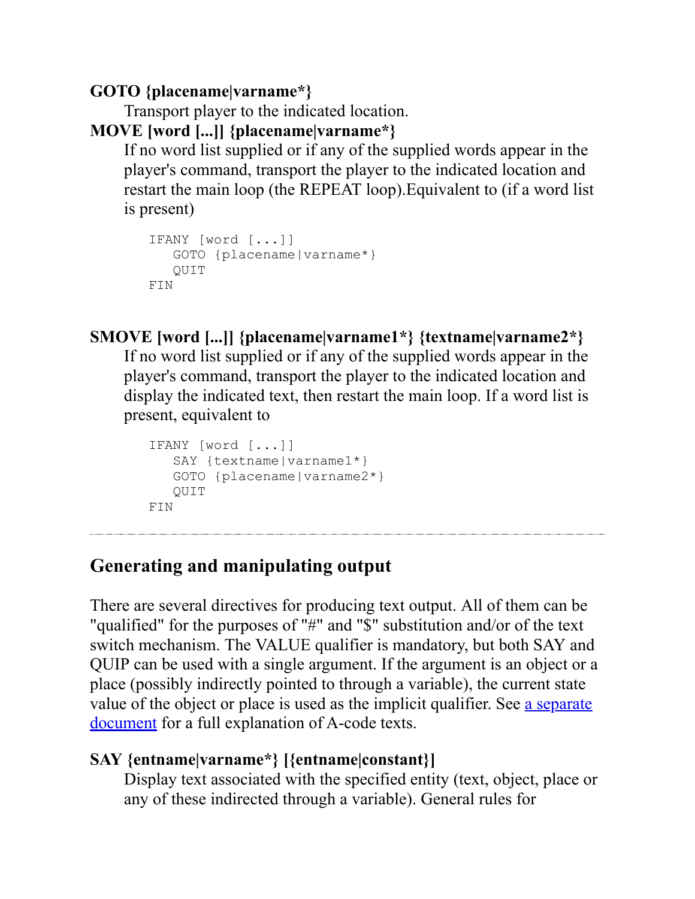**GOTO {placename|varname*}**

Transport player to the indicated location.

**MOVE [word [...]] {placename|varname*}**

If no word list supplied or if any of the supplied words appear in the player's command, transport the player to the indicated location and restart the main loop (the REPEAT loop).Equivalent to (if a word list is present)

```
IFANY [word [...]]
   GOTO {placename|varname*}
   QUIT
FIN
```

**SMOVE [word [...]] {placename|varname1*} {textname|varname2*}**

If no word list supplied or if any of the supplied words appear in the player's command, transport the player to the indicated location and display the indicated text, then restart the main loop. If a word list is present, equivalent to

```
IFANY [word [...]]
   SAY {textname|varname1*}
   GOTO {placename|varname2*}
   QUIT
FIN
```

---

## Generating and manipulating output

There are several directives for producing text output. All of them can be "qualified" for the purposes of "#" and "$" substitution and/or of the text switch mechanism. The VALUE qualifier is mandatory, but both SAY and QUIP can be used with a single argument. If the argument is an object or a place (possibly indirectly pointed to through a variable), the current state value of the object or place is used as the implicit qualifier. See a separate document for a full explanation of A-code texts.

**SAY {entname|varname*} [{entname|constant}]**

Display text associated with the specified entity (text, object, place or any of these indirected through a variable). General rules for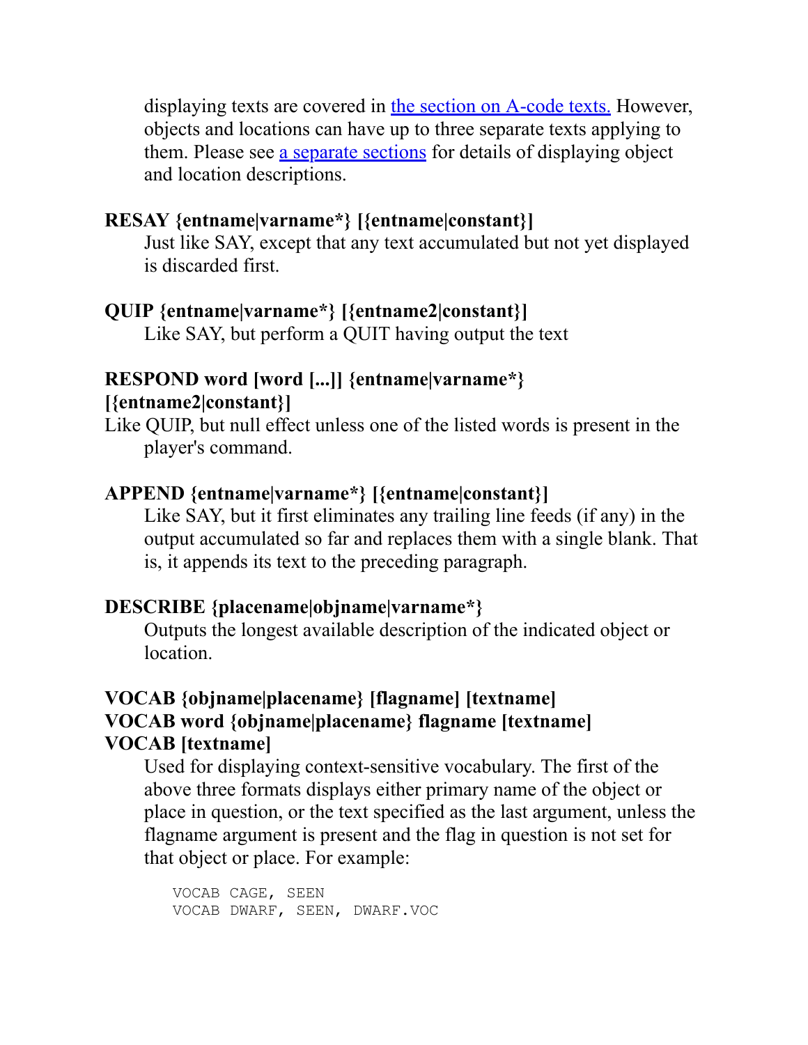displaying texts are covered in the section on A-code texts. However, objects and locations can have up to three separate texts applying to them. Please see a separate sections for details of displaying object and location descriptions.

**RESAY {entname|varname*} [{entname|constant}]**

Just like SAY, except that any text accumulated but not yet displayed is discarded first.

**QUIP {entname|varname*} [{entname2|constant}]**

Like SAY, but perform a QUIT having output the text

**RESPOND word [word [...]] {entname|varname*} [{entname2|constant}]**

Like QUIP, but null effect unless one of the listed words is present in the player's command.

**APPEND {entname|varname*} [{entname|constant}]**

Like SAY, but it first eliminates any trailing line feeds (if any) in the output accumulated so far and replaces them with a single blank. That is, it appends its text to the preceding paragraph.

**DESCRIBE {placename|objname|varname*}**

Outputs the longest available description of the indicated object or location.

**VOCAB {objname|placename} [flagname] [textname]**
**VOCAB word {objname|placename} flagname [textname]**
**VOCAB [textname]**

Used for displaying context-sensitive vocabulary. The first of the above three formats displays either primary name of the object or place in question, or the text specified as the last argument, unless the flagname argument is present and the flag in question is not set for that object or place. For example:

```
VOCAB CAGE, SEEN
VOCAB DWARF, SEEN, DWARF.VOC
```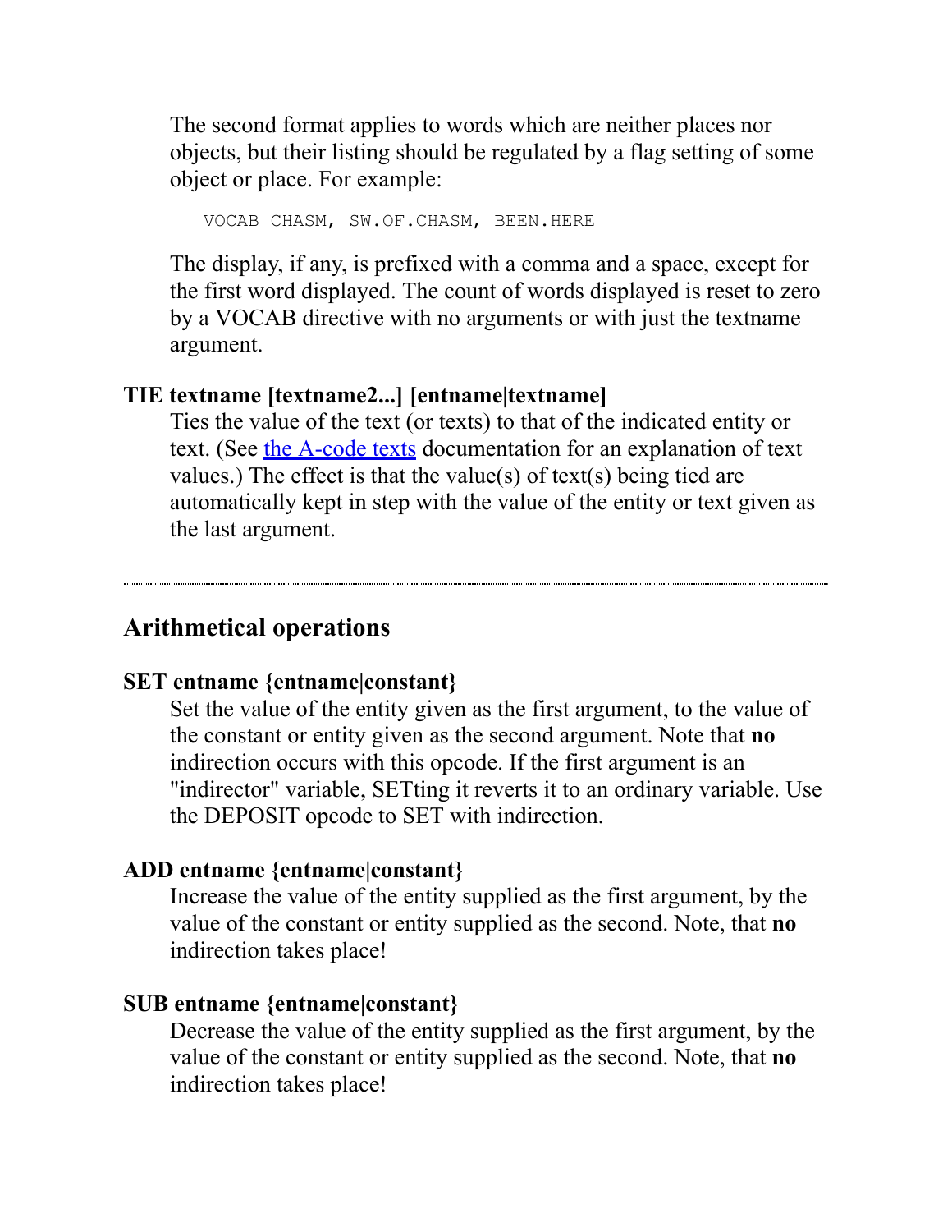The second format applies to words which are neither places nor objects, but their listing should be regulated by a flag setting of some object or place. For example:

```
VOCAB CHASM, SW.OF.CHASM, BEEN.HERE
```

The display, if any, is prefixed with a comma and a space, except for the first word displayed. The count of words displayed is reset to zero by a VOCAB directive with no arguments or with just the textname argument.

**TIE textname [textname2...] [entname|textname]**

Ties the value of the text (or texts) to that of the indicated entity or text. (See the A-code texts documentation for an explanation of text values.) The effect is that the value(s) of text(s) being tied are automatically kept in step with the value of the entity or text given as the last argument.

---

## Arithmetical operations

**SET entname {entname|constant}**

Set the value of the entity given as the first argument, to the value of the constant or entity given as the second argument. Note that **no** indirection occurs with this opcode. If the first argument is an "indirector" variable, SETting it reverts it to an ordinary variable. Use the DEPOSIT opcode to SET with indirection.

**ADD entname {entname|constant}**

Increase the value of the entity supplied as the first argument, by the value of the constant or entity supplied as the second. Note, that **no** indirection takes place!

**SUB entname {entname|constant}**

Decrease the value of the entity supplied as the first argument, by the value of the constant or entity supplied as the second. Note, that **no** indirection takes place!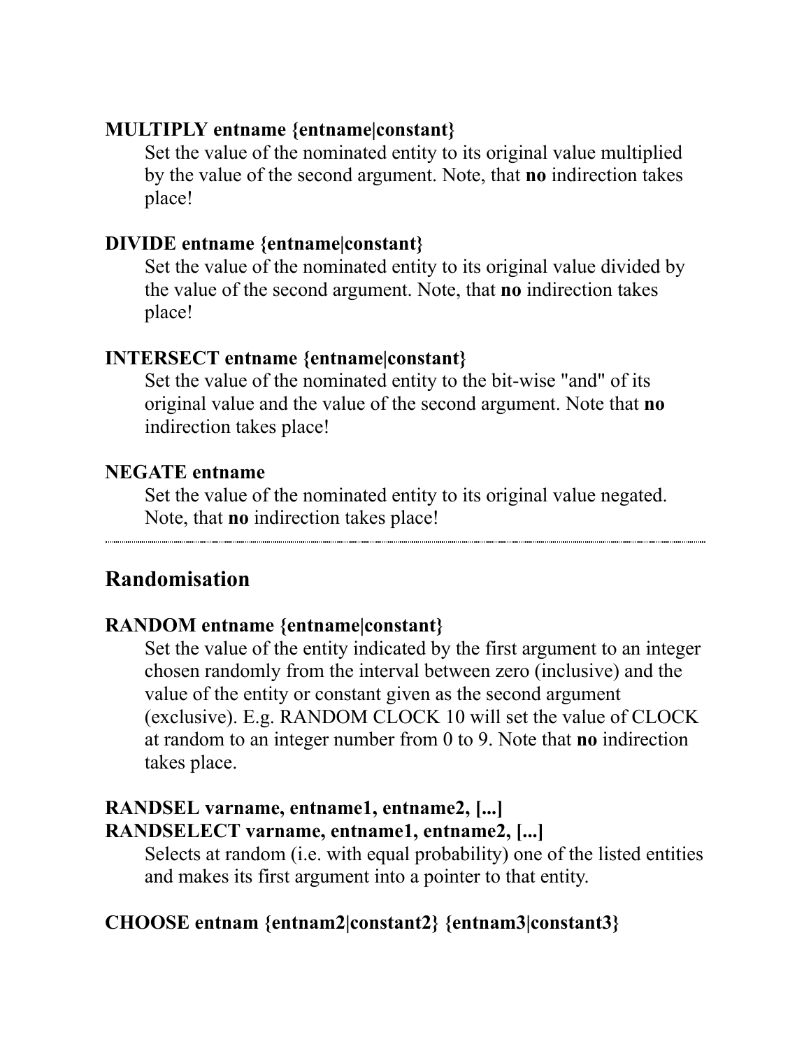**MULTIPLY entname {entname|constant}**

Set the value of the nominated entity to its original value multiplied by the value of the second argument. Note, that **no** indirection takes place!

**DIVIDE entname {entname|constant}**

Set the value of the nominated entity to its original value divided by the value of the second argument. Note, that **no** indirection takes place!

**INTERSECT entname {entname|constant}**

Set the value of the nominated entity to the bit-wise "and" of its original value and the value of the second argument. Note that **no** indirection takes place!

**NEGATE entname**

Set the value of the nominated entity to its original value negated. Note, that **no** indirection takes place!

---

## Randomisation

**RANDOM entname {entname|constant}**

Set the value of the entity indicated by the first argument to an integer chosen randomly from the interval between zero (inclusive) and the value of the entity or constant given as the second argument (exclusive). E.g. RANDOM CLOCK 10 will set the value of CLOCK at random to an integer number from 0 to 9. Note that **no** indirection takes place.

**RANDSEL varname, entname1, entname2, [...]**
**RANDSELECT varname, entname1, entname2, [...]**

Selects at random (i.e. with equal probability) one of the listed entities and makes its first argument into a pointer to that entity.

**CHOOSE entnam {entnam2|constant2} {entnam3|constant3}**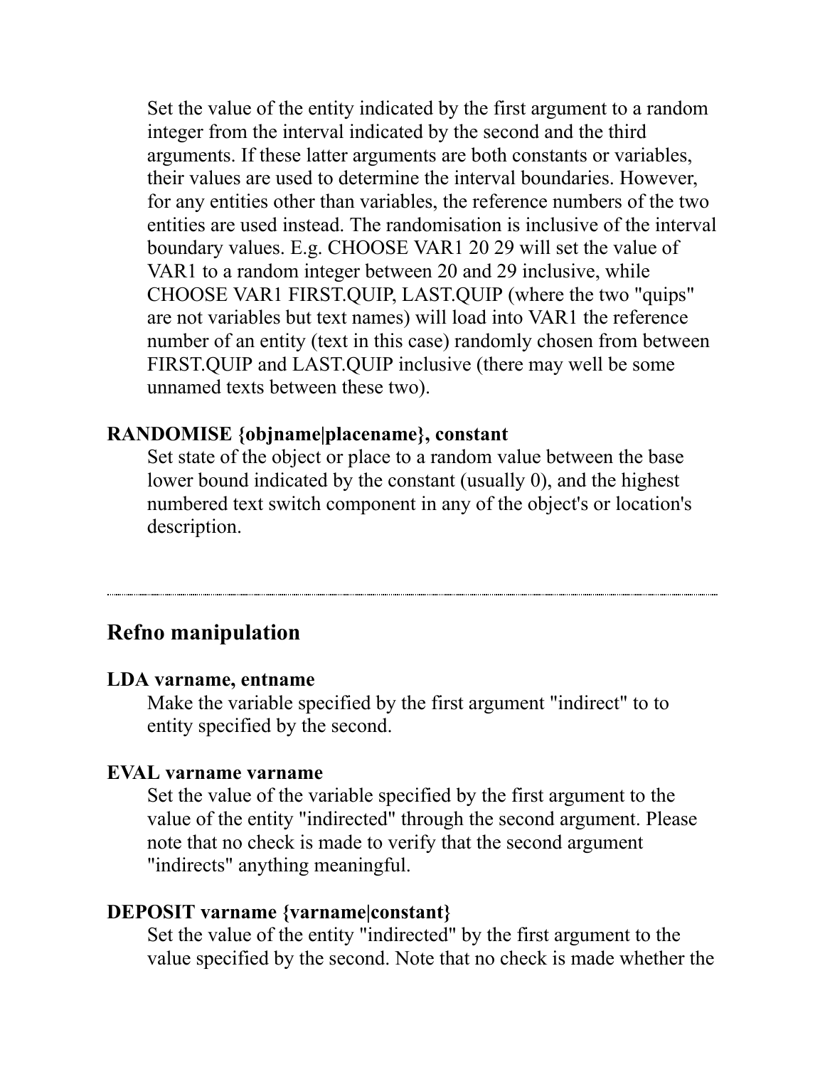Set the value of the entity indicated by the first argument to a random integer from the interval indicated by the second and the third arguments. If these latter arguments are both constants or variables, their values are used to determine the interval boundaries. However, for any entities other than variables, the reference numbers of the two entities are used instead. The randomisation is inclusive of the interval boundary values. E.g. CHOOSE VAR1 20 29 will set the value of VAR1 to a random integer between 20 and 29 inclusive, while CHOOSE VAR1 FIRST.QUIP, LAST.QUIP (where the two "quips" are not variables but text names) will load into VAR1 the reference number of an entity (text in this case) randomly chosen from between FIRST.QUIP and LAST.QUIP inclusive (there may well be some unnamed texts between these two).

**RANDOMISE {objname|placename}, constant**

Set state of the object or place to a random value between the base lower bound indicated by the constant (usually 0), and the highest numbered text switch component in any of the object's or location's description.

---

## Refno manipulation

**LDA varname, entname**

Make the variable specified by the first argument "indirect" to to entity specified by the second.

**EVAL varname varname**

Set the value of the variable specified by the first argument to the value of the entity "indirected" through the second argument. Please note that no check is made to verify that the second argument "indirects" anything meaningful.

**DEPOSIT varname {varname|constant}**

Set the value of the entity "indirected" by the first argument to the value specified by the second. Note that no check is made whether the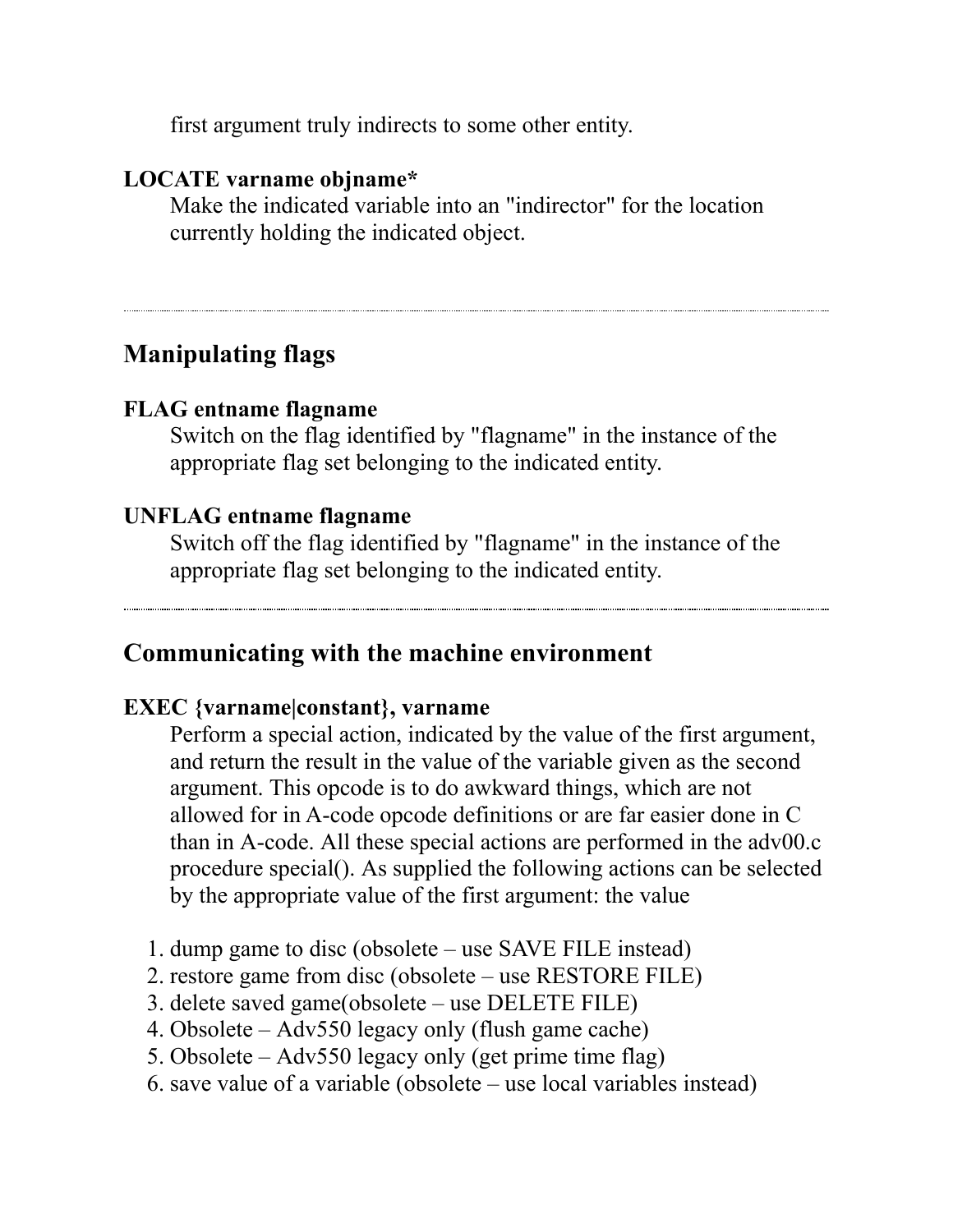first argument truly indirects to some other entity.

**LOCATE varname objname***

Make the indicated variable into an "indirector" for the location currently holding the indicated object.

---

## Manipulating flags

**FLAG entname flagname**

Switch on the flag identified by "flagname" in the instance of the appropriate flag set belonging to the indicated entity.

**UNFLAG entname flagname**

Switch off the flag identified by "flagname" in the instance of the appropriate flag set belonging to the indicated entity.

---

## Communicating with the machine environment

**EXEC {varname|constant}, varname**

Perform a special action, indicated by the value of the first argument, and return the result in the value of the variable given as the second argument. This opcode is to do awkward things, which are not allowed for in A-code opcode definitions or are far easier done in C than in A-code. All these special actions are performed in the adv00.c procedure special(). As supplied the following actions can be selected by the appropriate value of the first argument: the value

1. dump game to disc (obsolete – use SAVE FILE instead)
2. restore game from disc (obsolete – use RESTORE FILE)
3. delete saved game(obsolete – use DELETE FILE)
4. Obsolete – Adv550 legacy only (flush game cache)
5. Obsolete – Adv550 legacy only (get prime time flag)
6. save value of a variable (obsolete – use local variables instead)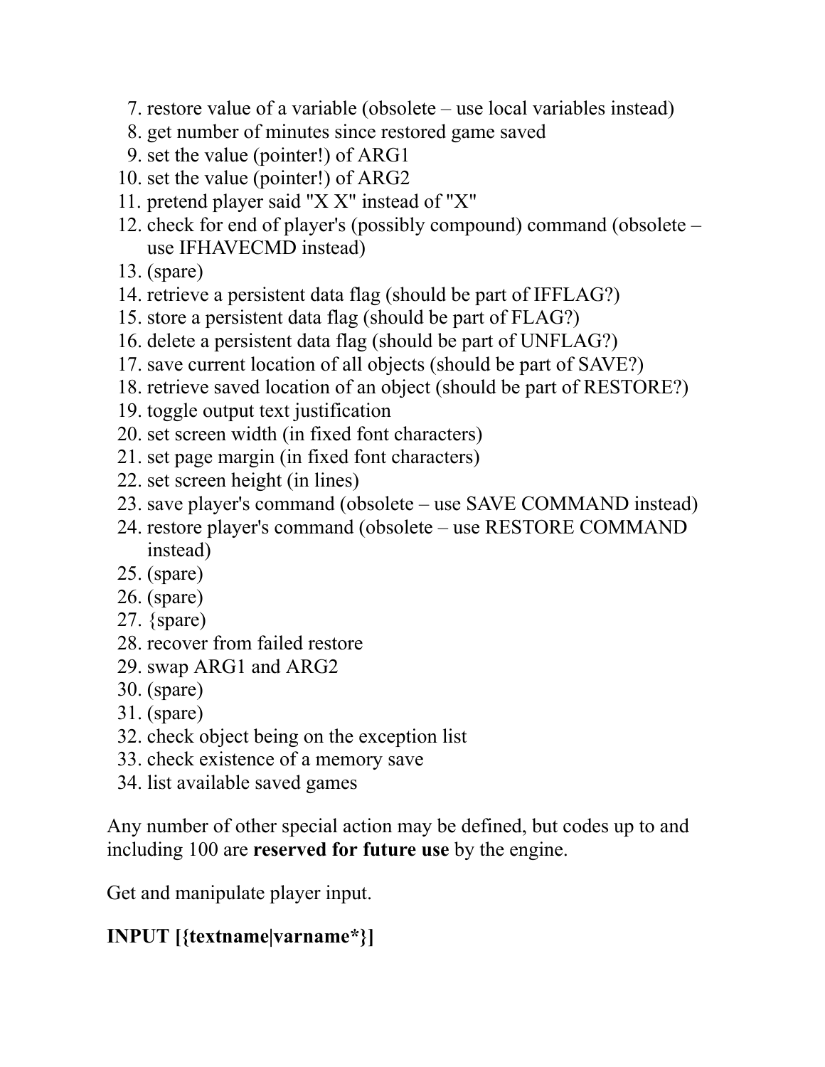7. restore value of a variable (obsolete – use local variables instead)
8. get number of minutes since restored game saved
9. set the value (pointer!) of ARG1
10. set the value (pointer!) of ARG2
11. pretend player said "X X" instead of "X"
12. check for end of player's (possibly compound) command (obsolete – use IFHAVECMD instead)
13. (spare)
14. retrieve a persistent data flag (should be part of IFFLAG?)
15. store a persistent data flag (should be part of FLAG?)
16. delete a persistent data flag (should be part of UNFLAG?)
17. save current location of all objects (should be part of SAVE?)
18. retrieve saved location of an object (should be part of RESTORE?)
19. toggle output text justification
20. set screen width (in fixed font characters)
21. set page margin (in fixed font characters)
22. set screen height (in lines)
23. save player's command (obsolete – use SAVE COMMAND instead)
24. restore player's command (obsolete – use RESTORE COMMAND instead)
25. (spare)
26. (spare)
27. {spare)
28. recover from failed restore
29. swap ARG1 and ARG2
30. (spare)
31. (spare)
32. check object being on the exception list
33. check existence of a memory save
34. list available saved games

Any number of other special action may be defined, but codes up to and including 100 are **reserved for future use** by the engine.

Get and manipulate player input.

**INPUT [{textname|varname*}]**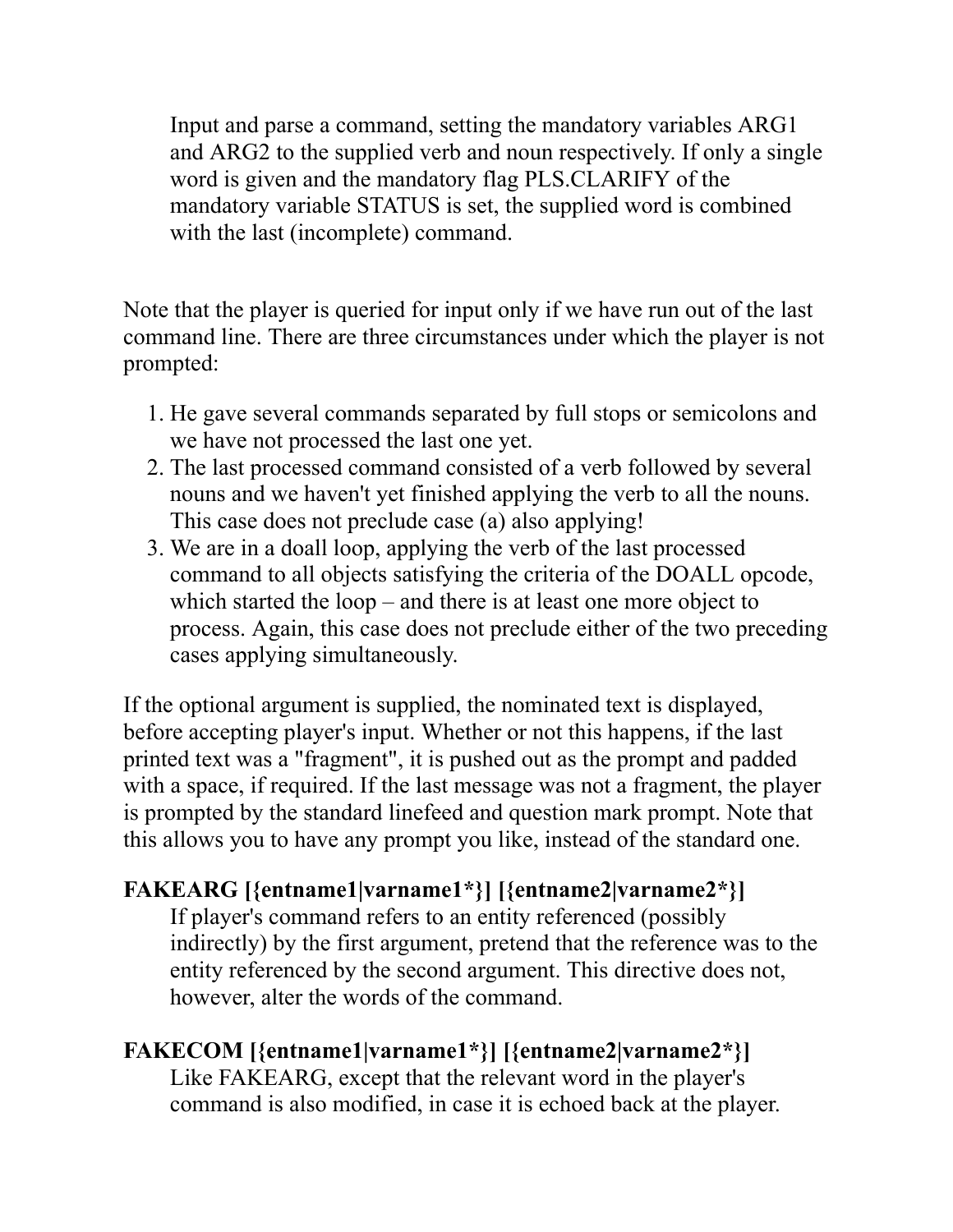Input and parse a command, setting the mandatory variables ARG1 and ARG2 to the supplied verb and noun respectively. If only a single word is given and the mandatory flag PLS.CLARIFY of the mandatory variable STATUS is set, the supplied word is combined with the last (incomplete) command.

Note that the player is queried for input only if we have run out of the last command line. There are three circumstances under which the player is not prompted:

1. He gave several commands separated by full stops or semicolons and we have not processed the last one yet.
2. The last processed command consisted of a verb followed by several nouns and we haven't yet finished applying the verb to all the nouns. This case does not preclude case (a) also applying!
3. We are in a doall loop, applying the verb of the last processed command to all objects satisfying the criteria of the DOALL opcode, which started the loop – and there is at least one more object to process. Again, this case does not preclude either of the two preceding cases applying simultaneously.

If the optional argument is supplied, the nominated text is displayed, before accepting player's input. Whether or not this happens, if the last printed text was a "fragment", it is pushed out as the prompt and padded with a space, if required. If the last message was not a fragment, the player is prompted by the standard linefeed and question mark prompt. Note that this allows you to have any prompt you like, instead of the standard one.

**FAKEARG [{entname1|varname1*}] [{entname2|varname2*}]**

If player's command refers to an entity referenced (possibly indirectly) by the first argument, pretend that the reference was to the entity referenced by the second argument. This directive does not, however, alter the words of the command.

**FAKECOM [{entname1|varname1*}] [{entname2|varname2*}]**

Like FAKEARG, except that the relevant word in the player's command is also modified, in case it is echoed back at the player.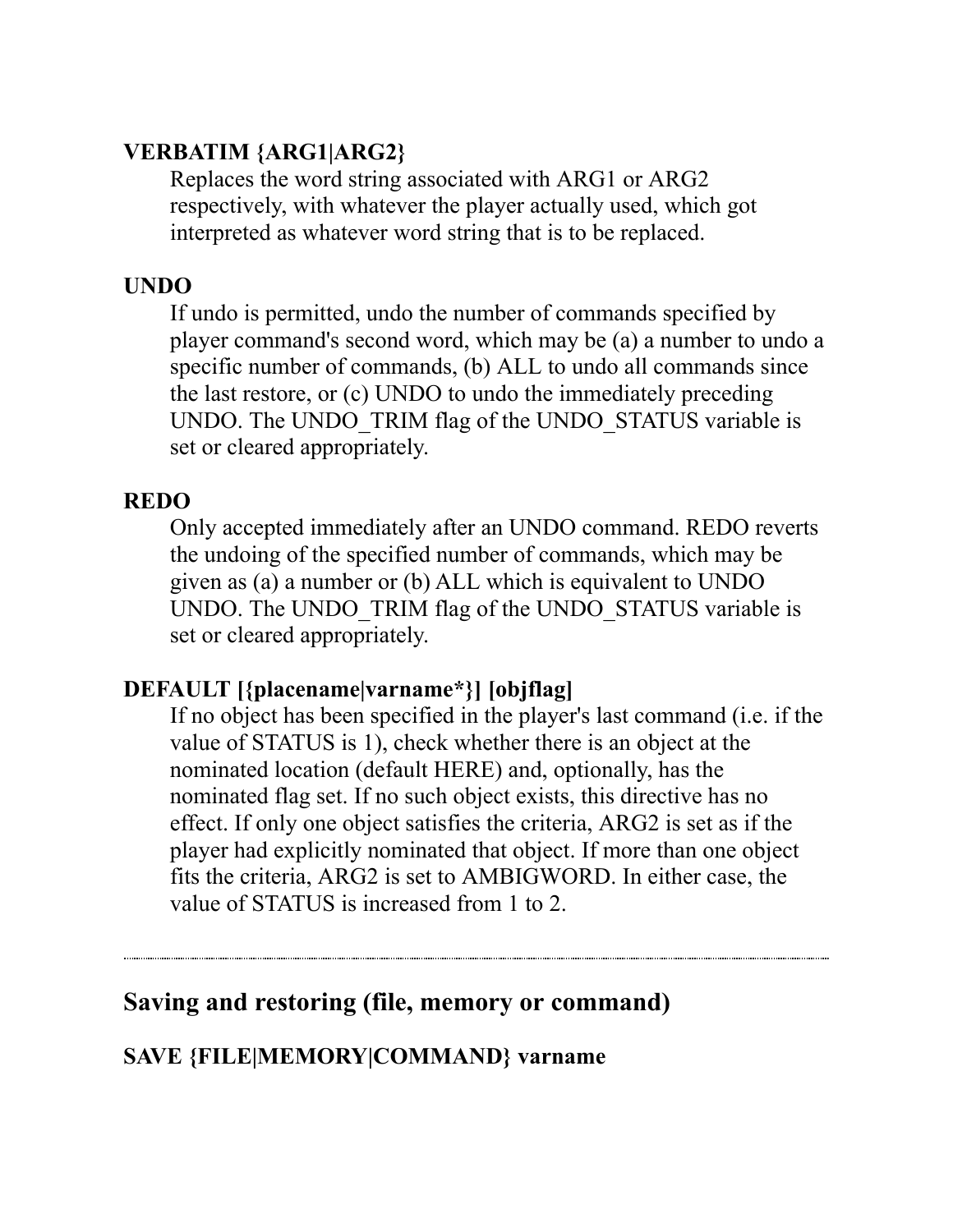**VERBATIM {ARG1|ARG2}**

Replaces the word string associated with ARG1 or ARG2 respectively, with whatever the player actually used, which got interpreted as whatever word string that is to be replaced.

**UNDO**

If undo is permitted, undo the number of commands specified by player command's second word, which may be (a) a number to undo a specific number of commands, (b) ALL to undo all commands since the last restore, or (c) UNDO to undo the immediately preceding UNDO. The UNDO_TRIM flag of the UNDO_STATUS variable is set or cleared appropriately.

**REDO**

Only accepted immediately after an UNDO command. REDO reverts the undoing of the specified number of commands, which may be given as (a) a number or (b) ALL which is equivalent to UNDO UNDO. The UNDO_TRIM flag of the UNDO_STATUS variable is set or cleared appropriately.

**DEFAULT [{placename|varname*}] [objflag]**

If no object has been specified in the player's last command (i.e. if the value of STATUS is 1), check whether there is an object at the nominated location (default HERE) and, optionally, has the nominated flag set. If no such object exists, this directive has no effect. If only one object satisfies the criteria, ARG2 is set as if the player had explicitly nominated that object. If more than one object fits the criteria, ARG2 is set to AMBIGWORD. In either case, the value of STATUS is increased from 1 to 2.

---

## Saving and restoring (file, memory or command)

**SAVE {FILE|MEMORY|COMMAND} varname**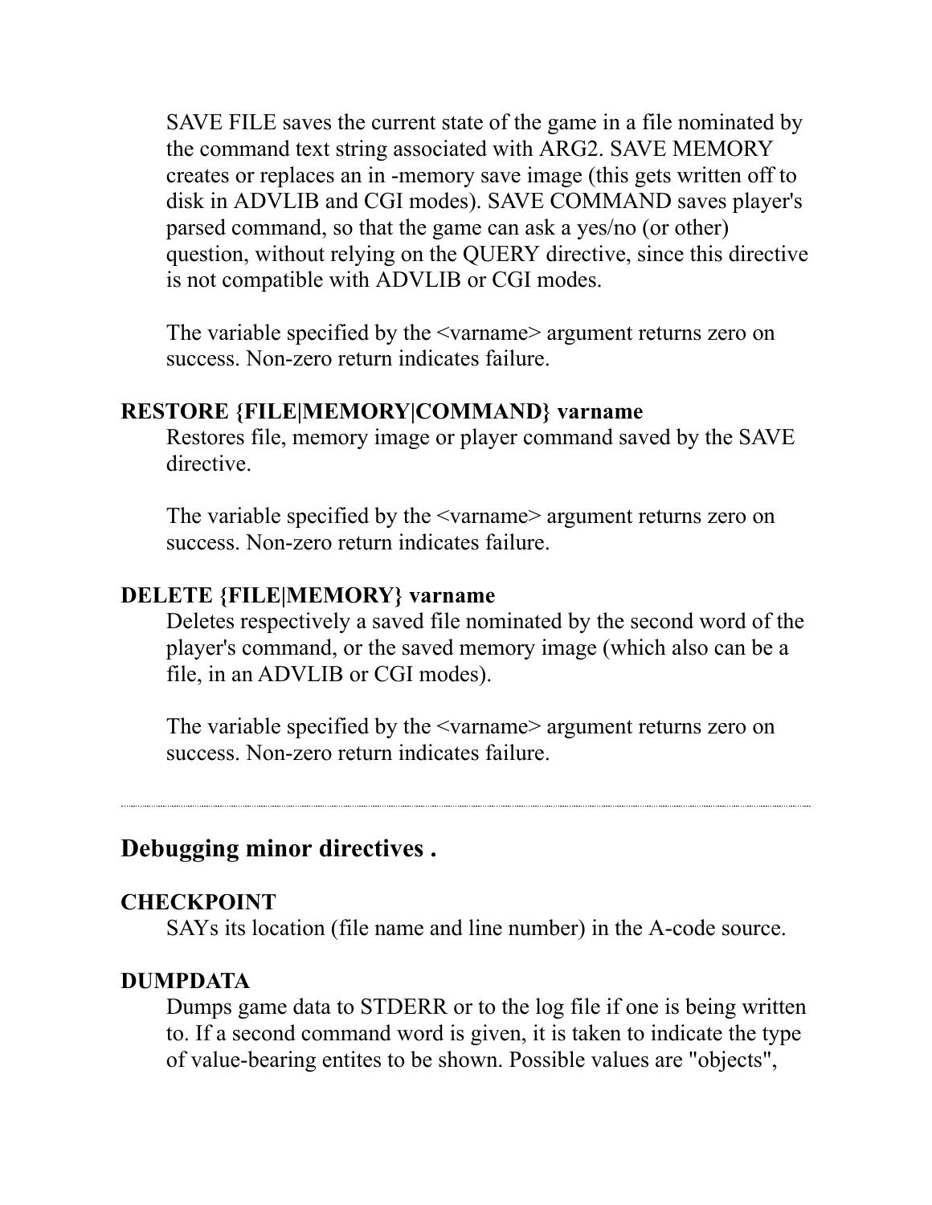SAVE FILE saves the current state of the game in a file nominated by the command text string associated with ARG2. SAVE MEMORY creates or replaces an in -memory save image (this gets written off to disk in ADVLIB and CGI modes). SAVE COMMAND saves player's parsed command, so that the game can ask a yes/no (or other) question, without relying on the QUERY directive, since this directive is not compatible with ADVLIB or CGI modes.

The variable specified by the <varname> argument returns zero on success. Non-zero return indicates failure.

**RESTORE {FILE|MEMORY|COMMAND} varname**

Restores file, memory image or player command saved by the SAVE directive.

The variable specified by the <varname> argument returns zero on success. Non-zero return indicates failure.

**DELETE {FILE|MEMORY} varname**

Deletes respectively a saved file nominated by the second word of the player's command, or the saved memory image (which also can be a file, in an ADVLIB or CGI modes).

The variable specified by the <varname> argument returns zero on success. Non-zero return indicates failure.

---

## Debugging minor directives .

**CHECKPOINT**

SAYs its location (file name and line number) in the A-code source.

**DUMPDATA**

Dumps game data to STDERR or to the log file if one is being written to. If a second command word is given, it is taken to indicate the type of value-bearing entites to be shown. Possible values are "objects",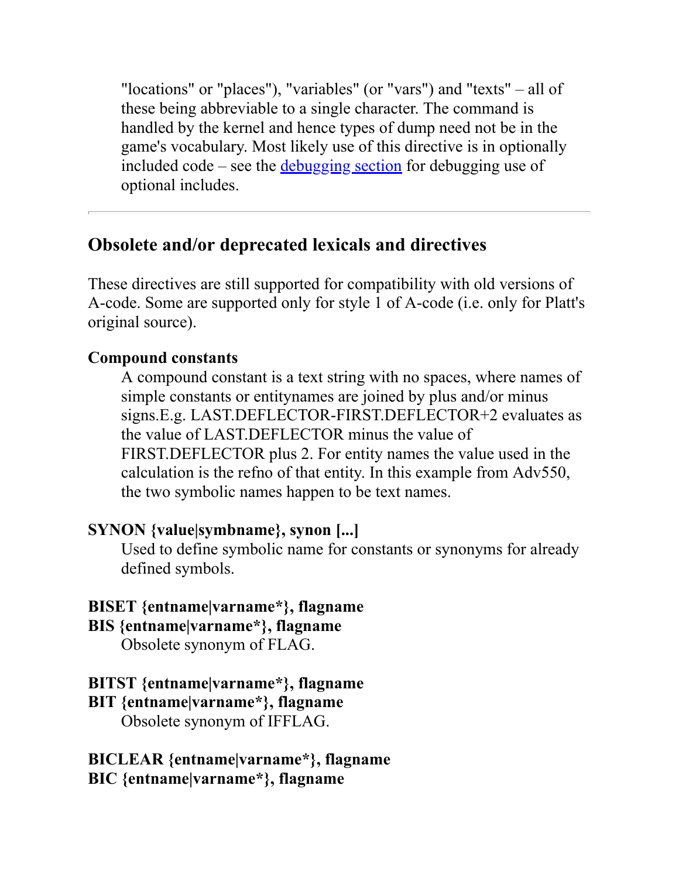"locations" or "places"), "variables" (or "vars") and "texts" – all of these being abbreviable to a single character. The command is handled by the kernel and hence types of dump need not be in the game's vocabulary. Most likely use of this directive is in optionally included code – see the debugging section for debugging use of optional includes.

---

## Obsolete and/or deprecated lexicals and directives

These directives are still supported for compatibility with old versions of A-code. Some are supported only for style 1 of A-code (i.e. only for Platt's original source).

**Compound constants**

A compound constant is a text string with no spaces, where names of simple constants or entitynames are joined by plus and/or minus signs.E.g. LAST.DEFLECTOR-FIRST.DEFLECTOR+2 evaluates as the value of LAST.DEFLECTOR minus the value of FIRST.DEFLECTOR plus 2. For entity names the value used in the calculation is the refno of that entity. In this example from Adv550, the two symbolic names happen to be text names.

**SYNON {value|symbname}, synon [...]**

Used to define symbolic name for constants or synonyms for already defined symbols.

**BISET {entname|varname*}, flagname**
**BIS {entname|varname*}, flagname**

Obsolete synonym of FLAG.

**BITST {entname|varname*}, flagname**
**BIT {entname|varname*}, flagname**

Obsolete synonym of IFFLAG.

**BICLEAR {entname|varname*}, flagname**
**BIC {entname|varname*}, flagname**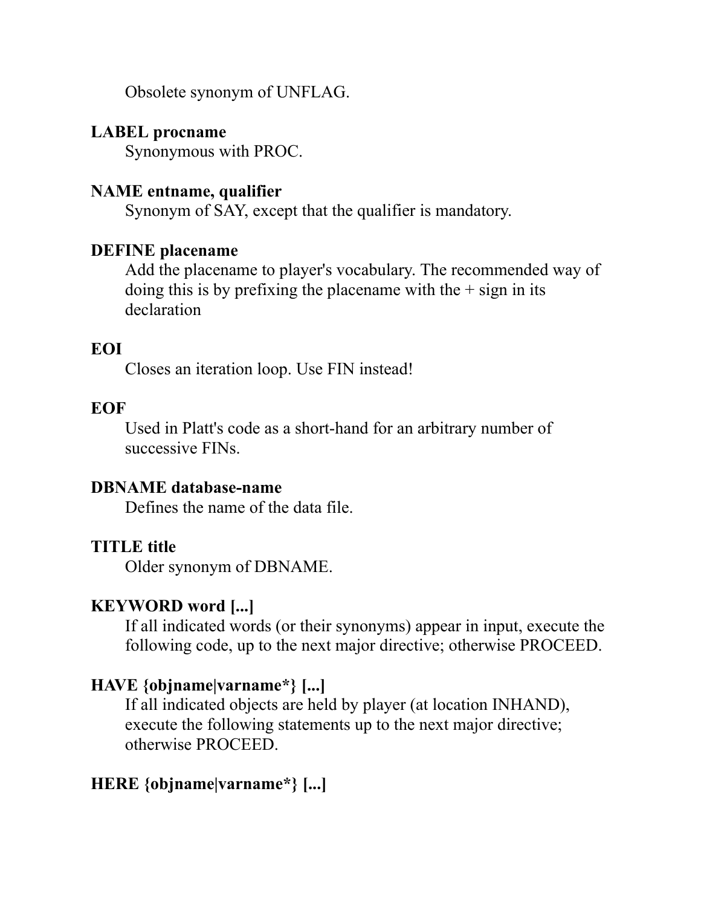Obsolete synonym of UNFLAG.

**LABEL procname**

Synonymous with PROC.

**NAME entname, qualifier**

Synonym of SAY, except that the qualifier is mandatory.

**DEFINE placename**

Add the placename to player's vocabulary. The recommended way of doing this is by prefixing the placename with the + sign in its declaration

**EOI**

Closes an iteration loop. Use FIN instead!

**EOF**

Used in Platt's code as a short-hand for an arbitrary number of successive FINs.

**DBNAME database-name**

Defines the name of the data file.

**TITLE title**

Older synonym of DBNAME.

**KEYWORD word [...]**

If all indicated words (or their synonyms) appear in input, execute the following code, up to the next major directive; otherwise PROCEED.

**HAVE {objname|varname*} [...]**

If all indicated objects are held by player (at location INHAND), execute the following statements up to the next major directive; otherwise PROCEED.

**HERE {objname|varname*} [...]**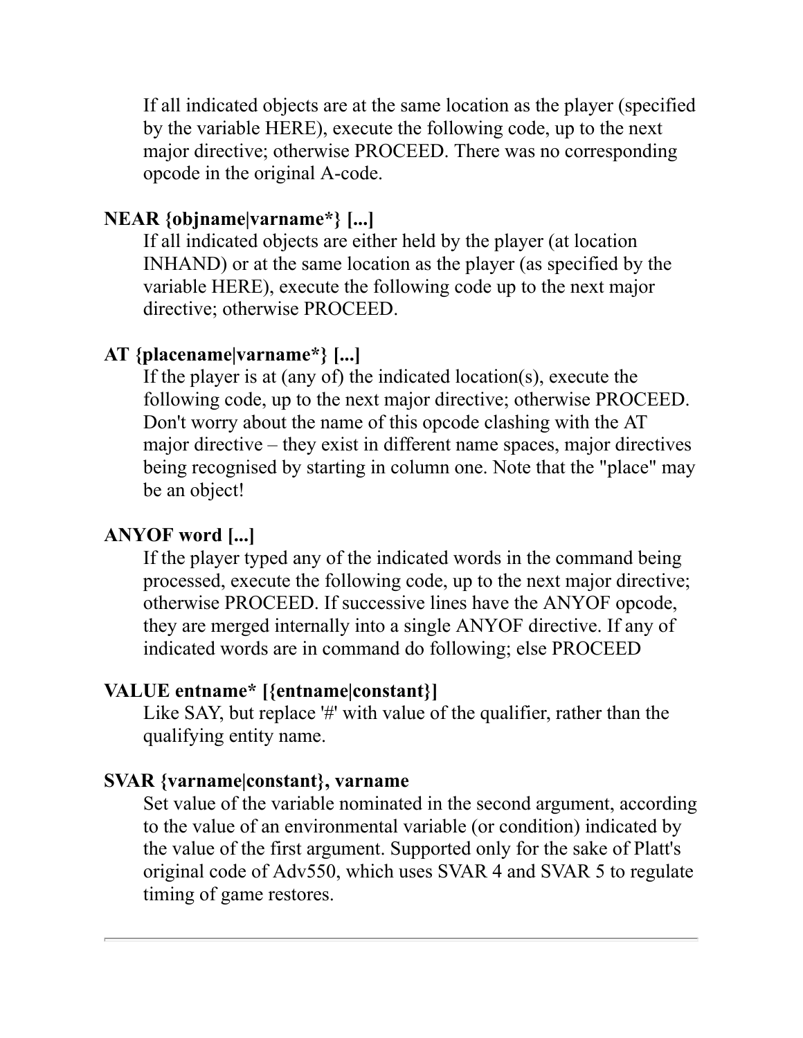If all indicated objects are at the same location as the player (specified by the variable HERE), execute the following code, up to the next major directive; otherwise PROCEED. There was no corresponding opcode in the original A-code.

**NEAR {objname|varname*} [...]**

If all indicated objects are either held by the player (at location INHAND) or at the same location as the player (as specified by the variable HERE), execute the following code up to the next major directive; otherwise PROCEED.

**AT {placename|varname*} [...]**

If the player is at (any of) the indicated location(s), execute the following code, up to the next major directive; otherwise PROCEED. Don't worry about the name of this opcode clashing with the AT major directive – they exist in different name spaces, major directives being recognised by starting in column one. Note that the "place" may be an object!

**ANYOF word [...]**

If the player typed any of the indicated words in the command being processed, execute the following code, up to the next major directive; otherwise PROCEED. If successive lines have the ANYOF opcode, they are merged internally into a single ANYOF directive. If any of indicated words are in command do following; else PROCEED

**VALUE entname* [{entname|constant}]**

Like SAY, but replace '#' with value of the qualifier, rather than the qualifying entity name.

**SVAR {varname|constant}, varname**

Set value of the variable nominated in the second argument, according to the value of an environmental variable (or condition) indicated by the value of the first argument. Supported only for the sake of Platt's original code of Adv550, which uses SVAR 4 and SVAR 5 to regulate timing of game restores.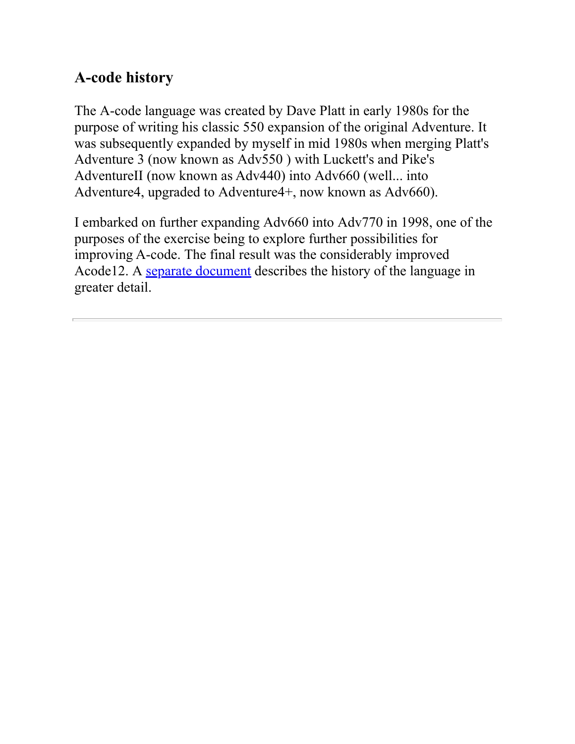## A-code history

The A-code language was created by Dave Platt in early 1980s for the purpose of writing his classic 550 expansion of the original Adventure. It was subsequently expanded by myself in mid 1980s when merging Platt's Adventure 3 (now known as Adv550 ) with Luckett's and Pike's AdventureII (now known as Adv440) into Adv660 (well... into Adventure4, upgraded to Adventure4+, now known as Adv660).

I embarked on further expanding Adv660 into Adv770 in 1998, one of the purposes of the exercise being to explore further possibilities for improving A-code. The final result was the considerably improved Acode12. A separate document describes the history of the language in greater detail.

---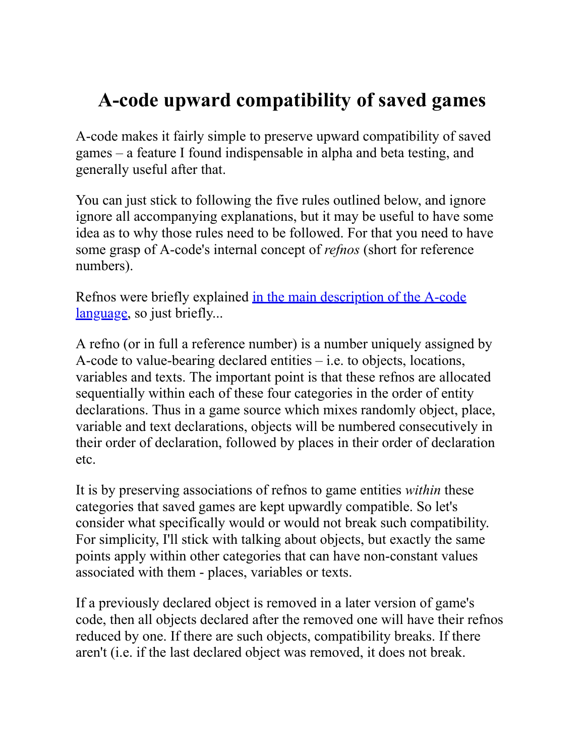# A-code upward compatibility of saved games

A-code makes it fairly simple to preserve upward compatibility of saved games – a feature I found indispensable in alpha and beta testing, and generally useful after that.

You can just stick to following the five rules outlined below, and ignore ignore all accompanying explanations, but it may be useful to have some idea as to why those rules need to be followed. For that you need to have some grasp of A-code's internal concept of *refnos* (short for reference numbers).

Refnos were briefly explained [in the main description of the A-code language](), so just briefly...

A refno (or in full a reference number) is a number uniquely assigned by A-code to value-bearing declared entities – i.e. to objects, locations, variables and texts. The important point is that these refnos are allocated sequentially within each of these four categories in the order of entity declarations. Thus in a game source which mixes randomly object, place, variable and text declarations, objects will be numbered consecutively in their order of declaration, followed by places in their order of declaration etc.

It is by preserving associations of refnos to game entities *within* these categories that saved games are kept upwardly compatible. So let's consider what specifically would or would not break such compatibility. For simplicity, I'll stick with talking about objects, but exactly the same points apply within other categories that can have non-constant values associated with them - places, variables or texts.

If a previously declared object is removed in a later version of game's code, then all objects declared after the removed one will have their refnos reduced by one. If there are such objects, compatibility breaks. If there aren't (i.e. if the last declared object was removed, it does not break.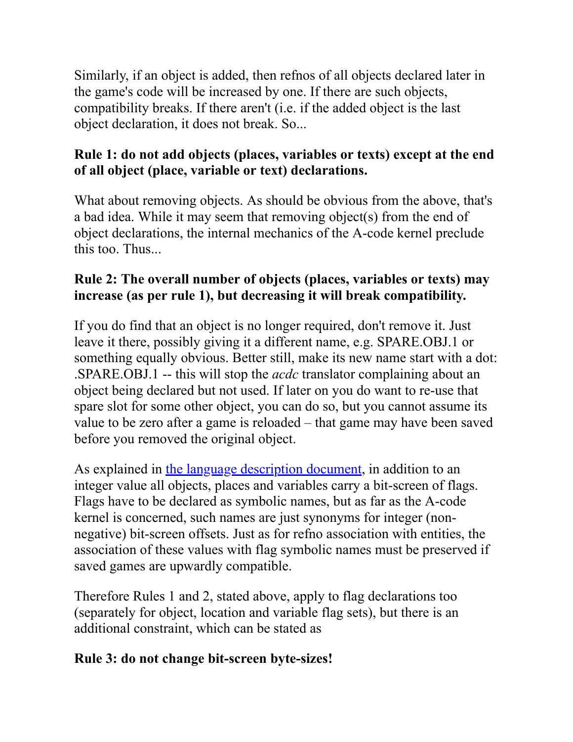Similarly, if an object is added, then refnos of all objects declared later in the game's code will be increased by one. If there are such objects, compatibility breaks. If there aren't (i.e. if the added object is the last object declaration, it does not break. So...

**Rule 1: do not add objects (places, variables or texts) except at the end of all object (place, variable or text) declarations.**

What about removing objects. As should be obvious from the above, that's a bad idea. While it may seem that removing object(s) from the end of object declarations, the internal mechanics of the A-code kernel preclude this too. Thus...

**Rule 2: The overall number of objects (places, variables or texts) may increase (as per rule 1), but decreasing it will break compatibility.**

If you do find that an object is no longer required, don't remove it. Just leave it there, possibly giving it a different name, e.g. SPARE.OBJ.1 or something equally obvious. Better still, make its new name start with a dot: .SPARE.OBJ.1 -- this will stop the *acdc* translator complaining about an object being declared but not used. If later on you do want to re-use that spare slot for some other object, you can do so, but you cannot assume its value to be zero after a game is reloaded – that game may have been saved before you removed the original object.

As explained in [the language description document](), in addition to an integer value all objects, places and variables carry a bit-screen of flags. Flags have to be declared as symbolic names, but as far as the A-code kernel is concerned, such names are just synonyms for integer (non-negative) bit-screen offsets. Just as for refno association with entities, the association of these values with flag symbolic names must be preserved if saved games are upwardly compatible.

Therefore Rules 1 and 2, stated above, apply to flag declarations too (separately for object, location and variable flag sets), but there is an additional constraint, which can be stated as

**Rule 3: do not change bit-screen byte-sizes!**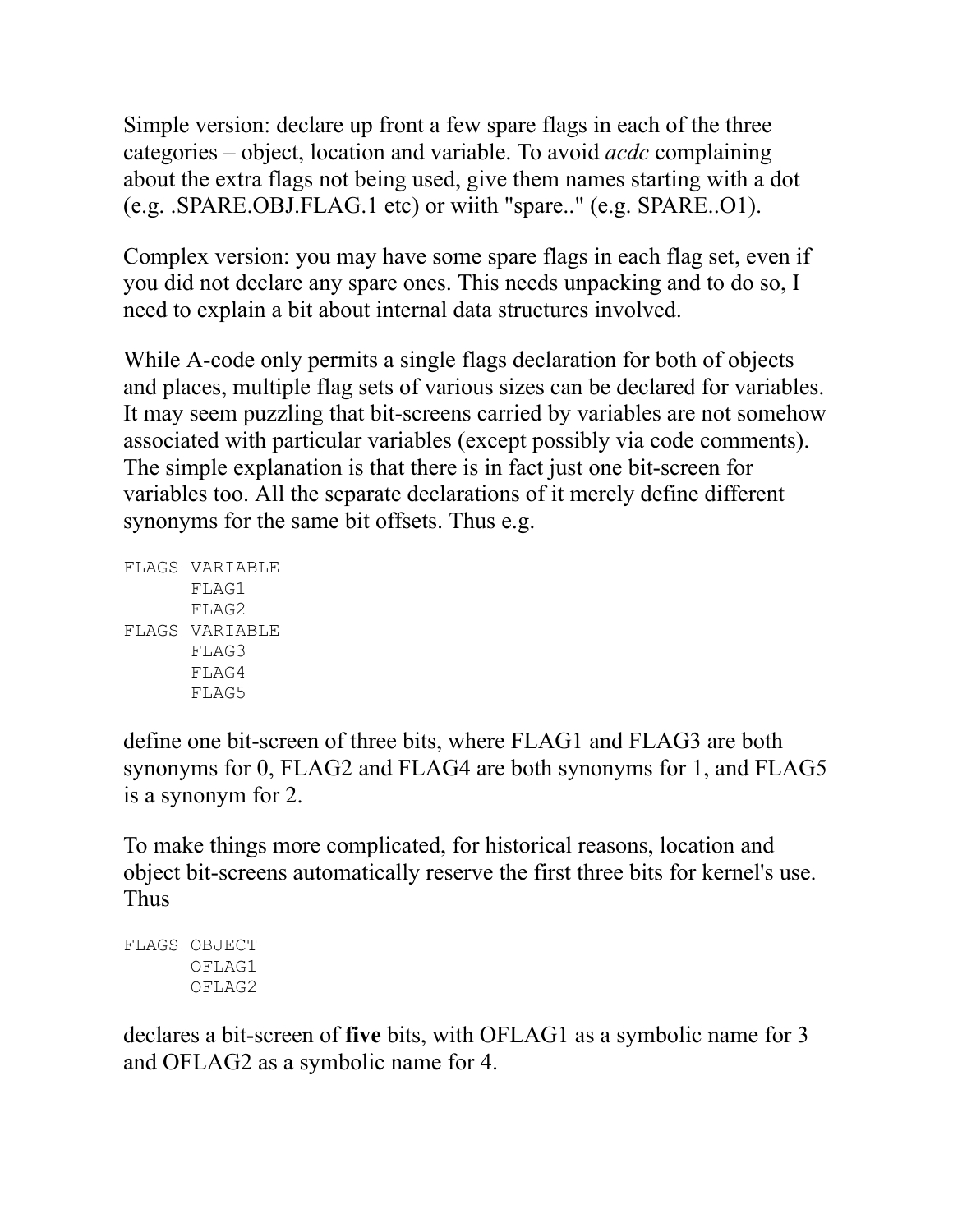Simple version: declare up front a few spare flags in each of the three categories – object, location and variable. To avoid *acdc* complaining about the extra flags not being used, give them names starting with a dot (e.g. .SPARE.OBJ.FLAG.1 etc) or wiith "spare.." (e.g. SPARE..O1).

Complex version: you may have some spare flags in each flag set, even if you did not declare any spare ones. This needs unpacking and to do so, I need to explain a bit about internal data structures involved.

While A-code only permits a single flags declaration for both of objects and places, multiple flag sets of various sizes can be declared for variables. It may seem puzzling that bit-screens carried by variables are not somehow associated with particular variables (except possibly via code comments). The simple explanation is that there is in fact just one bit-screen for variables too. All the separate declarations of it merely define different synonyms for the same bit offsets. Thus e.g.

```
FLAGS VARIABLE
      FLAG1
      FLAG2
FLAGS VARIABLE
      FLAG3
      FLAG4
      FLAG5
```

define one bit-screen of three bits, where FLAG1 and FLAG3 are both synonyms for 0, FLAG2 and FLAG4 are both synonyms for 1, and FLAG5 is a synonym for 2.

To make things more complicated, for historical reasons, location and object bit-screens automatically reserve the first three bits for kernel's use. Thus

```
FLAGS OBJECT
      OFLAG1
      OFLAG2
```

declares a bit-screen of **five** bits, with OFLAG1 as a symbolic name for 3 and OFLAG2 as a symbolic name for 4.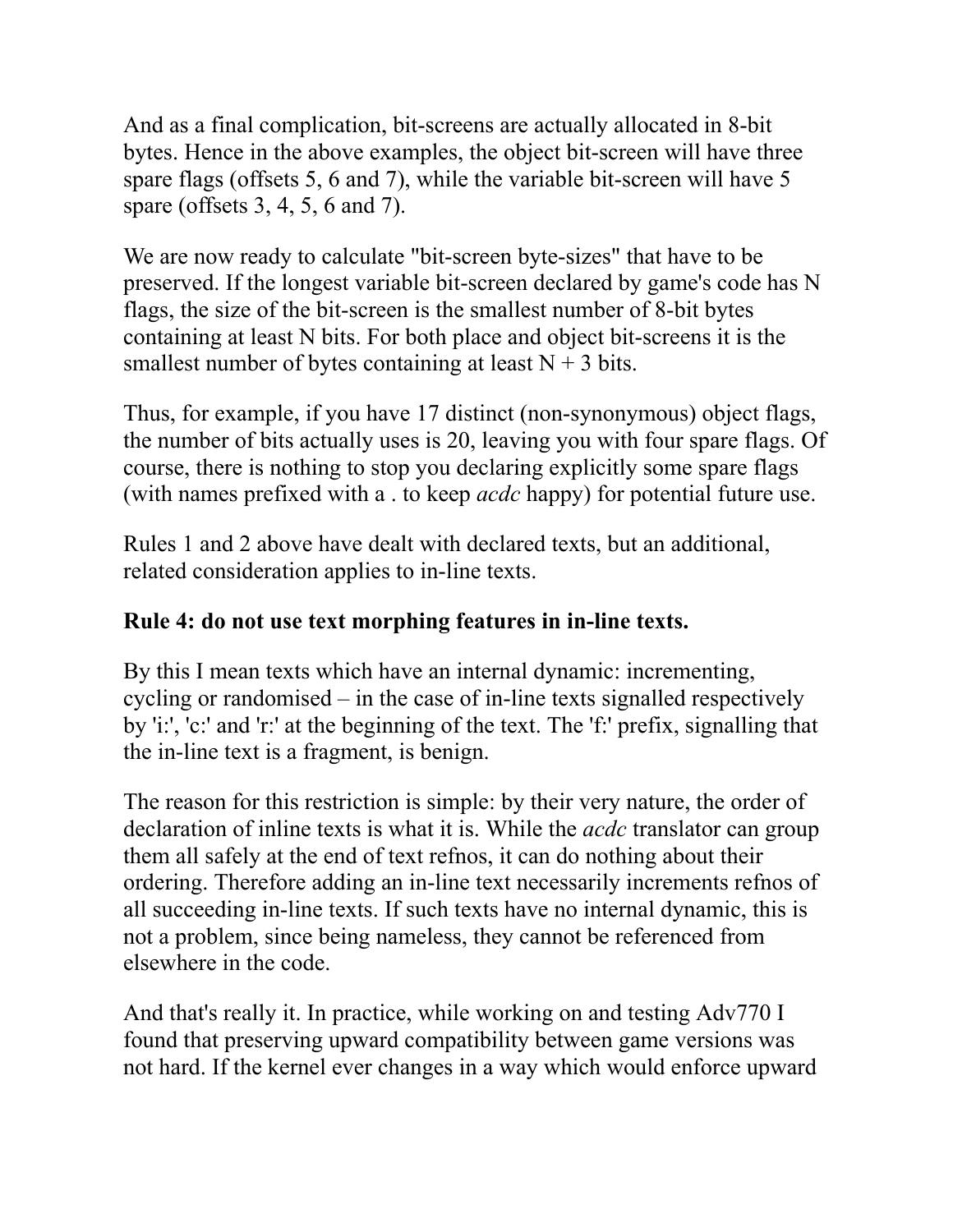And as a final complication, bit-screens are actually allocated in 8-bit bytes. Hence in the above examples, the object bit-screen will have three spare flags (offsets 5, 6 and 7), while the variable bit-screen will have 5 spare (offsets 3, 4, 5, 6 and 7).

We are now ready to calculate "bit-screen byte-sizes" that have to be preserved. If the longest variable bit-screen declared by game's code has N flags, the size of the bit-screen is the smallest number of 8-bit bytes containing at least N bits. For both place and object bit-screens it is the smallest number of bytes containing at least N + 3 bits.

Thus, for example, if you have 17 distinct (non-synonymous) object flags, the number of bits actually uses is 20, leaving you with four spare flags. Of course, there is nothing to stop you declaring explicitly some spare flags (with names prefixed with a . to keep *acdc* happy) for potential future use.

Rules 1 and 2 above have dealt with declared texts, but an additional, related consideration applies to in-line texts.

**Rule 4: do not use text morphing features in in-line texts.**

By this I mean texts which have an internal dynamic: incrementing, cycling or randomised – in the case of in-line texts signalled respectively by 'i:', 'c:' and 'r:' at the beginning of the text. The 'f:' prefix, signalling that the in-line text is a fragment, is benign.

The reason for this restriction is simple: by their very nature, the order of declaration of inline texts is what it is. While the *acdc* translator can group them all safely at the end of text refnos, it can do nothing about their ordering. Therefore adding an in-line text necessarily increments refnos of all succeeding in-line texts. If such texts have no internal dynamic, this is not a problem, since being nameless, they cannot be referenced from elsewhere in the code.

And that's really it. In practice, while working on and testing Adv770 I found that preserving upward compatibility between game versions was not hard. If the kernel ever changes in a way which would enforce upward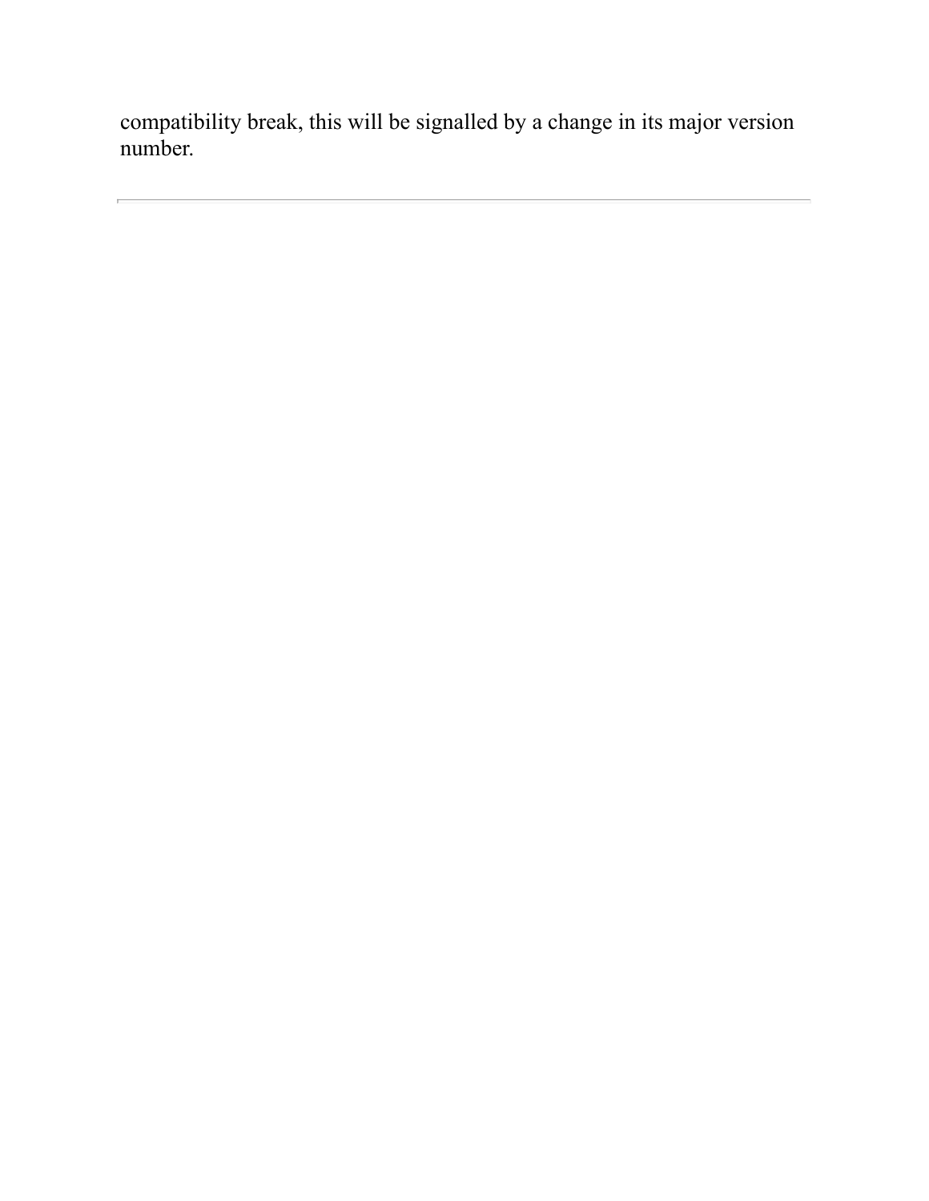compatibility break, this will be signalled by a change in its major version number.

---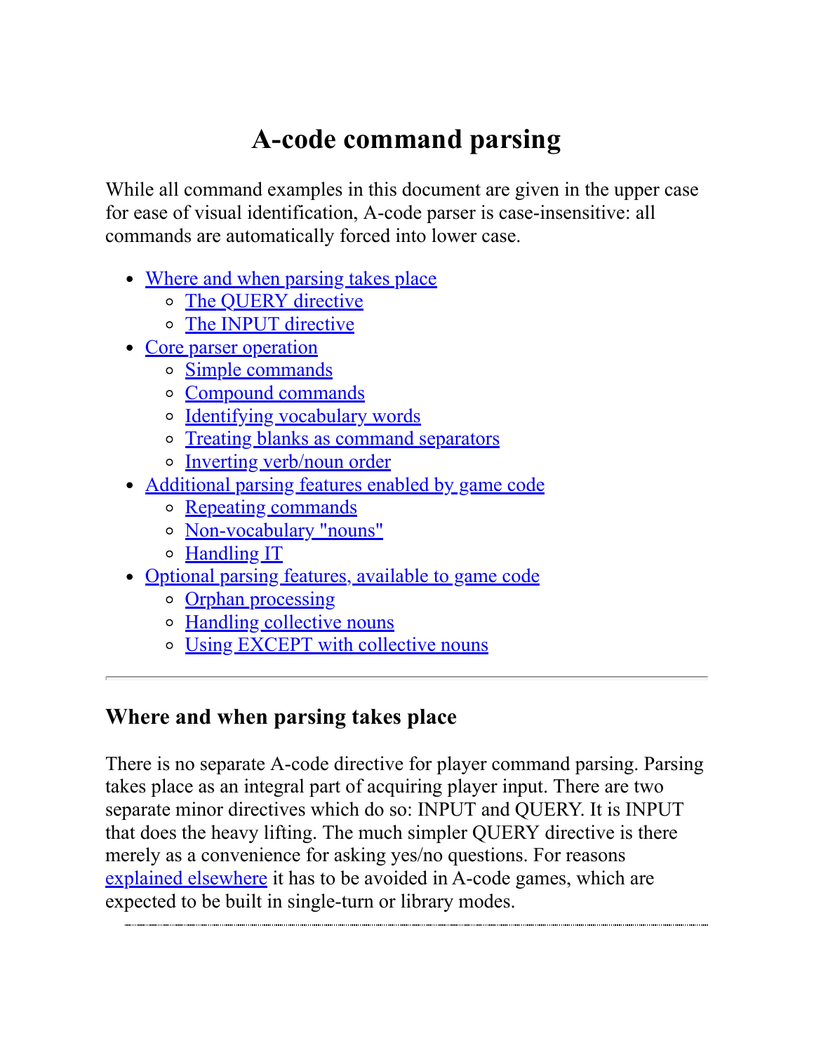# A-code command parsing

While all command examples in this document are given in the upper case for ease of visual identification, A-code parser is case-insensitive: all commands are automatically forced into lower case.

- Where and when parsing takes place
  - The QUERY directive
  - The INPUT directive
- Core parser operation
  - Simple commands
  - Compound commands
  - Identifying vocabulary words
  - Treating blanks as command separators
  - Inverting verb/noun order
- Additional parsing features enabled by game code
  - Repeating commands
  - Non-vocabulary "nouns"
  - Handling IT
- Optional parsing features, available to game code
  - Orphan processing
  - Handling collective nouns
  - Using EXCEPT with collective nouns

---

## Where and when parsing takes place

There is no separate A-code directive for player command parsing. Parsing takes place as an integral part of acquiring player input. There are two separate minor directives which do so: INPUT and QUERY. It is INPUT that does the heavy lifting. The much simpler QUERY directive is there merely as a convenience for asking yes/no questions. For reasons explained elsewhere it has to be avoided in A-code games, which are expected to be built in single-turn or library modes.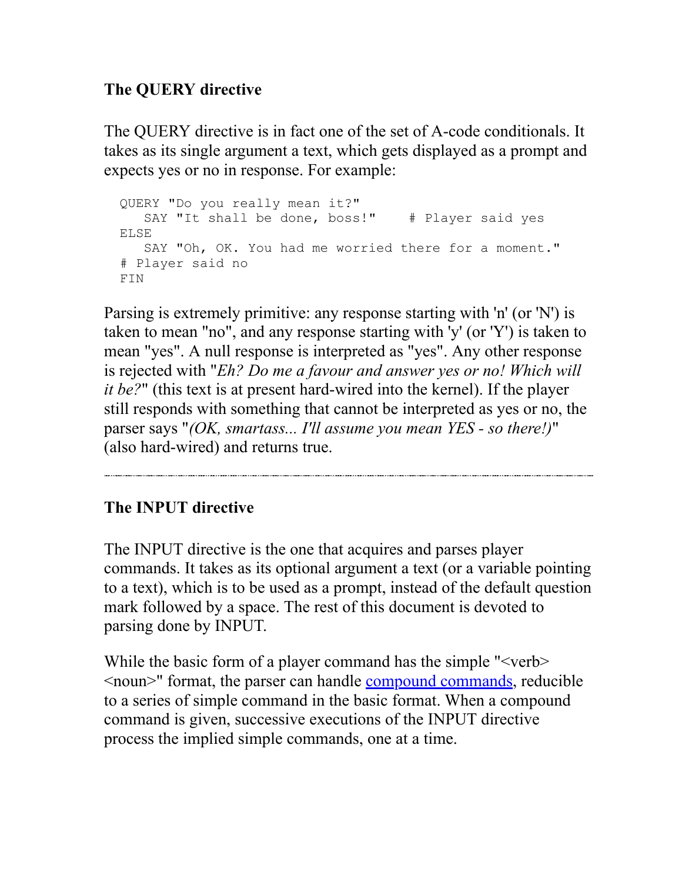### The QUERY directive

The QUERY directive is in fact one of the set of A-code conditionals. It takes as its single argument a text, which gets displayed as a prompt and expects yes or no in response. For example:

```
QUERY "Do you really mean it?"
   SAY "It shall be done, boss!"    # Player said yes
ELSE
   SAY "Oh, OK. You had me worried there for a moment."
# Player said no
FIN
```

Parsing is extremely primitive: any response starting with 'n' (or 'N') is taken to mean "no", and any response starting with 'y' (or 'Y') is taken to mean "yes". A null response is interpreted as "yes". Any other response is rejected with "*Eh? Do me a favour and answer yes or no! Which will it be?*" (this text is at present hard-wired into the kernel). If the player still responds with something that cannot be interpreted as yes or no, the parser says "*(OK, smartass... I'll assume you mean YES - so there!)*" (also hard-wired) and returns true.

---

### The INPUT directive

The INPUT directive is the one that acquires and parses player commands. It takes as its optional argument a text (or a variable pointing to a text), which is to be used as a prompt, instead of the default question mark followed by a space. The rest of this document is devoted to parsing done by INPUT.

While the basic form of a player command has the simple "<verb> <noun>" format, the parser can handle compound commands, reducible to a series of simple command in the basic format. When a compound command is given, successive executions of the INPUT directive process the implied simple commands, one at a time.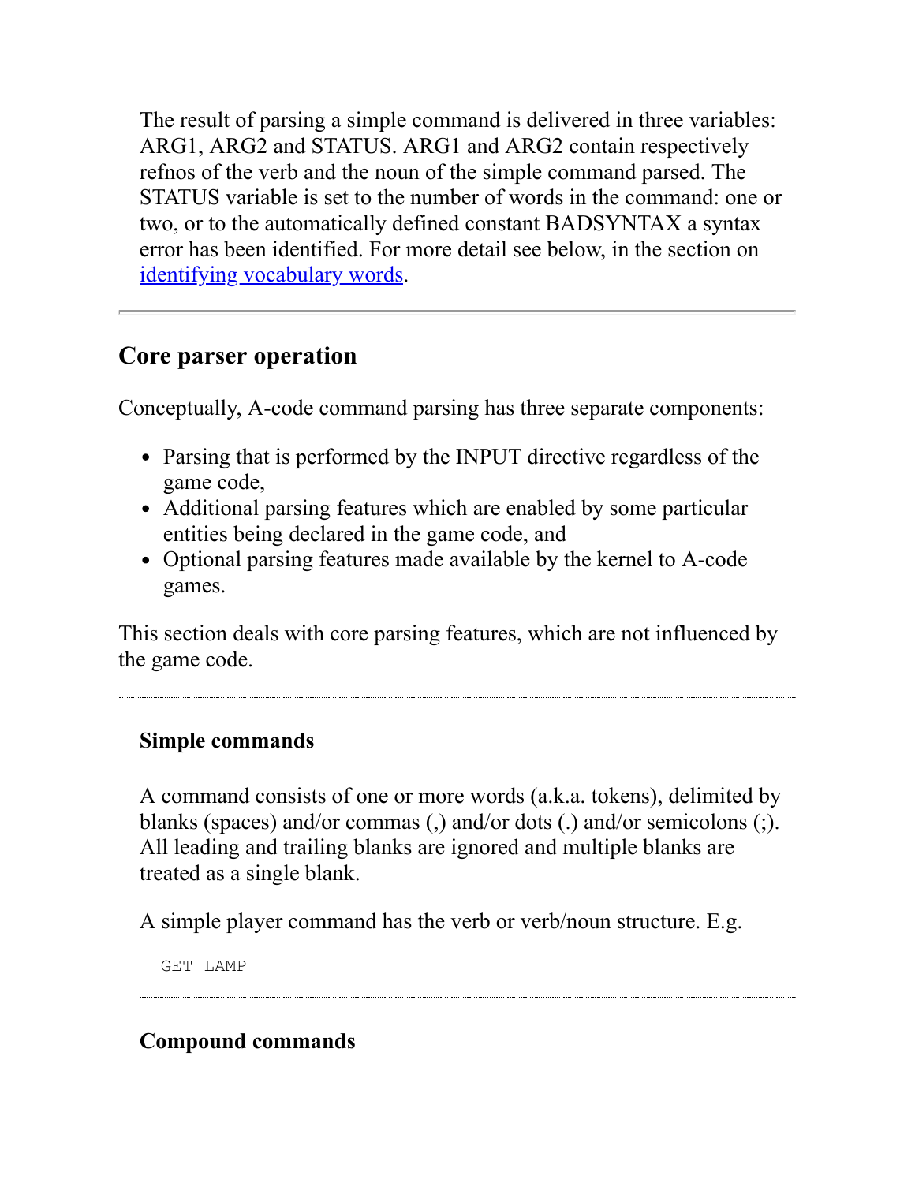The result of parsing a simple command is delivered in three variables: ARG1, ARG2 and STATUS. ARG1 and ARG2 contain respectively refnos of the verb and the noun of the simple command parsed. The STATUS variable is set to the number of words in the command: one or two, or to the automatically defined constant BADSYNTAX a syntax error has been identified. For more detail see below, in the section on identifying vocabulary words.

---

## Core parser operation

Conceptually, A-code command parsing has three separate components:

- Parsing that is performed by the INPUT directive regardless of the game code,
- Additional parsing features which are enabled by some particular entities being declared in the game code, and
- Optional parsing features made available by the kernel to A-code games.

This section deals with core parsing features, which are not influenced by the game code.

---

### Simple commands

A command consists of one or more words (a.k.a. tokens), delimited by blanks (spaces) and/or commas (,) and/or dots (.) and/or semicolons (;). All leading and trailing blanks are ignored and multiple blanks are treated as a single blank.

A simple player command has the verb or verb/noun structure. E.g.

```
GET LAMP
```

---

### Compound commands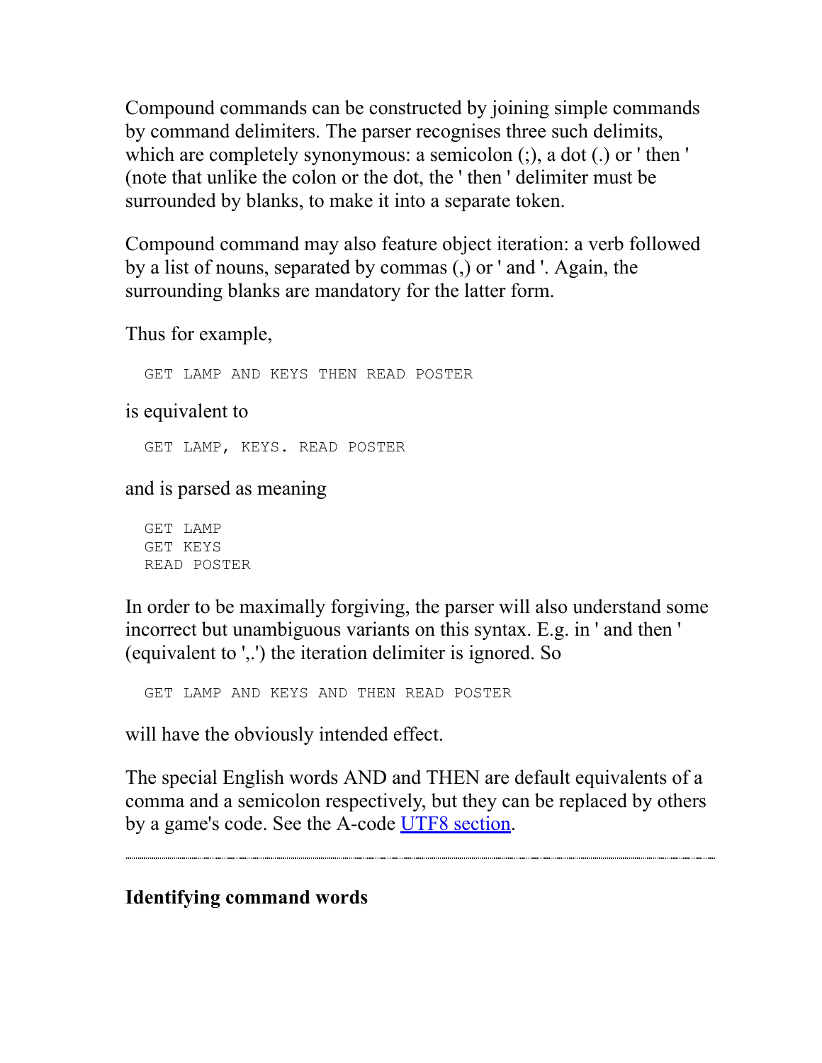Compound commands can be constructed by joining simple commands by command delimiters. The parser recognises three such delimits, which are completely synonymous: a semicolon (;), a dot (.) or ' then ' (note that unlike the colon or the dot, the ' then ' delimiter must be surrounded by blanks, to make it into a separate token.

Compound command may also feature object iteration: a verb followed by a list of nouns, separated by commas (,) or ' and '. Again, the surrounding blanks are mandatory for the latter form.

Thus for example,

```
GET LAMP AND KEYS THEN READ POSTER
```

is equivalent to

```
GET LAMP, KEYS. READ POSTER
```

and is parsed as meaning

```
GET LAMP
GET KEYS
READ POSTER
```

In order to be maximally forgiving, the parser will also understand some incorrect but unambiguous variants on this syntax. E.g. in ' and then ' (equivalent to ',.') the iteration delimiter is ignored. So

```
GET LAMP AND KEYS AND THEN READ POSTER
```

will have the obviously intended effect.

The special English words AND and THEN are default equivalents of a comma and a semicolon respectively, but they can be replaced by others by a game's code. See the A-code UTF8 section.

---

## Identifying command words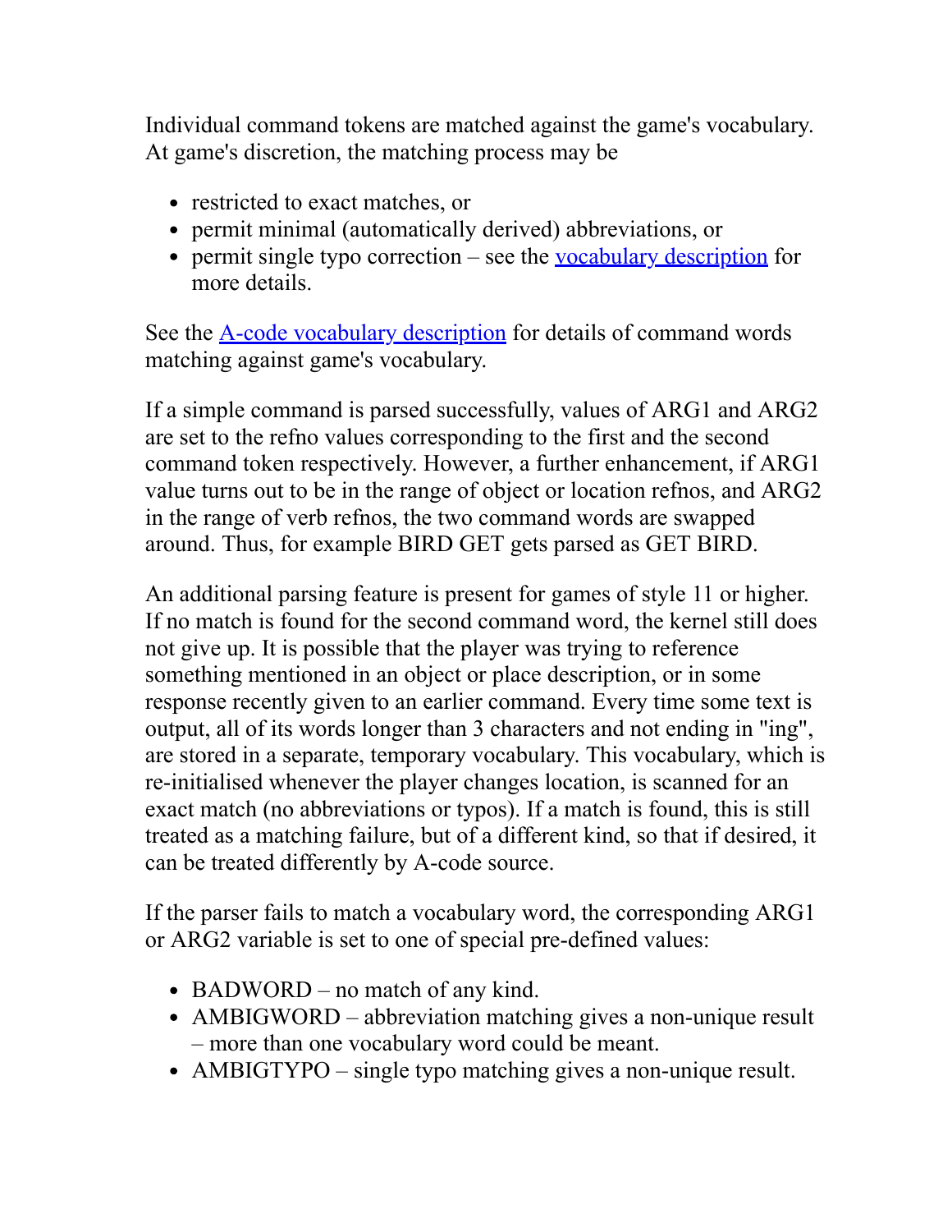Individual command tokens are matched against the game's vocabulary. At game's discretion, the matching process may be

- restricted to exact matches, or
- permit minimal (automatically derived) abbreviations, or
- permit single typo correction – see the [vocabulary description](#) for more details.

See the [A-code vocabulary description](#) for details of command words matching against game's vocabulary.

If a simple command is parsed successfully, values of ARG1 and ARG2 are set to the refno values corresponding to the first and the second command token respectively. However, a further enhancement, if ARG1 value turns out to be in the range of object or location refnos, and ARG2 in the range of verb refnos, the two command words are swapped around. Thus, for example BIRD GET gets parsed as GET BIRD.

An additional parsing feature is present for games of style 11 or higher. If no match is found for the second command word, the kernel still does not give up. It is possible that the player was trying to reference something mentioned in an object or place description, or in some response recently given to an earlier command. Every time some text is output, all of its words longer than 3 characters and not ending in "ing", are stored in a separate, temporary vocabulary. This vocabulary, which is re-initialised whenever the player changes location, is scanned for an exact match (no abbreviations or typos). If a match is found, this is still treated as a matching failure, but of a different kind, so that if desired, it can be treated differently by A-code source.

If the parser fails to match a vocabulary word, the corresponding ARG1 or ARG2 variable is set to one of special pre-defined values:

- BADWORD – no match of any kind.
- AMBIGWORD – abbreviation matching gives a non-unique result – more than one vocabulary word could be meant.
- AMBIGTYPO – single typo matching gives a non-unique result.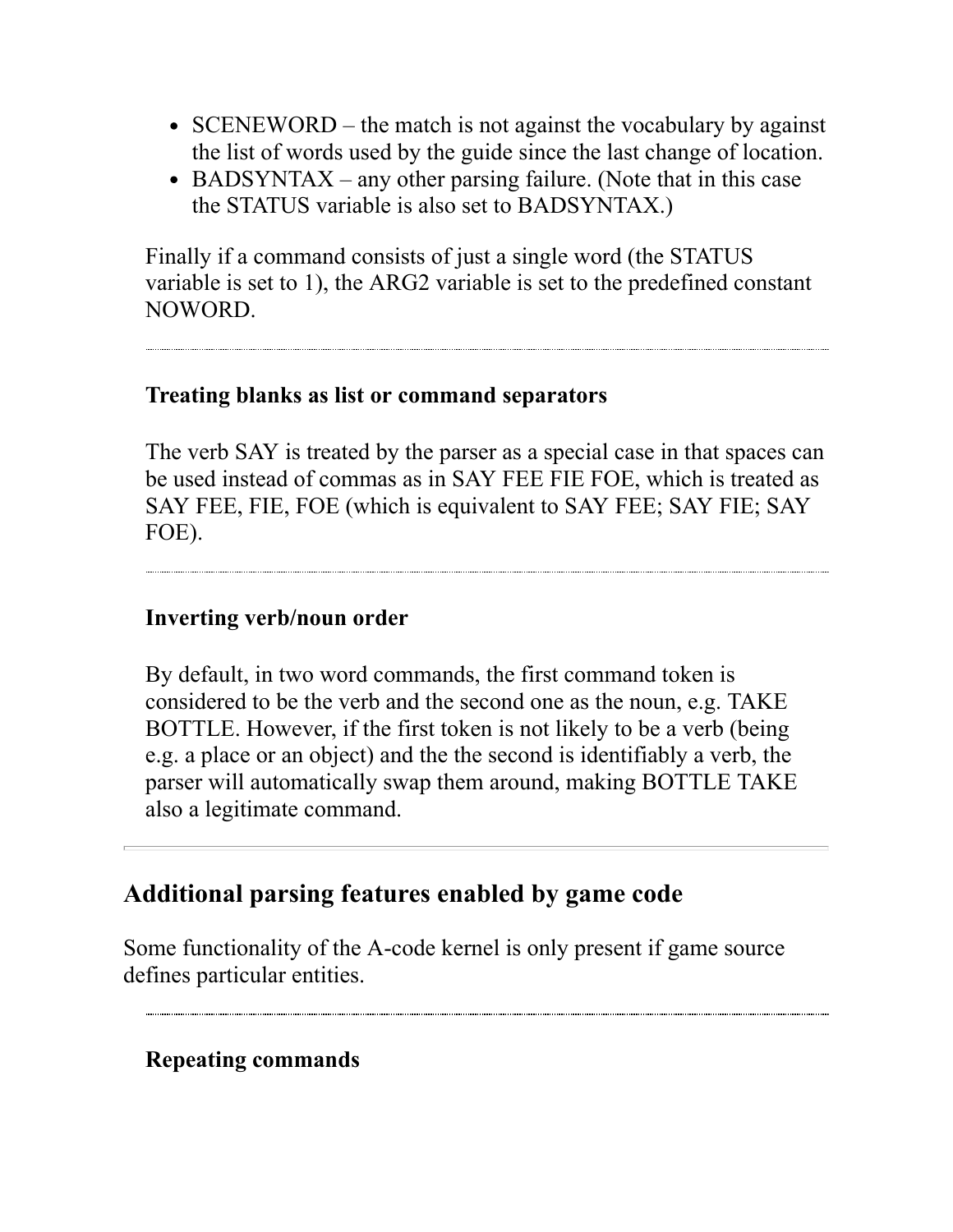- SCENEWORD – the match is not against the vocabulary by against the list of words used by the guide since the last change of location.
- BADSYNTAX – any other parsing failure. (Note that in this case the STATUS variable is also set to BADSYNTAX.)

Finally if a command consists of just a single word (the STATUS variable is set to 1), the ARG2 variable is set to the predefined constant NOWORD.

---

#### Treating blanks as list or command separators

The verb SAY is treated by the parser as a special case in that spaces can be used instead of commas as in SAY FEE FIE FOE, which is treated as SAY FEE, FIE, FOE (which is equivalent to SAY FEE; SAY FIE; SAY FOE).

---

#### Inverting verb/noun order

By default, in two word commands, the first command token is considered to be the verb and the second one as the noun, e.g. TAKE BOTTLE. However, if the first token is not likely to be a verb (being e.g. a place or an object) and the the second is identifiably a verb, the parser will automatically swap them around, making BOTTLE TAKE also a legitimate command.

---

## Additional parsing features enabled by game code

Some functionality of the A-code kernel is only present if game source defines particular entities.

---

#### Repeating commands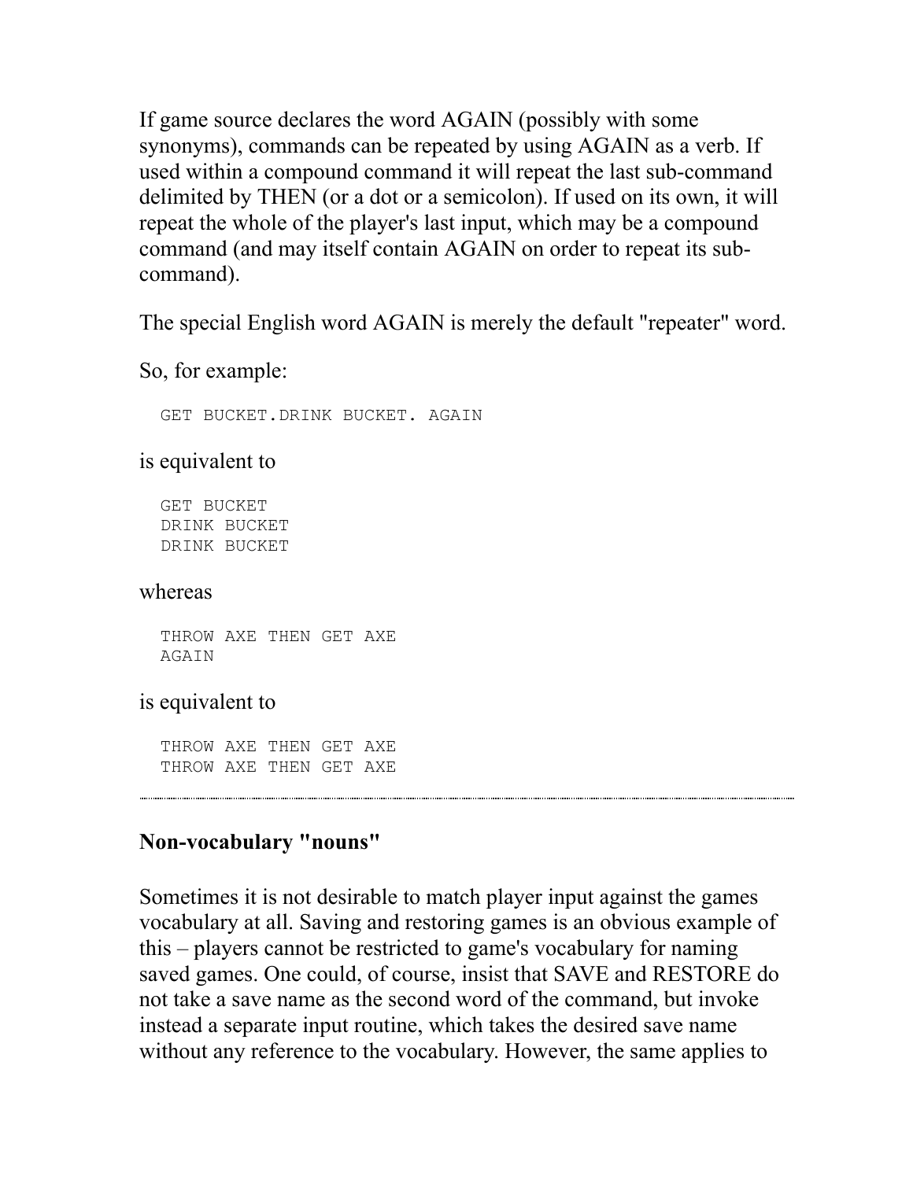If game source declares the word AGAIN (possibly with some synonyms), commands can be repeated by using AGAIN as a verb. If used within a compound command it will repeat the last sub-command delimited by THEN (or a dot or a semicolon). If used on its own, it will repeat the whole of the player's last input, which may be a compound command (and may itself contain AGAIN on order to repeat its sub-command).

The special English word AGAIN is merely the default "repeater" word.

So, for example:

```
GET BUCKET.DRINK BUCKET. AGAIN
```

is equivalent to

```
GET BUCKET
DRINK BUCKET
DRINK BUCKET
```

whereas

```
THROW AXE THEN GET AXE
AGAIN
```

is equivalent to

```
THROW AXE THEN GET AXE
THROW AXE THEN GET AXE
```

---

### Non-vocabulary "nouns"

Sometimes it is not desirable to match player input against the games vocabulary at all. Saving and restoring games is an obvious example of this – players cannot be restricted to game's vocabulary for naming saved games. One could, of course, insist that SAVE and RESTORE do not take a save name as the second word of the command, but invoke instead a separate input routine, which takes the desired save name without any reference to the vocabulary. However, the same applies to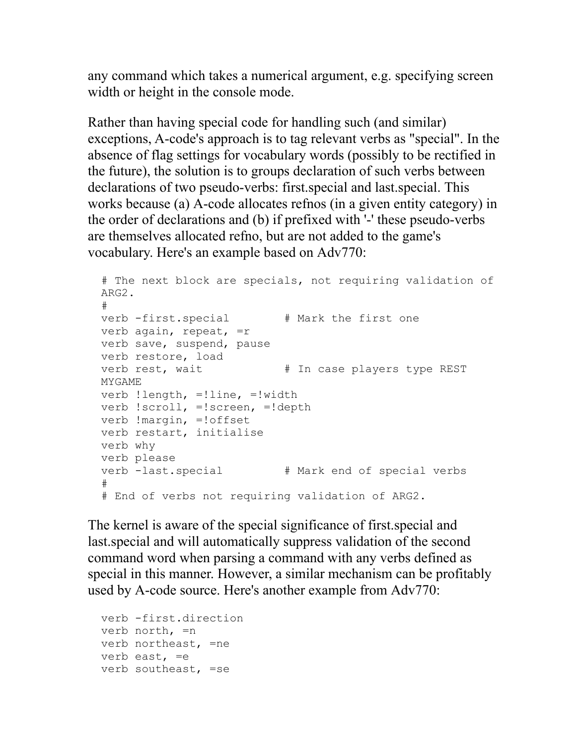any command which takes a numerical argument, e.g. specifying screen width or height in the console mode.

Rather than having special code for handling such (and similar) exceptions, A-code's approach is to tag relevant verbs as "special". In the absence of flag settings for vocabulary words (possibly to be rectified in the future), the solution is to groups declaration of such verbs between declarations of two pseudo-verbs: first.special and last.special. This works because (a) A-code allocates refnos (in a given entity category) in the order of declarations and (b) if prefixed with '-' these pseudo-verbs are themselves allocated refno, but are not added to the game's vocabulary. Here's an example based on Adv770:

```
# The next block are specials, not requiring validation of
ARG2.
#
verb -first.special        # Mark the first one
verb again, repeat, =r
verb save, suspend, pause
verb restore, load
verb rest, wait            # In case players type REST
MYGAME
verb !length, =!line, =!width
verb !scroll, =!screen, =!depth
verb !margin, =!offset
verb restart, initialise
verb why
verb please
verb -last.special         # Mark end of special verbs
#
# End of verbs not requiring validation of ARG2.
```

The kernel is aware of the special significance of first.special and last.special and will automatically suppress validation of the second command word when parsing a command with any verbs defined as special in this manner. However, a similar mechanism can be profitably used by A-code source. Here's another example from Adv770:

```
verb -first.direction
verb north, =n
verb northeast, =ne
verb east, =e
verb southeast, =se
```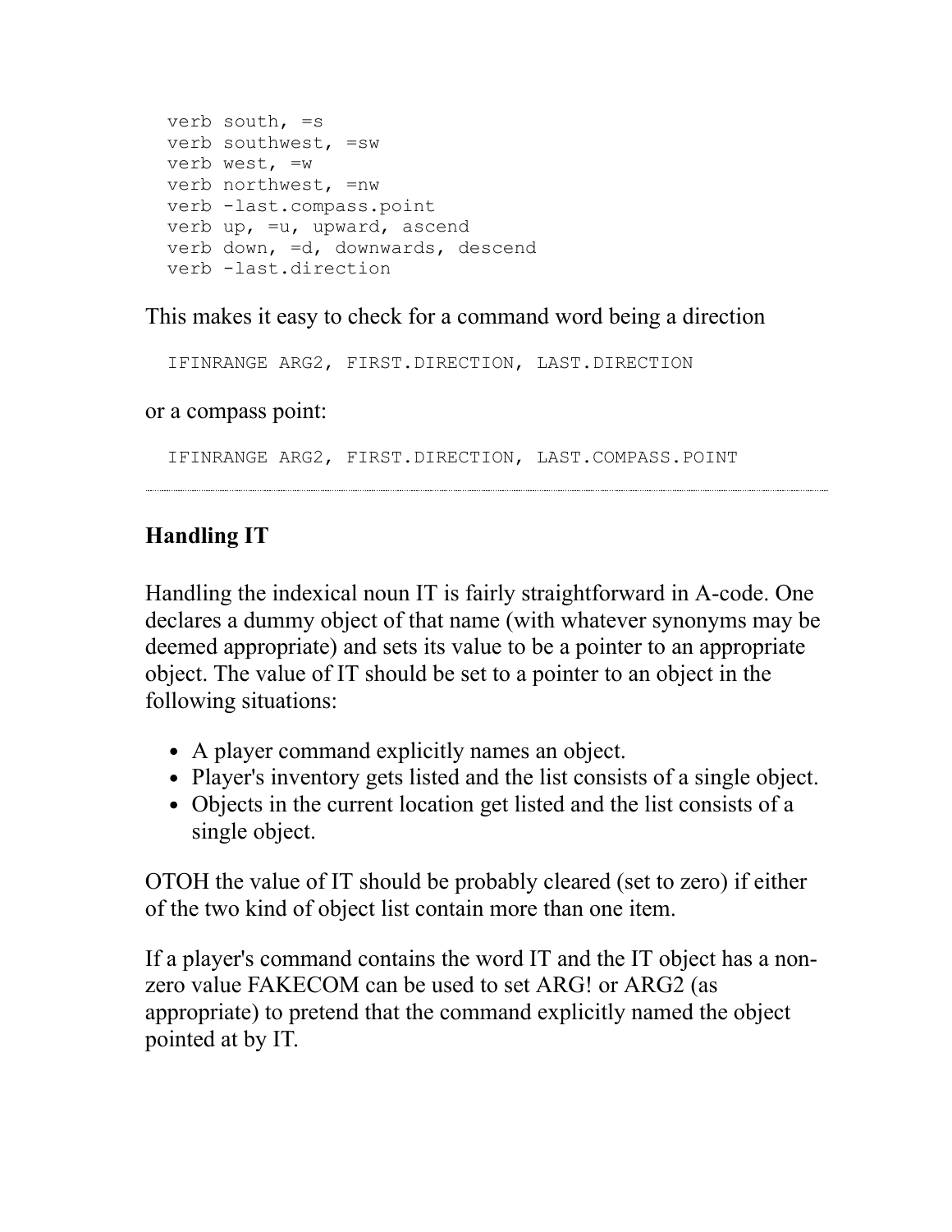```
verb south, =s
verb southwest, =sw
verb west, =w
verb northwest, =nw
verb -last.compass.point
verb up, =u, upward, ascend
verb down, =d, downwards, descend
verb -last.direction
```

This makes it easy to check for a command word being a direction

```
IFINRANGE ARG2, FIRST.DIRECTION, LAST.DIRECTION
```

or a compass point:

```
IFINRANGE ARG2, FIRST.DIRECTION, LAST.COMPASS.POINT
```

---

### Handling IT

Handling the indexical noun IT is fairly straightforward in A-code. One declares a dummy object of that name (with whatever synonyms may be deemed appropriate) and sets its value to be a pointer to an appropriate object. The value of IT should be set to a pointer to an object in the following situations:

- A player command explicitly names an object.
- Player's inventory gets listed and the list consists of a single object.
- Objects in the current location get listed and the list consists of a single object.

OTOH the value of IT should be probably cleared (set to zero) if either of the two kind of object list contain more than one item.

If a player's command contains the word IT and the IT object has a non-zero value FAKECOM can be used to set ARG! or ARG2 (as appropriate) to pretend that the command explicitly named the object pointed at by IT.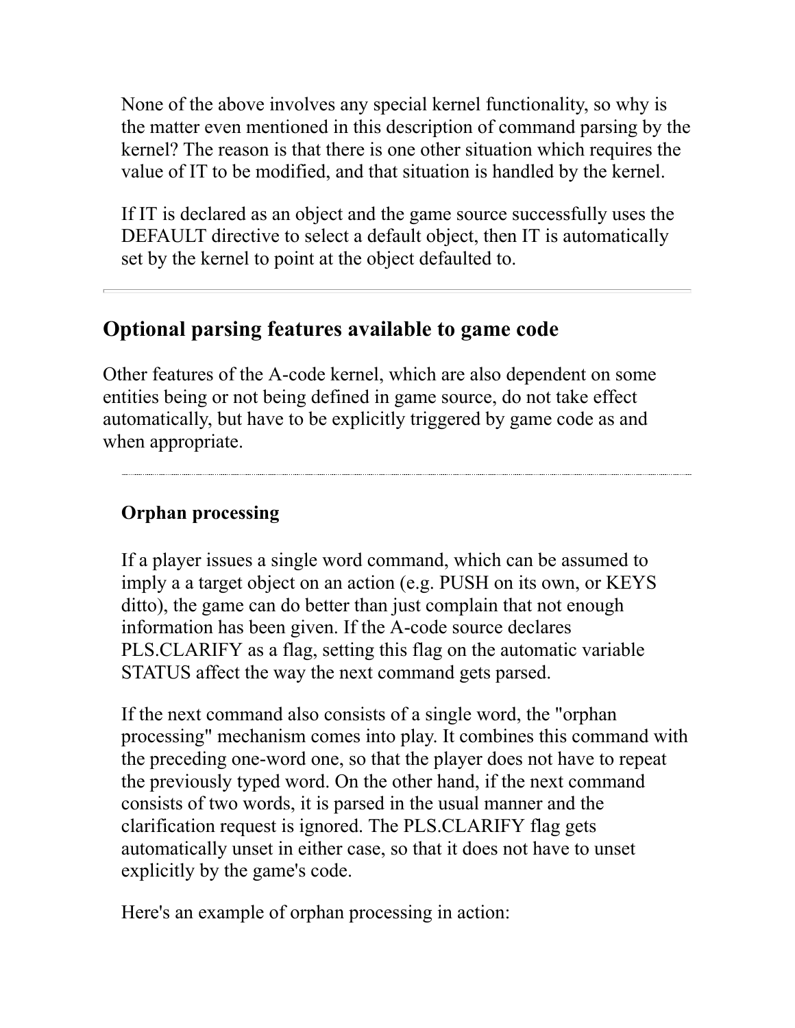None of the above involves any special kernel functionality, so why is the matter even mentioned in this description of command parsing by the kernel? The reason is that there is one other situation which requires the value of IT to be modified, and that situation is handled by the kernel.

If IT is declared as an object and the game source successfully uses the DEFAULT directive to select a default object, then IT is automatically set by the kernel to point at the object defaulted to.

---

## Optional parsing features available to game code

Other features of the A-code kernel, which are also dependent on some entities being or not being defined in game source, do not take effect automatically, but have to be explicitly triggered by game code as and when appropriate.

---

### Orphan processing

If a player issues a single word command, which can be assumed to imply a a target object on an action (e.g. PUSH on its own, or KEYS ditto), the game can do better than just complain that not enough information has been given. If the A-code source declares PLS.CLARIFY as a flag, setting this flag on the automatic variable STATUS affect the way the next command gets parsed.

If the next command also consists of a single word, the "orphan processing" mechanism comes into play. It combines this command with the preceding one-word one, so that the player does not have to repeat the previously typed word. On the other hand, if the next command consists of two words, it is parsed in the usual manner and the clarification request is ignored. The PLS.CLARIFY flag gets automatically unset in either case, so that it does not have to unset explicitly by the game's code.

Here's an example of orphan processing in action: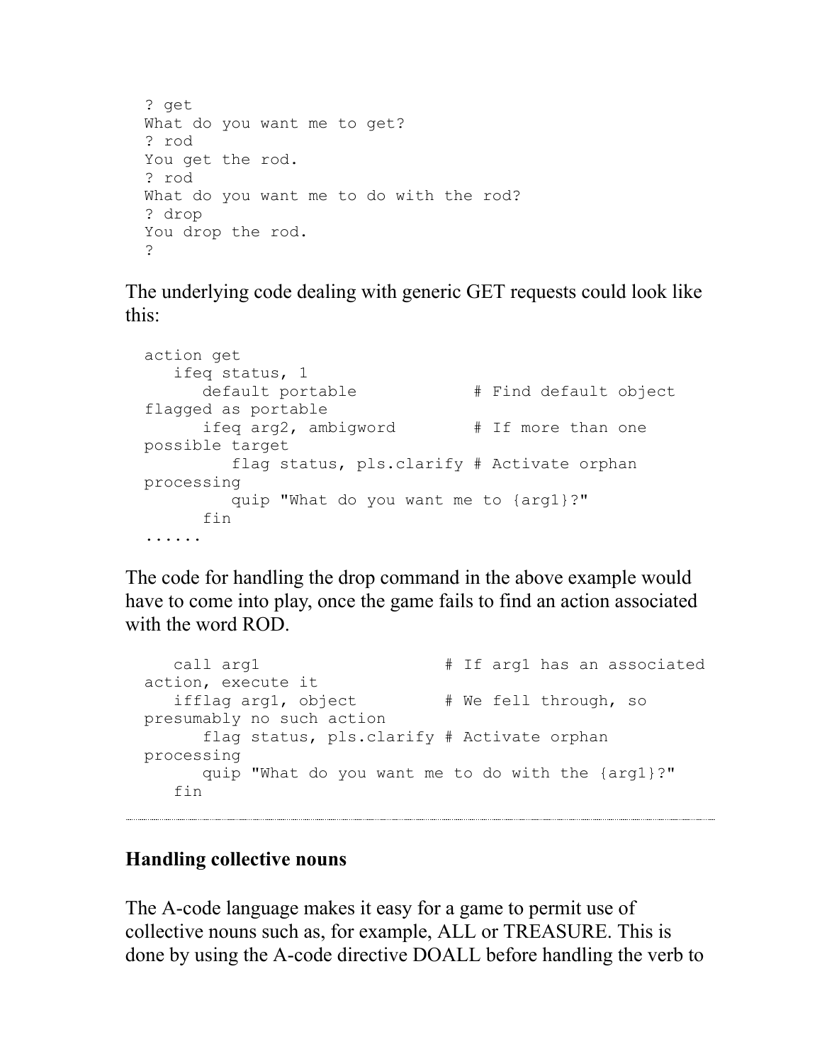```
? get
What do you want me to get?
? rod
You get the rod.
? rod
What do you want me to do with the rod?
? drop
You drop the rod.
?
```

The underlying code dealing with generic GET requests could look like this:

```
action get
   ifeq status, 1
      default portable            # Find default object
flagged as portable
      ifeq arg2, ambigword        # If more than one
possible target
         flag status, pls.clarify # Activate orphan
processing
         quip "What do you want me to {arg1}?"
      fin
......
```

The code for handling the drop command in the above example would have to come into play, once the game fails to find an action associated with the word ROD.

```
   call arg1                   # If arg1 has an associated
action, execute it
   ifflag arg1, object         # We fell through, so
presumably no such action
      flag status, pls.clarify # Activate orphan
processing
      quip "What do you want me to do with the {arg1}?"
   fin
```

---

### Handling collective nouns

The A-code language makes it easy for a game to permit use of collective nouns such as, for example, ALL or TREASURE. This is done by using the A-code directive DOALL before handling the verb to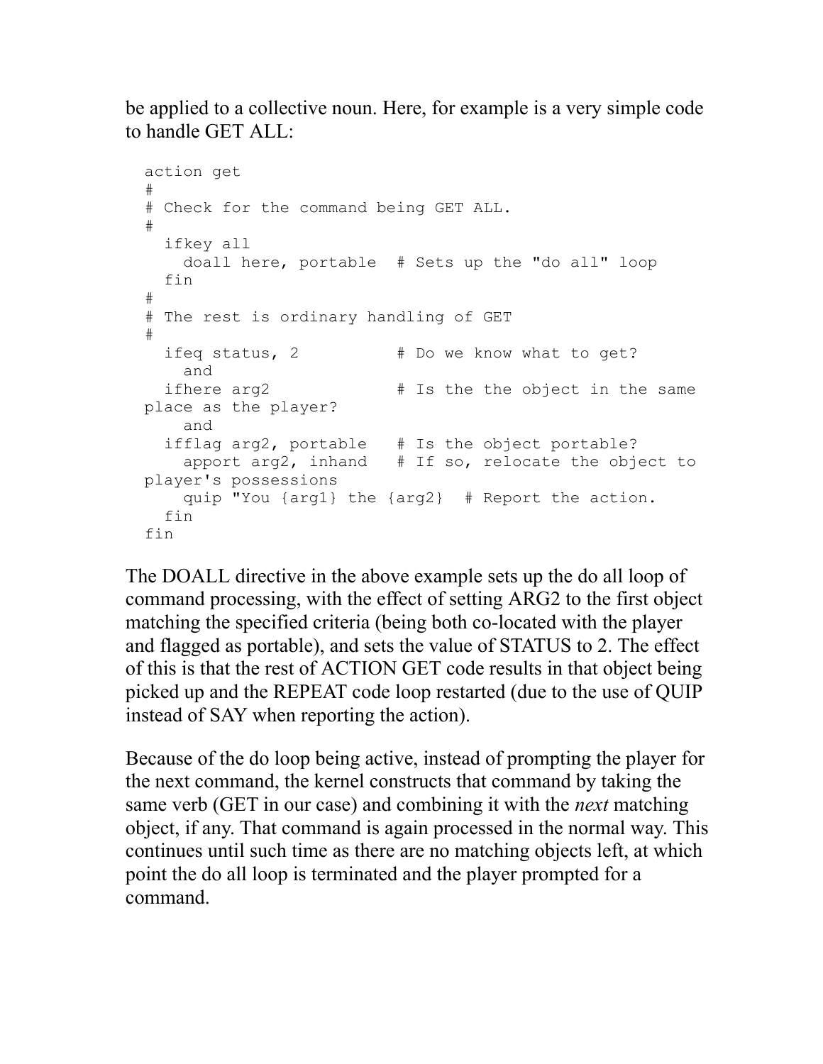be applied to a collective noun. Here, for example is a very simple code to handle GET ALL:

```
action get
#
# Check for the command being GET ALL.
#
  ifkey all
    doall here, portable  # Sets up the "do all" loop
  fin
#
# The rest is ordinary handling of GET
#
  ifeq status, 2          # Do we know what to get?
    and
  ifhere arg2             # Is the the object in the same
place as the player?
    and
  ifflag arg2, portable   # Is the object portable?
    apport arg2, inhand   # If so, relocate the object to
player's possessions
    quip "You {arg1} the {arg2}  # Report the action.
  fin
fin
```

The DOALL directive in the above example sets up the do all loop of command processing, with the effect of setting ARG2 to the first object matching the specified criteria (being both co-located with the player and flagged as portable), and sets the value of STATUS to 2. The effect of this is that the rest of ACTION GET code results in that object being picked up and the REPEAT code loop restarted (due to the use of QUIP instead of SAY when reporting the action).

Because of the do loop being active, instead of prompting the player for the next command, the kernel constructs that command by taking the same verb (GET in our case) and combining it with the *next* matching object, if any. That command is again processed in the normal way. This continues until such time as there are no matching objects left, at which point the do all loop is terminated and the player prompted for a command.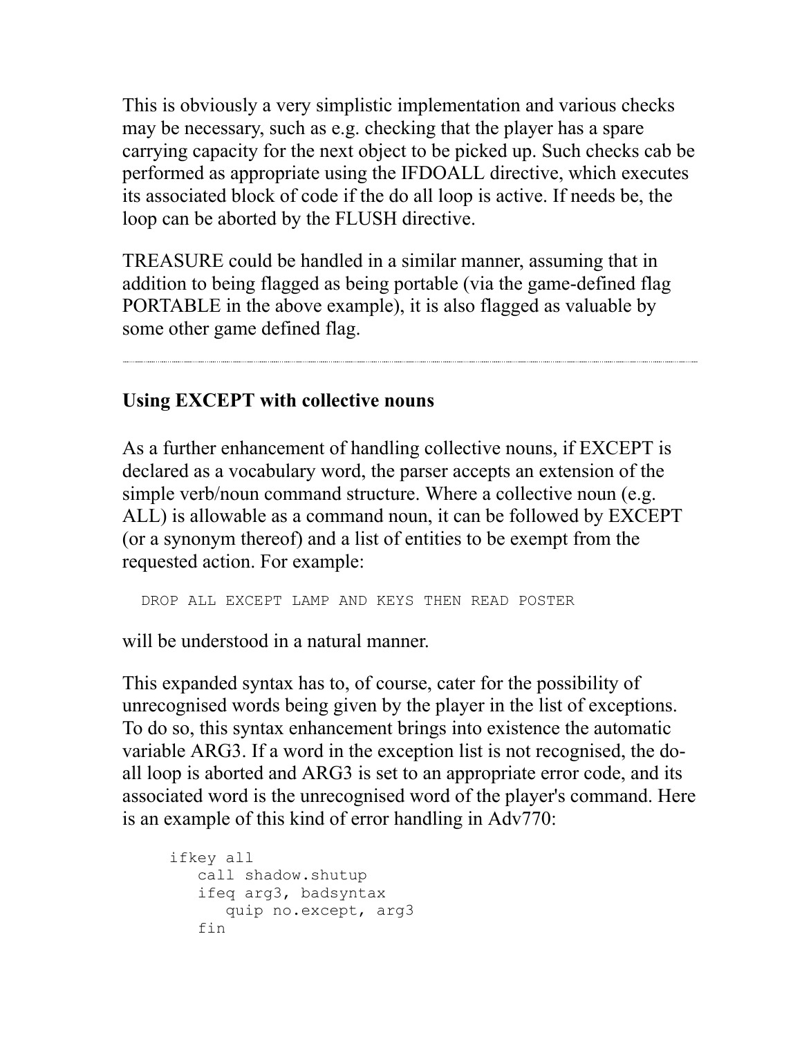This is obviously a very simplistic implementation and various checks may be necessary, such as e.g. checking that the player has a spare carrying capacity for the next object to be picked up. Such checks cab be performed as appropriate using the IFDOALL directive, which executes its associated block of code if the do all loop is active. If needs be, the loop can be aborted by the FLUSH directive.

TREASURE could be handled in a similar manner, assuming that in addition to being flagged as being portable (via the game-defined flag PORTABLE in the above example), it is also flagged as valuable by some other game defined flag.

---

**Using EXCEPT with collective nouns**

As a further enhancement of handling collective nouns, if EXCEPT is declared as a vocabulary word, the parser accepts an extension of the simple verb/noun command structure. Where a collective noun (e.g. ALL) is allowable as a command noun, it can be followed by EXCEPT (or a synonym thereof) and a list of entities to be exempt from the requested action. For example:

```
DROP ALL EXCEPT LAMP AND KEYS THEN READ POSTER
```

will be understood in a natural manner.

This expanded syntax has to, of course, cater for the possibility of unrecognised words being given by the player in the list of exceptions. To do so, this syntax enhancement brings into existence the automatic variable ARG3. If a word in the exception list is not recognised, the do-all loop is aborted and ARG3 is set to an appropriate error code, and its associated word is the unrecognised word of the player's command. Here is an example of this kind of error handling in Adv770:

```
ifkey all
   call shadow.shutup
   ifeq arg3, badsyntax
      quip no.except, arg3
   fin
```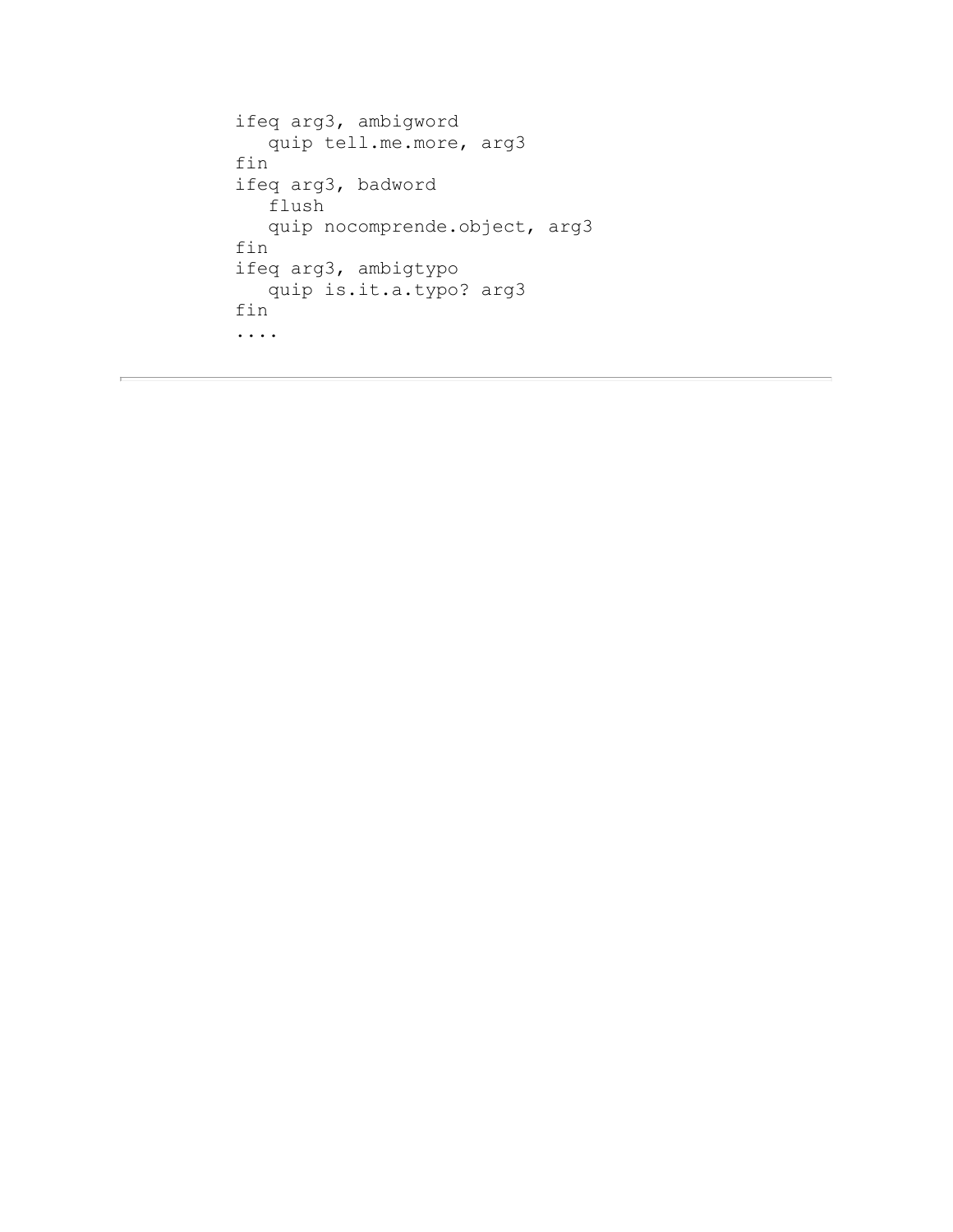```
ifeq arg3, ambigword
   quip tell.me.more, arg3
fin
ifeq arg3, badword
   flush
   quip nocomprende.object, arg3
fin
ifeq arg3, ambigtypo
   quip is.it.a.typo? arg3
fin
....
```

---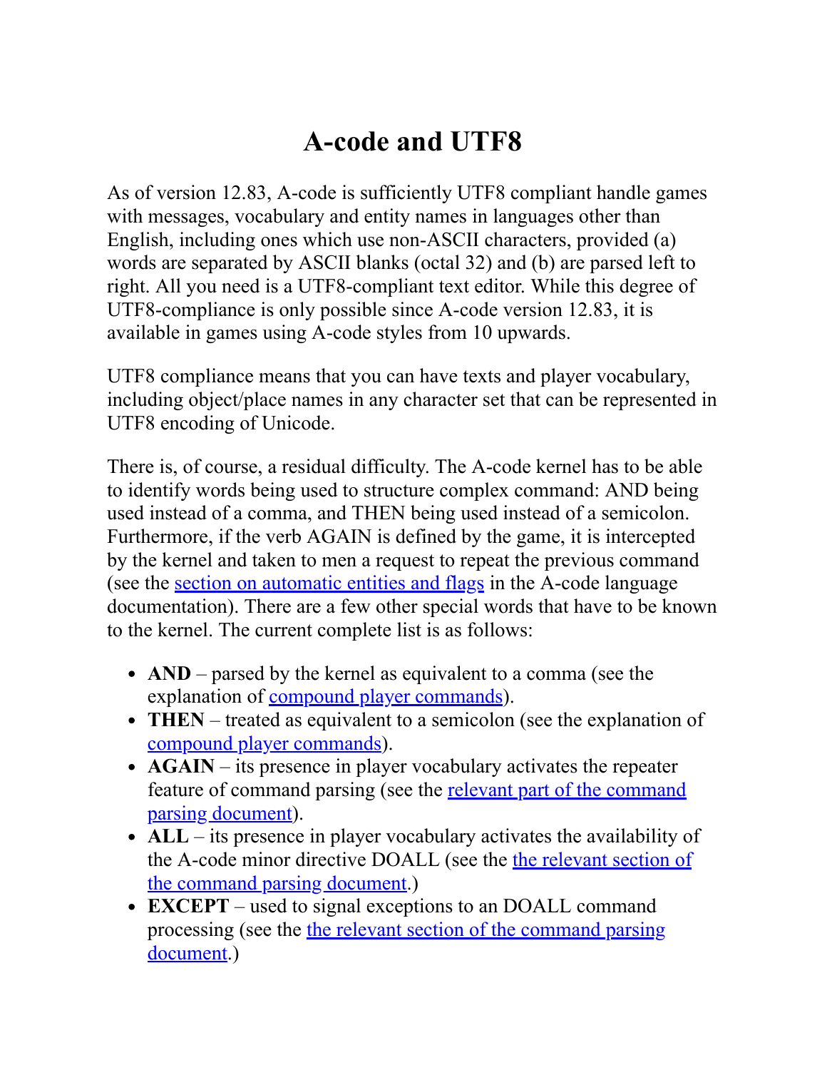# A-code and UTF8

As of version 12.83, A-code is sufficiently UTF8 compliant handle games with messages, vocabulary and entity names in languages other than English, including ones which use non-ASCII characters, provided (a) words are separated by ASCII blanks (octal 32) and (b) are parsed left to right. All you need is a UTF8-compliant text editor. While this degree of UTF8-compliance is only possible since A-code version 12.83, it is available in games using A-code styles from 10 upwards.

UTF8 compliance means that you can have texts and player vocabulary, including object/place names in any character set that can be represented in UTF8 encoding of Unicode.

There is, of course, a residual difficulty. The A-code kernel has to be able to identify words being used to structure complex command: AND being used instead of a comma, and THEN being used instead of a semicolon. Furthermore, if the verb AGAIN is defined by the game, it is intercepted by the kernel and taken to men a request to repeat the previous command (see the section on automatic entities and flags in the A-code language documentation). There are a few other special words that have to be known to the kernel. The current complete list is as follows:

- **AND** – parsed by the kernel as equivalent to a comma (see the explanation of compound player commands).
- **THEN** – treated as equivalent to a semicolon (see the explanation of compound player commands).
- **AGAIN** – its presence in player vocabulary activates the repeater feature of command parsing (see the relevant part of the command parsing document).
- **ALL** – its presence in player vocabulary activates the availability of the A-code minor directive DOALL (see the the relevant section of the command parsing document.)
- **EXCEPT** – used to signal exceptions to an DOALL command processing (see the the relevant section of the command parsing document.)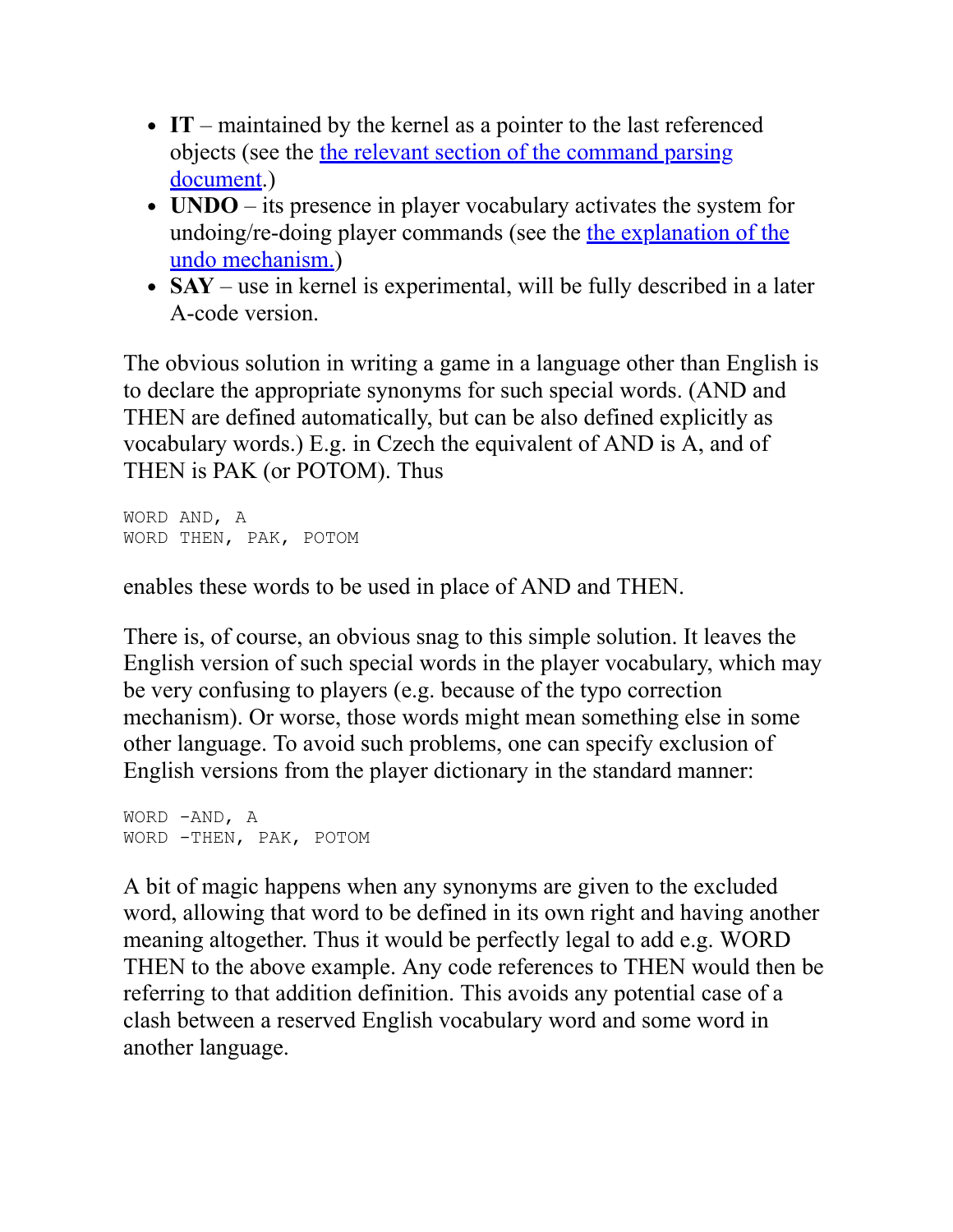- **IT** – maintained by the kernel as a pointer to the last referenced objects (see the [the relevant section of the command parsing document](#).)
- **UNDO** – its presence in player vocabulary activates the system for undoing/re-doing player commands (see the [the explanation of the undo mechanism.](#))
- **SAY** – use in kernel is experimental, will be fully described in a later A-code version.

The obvious solution in writing a game in a language other than English is to declare the appropriate synonyms for such special words. (AND and THEN are defined automatically, but can be also defined explicitly as vocabulary words.) E.g. in Czech the equivalent of AND is A, and of THEN is PAK (or POTOM). Thus

```
WORD AND, A
WORD THEN, PAK, POTOM
```

enables these words to be used in place of AND and THEN.

There is, of course, an obvious snag to this simple solution. It leaves the English version of such special words in the player vocabulary, which may be very confusing to players (e.g. because of the typo correction mechanism). Or worse, those words might mean something else in some other language. To avoid such problems, one can specify exclusion of English versions from the player dictionary in the standard manner:

```
WORD -AND, A
WORD -THEN, PAK, POTOM
```

A bit of magic happens when any synonyms are given to the excluded word, allowing that word to be defined in its own right and having another meaning altogether. Thus it would be perfectly legal to add e.g. WORD THEN to the above example. Any code references to THEN would then be referring to that addition definition. This avoids any potential case of a clash between a reserved English vocabulary word and some word in another language.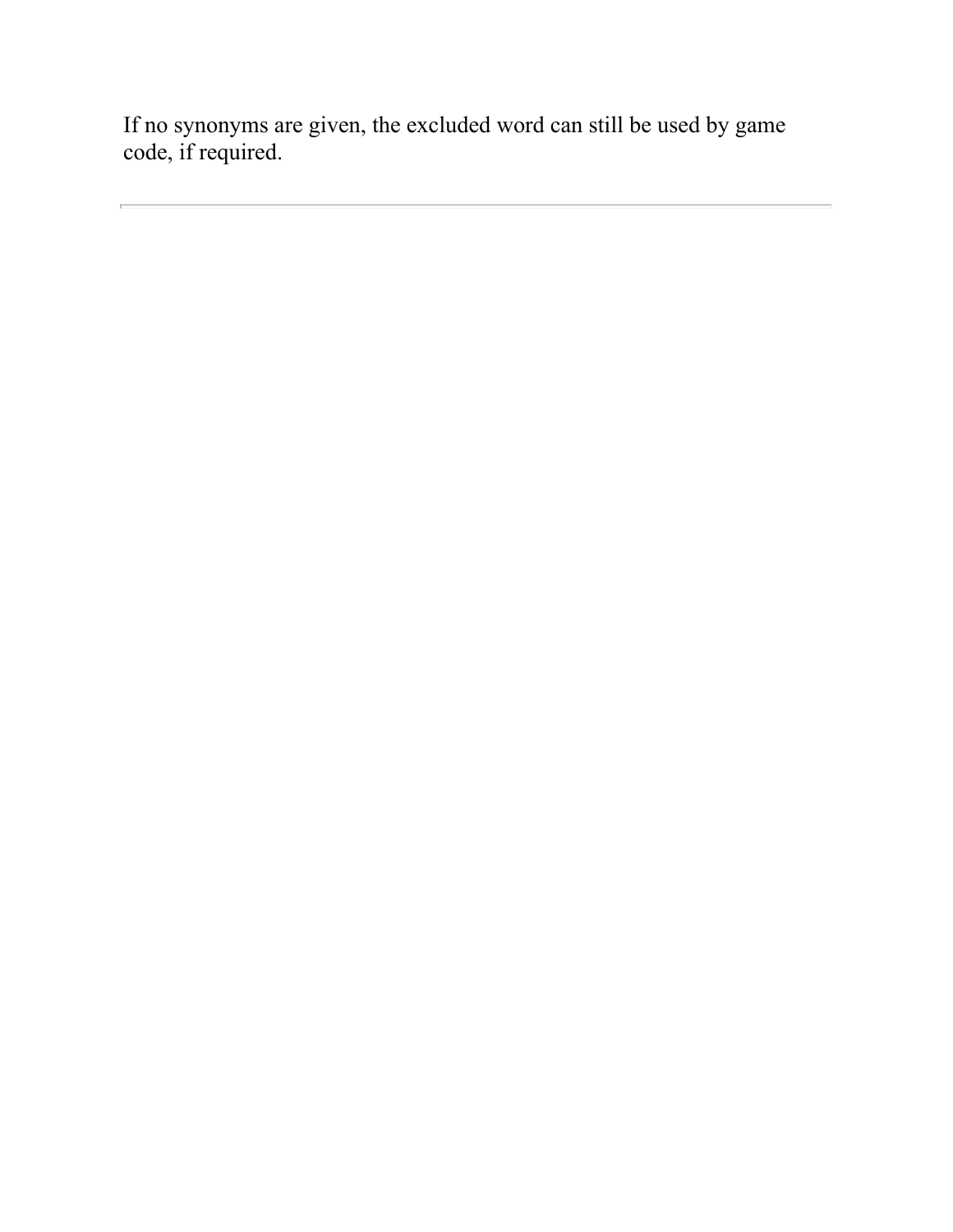If no synonyms are given, the excluded word can still be used by game code, if required.

---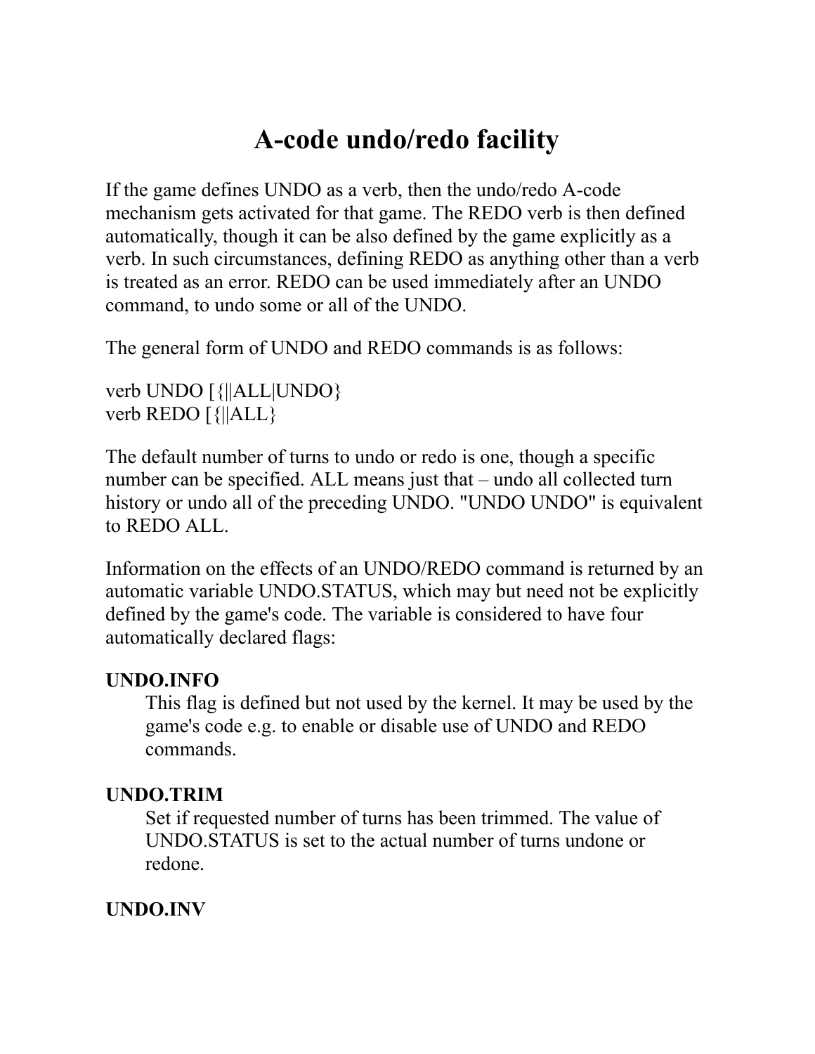# A-code undo/redo facility

If the game defines UNDO as a verb, then the undo/redo A-code mechanism gets activated for that game. The REDO verb is then defined automatically, though it can be also defined by the game explicitly as a verb. In such circumstances, defining REDO as anything other than a verb is treated as an error. REDO can be used immediately after an UNDO command, to undo some or all of the UNDO.

The general form of UNDO and REDO commands is as follows:

verb UNDO [{||ALL|UNDO}
verb REDO [{||ALL}

The default number of turns to undo or redo is one, though a specific number can be specified. ALL means just that – undo all collected turn history or undo all of the preceding UNDO. "UNDO UNDO" is equivalent to REDO ALL.

Information on the effects of an UNDO/REDO command is returned by an automatic variable UNDO.STATUS, which may but need not be explicitly defined by the game's code. The variable is considered to have four automatically declared flags:

**UNDO.INFO**
: This flag is defined but not used by the kernel. It may be used by the game's code e.g. to enable or disable use of UNDO and REDO commands.

**UNDO.TRIM**
: Set if requested number of turns has been trimmed. The value of UNDO.STATUS is set to the actual number of turns undone or redone.

**UNDO.INV**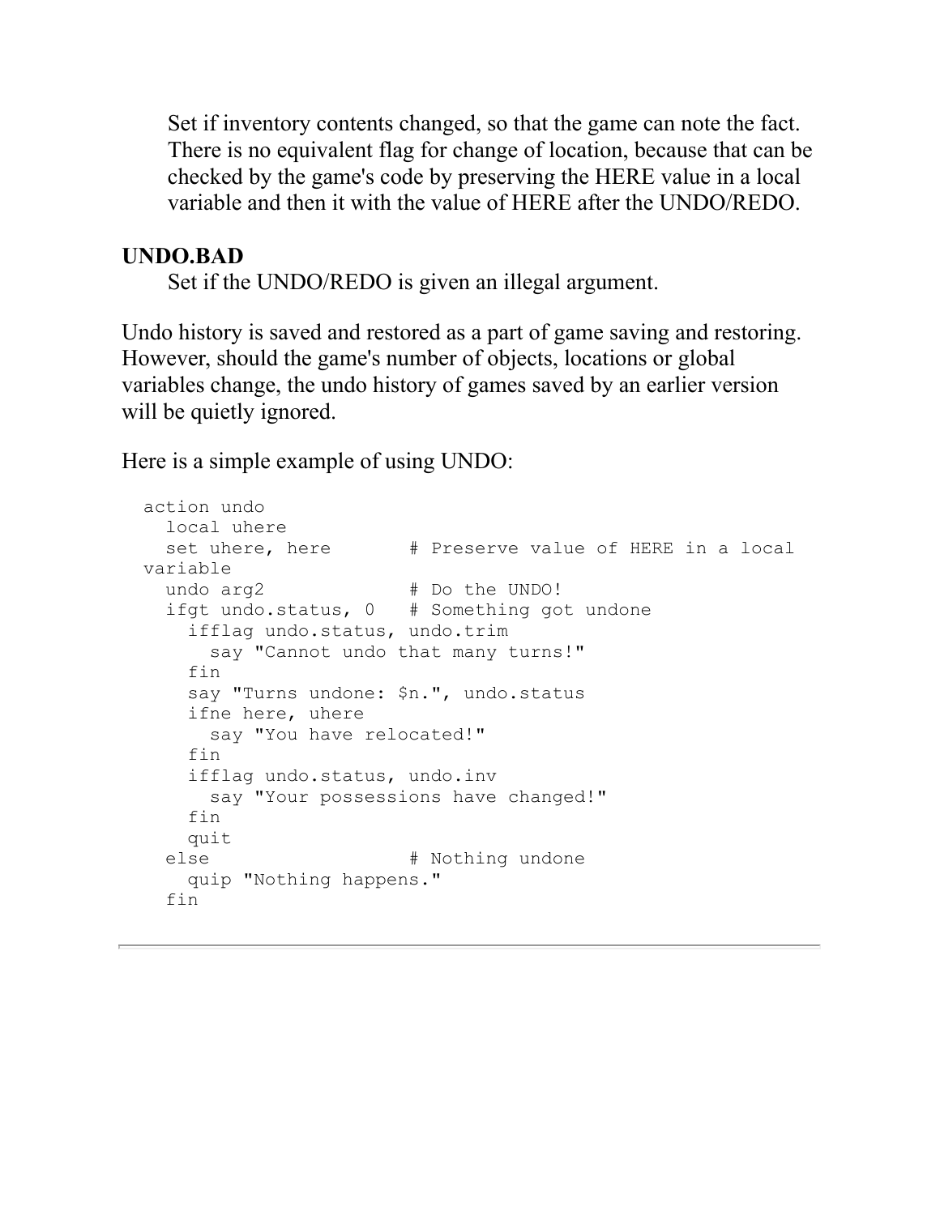Set if inventory contents changed, so that the game can note the fact. There is no equivalent flag for change of location, because that can be checked by the game's code by preserving the HERE value in a local variable and then it with the value of HERE after the UNDO/REDO.

**UNDO.BAD**
: Set if the UNDO/REDO is given an illegal argument.

Undo history is saved and restored as a part of game saving and restoring. However, should the game's number of objects, locations or global variables change, the undo history of games saved by an earlier version will be quietly ignored.

Here is a simple example of using UNDO:

```
action undo
  local uhere
  set uhere, here       # Preserve value of HERE in a local
variable
  undo arg2             # Do the UNDO!
  ifgt undo.status, 0   # Something got undone
    ifflag undo.status, undo.trim
      say "Cannot undo that many turns!"
    fin
    say "Turns undone: $n.", undo.status
    ifne here, uhere
      say "You have relocated!"
    fin
    ifflag undo.status, undo.inv
      say "Your possessions have changed!"
    fin
    quit
  else                  # Nothing undone
    quip "Nothing happens."
  fin
```

---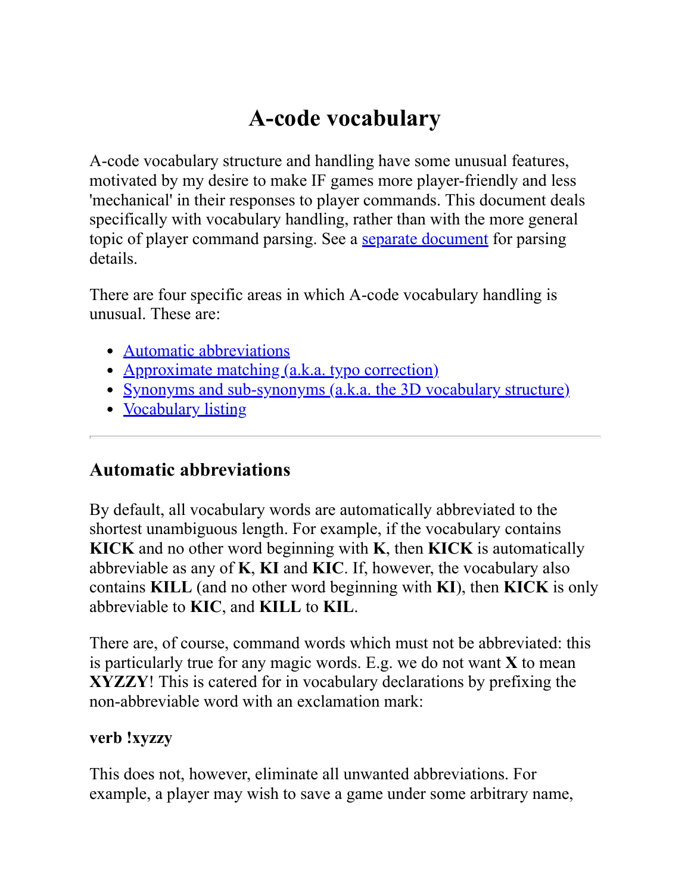# A-code vocabulary

A-code vocabulary structure and handling have some unusual features, motivated by my desire to make IF games more player-friendly and less 'mechanical' in their responses to player commands. This document deals specifically with vocabulary handling, rather than with the more general topic of player command parsing. See a separate document for parsing details.

There are four specific areas in which A-code vocabulary handling is unusual. These are:

- Automatic abbreviations
- Approximate matching (a.k.a. typo correction)
- Synonyms and sub-synonyms (a.k.a. the 3D vocabulary structure)
- Vocabulary listing

---

## Automatic abbreviations

By default, all vocabulary words are automatically abbreviated to the shortest unambiguous length. For example, if the vocabulary contains **KICK** and no other word beginning with **K**, then **KICK** is automatically abbreviable as any of **K**, **KI** and **KIC**. If, however, the vocabulary also contains **KILL** (and no other word beginning with **KI**), then **KICK** is only abbreviable to **KIC**, and **KILL** to **KIL**.

There are, of course, command words which must not be abbreviated: this is particularly true for any magic words. E.g. we do not want **X** to mean **XYZZY**! This is catered for in vocabulary declarations by prefixing the non-abbreviable word with an exclamation mark:

**verb !xyzzy**

This does not, however, eliminate all unwanted abbreviations. For example, a player may wish to save a game under some arbitrary name,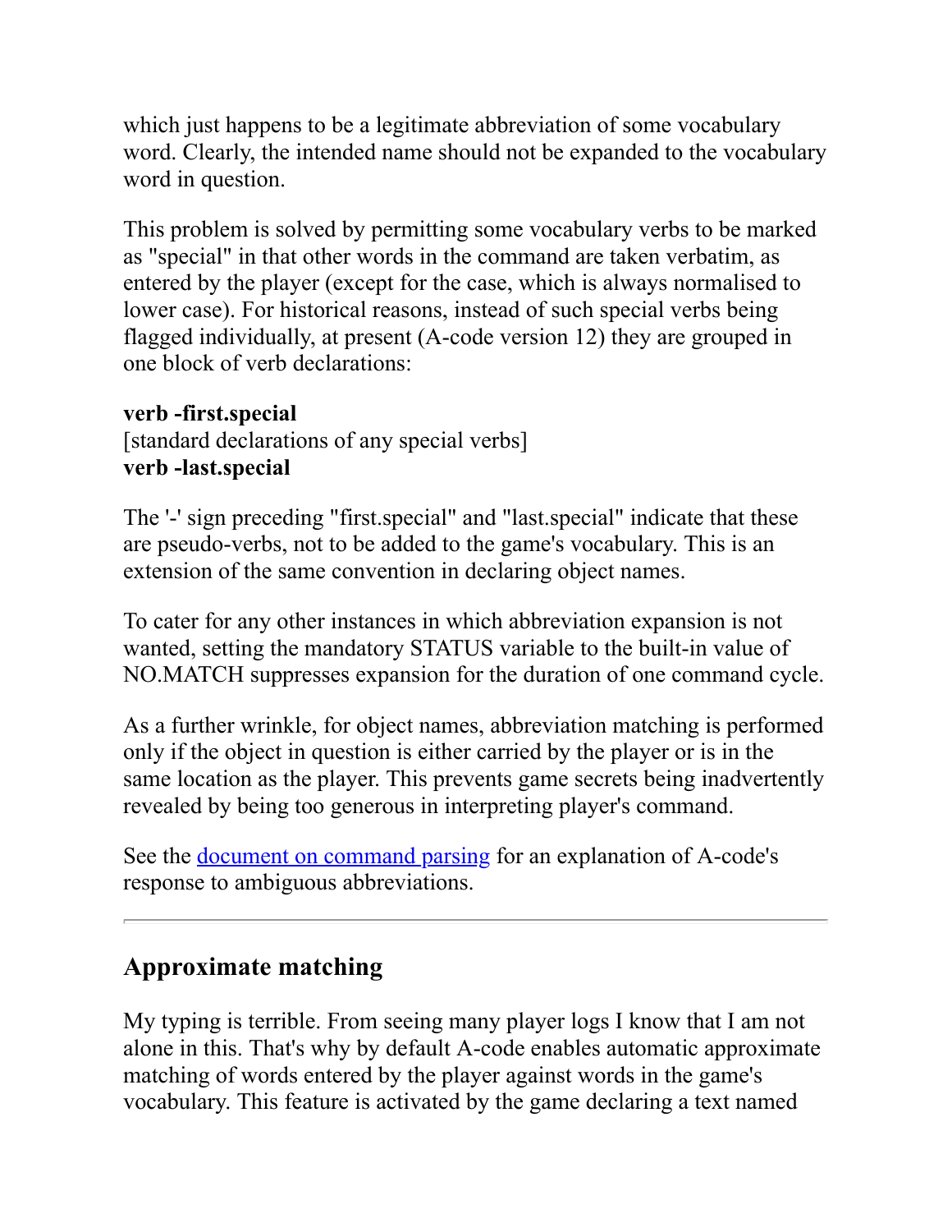which just happens to be a legitimate abbreviation of some vocabulary word. Clearly, the intended name should not be expanded to the vocabulary word in question.

This problem is solved by permitting some vocabulary verbs to be marked as "special" in that other words in the command are taken verbatim, as entered by the player (except for the case, which is always normalised to lower case). For historical reasons, instead of such special verbs being flagged individually, at present (A-code version 12) they are grouped in one block of verb declarations:

**verb -first.special**
[standard declarations of any special verbs]
**verb -last.special**

The '-' sign preceding "first.special" and "last.special" indicate that these are pseudo-verbs, not to be added to the game's vocabulary. This is an extension of the same convention in declaring object names.

To cater for any other instances in which abbreviation expansion is not wanted, setting the mandatory STATUS variable to the built-in value of NO.MATCH suppresses expansion for the duration of one command cycle.

As a further wrinkle, for object names, abbreviation matching is performed only if the object in question is either carried by the player or is in the same location as the player. This prevents game secrets being inadvertently revealed by being too generous in interpreting player's command.

See the document on command parsing for an explanation of A-code's response to ambiguous abbreviations.

---

## Approximate matching

My typing is terrible. From seeing many player logs I know that I am not alone in this. That's why by default A-code enables automatic approximate matching of words entered by the player against words in the game's vocabulary. This feature is activated by the game declaring a text named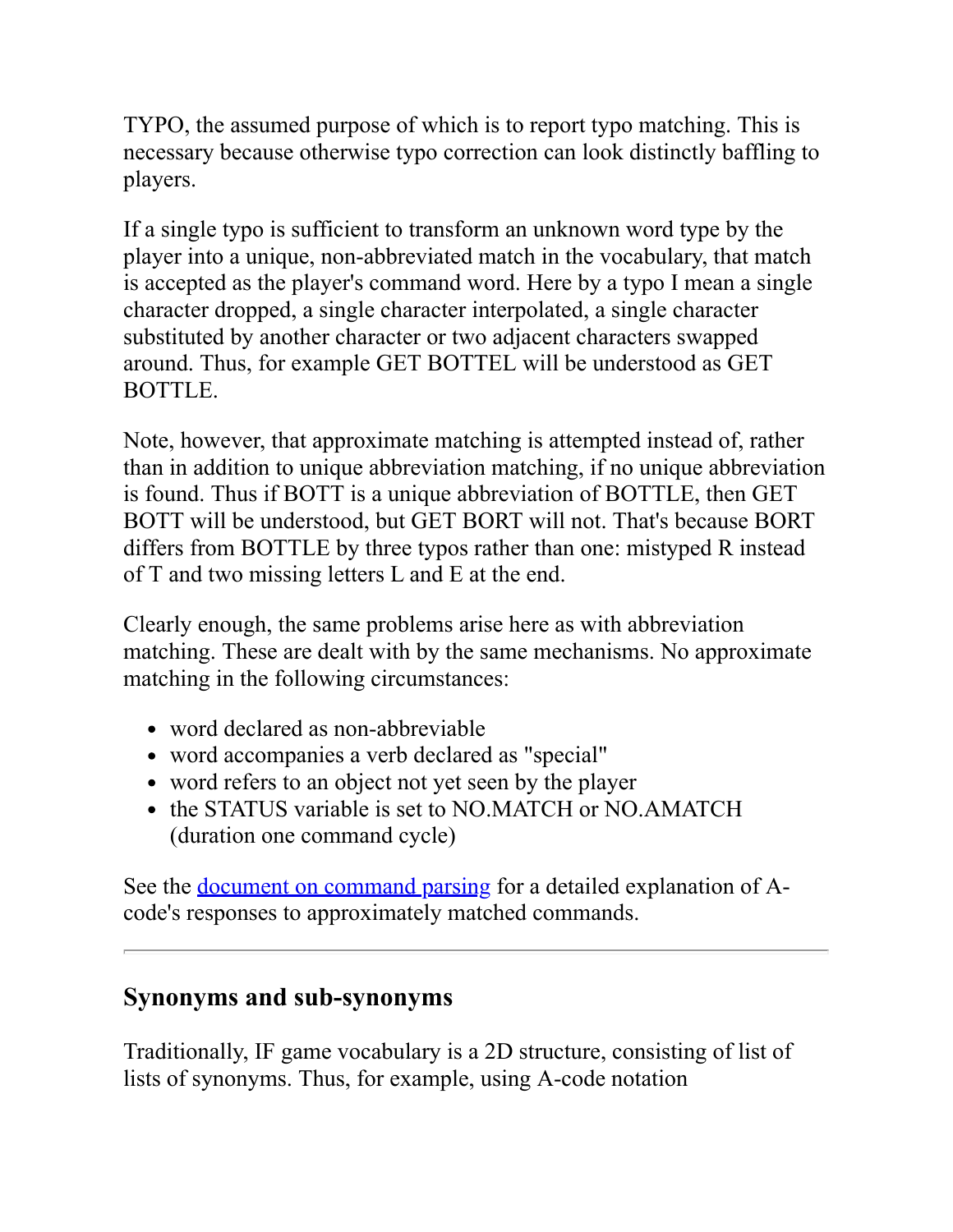TYPO, the assumed purpose of which is to report typo matching. This is necessary because otherwise typo correction can look distinctly baffling to players.

If a single typo is sufficient to transform an unknown word type by the player into a unique, non-abbreviated match in the vocabulary, that match is accepted as the player's command word. Here by a typo I mean a single character dropped, a single character interpolated, a single character substituted by another character or two adjacent characters swapped around. Thus, for example GET BOTTEL will be understood as GET BOTTLE.

Note, however, that approximate matching is attempted instead of, rather than in addition to unique abbreviation matching, if no unique abbreviation is found. Thus if BOTT is a unique abbreviation of BOTTLE, then GET BOTT will be understood, but GET BORT will not. That's because BORT differs from BOTTLE by three typos rather than one: mistyped R instead of T and two missing letters L and E at the end.

Clearly enough, the same problems arise here as with abbreviation matching. These are dealt with by the same mechanisms. No approximate matching in the following circumstances:

- word declared as non-abbreviable
- word accompanies a verb declared as "special"
- word refers to an object not yet seen by the player
- the STATUS variable is set to NO.MATCH or NO.AMATCH (duration one command cycle)

See the document on command parsing for a detailed explanation of A-code's responses to approximately matched commands.

---

## Synonyms and sub-synonyms

Traditionally, IF game vocabulary is a 2D structure, consisting of list of lists of synonyms. Thus, for example, using A-code notation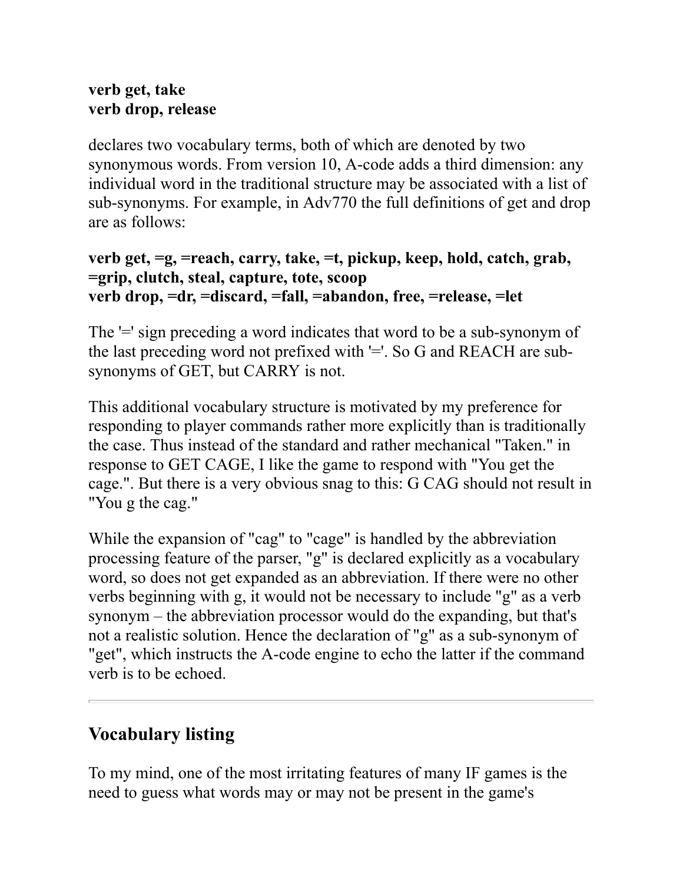**verb get, take**
**verb drop, release**

declares two vocabulary terms, both of which are denoted by two synonymous words. From version 10, A-code adds a third dimension: any individual word in the traditional structure may be associated with a list of sub-synonyms. For example, in Adv770 the full definitions of get and drop are as follows:

**verb get, =g, =reach, carry, take, =t, pickup, keep, hold, catch, grab, =grip, clutch, steal, capture, tote, scoop**
**verb drop, =dr, =discard, =fall, =abandon, free, =release, =let**

The '=' sign preceding a word indicates that word to be a sub-synonym of the last preceding word not prefixed with '='. So G and REACH are sub-synonyms of GET, but CARRY is not.

This additional vocabulary structure is motivated by my preference for responding to player commands rather more explicitly than is traditionally the case. Thus instead of the standard and rather mechanical "Taken." in response to GET CAGE, I like the game to respond with "You get the cage.". But there is a very obvious snag to this: G CAG should not result in "You g the cag."

While the expansion of "cag" to "cage" is handled by the abbreviation processing feature of the parser, "g" is declared explicitly as a vocabulary word, so does not get expanded as an abbreviation. If there were no other verbs beginning with g, it would not be necessary to include "g" as a verb synonym – the abbreviation processor would do the expanding, but that's not a realistic solution. Hence the declaration of "g" as a sub-synonym of "get", which instructs the A-code engine to echo the latter if the command verb is to be echoed.

---

## Vocabulary listing

To my mind, one of the most irritating features of many IF games is the need to guess what words may or may not be present in the game's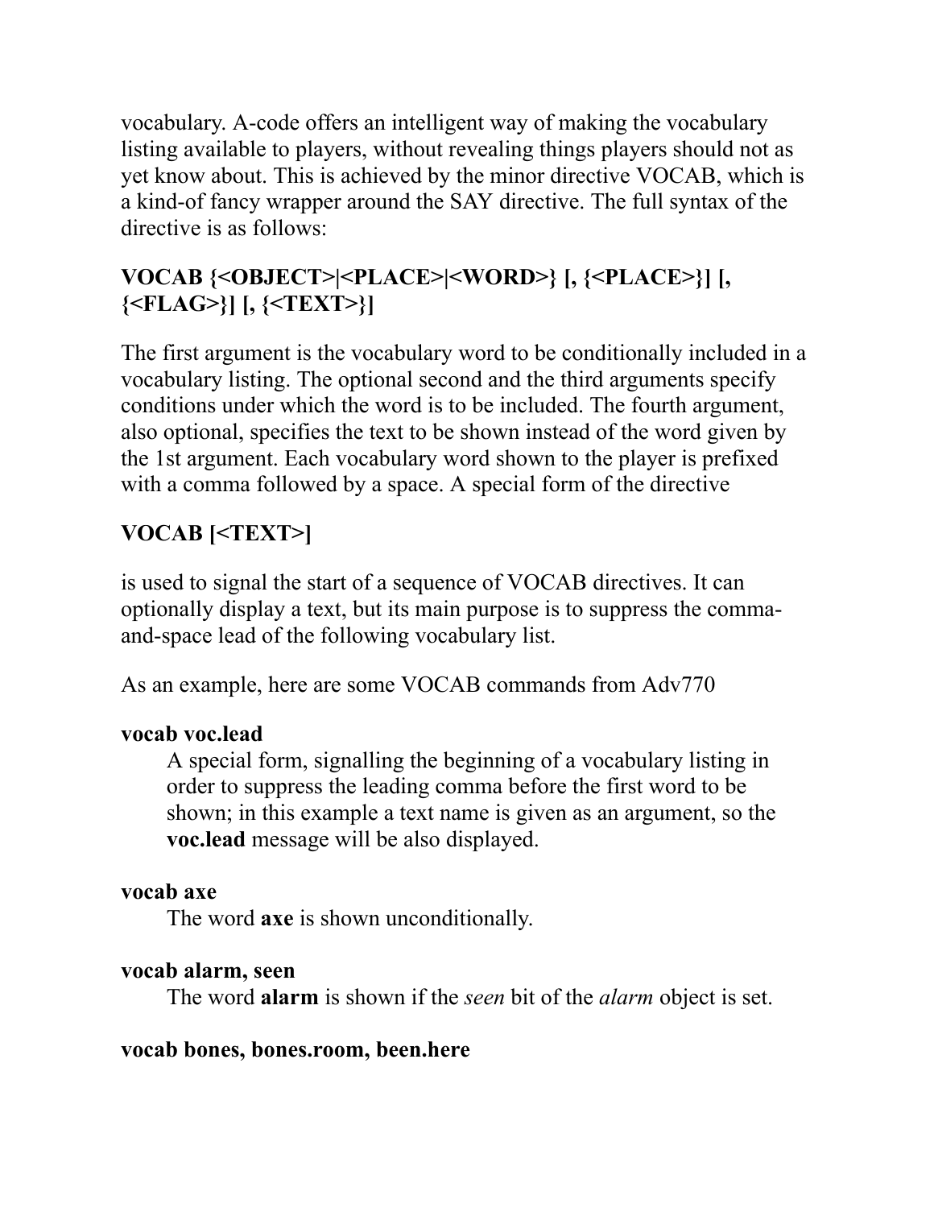vocabulary. A-code offers an intelligent way of making the vocabulary listing available to players, without revealing things players should not as yet know about. This is achieved by the minor directive VOCAB, which is a kind-of fancy wrapper around the SAY directive. The full syntax of the directive is as follows:

**VOCAB {<OBJECT>|<PLACE>|<WORD>} [, {<PLACE>}] [, {<FLAG>}] [, {<TEXT>}]**

The first argument is the vocabulary word to be conditionally included in a vocabulary listing. The optional second and the third arguments specify conditions under which the word is to be included. The fourth argument, also optional, specifies the text to be shown instead of the word given by the 1st argument. Each vocabulary word shown to the player is prefixed with a comma followed by a space. A special form of the directive

**VOCAB [<TEXT>]**

is used to signal the start of a sequence of VOCAB directives. It can optionally display a text, but its main purpose is to suppress the comma-and-space lead of the following vocabulary list.

As an example, here are some VOCAB commands from Adv770

**vocab voc.lead**
: A special form, signalling the beginning of a vocabulary listing in order to suppress the leading comma before the first word to be shown; in this example a text name is given as an argument, so the **voc.lead** message will be also displayed.

**vocab axe**
: The word **axe** is shown unconditionally.

**vocab alarm, seen**
: The word **alarm** is shown if the *seen* bit of the *alarm* object is set.

**vocab bones, bones.room, been.here**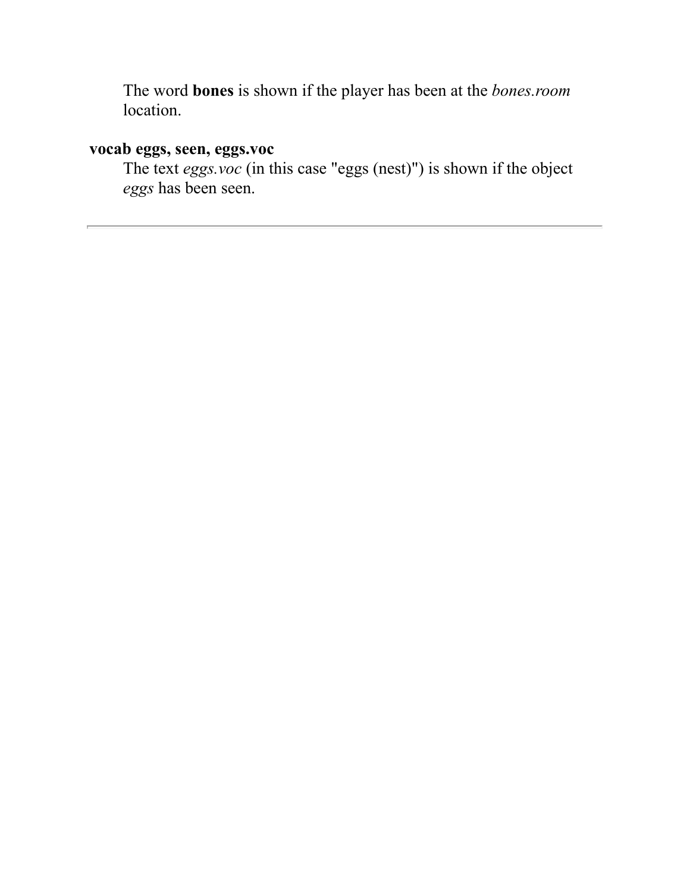The word **bones** is shown if the player has been at the *bones.room* location.

**vocab eggs, seen, eggs.voc**

The text *eggs.voc* (in this case "eggs (nest)") is shown if the object *eggs* has been seen.

---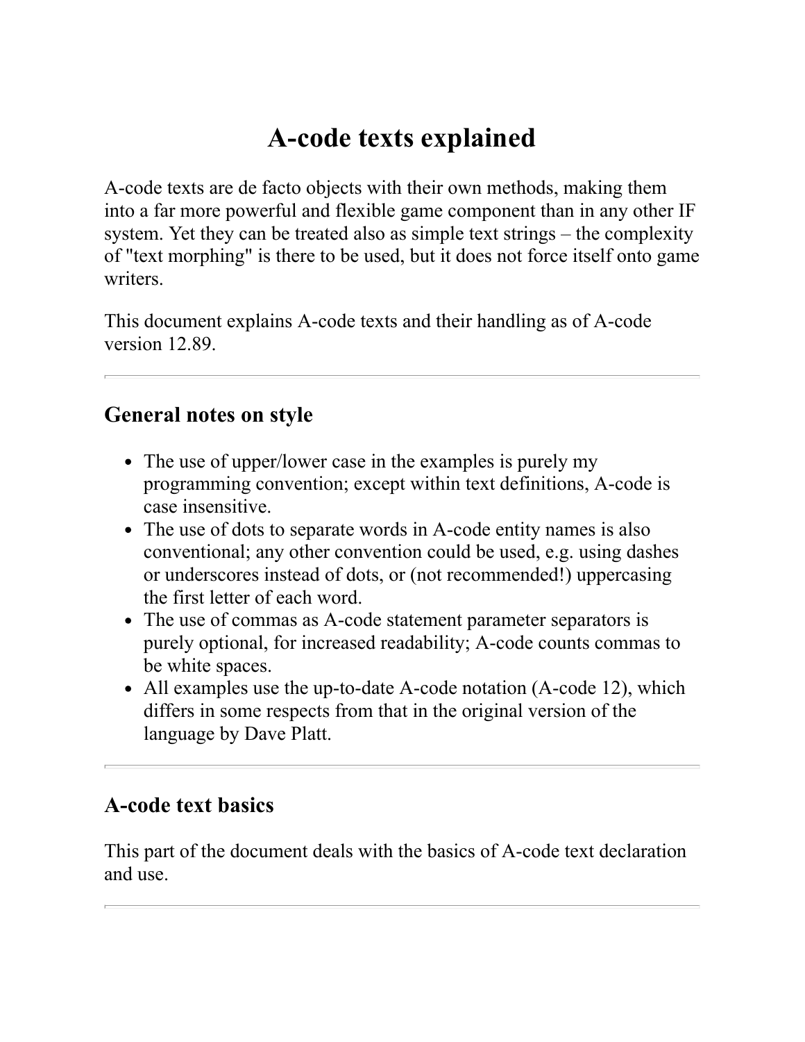# A-code texts explained

A-code texts are de facto objects with their own methods, making them into a far more powerful and flexible game component than in any other IF system. Yet they can be treated also as simple text strings – the complexity of "text morphing" is there to be used, but it does not force itself onto game writers.

This document explains A-code texts and their handling as of A-code version 12.89.

---

## General notes on style

- The use of upper/lower case in the examples is purely my programming convention; except within text definitions, A-code is case insensitive.
- The use of dots to separate words in A-code entity names is also conventional; any other convention could be used, e.g. using dashes or underscores instead of dots, or (not recommended!) uppercasing the first letter of each word.
- The use of commas as A-code statement parameter separators is purely optional, for increased readability; A-code counts commas to be white spaces.
- All examples use the up-to-date A-code notation (A-code 12), which differs in some respects from that in the original version of the language by Dave Platt.

---

## A-code text basics

This part of the document deals with the basics of A-code text declaration and use.

---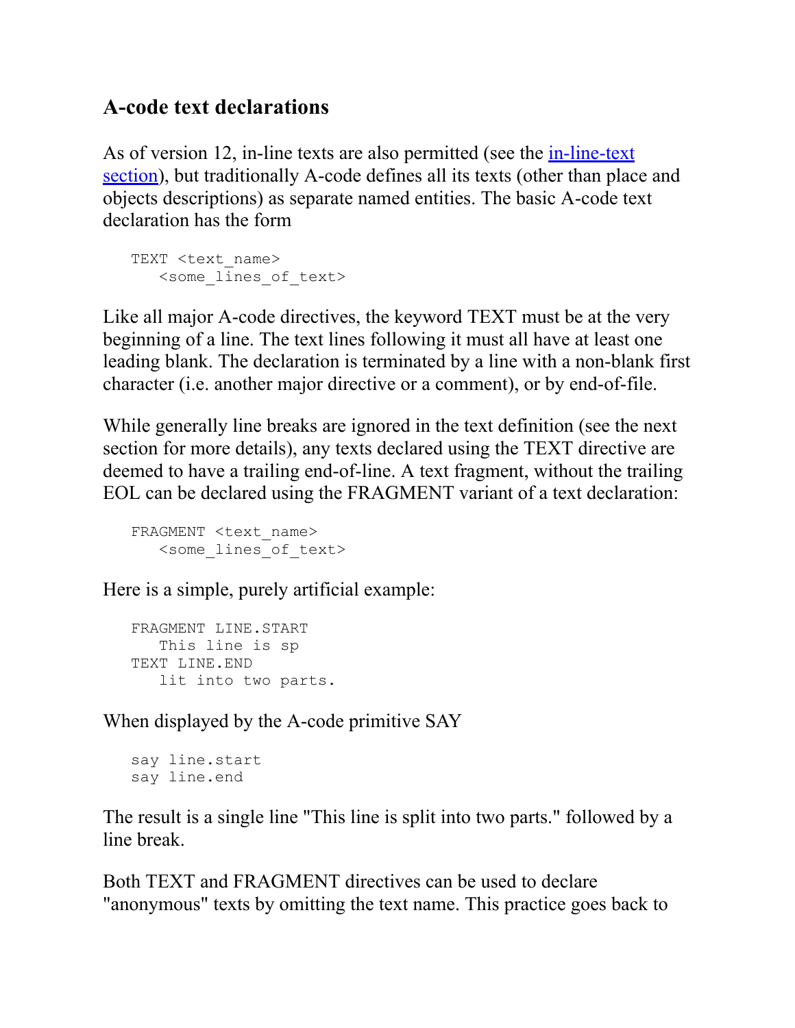## A-code text declarations

As of version 12, in-line texts are also permitted (see the [in-line-text section](#)), but traditionally A-code defines all its texts (other than place and objects descriptions) as separate named entities. The basic A-code text declaration has the form

```
TEXT <text_name>
   <some_lines_of_text>
```

Like all major A-code directives, the keyword TEXT must be at the very beginning of a line. The text lines following it must all have at least one leading blank. The declaration is terminated by a line with a non-blank first character (i.e. another major directive or a comment), or by end-of-file.

While generally line breaks are ignored in the text definition (see the next section for more details), any texts declared using the TEXT directive are deemed to have a trailing end-of-line. A text fragment, without the trailing EOL can be declared using the FRAGMENT variant of a text declaration:

```
FRAGMENT <text_name>
   <some_lines_of_text>
```

Here is a simple, purely artificial example:

```
FRAGMENT LINE.START
   This line is sp
TEXT LINE.END
   lit into two parts.
```

When displayed by the A-code primitive SAY

```
say line.start
say line.end
```

The result is a single line "This line is split into two parts." followed by a line break.

Both TEXT and FRAGMENT directives can be used to declare "anonymous" texts by omitting the text name. This practice goes back to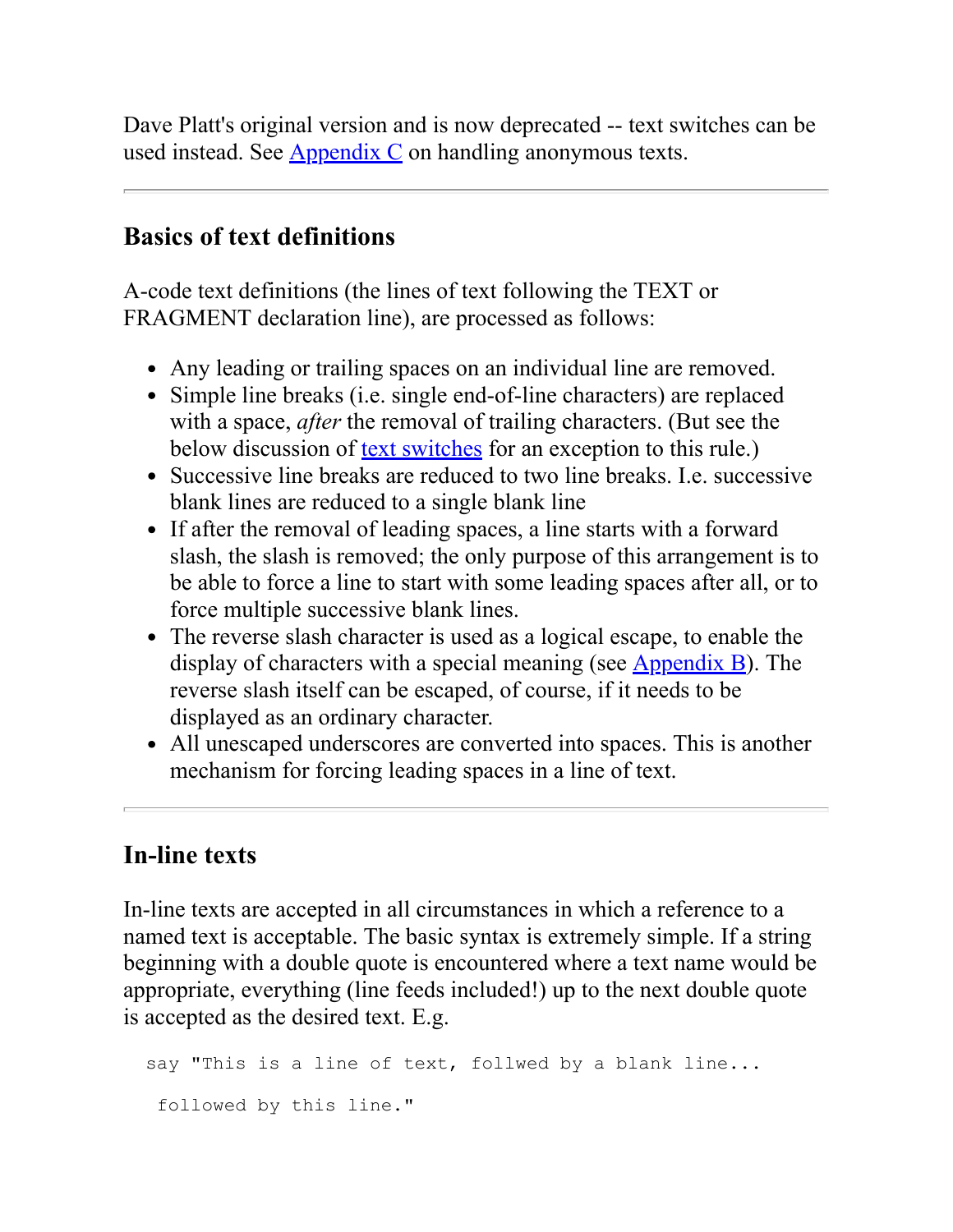Dave Platt's original version and is now deprecated -- text switches can be used instead. See Appendix C on handling anonymous texts.

---

## Basics of text definitions

A-code text definitions (the lines of text following the TEXT or FRAGMENT declaration line), are processed as follows:

- Any leading or trailing spaces on an individual line are removed.
- Simple line breaks (i.e. single end-of-line characters) are replaced with a space, *after* the removal of trailing characters. (But see the below discussion of text switches for an exception to this rule.)
- Successive line breaks are reduced to two line breaks. I.e. successive blank lines are reduced to a single blank line
- If after the removal of leading spaces, a line starts with a forward slash, the slash is removed; the only purpose of this arrangement is to be able to force a line to start with some leading spaces after all, or to force multiple successive blank lines.
- The reverse slash character is used as a logical escape, to enable the display of characters with a special meaning (see Appendix B). The reverse slash itself can be escaped, of course, if it needs to be displayed as an ordinary character.
- All unescaped underscores are converted into spaces. This is another mechanism for forcing leading spaces in a line of text.

---

## In-line texts

In-line texts are accepted in all circumstances in which a reference to a named text is acceptable. The basic syntax is extremely simple. If a string beginning with a double quote is encountered where a text name would be appropriate, everything (line feeds included!) up to the next double quote is accepted as the desired text. E.g.

```
say "This is a line of text, follwed by a blank line...

 followed by this line."
```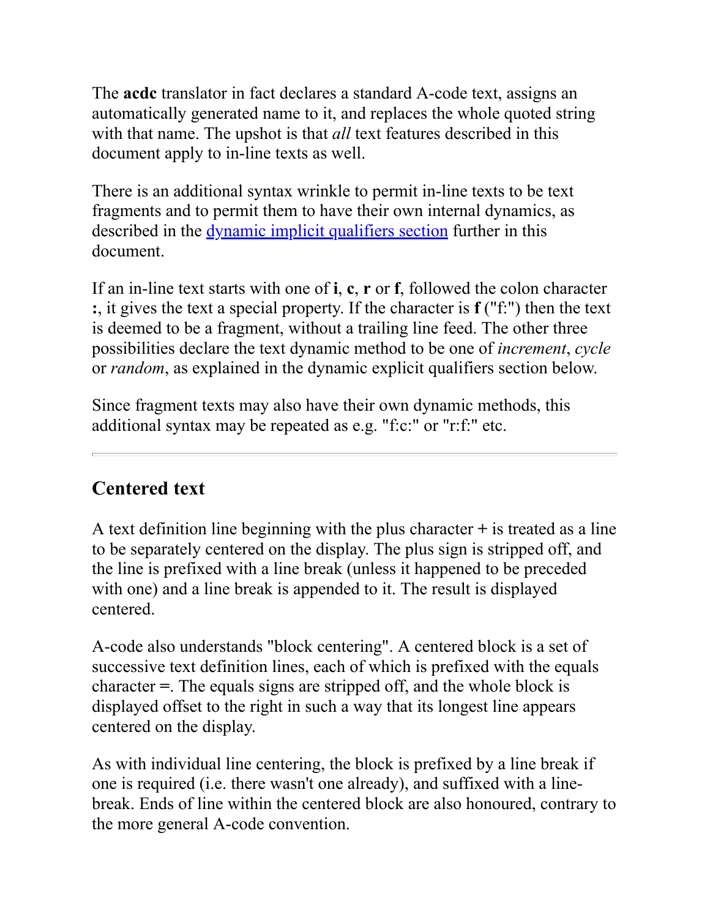The **acdc** translator in fact declares a standard A-code text, assigns an automatically generated name to it, and replaces the whole quoted string with that name. The upshot is that *all* text features described in this document apply to in-line texts as well.

There is an additional syntax wrinkle to permit in-line texts to be text fragments and to permit them to have their own internal dynamics, as described in the dynamic implicit qualifiers section further in this document.

If an in-line text starts with one of **i**, **c**, **r** or **f**, followed the colon character **:**, it gives the text a special property. If the character is **f** ("f:") then the text is deemed to be a fragment, without a trailing line feed. The other three possibilities declare the text dynamic method to be one of *increment*, *cycle* or *random*, as explained in the dynamic explicit qualifiers section below.

Since fragment texts may also have their own dynamic methods, this additional syntax may be repeated as e.g. "f:c:" or "r:f:" etc.

---

## Centered text

A text definition line beginning with the plus character **+** is treated as a line to be separately centered on the display. The plus sign is stripped off, and the line is prefixed with a line break (unless it happened to be preceded with one) and a line break is appended to it. The result is displayed centered.

A-code also understands "block centering". A centered block is a set of successive text definition lines, each of which is prefixed with the equals character **=**. The equals signs are stripped off, and the whole block is displayed offset to the right in such a way that its longest line appears centered on the display.

As with individual line centering, the block is prefixed by a line break if one is required (i.e. there wasn't one already), and suffixed with a line-break. Ends of line within the centered block are also honoured, contrary to the more general A-code convention.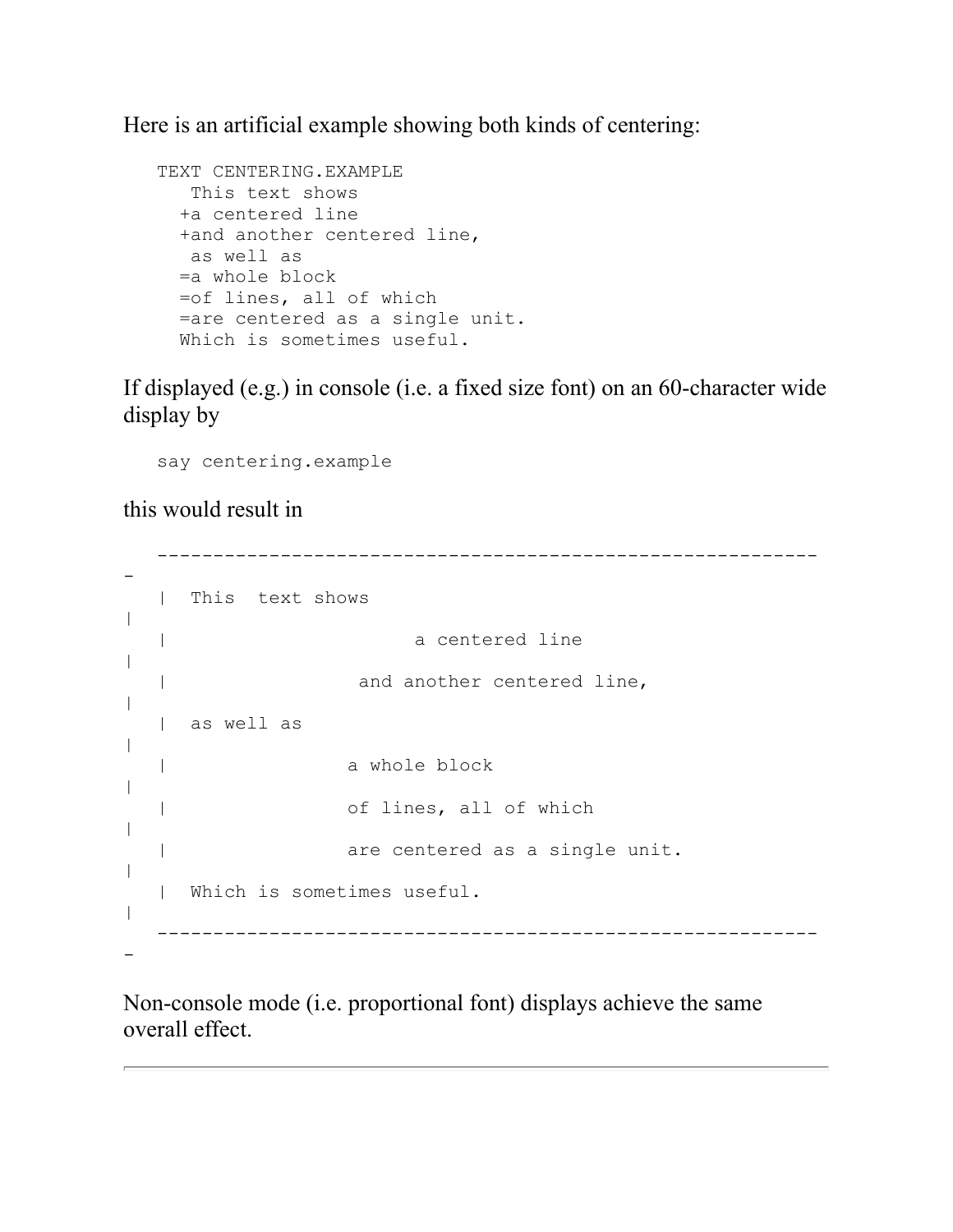Here is an artificial example showing both kinds of centering:

```
TEXT CENTERING.EXAMPLE
   This text shows
  +a centered line
  +and another centered line,
   as well as
  =a whole block
  =of lines, all of which
  =are centered as a single unit.
  Which is sometimes useful.
```

If displayed (e.g.) in console (i.e. a fixed size font) on an 60-character wide display by

```
say centering.example
```

this would result in

```
-------------------------------------------------------------
|  This  text shows                                         |
|                      a centered line                      |
|                 and another centered line,                |
|  as well as                                               |
|                a whole block                              |
|                of lines, all of which                     |
|                are centered as a single unit.             |
|  Which is sometimes useful.                               |
-------------------------------------------------------------
```

Non-console mode (i.e. proportional font) displays achieve the same overall effect.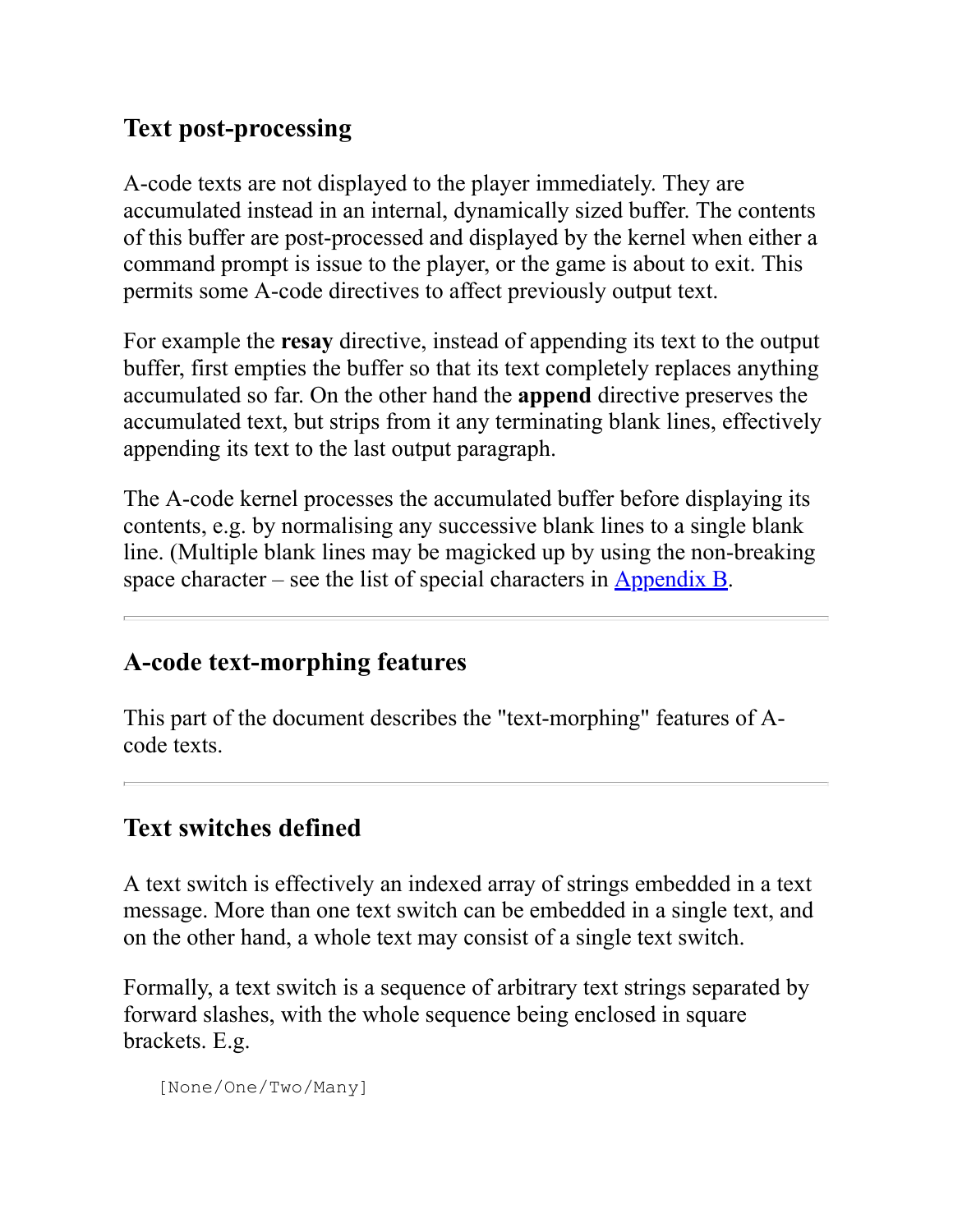## Text post-processing

A-code texts are not displayed to the player immediately. They are accumulated instead in an internal, dynamically sized buffer. The contents of this buffer are post-processed and displayed by the kernel when either a command prompt is issue to the player, or the game is about to exit. This permits some A-code directives to affect previously output text.

For example the **resay** directive, instead of appending its text to the output buffer, first empties the buffer so that its text completely replaces anything accumulated so far. On the other hand the **append** directive preserves the accumulated text, but strips from it any terminating blank lines, effectively appending its text to the last output paragraph.

The A-code kernel processes the accumulated buffer before displaying its contents, e.g. by normalising any successive blank lines to a single blank line. (Multiple blank lines may be magicked up by using the non-breaking space character – see the list of special characters in Appendix B.

---

## A-code text-morphing features

This part of the document describes the "text-morphing" features of A-code texts.

---

## Text switches defined

A text switch is effectively an indexed array of strings embedded in a text message. More than one text switch can be embedded in a single text, and on the other hand, a whole text may consist of a single text switch.

Formally, a text switch is a sequence of arbitrary text strings separated by forward slashes, with the whole sequence being enclosed in square brackets. E.g.

```
[None/One/Two/Many]
```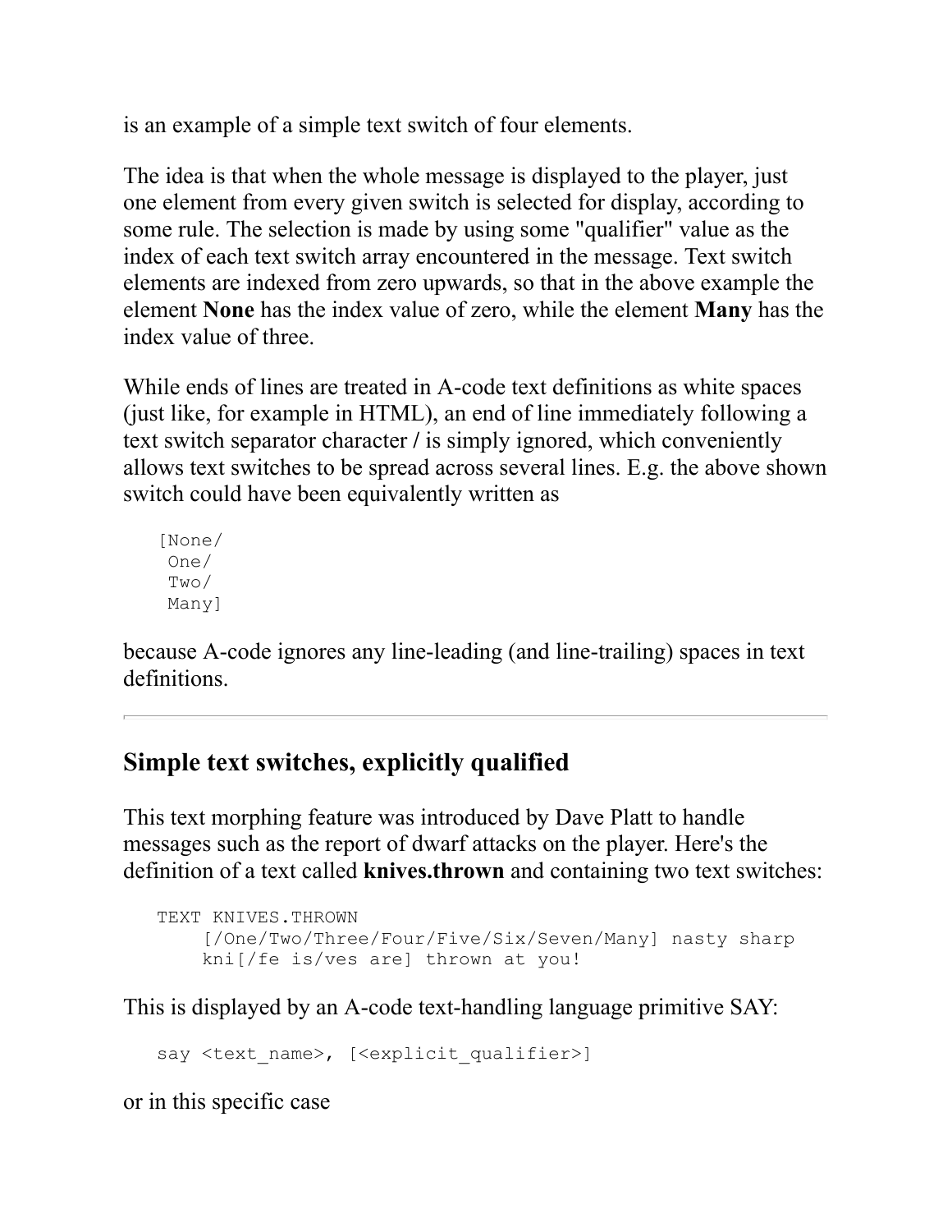is an example of a simple text switch of four elements.

The idea is that when the whole message is displayed to the player, just one element from every given switch is selected for display, according to some rule. The selection is made by using some "qualifier" value as the index of each text switch array encountered in the message. Text switch elements are indexed from zero upwards, so that in the above example the element **None** has the index value of zero, while the element **Many** has the index value of three.

While ends of lines are treated in A-code text definitions as white spaces (just like, for example in HTML), an end of line immediately following a text switch separator character **/** is simply ignored, which conveniently allows text switches to be spread across several lines. E.g. the above shown switch could have been equivalently written as

```
[None/
 One/
 Two/
 Many]
```

because A-code ignores any line-leading (and line-trailing) spaces in text definitions.

---

## Simple text switches, explicitly qualified

This text morphing feature was introduced by Dave Platt to handle messages such as the report of dwarf attacks on the player. Here's the definition of a text called **knives.thrown** and containing two text switches:

```
TEXT KNIVES.THROWN
    [/One/Two/Three/Four/Five/Six/Seven/Many] nasty sharp
    kni[/fe is/ves are] thrown at you!
```

This is displayed by an A-code text-handling language primitive SAY:

```
say <text_name>, [<explicit_qualifier>]
```

or in this specific case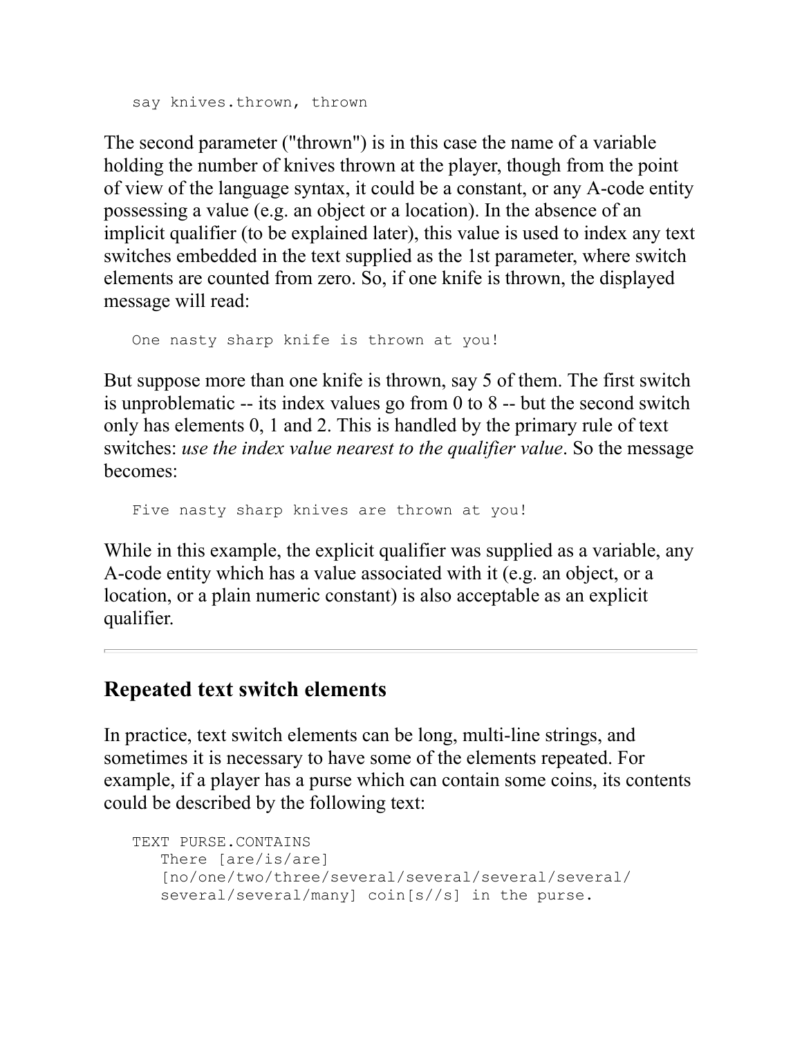```
say knives.thrown, thrown
```

The second parameter ("thrown") is in this case the name of a variable holding the number of knives thrown at the player, though from the point of view of the language syntax, it could be a constant, or any A-code entity possessing a value (e.g. an object or a location). In the absence of an implicit qualifier (to be explained later), this value is used to index any text switches embedded in the text supplied as the 1st parameter, where switch elements are counted from zero. So, if one knife is thrown, the displayed message will read:

```
One nasty sharp knife is thrown at you!
```

But suppose more than one knife is thrown, say 5 of them. The first switch is unproblematic -- its index values go from 0 to 8 -- but the second switch only has elements 0, 1 and 2. This is handled by the primary rule of text switches: *use the index value nearest to the qualifier value*. So the message becomes:

```
Five nasty sharp knives are thrown at you!
```

While in this example, the explicit qualifier was supplied as a variable, any A-code entity which has a value associated with it (e.g. an object, or a location, or a plain numeric constant) is also acceptable as an explicit qualifier.

---

## Repeated text switch elements

In practice, text switch elements can be long, multi-line strings, and sometimes it is necessary to have some of the elements repeated. For example, if a player has a purse which can contain some coins, its contents could be described by the following text:

```
TEXT PURSE.CONTAINS
   There [are/is/are]
   [no/one/two/three/several/several/several/several/
   several/several/many] coin[s//s] in the purse.
```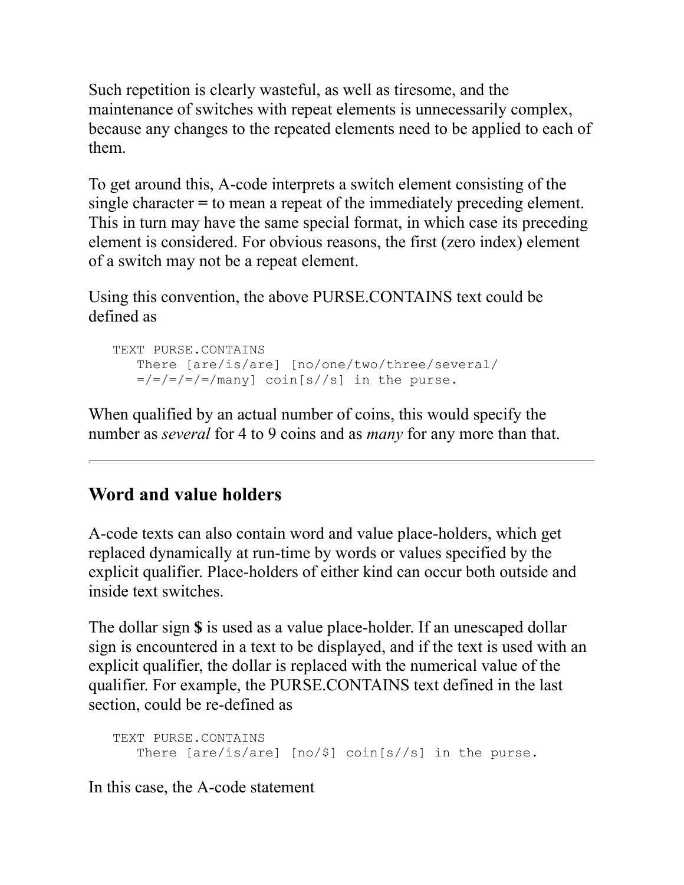Such repetition is clearly wasteful, as well as tiresome, and the maintenance of switches with repeat elements is unnecessarily complex, because any changes to the repeated elements need to be applied to each of them.

To get around this, A-code interprets a switch element consisting of the single character **=** to mean a repeat of the immediately preceding element. This in turn may have the same special format, in which case its preceding element is considered. For obvious reasons, the first (zero index) element of a switch may not be a repeat element.

Using this convention, the above PURSE.CONTAINS text could be defined as

```
TEXT PURSE.CONTAINS
   There [are/is/are] [no/one/two/three/several/
   =/=/=/=/=/many] coin[s//s] in the purse.
```

When qualified by an actual number of coins, this would specify the number as *several* for 4 to 9 coins and as *many* for any more than that.

---

## Word and value holders

A-code texts can also contain word and value place-holders, which get replaced dynamically at run-time by words or values specified by the explicit qualifier. Place-holders of either kind can occur both outside and inside text switches.

The dollar sign **$** is used as a value place-holder. If an unescaped dollar sign is encountered in a text to be displayed, and if the text is used with an explicit qualifier, the dollar is replaced with the numerical value of the qualifier. For example, the PURSE.CONTAINS text defined in the last section, could be re-defined as

```
TEXT PURSE.CONTAINS
   There [are/is/are] [no/$] coin[s//s] in the purse.
```

In this case, the A-code statement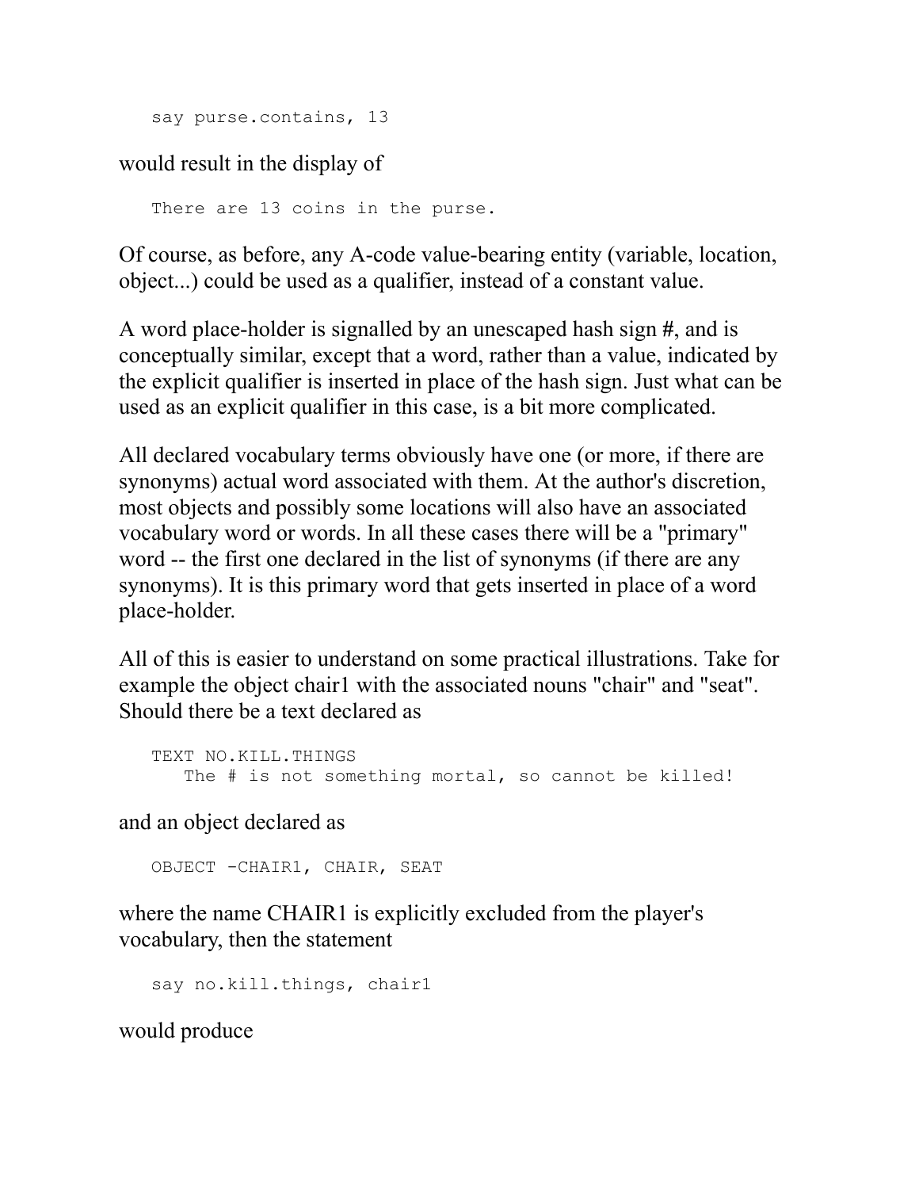```
say purse.contains, 13
```

would result in the display of

```
There are 13 coins in the purse.
```

Of course, as before, any A-code value-bearing entity (variable, location, object...) could be used as a qualifier, instead of a constant value.

A word place-holder is signalled by an unescaped hash sign #, and is conceptually similar, except that a word, rather than a value, indicated by the explicit qualifier is inserted in place of the hash sign. Just what can be used as an explicit qualifier in this case, is a bit more complicated.

All declared vocabulary terms obviously have one (or more, if there are synonyms) actual word associated with them. At the author's discretion, most objects and possibly some locations will also have an associated vocabulary word or words. In all these cases there will be a "primary" word -- the first one declared in the list of synonyms (if there are any synonyms). It is this primary word that gets inserted in place of a word place-holder.

All of this is easier to understand on some practical illustrations. Take for example the object chair1 with the associated nouns "chair" and "seat". Should there be a text declared as

```
TEXT NO.KILL.THINGS
   The # is not something mortal, so cannot be killed!
```

and an object declared as

```
OBJECT -CHAIR1, CHAIR, SEAT
```

where the name CHAIR1 is explicitly excluded from the player's vocabulary, then the statement

```
say no.kill.things, chair1
```

would produce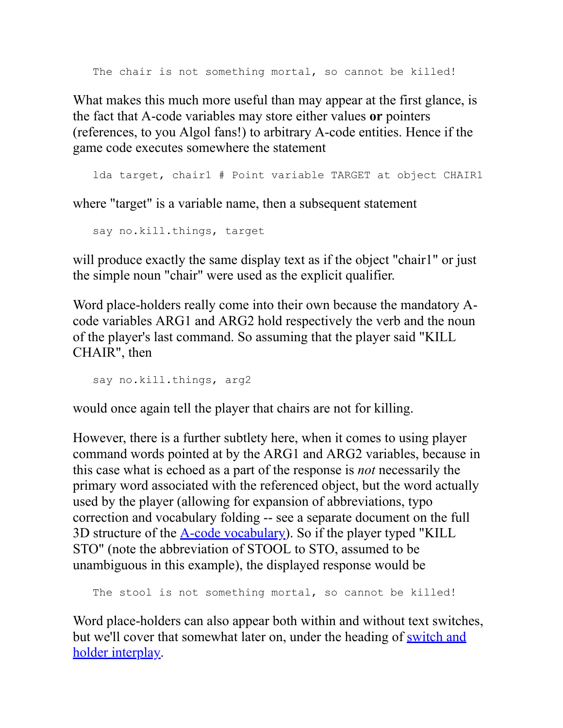```
The chair is not something mortal, so cannot be killed!
```

What makes this much more useful than may appear at the first glance, is the fact that A-code variables may store either values **or** pointers (references, to you Algol fans!) to arbitrary A-code entities. Hence if the game code executes somewhere the statement

```
lda target, chair1 # Point variable TARGET at object CHAIR1
```

where "target" is a variable name, then a subsequent statement

```
say no.kill.things, target
```

will produce exactly the same display text as if the object "chair1" or just the simple noun "chair" were used as the explicit qualifier.

Word place-holders really come into their own because the mandatory A-code variables ARG1 and ARG2 hold respectively the verb and the noun of the player's last command. So assuming that the player said "KILL CHAIR", then

```
say no.kill.things, arg2
```

would once again tell the player that chairs are not for killing.

However, there is a further subtlety here, when it comes to using player command words pointed at by the ARG1 and ARG2 variables, because in this case what is echoed as a part of the response is *not* necessarily the primary word associated with the referenced object, but the word actually used by the player (allowing for expansion of abbreviations, typo correction and vocabulary folding -- see a separate document on the full 3D structure of the A-code vocabulary). So if the player typed "KILL STO" (note the abbreviation of STOOL to STO, assumed to be unambiguous in this example), the displayed response would be

```
The stool is not something mortal, so cannot be killed!
```

Word place-holders can also appear both within and without text switches, but we'll cover that somewhat later on, under the heading of switch and holder interplay.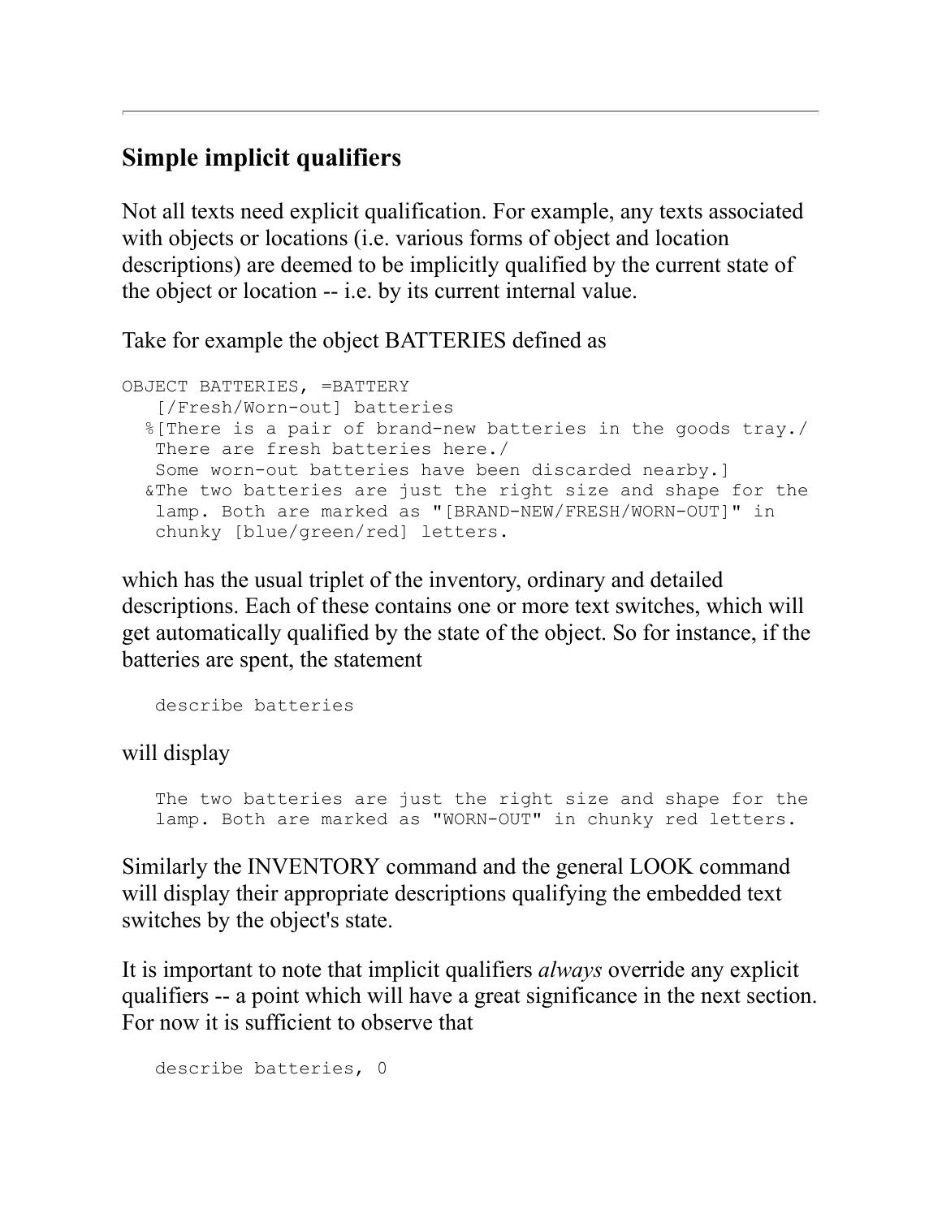## Simple implicit qualifiers

Not all texts need explicit qualification. For example, any texts associated with objects or locations (i.e. various forms of object and location descriptions) are deemed to be implicitly qualified by the current state of the object or location -- i.e. by its current internal value.

Take for example the object BATTERIES defined as

```
OBJECT BATTERIES, =BATTERY
   [/Fresh/Worn-out] batteries
  %[There is a pair of brand-new batteries in the goods tray./
   There are fresh batteries here./
   Some worn-out batteries have been discarded nearby.]
  &The two batteries are just the right size and shape for the
   lamp. Both are marked as "[BRAND-NEW/FRESH/WORN-OUT]" in
   chunky [blue/green/red] letters.
```

which has the usual triplet of the inventory, ordinary and detailed descriptions. Each of these contains one or more text switches, which will get automatically qualified by the state of the object. So for instance, if the batteries are spent, the statement

```
   describe batteries
```

will display

```
   The two batteries are just the right size and shape for the
   lamp. Both are marked as "WORN-OUT" in chunky red letters.
```

Similarly the INVENTORY command and the general LOOK command will display their appropriate descriptions qualifying the embedded text switches by the object's state.

It is important to note that implicit qualifiers *always* override any explicit qualifiers -- a point which will have a great significance in the next section. For now it is sufficient to observe that

```
   describe batteries, 0
```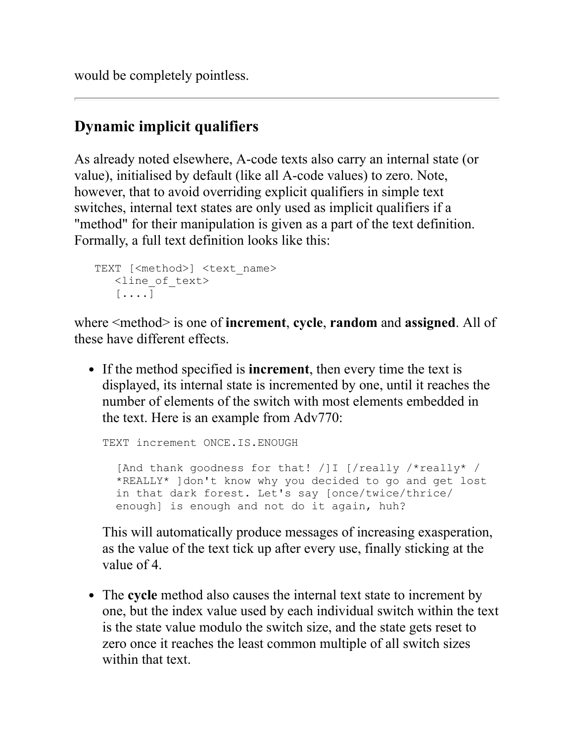would be completely pointless.

---

## Dynamic implicit qualifiers

As already noted elsewhere, A-code texts also carry an internal state (or value), initialised by default (like all A-code values) to zero. Note, however, that to avoid overriding explicit qualifiers in simple text switches, internal text states are only used as implicit qualifiers if a "method" for their manipulation is given as a part of the text definition. Formally, a full text definition looks like this:

```
TEXT [<method>] <text_name>
   <line_of_text>
   [....]
```

where <method> is one of **increment**, **cycle**, **random** and **assigned**. All of these have different effects.

- If the method specified is **increment**, then every time the text is displayed, its internal state is incremented by one, until it reaches the number of elements of the switch with most elements embedded in the text. Here is an example from Adv770:

  ```
  TEXT increment ONCE.IS.ENOUGH

    [And thank goodness for that! /]I [/really /*really* /
    *REALLY* ]don't know why you decided to go and get lost
    in that dark forest. Let's say [once/twice/thrice/
    enough] is enough and not do it again, huh?
  ```

  This will automatically produce messages of increasing exasperation, as the value of the text tick up after every use, finally sticking at the value of 4.

- The **cycle** method also causes the internal text state to increment by one, but the index value used by each individual switch within the text is the state value modulo the switch size, and the state gets reset to zero once it reaches the least common multiple of all switch sizes within that text.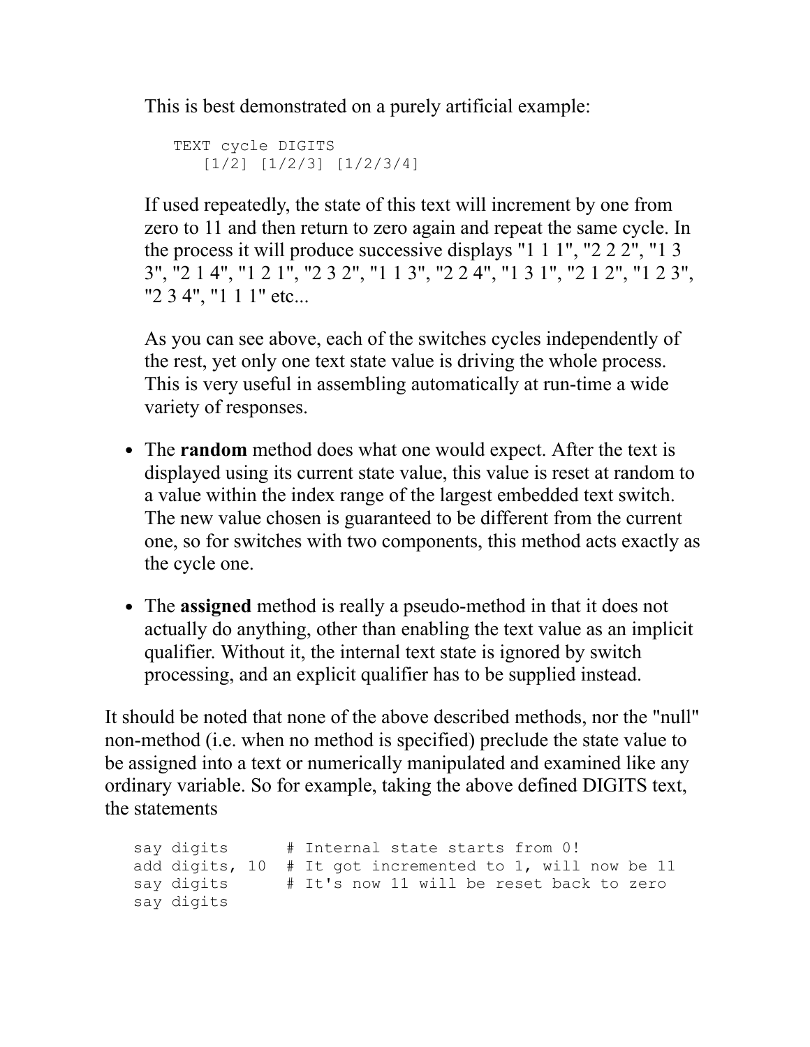This is best demonstrated on a purely artificial example:

```
TEXT cycle DIGITS
   [1/2] [1/2/3] [1/2/3/4]
```

If used repeatedly, the state of this text will increment by one from zero to 11 and then return to zero again and repeat the same cycle. In the process it will produce successive displays "1 1 1", "2 2 2", "1 3 3", "2 1 4", "1 2 1", "2 3 2", "1 1 3", "2 2 4", "1 3 1", "2 1 2", "1 2 3", "2 3 4", "1 1 1" etc...

As you can see above, each of the switches cycles independently of the rest, yet only one text state value is driving the whole process. This is very useful in assembling automatically at run-time a wide variety of responses.

- The **random** method does what one would expect. After the text is displayed using its current state value, this value is reset at random to a value within the index range of the largest embedded text switch. The new value chosen is guaranteed to be different from the current one, so for switches with two components, this method acts exactly as the cycle one.
- The **assigned** method is really a pseudo-method in that it does not actually do anything, other than enabling the text value as an implicit qualifier. Without it, the internal text state is ignored by switch processing, and an explicit qualifier has to be supplied instead.

It should be noted that none of the above described methods, nor the "null" non-method (i.e. when no method is specified) preclude the state value to be assigned into a text or numerically manipulated and examined like any ordinary variable. So for example, taking the above defined DIGITS text, the statements

```
say digits      # Internal state starts from 0!
add digits, 10  # It got incremented to 1, will now be 11
say digits      # It's now 11 will be reset back to zero
say digits
```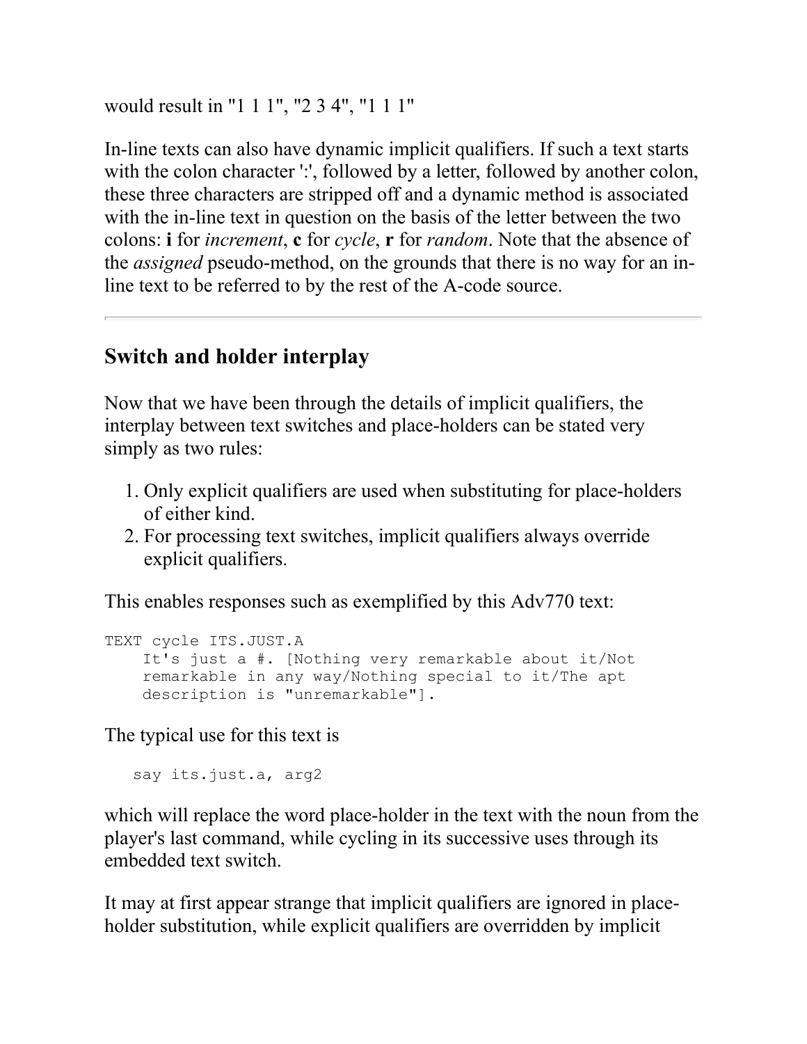would result in "1 1 1", "2 3 4", "1 1 1"

In-line texts can also have dynamic implicit qualifiers. If such a text starts with the colon character ':', followed by a letter, followed by another colon, these three characters are stripped off and a dynamic method is associated with the in-line text in question on the basis of the letter between the two colons: **i** for *increment*, **c** for *cycle*, **r** for *random*. Note that the absence of the *assigned* pseudo-method, on the grounds that there is no way for an in-line text to be referred to by the rest of the A-code source.

---

## Switch and holder interplay

Now that we have been through the details of implicit qualifiers, the interplay between text switches and place-holders can be stated very simply as two rules:

1. Only explicit qualifiers are used when substituting for place-holders of either kind.
2. For processing text switches, implicit qualifiers always override explicit qualifiers.

This enables responses such as exemplified by this Adv770 text:

```
TEXT cycle ITS.JUST.A
    It's just a #. [Nothing very remarkable about it/Not
    remarkable in any way/Nothing special to it/The apt
    description is "unremarkable"].
```

The typical use for this text is

```
   say its.just.a, arg2
```

which will replace the word place-holder in the text with the noun from the player's last command, while cycling in its successive uses through its embedded text switch.

It may at first appear strange that implicit qualifiers are ignored in place-holder substitution, while explicit qualifiers are overridden by implicit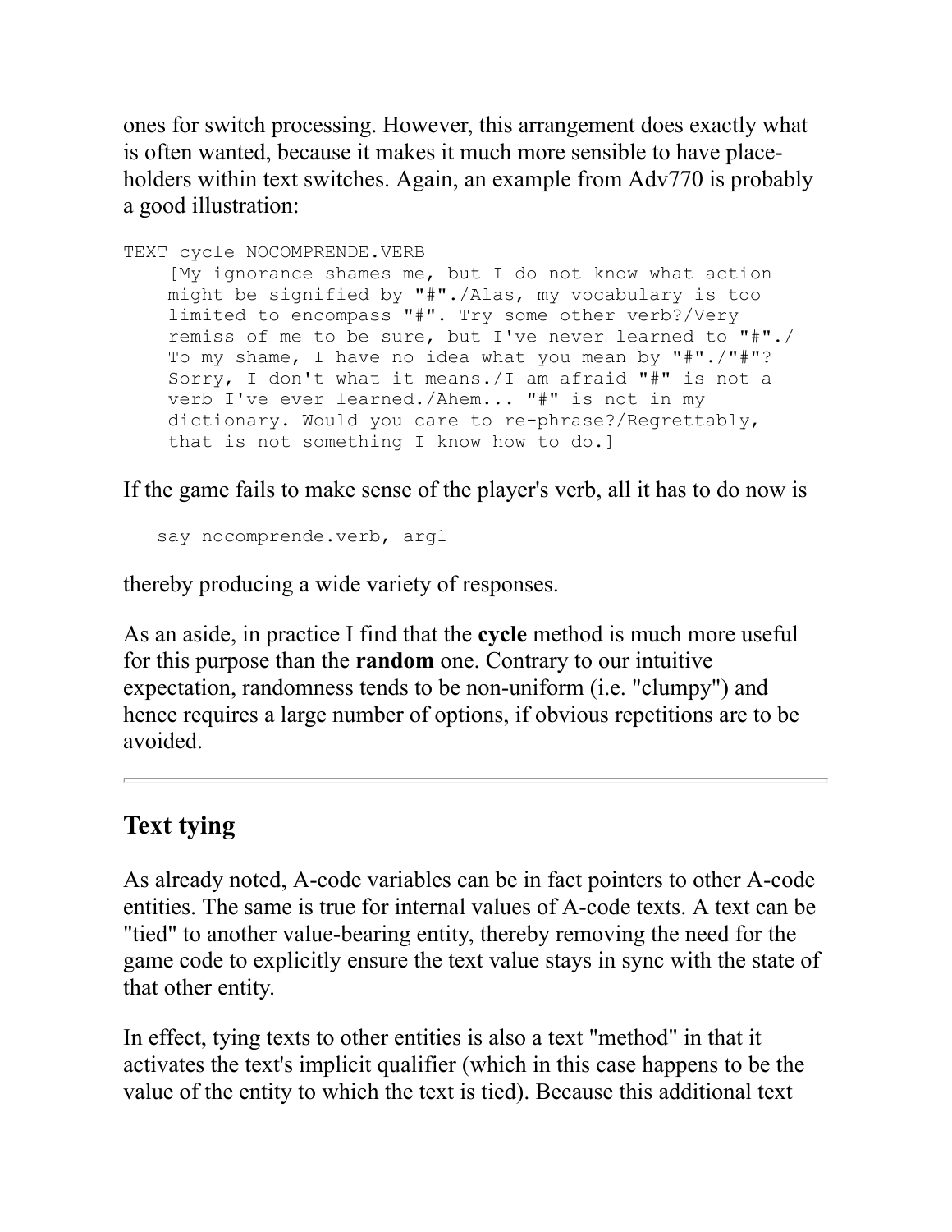ones for switch processing. However, this arrangement does exactly what is often wanted, because it makes it much more sensible to have place-holders within text switches. Again, an example from Adv770 is probably a good illustration:

```
TEXT cycle NOCOMPRENDE.VERB
     [My ignorance shames me, but I do not know what action
     might be signified by "#"./Alas, my vocabulary is too
     limited to encompass "#". Try some other verb?/Very
     remiss of me to be sure, but I've never learned to "#"./
     To my shame, I have no idea what you mean by "#"./"#"?
     Sorry, I don't what it means./I am afraid "#" is not a
     verb I've ever learned./Ahem... "#" is not in my
     dictionary. Would you care to re-phrase?/Regrettably,
     that is not something I know how to do.]
```

If the game fails to make sense of the player's verb, all it has to do now is

```
say nocomprende.verb, arg1
```

thereby producing a wide variety of responses.

As an aside, in practice I find that the **cycle** method is much more useful for this purpose than the **random** one. Contrary to our intuitive expectation, randomness tends to be non-uniform (i.e. "clumpy") and hence requires a large number of options, if obvious repetitions are to be avoided.

---

## Text tying

As already noted, A-code variables can be in fact pointers to other A-code entities. The same is true for internal values of A-code texts. A text can be "tied" to another value-bearing entity, thereby removing the need for the game code to explicitly ensure the text value stays in sync with the state of that other entity.

In effect, tying texts to other entities is also a text "method" in that it activates the text's implicit qualifier (which in this case happens to be the value of the entity to which the text is tied). Because this additional text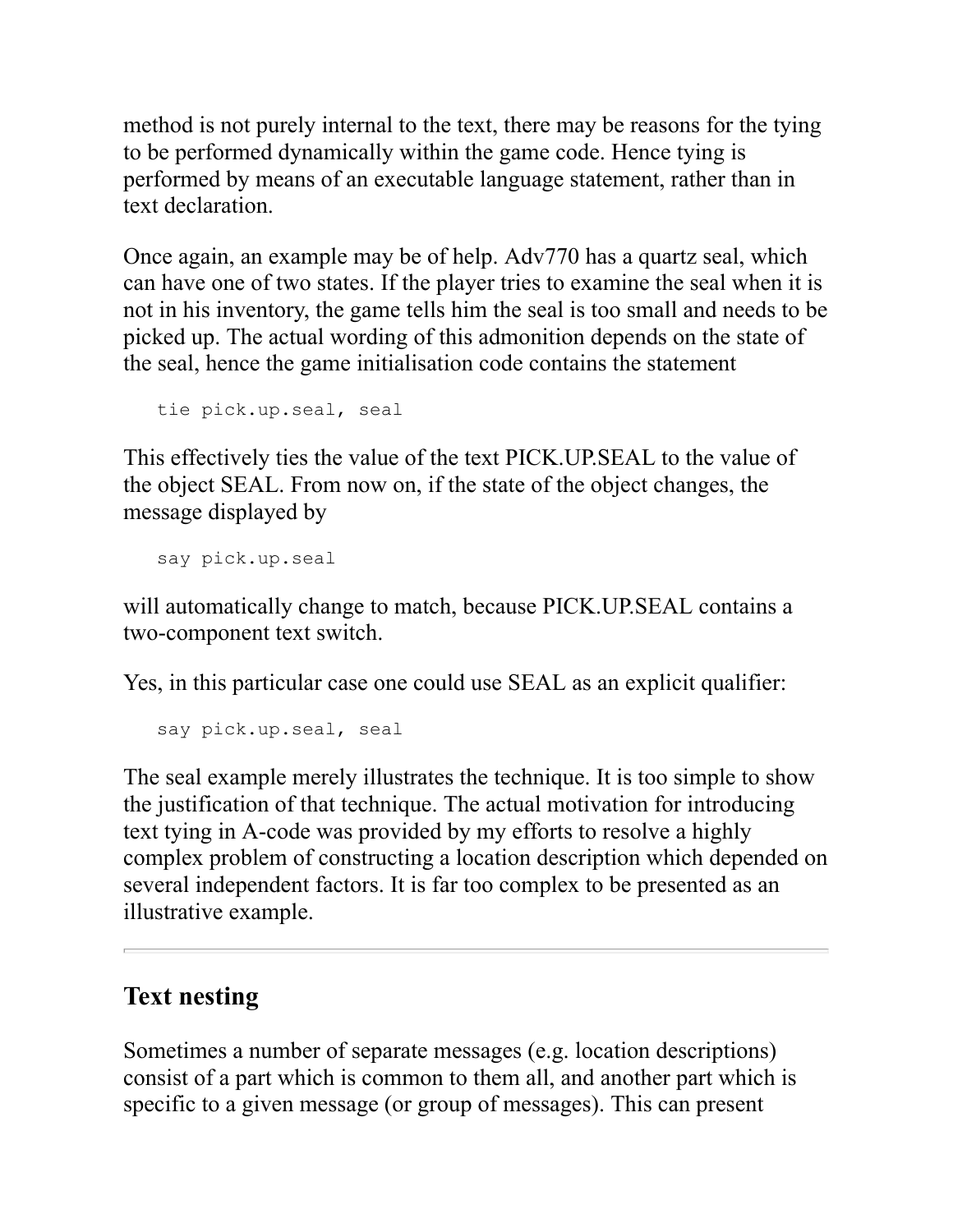method is not purely internal to the text, there may be reasons for the tying to be performed dynamically within the game code. Hence tying is performed by means of an executable language statement, rather than in text declaration.

Once again, an example may be of help. Adv770 has a quartz seal, which can have one of two states. If the player tries to examine the seal when it is not in his inventory, the game tells him the seal is too small and needs to be picked up. The actual wording of this admonition depends on the state of the seal, hence the game initialisation code contains the statement

```
tie pick.up.seal, seal
```

This effectively ties the value of the text PICK.UP.SEAL to the value of the object SEAL. From now on, if the state of the object changes, the message displayed by

```
say pick.up.seal
```

will automatically change to match, because PICK.UP.SEAL contains a two-component text switch.

Yes, in this particular case one could use SEAL as an explicit qualifier:

```
say pick.up.seal, seal
```

The seal example merely illustrates the technique. It is too simple to show the justification of that technique. The actual motivation for introducing text tying in A-code was provided by my efforts to resolve a highly complex problem of constructing a location description which depended on several independent factors. It is far too complex to be presented as an illustrative example.

---

## Text nesting

Sometimes a number of separate messages (e.g. location descriptions) consist of a part which is common to them all, and another part which is specific to a given message (or group of messages). This can present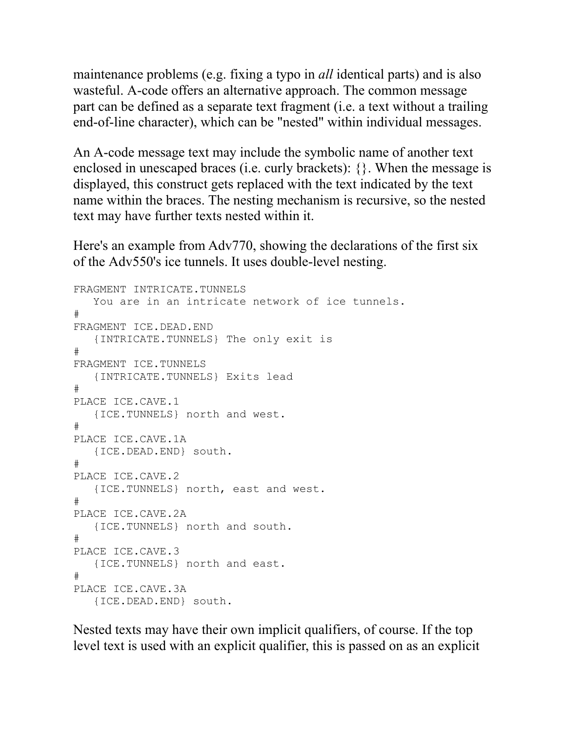maintenance problems (e.g. fixing a typo in *all* identical parts) and is also wasteful. A-code offers an alternative approach. The common message part can be defined as a separate text fragment (i.e. a text without a trailing end-of-line character), which can be "nested" within individual messages.

An A-code message text may include the symbolic name of another text enclosed in unescaped braces (i.e. curly brackets): {}. When the message is displayed, this construct gets replaced with the text indicated by the text name within the braces. The nesting mechanism is recursive, so the nested text may have further texts nested within it.

Here's an example from Adv770, showing the declarations of the first six of the Adv550's ice tunnels. It uses double-level nesting.

```
FRAGMENT INTRICATE.TUNNELS
   You are in an intricate network of ice tunnels.
#
FRAGMENT ICE.DEAD.END
   {INTRICATE.TUNNELS} The only exit is
#
FRAGMENT ICE.TUNNELS
   {INTRICATE.TUNNELS} Exits lead
#
PLACE ICE.CAVE.1
   {ICE.TUNNELS} north and west.
#
PLACE ICE.CAVE.1A
   {ICE.DEAD.END} south.
#
PLACE ICE.CAVE.2
   {ICE.TUNNELS} north, east and west.
#
PLACE ICE.CAVE.2A
   {ICE.TUNNELS} north and south.
#
PLACE ICE.CAVE.3
   {ICE.TUNNELS} north and east.
#
PLACE ICE.CAVE.3A
   {ICE.DEAD.END} south.
```

Nested texts may have their own implicit qualifiers, of course. If the top level text is used with an explicit qualifier, this is passed on as an explicit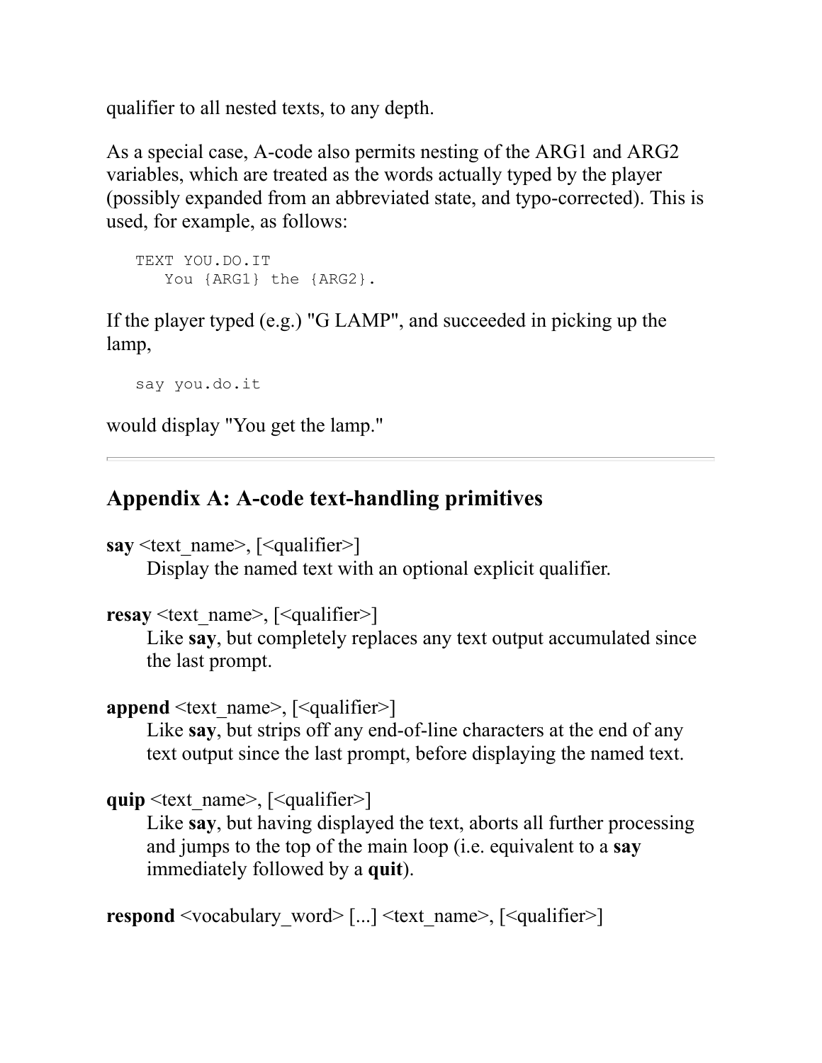qualifier to all nested texts, to any depth.

As a special case, A-code also permits nesting of the ARG1 and ARG2 variables, which are treated as the words actually typed by the player (possibly expanded from an abbreviated state, and typo-corrected). This is used, for example, as follows:

```
TEXT YOU.DO.IT
   You {ARG1} the {ARG2}.
```

If the player typed (e.g.) "G LAMP", and succeeded in picking up the lamp,

```
say you.do.it
```

would display "You get the lamp."

---

## Appendix A: A-code text-handling primitives

**say** <text_name>, [<qualifier>]
: Display the named text with an optional explicit qualifier.

**resay** <text_name>, [<qualifier>]
: Like **say**, but completely replaces any text output accumulated since the last prompt.

**append** <text_name>, [<qualifier>]
: Like **say**, but strips off any end-of-line characters at the end of any text output since the last prompt, before displaying the named text.

**quip** <text_name>, [<qualifier>]
: Like **say**, but having displayed the text, aborts all further processing and jumps to the top of the main loop (i.e. equivalent to a **say** immediately followed by a **quit**).

**respond** <vocabulary_word> [...] <text_name>, [<qualifier>]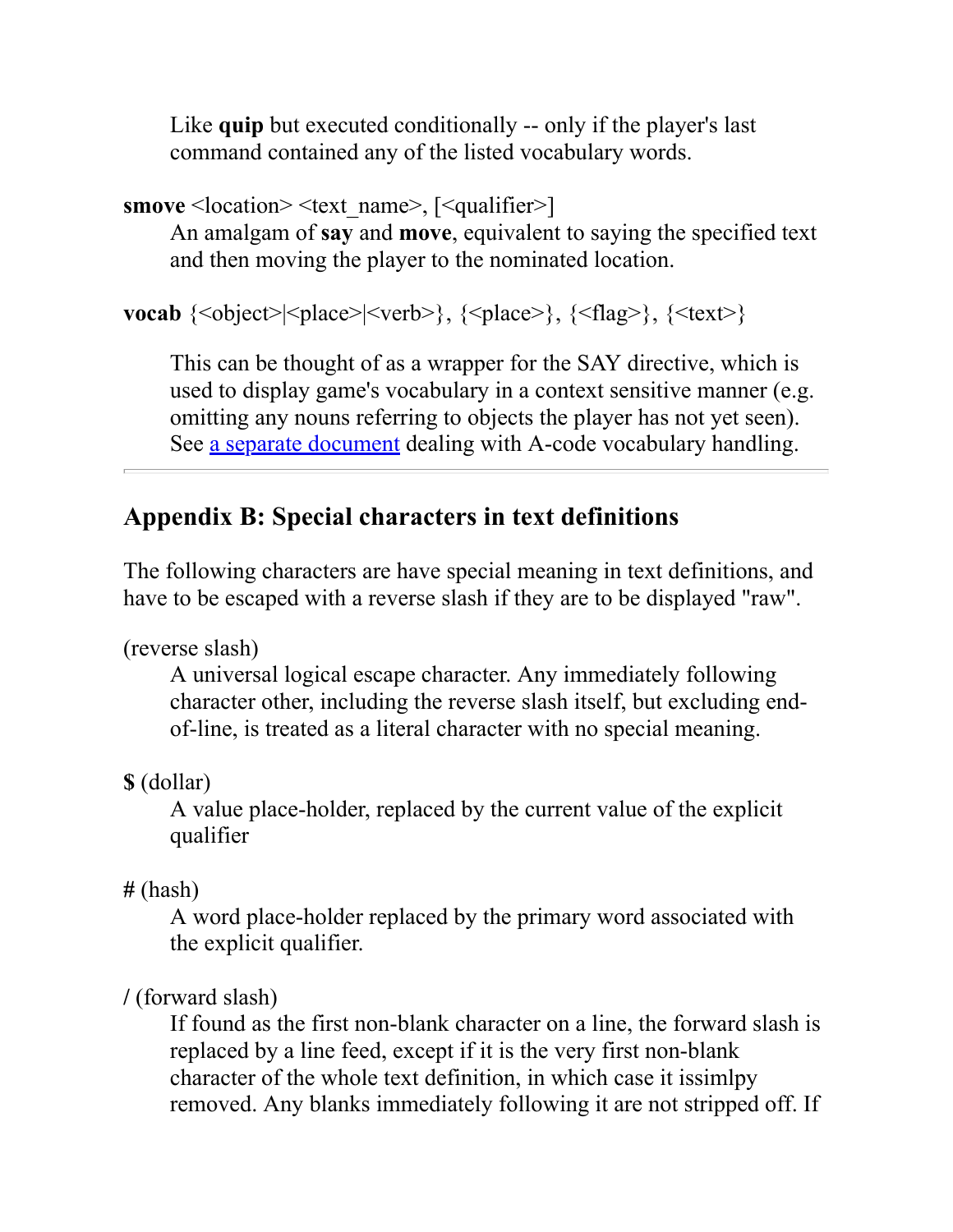Like **quip** but executed conditionally -- only if the player's last command contained any of the listed vocabulary words.

**smove** <location> <text_name>, [<qualifier>]

An amalgam of **say** and **move**, equivalent to saying the specified text and then moving the player to the nominated location.

**vocab** {<object>|<place>|<verb>}, {<place>}, {<flag>}, {<text>}

This can be thought of as a wrapper for the SAY directive, which is used to display game's vocabulary in a context sensitive manner (e.g. omitting any nouns referring to objects the player has not yet seen). See a separate document dealing with A-code vocabulary handling.

---

## Appendix B: Special characters in text definitions

The following characters are have special meaning in text definitions, and have to be escaped with a reverse slash if they are to be displayed "raw".

(reverse slash)

A universal logical escape character. Any immediately following character other, including the reverse slash itself, but excluding end-of-line, is treated as a literal character with no special meaning.

**$** (dollar)

A value place-holder, replaced by the current value of the explicit qualifier

**#** (hash)

A word place-holder replaced by the primary word associated with the explicit qualifier.

**/** (forward slash)

If found as the first non-blank character on a line, the forward slash is replaced by a line feed, except if it is the very first non-blank character of the whole text definition, in which case it issimlpy removed. Any blanks immediately following it are not stripped off. If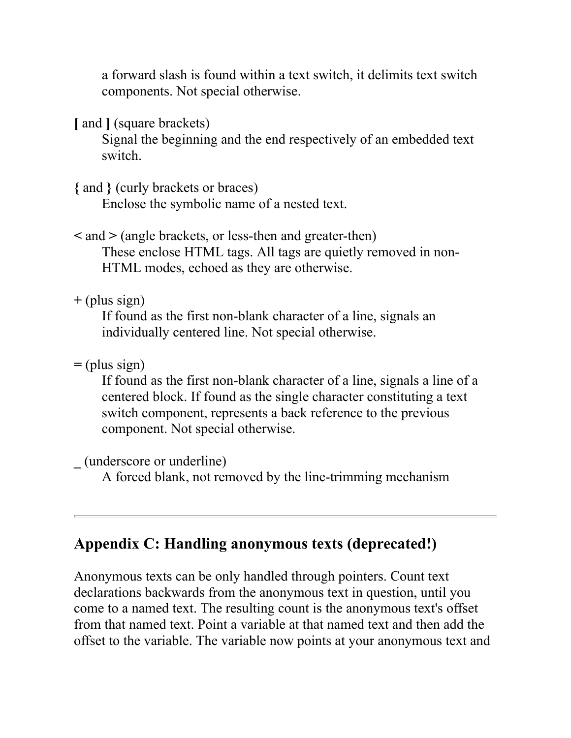a forward slash is found within a text switch, it delimits text switch components. Not special otherwise.

**[** and **]** (square brackets)
: Signal the beginning and the end respectively of an embedded text switch.

**{** and **}** (curly brackets or braces)
: Enclose the symbolic name of a nested text.

**<** and **>** (angle brackets, or less-then and greater-then)
: These enclose HTML tags. All tags are quietly removed in non-HTML modes, echoed as they are otherwise.

**+** (plus sign)
: If found as the first non-blank character of a line, signals an individually centered line. Not special otherwise.

**=** (plus sign)
: If found as the first non-blank character of a line, signals a line of a centered block. If found as the single character constituting a text switch component, represents a back reference to the previous component. Not special otherwise.

**_** (underscore or underline)
: A forced blank, not removed by the line-trimming mechanism

---

## Appendix C: Handling anonymous texts (deprecated!)

Anonymous texts can be only handled through pointers. Count text declarations backwards from the anonymous text in question, until you come to a named text. The resulting count is the anonymous text's offset from that named text. Point a variable at that named text and then add the offset to the variable. The variable now points at your anonymous text and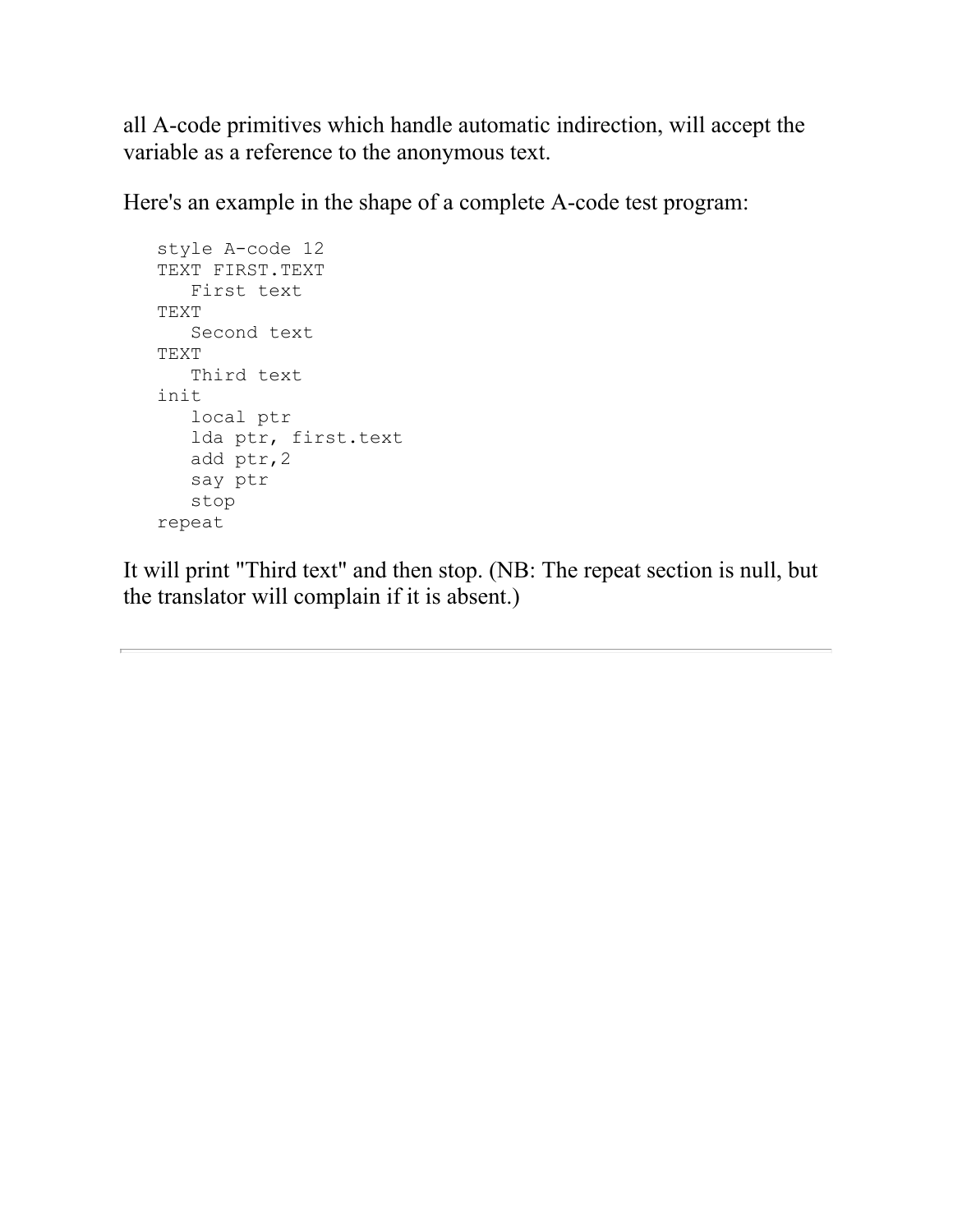all A-code primitives which handle automatic indirection, will accept the variable as a reference to the anonymous text.

Here's an example in the shape of a complete A-code test program:

```
style A-code 12
TEXT FIRST.TEXT
   First text
TEXT
   Second text
TEXT
   Third text
init
   local ptr
   lda ptr, first.text
   add ptr,2
   say ptr
   stop
repeat
```

It will print "Third text" and then stop. (NB: The repeat section is null, but the translator will complain if it is absent.)

---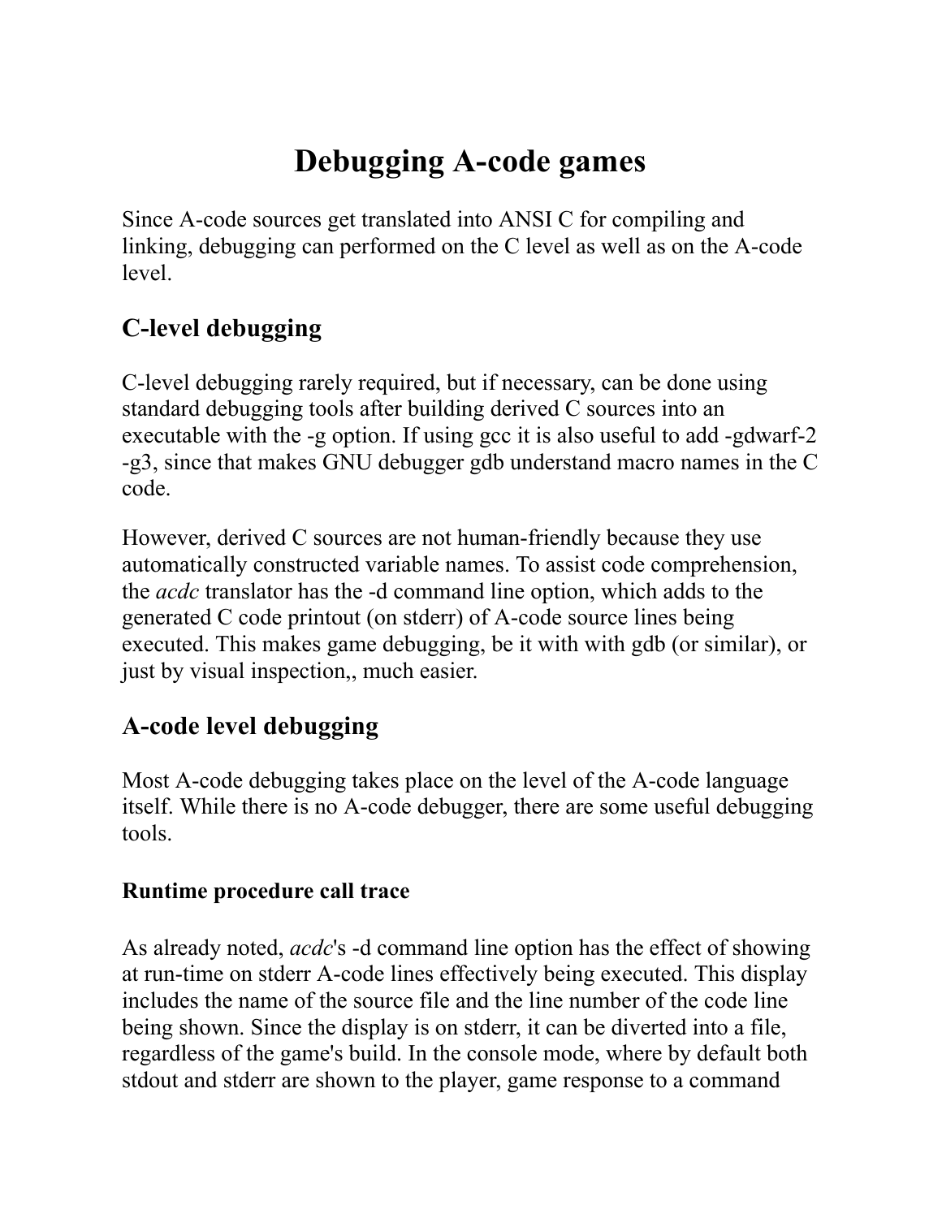# Debugging A-code games

Since A-code sources get translated into ANSI C for compiling and linking, debugging can performed on the C level as well as on the A-code level.

## C-level debugging

C-level debugging rarely required, but if necessary, can be done using standard debugging tools after building derived C sources into an executable with the -g option. If using gcc it is also useful to add -gdwarf-2 -g3, since that makes GNU debugger gdb understand macro names in the C code.

However, derived C sources are not human-friendly because they use automatically constructed variable names. To assist code comprehension, the *acdc* translator has the -d command line option, which adds to the generated C code printout (on stderr) of A-code source lines being executed. This makes game debugging, be it with with gdb (or similar), or just by visual inspection,, much easier.

## A-code level debugging

Most A-code debugging takes place on the level of the A-code language itself. While there is no A-code debugger, there are some useful debugging tools.

### Runtime procedure call trace

As already noted, *acdc*'s -d command line option has the effect of showing at run-time on stderr A-code lines effectively being executed. This display includes the name of the source file and the line number of the code line being shown. Since the display is on stderr, it can be diverted into a file, regardless of the game's build. In the console mode, where by default both stdout and stderr are shown to the player, game response to a command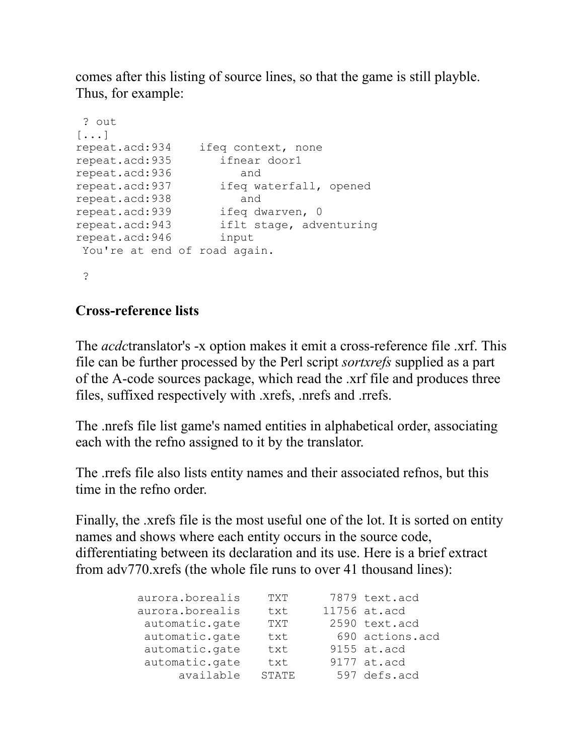comes after this listing of source lines, so that the game is still playble. Thus, for example:

```
 ? out
[...]
repeat.acd:934    ifeq context, none
repeat.acd:935       ifnear door1
repeat.acd:936          and
repeat.acd:937       ifeq waterfall, opened
repeat.acd:938          and
repeat.acd:939       ifeq dwarven, 0
repeat.acd:943       iflt stage, adventuring
repeat.acd:946       input
 You're at end of road again.

 ?
```

**Cross-reference lists**

The *acdc*translator's -x option makes it emit a cross-reference file .xrf. This file can be further processed by the Perl script *sortxrefs* supplied as a part of the A-code sources package, which read the .xrf file and produces three files, suffixed respectively with .xrefs, .nrefs and .rrefs.

The .nrefs file list game's named entities in alphabetical order, associating each with the refno assigned to it by the translator.

The .rrefs file also lists entity names and their associated refnos, but this time in the refno order.

Finally, the .xrefs file is the most useful one of the lot. It is sorted on entity names and shows where each entity occurs in the source code, differentiating between its declaration and its use. Here is a brief extract from adv770.xrefs (the whole file runs to over 41 thousand lines):

```
aurora.borealis    TXT      7879 text.acd
aurora.borealis    txt     11756 at.acd
 automatic.gate    TXT      2590 text.acd
 automatic.gate    txt       690 actions.acd
 automatic.gate    txt      9155 at.acd
 automatic.gate    txt      9177 at.acd
      available   STATE      597 defs.acd
```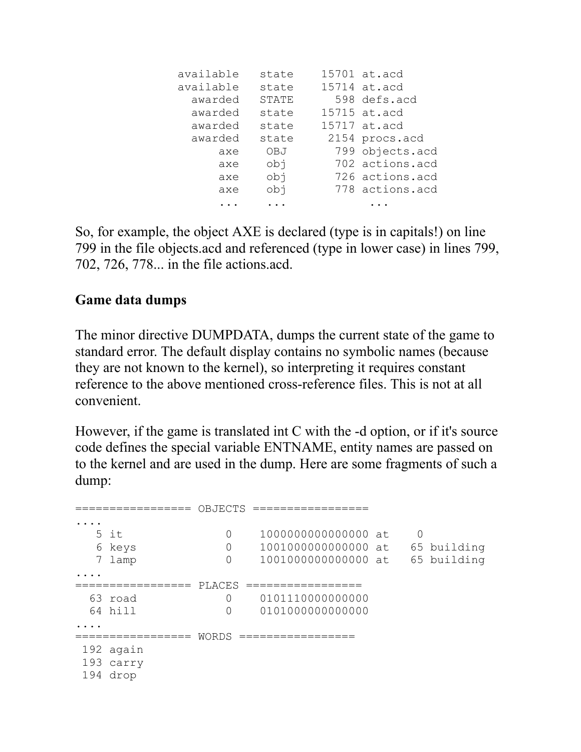```
   available   state    15701 at.acd
   available   state    15714 at.acd
     awarded   STATE      598 defs.acd
     awarded   state    15715 at.acd
     awarded   state    15717 at.acd
     awarded   state     2154 procs.acd
         axe    OBJ       799 objects.acd
         axe    obj       702 actions.acd
         axe    obj       726 actions.acd
         axe    obj       778 actions.acd
         ...    ...           ...
```

So, for example, the object AXE is declared (type is in capitals!) on line 799 in the file objects.acd and referenced (type in lower case) in lines 799, 702, 726, 778... in the file actions.acd.

**Game data dumps**

The minor directive DUMPDATA, dumps the current state of the game to standard error. The default display contains no symbolic names (because they are not known to the kernel), so interpreting it requires constant reference to the above mentioned cross-reference files. This is not at all convenient.

However, if the game is translated int C with the -d option, or if it's source code defines the special variable ENTNAME, entity names are passed on to the kernel and are used in the dump. Here are some fragments of such a dump:

```
================= OBJECTS =================
....
   5 it               0    1000000000000000 at    0
   6 keys             0    1001000000000000 at   65 building
   7 lamp             0    1001000000000000 at   65 building
....
================= PLACES =================
  63 road             0    0101110000000000
  64 hill             0    0101000000000000
....
================= WORDS =================
 192 again
 193 carry
 194 drop
```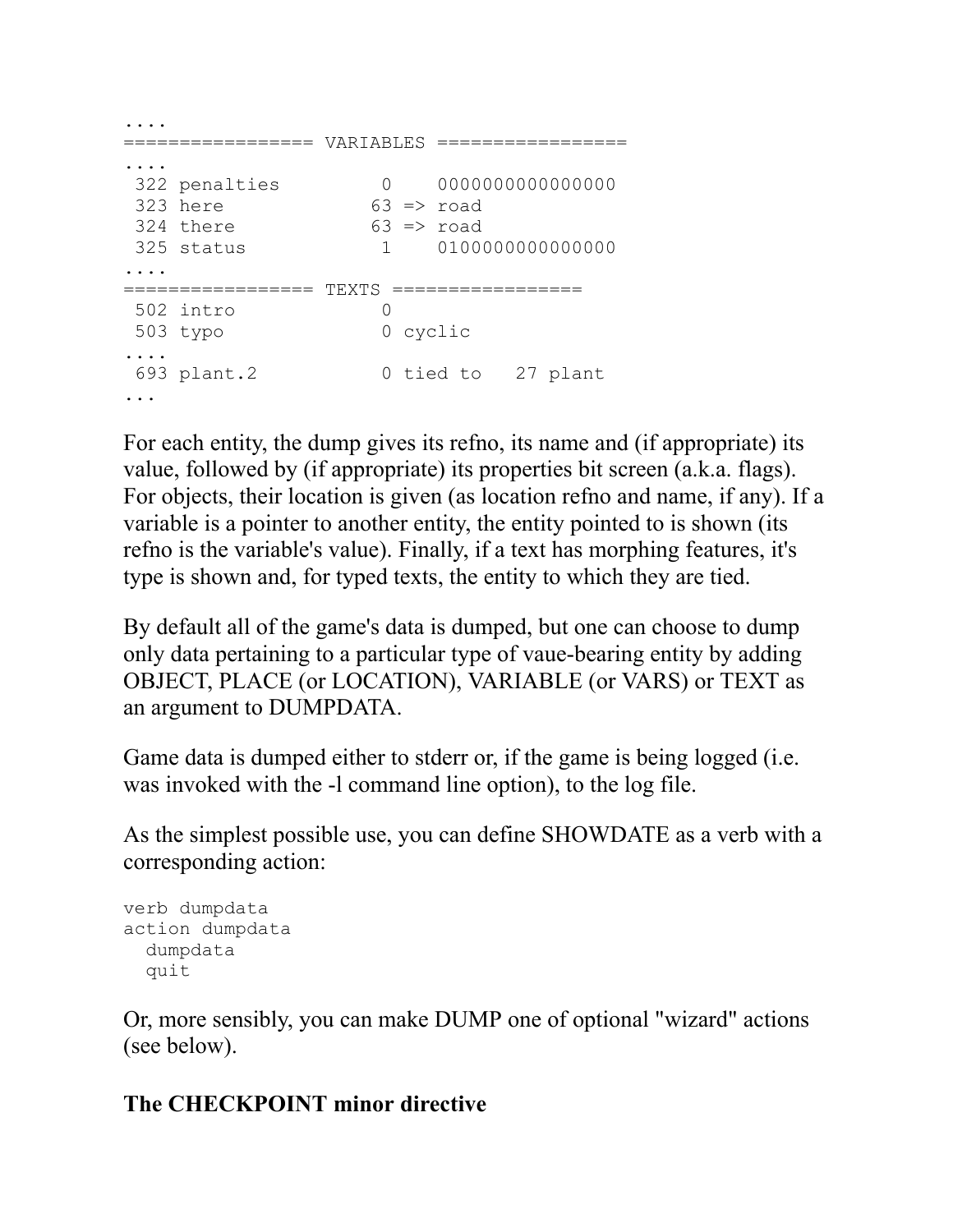```
....
================= VARIABLES =================
....
 322 penalties          0    0000000000000000
 323 here              63 => road
 324 there             63 => road
 325 status             1    0100000000000000
....
================= TEXTS =================
 502 intro              0
 503 typo               0 cyclic
....
 693 plant.2            0 tied to   27 plant
...
```

For each entity, the dump gives its refno, its name and (if appropriate) its value, followed by (if appropriate) its properties bit screen (a.k.a. flags). For objects, their location is given (as location refno and name, if any). If a variable is a pointer to another entity, the entity pointed to is shown (its refno is the variable's value). Finally, if a text has morphing features, it's type is shown and, for typed texts, the entity to which they are tied.

By default all of the game's data is dumped, but one can choose to dump only data pertaining to a particular type of vaue-bearing entity by adding OBJECT, PLACE (or LOCATION), VARIABLE (or VARS) or TEXT as an argument to DUMPDATA.

Game data is dumped either to stderr or, if the game is being logged (i.e. was invoked with the -l command line option), to the log file.

As the simplest possible use, you can define SHOWDATE as a verb with a corresponding action:

```
verb dumpdata
action dumpdata
  dumpdata
  quit
```

Or, more sensibly, you can make DUMP one of optional "wizard" actions (see below).

### The CHECKPOINT minor directive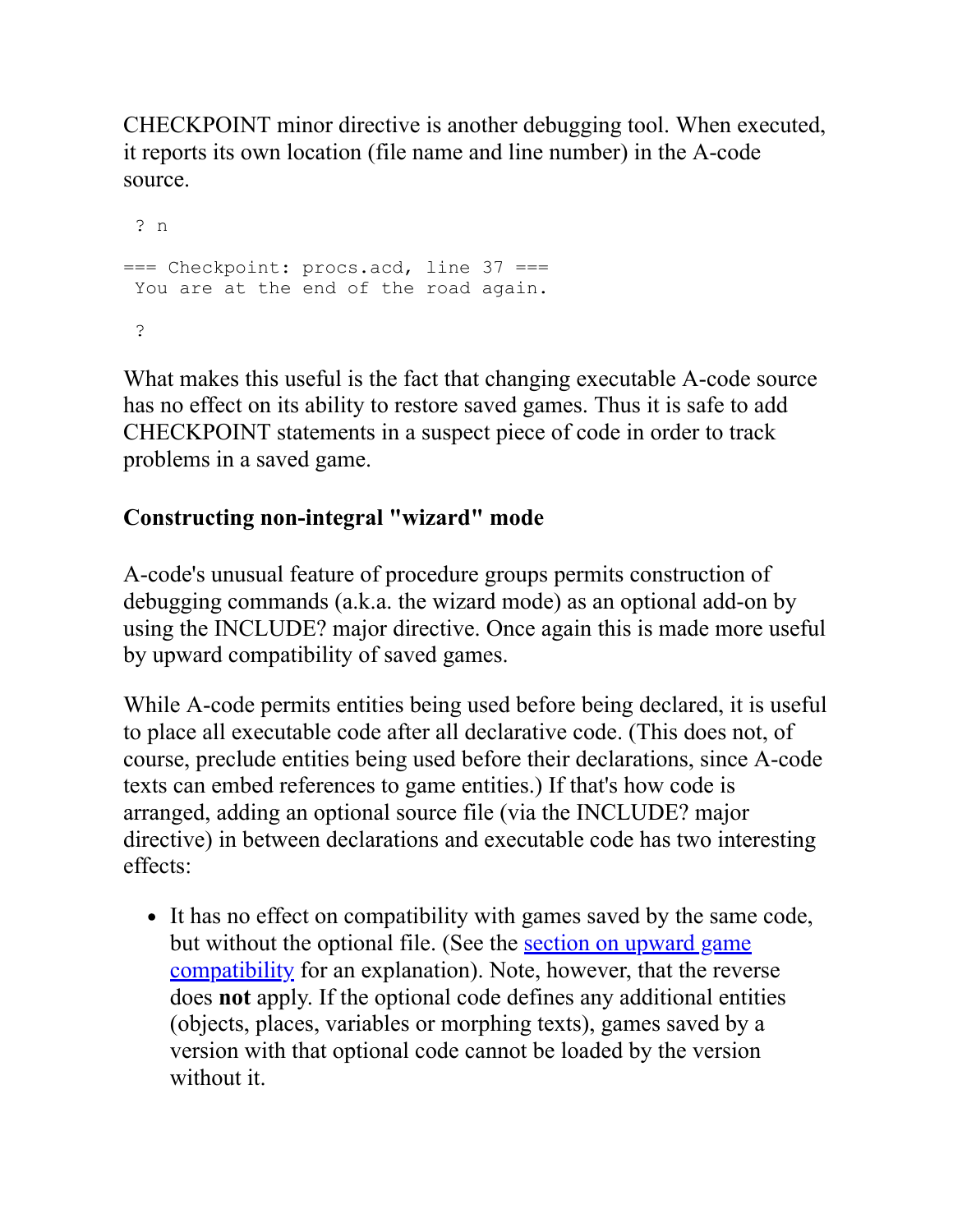CHECKPOINT minor directive is another debugging tool. When executed, it reports its own location (file name and line number) in the A-code source.

```
 ? n

=== Checkpoint: procs.acd, line 37 ===
 You are at the end of the road again.

 ?
```

What makes this useful is the fact that changing executable A-code source has no effect on its ability to restore saved games. Thus it is safe to add CHECKPOINT statements in a suspect piece of code in order to track problems in a saved game.

### Constructing non-integral "wizard" mode

A-code's unusual feature of procedure groups permits construction of debugging commands (a.k.a. the wizard mode) as an optional add-on by using the INCLUDE? major directive. Once again this is made more useful by upward compatibility of saved games.

While A-code permits entities being used before being declared, it is useful to place all executable code after all declarative code. (This does not, of course, preclude entities being used before their declarations, since A-code texts can embed references to game entities.) If that's how code is arranged, adding an optional source file (via the INCLUDE? major directive) in between declarations and executable code has two interesting effects:

- It has no effect on compatibility with games saved by the same code, but without the optional file. (See the section on upward game compatibility for an explanation). Note, however, that the reverse does **not** apply. If the optional code defines any additional entities (objects, places, variables or morphing texts), games saved by a version with that optional code cannot be loaded by the version without it.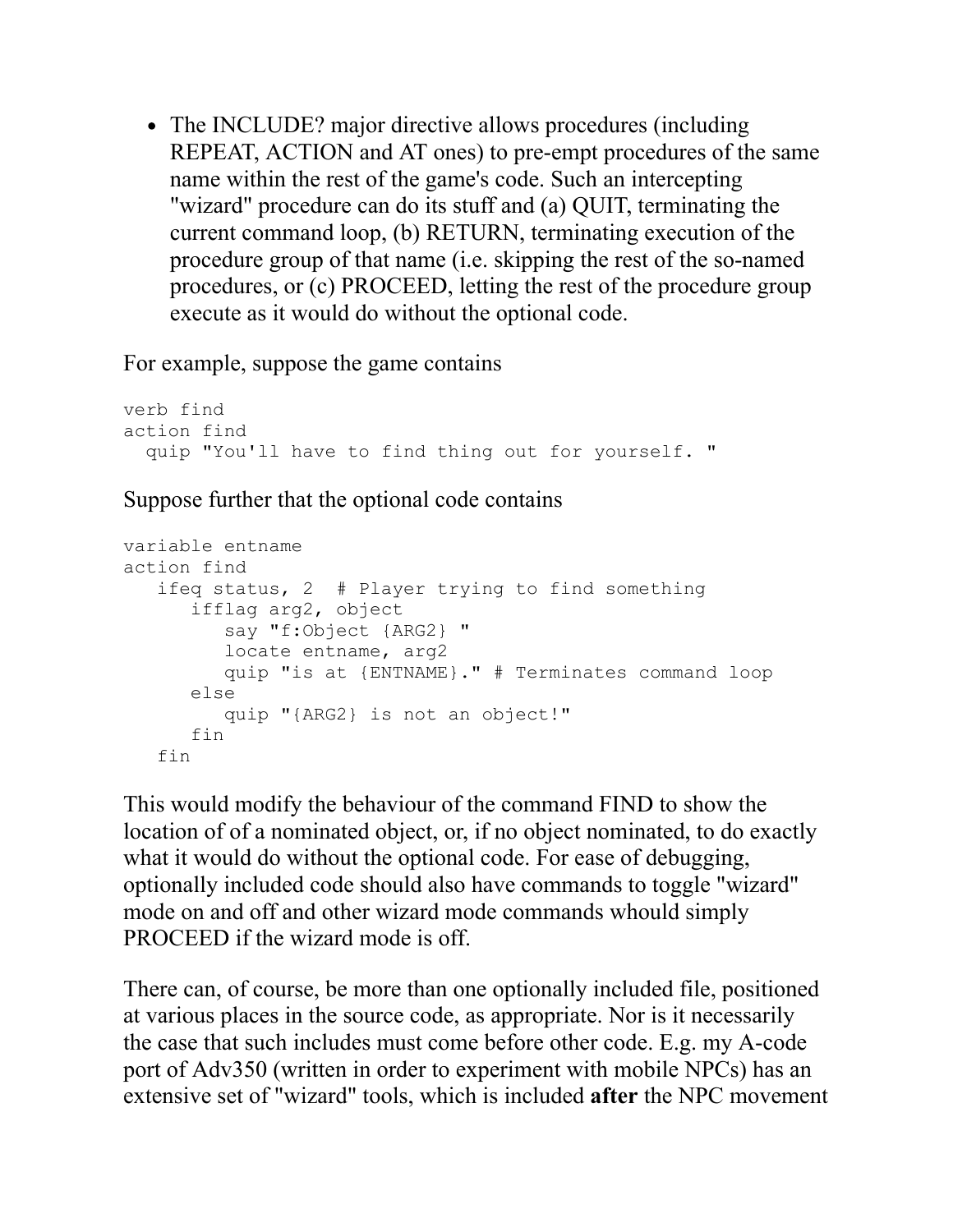- The INCLUDE? major directive allows procedures (including REPEAT, ACTION and AT ones) to pre-empt procedures of the same name within the rest of the game's code. Such an intercepting "wizard" procedure can do its stuff and (a) QUIT, terminating the current command loop, (b) RETURN, terminating execution of the procedure group of that name (i.e. skipping the rest of the so-named procedures, or (c) PROCEED, letting the rest of the procedure group execute as it would do without the optional code.

For example, suppose the game contains

```
verb find
action find
  quip "You'll have to find thing out for yourself. "
```

Suppose further that the optional code contains

```
variable entname
action find
   ifeq status, 2  # Player trying to find something
      ifflag arg2, object
         say "f:Object {ARG2} "
         locate entname, arg2
         quip "is at {ENTNAME}." # Terminates command loop
      else
         quip "{ARG2} is not an object!"
      fin
   fin
```

This would modify the behaviour of the command FIND to show the location of of a nominated object, or, if no object nominated, to do exactly what it would do without the optional code. For ease of debugging, optionally included code should also have commands to toggle "wizard" mode on and off and other wizard mode commands whould simply PROCEED if the wizard mode is off.

There can, of course, be more than one optionally included file, positioned at various places in the source code, as appropriate. Nor is it necessarily the case that such includes must come before other code. E.g. my A-code port of Adv350 (written in order to experiment with mobile NPCs) has an extensive set of "wizard" tools, which is included **after** the NPC movement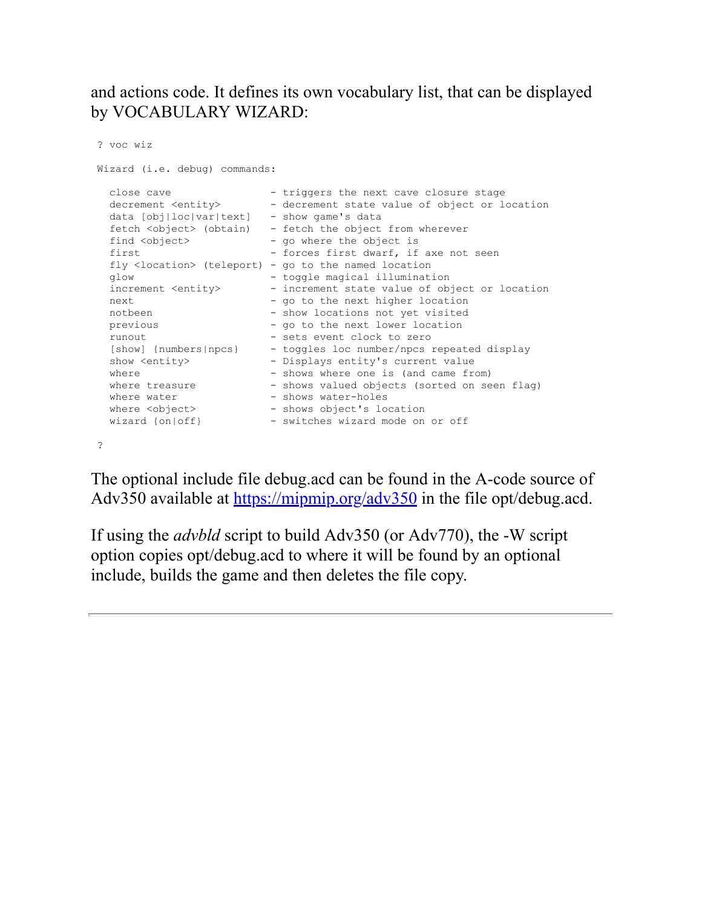and actions code. It defines its own vocabulary list, that can be displayed by VOCABULARY WIZARD:

```
? voc wiz

Wizard (i.e. debug) commands:

  close cave                 - triggers the next cave closure stage
  decrement <entity>         - decrement state value of object or location
  data [obj|loc|var|text]    - show game's data
  fetch <object> (obtain)    - fetch the object from wherever
  find <object>              - go where the object is
  first                      - forces first dwarf, if axe not seen
  fly <location> (teleport)  - go to the named location
  glow                       - toggle magical illumination
  increment <entity>         - increment state value of object or location
  next                       - go to the next higher location
  notbeen                    - show locations not yet visited
  previous                   - go to the next lower location
  runout                     - sets event clock to zero
  [show] {numbers|npcs}      - toggles loc number/npcs repeated display
  show <entity>              - Displays entity's current value
  where                      - shows where one is (and came from)
  where treasure             - shows valued objects (sorted on seen flag)
  where water                - shows water-holes
  where <object>             - shows object's location
  wizard {on|off}            - switches wizard mode on or off

?
```

The optional include file debug.acd can be found in the A-code source of Adv350 available at [https://mipmip.org/adv350](https://mipmip.org/adv350) in the file opt/debug.acd.

If using the *advbld* script to build Adv350 (or Adv770), the -W script option copies opt/debug.acd to where it will be found by an optional include, builds the game and then deletes the file copy.

---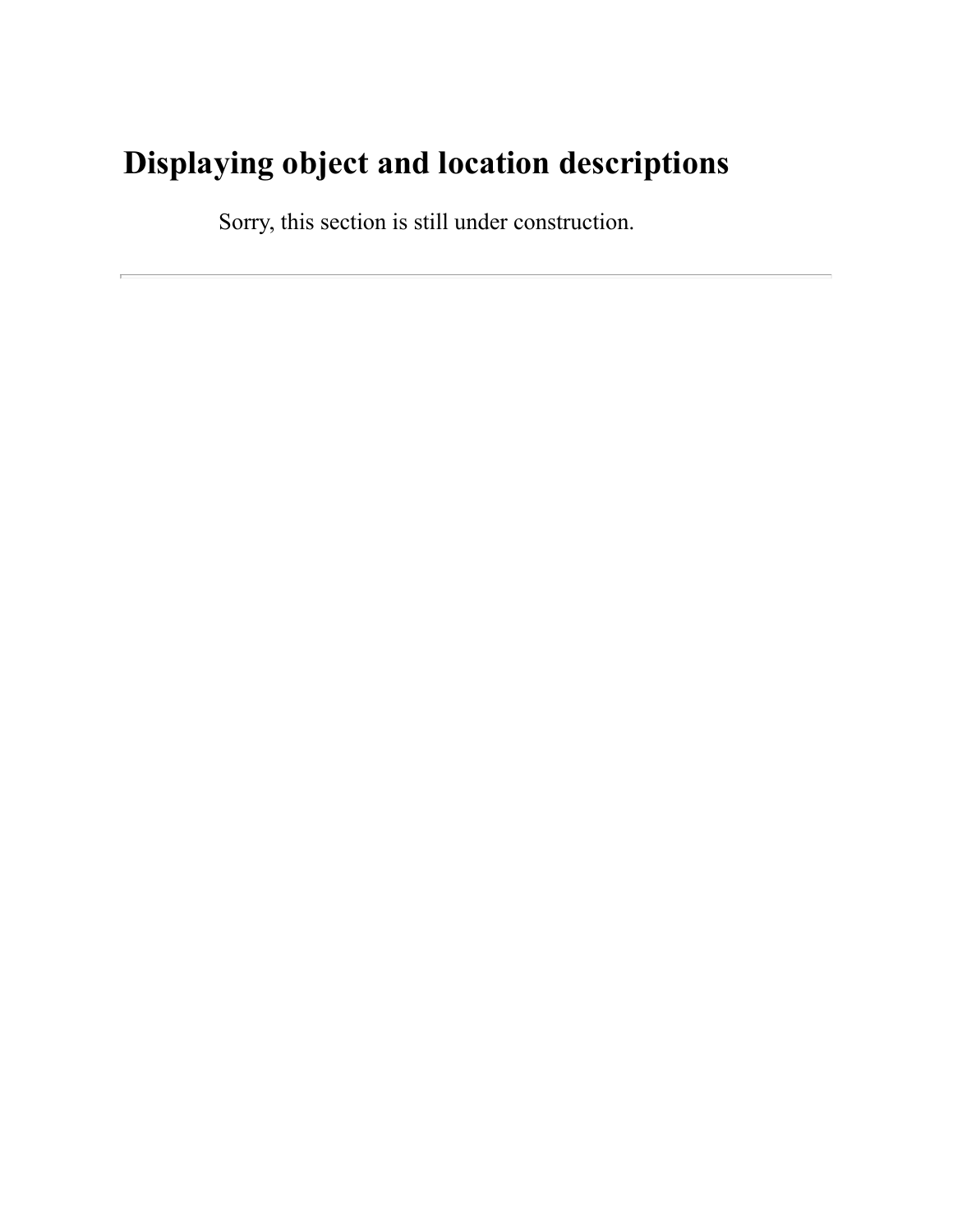# Displaying object and location descriptions

Sorry, this section is still under construction.

---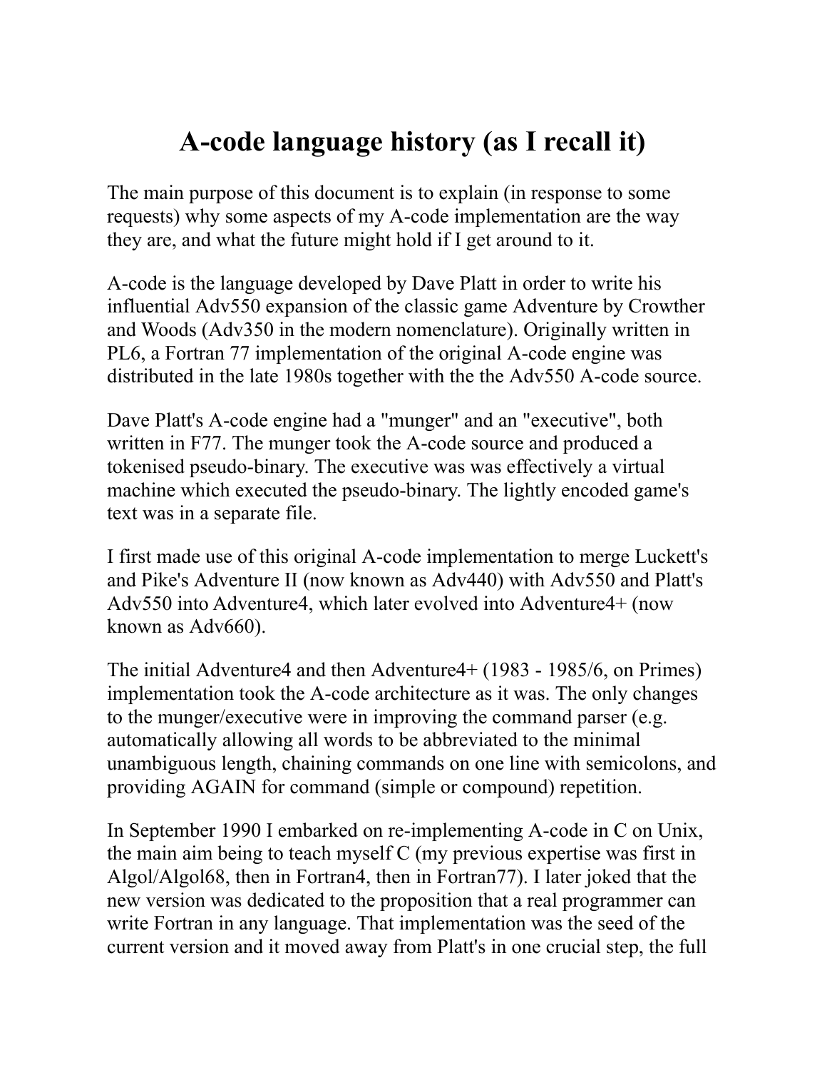# A-code language history (as I recall it)

The main purpose of this document is to explain (in response to some requests) why some aspects of my A-code implementation are the way they are, and what the future might hold if I get around to it.

A-code is the language developed by Dave Platt in order to write his influential Adv550 expansion of the classic game Adventure by Crowther and Woods (Adv350 in the modern nomenclature). Originally written in PL6, a Fortran 77 implementation of the original A-code engine was distributed in the late 1980s together with the the Adv550 A-code source.

Dave Platt's A-code engine had a "munger" and an "executive", both written in F77. The munger took the A-code source and produced a tokenised pseudo-binary. The executive was was effectively a virtual machine which executed the pseudo-binary. The lightly encoded game's text was in a separate file.

I first made use of this original A-code implementation to merge Luckett's and Pike's Adventure II (now known as Adv440) with Adv550 and Platt's Adv550 into Adventure4, which later evolved into Adventure4+ (now known as Adv660).

The initial Adventure4 and then Adventure4+ (1983 - 1985/6, on Primes) implementation took the A-code architecture as it was. The only changes to the munger/executive were in improving the command parser (e.g. automatically allowing all words to be abbreviated to the minimal unambiguous length, chaining commands on one line with semicolons, and providing AGAIN for command (simple or compound) repetition.

In September 1990 I embarked on re-implementing A-code in C on Unix, the main aim being to teach myself C (my previous expertise was first in Algol/Algol68, then in Fortran4, then in Fortran77). I later joked that the new version was dedicated to the proposition that a real programmer can write Fortran in any language. That implementation was the seed of the current version and it moved away from Platt's in one crucial step, the full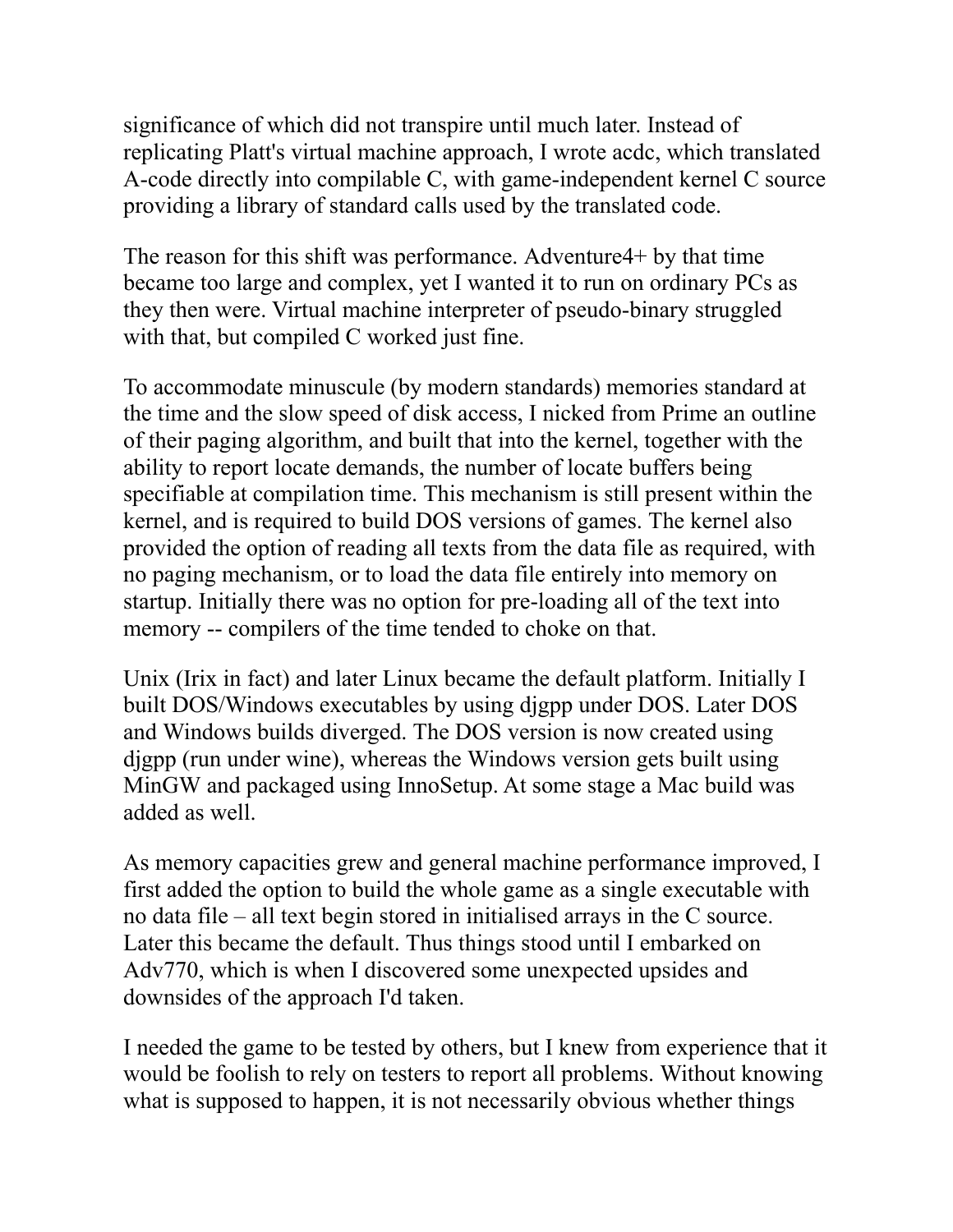significance of which did not transpire until much later. Instead of replicating Platt's virtual machine approach, I wrote acdc, which translated A-code directly into compilable C, with game-independent kernel C source providing a library of standard calls used by the translated code.

The reason for this shift was performance. Adventure4+ by that time became too large and complex, yet I wanted it to run on ordinary PCs as they then were. Virtual machine interpreter of pseudo-binary struggled with that, but compiled C worked just fine.

To accommodate minuscule (by modern standards) memories standard at the time and the slow speed of disk access, I nicked from Prime an outline of their paging algorithm, and built that into the kernel, together with the ability to report locate demands, the number of locate buffers being specifiable at compilation time. This mechanism is still present within the kernel, and is required to build DOS versions of games. The kernel also provided the option of reading all texts from the data file as required, with no paging mechanism, or to load the data file entirely into memory on startup. Initially there was no option for pre-loading all of the text into memory -- compilers of the time tended to choke on that.

Unix (Irix in fact) and later Linux became the default platform. Initially I built DOS/Windows executables by using djgpp under DOS. Later DOS and Windows builds diverged. The DOS version is now created using djgpp (run under wine), whereas the Windows version gets built using MinGW and packaged using InnoSetup. At some stage a Mac build was added as well.

As memory capacities grew and general machine performance improved, I first added the option to build the whole game as a single executable with no data file – all text begin stored in initialised arrays in the C source. Later this became the default. Thus things stood until I embarked on Adv770, which is when I discovered some unexpected upsides and downsides of the approach I'd taken.

I needed the game to be tested by others, but I knew from experience that it would be foolish to rely on testers to report all problems. Without knowing what is supposed to happen, it is not necessarily obvious whether things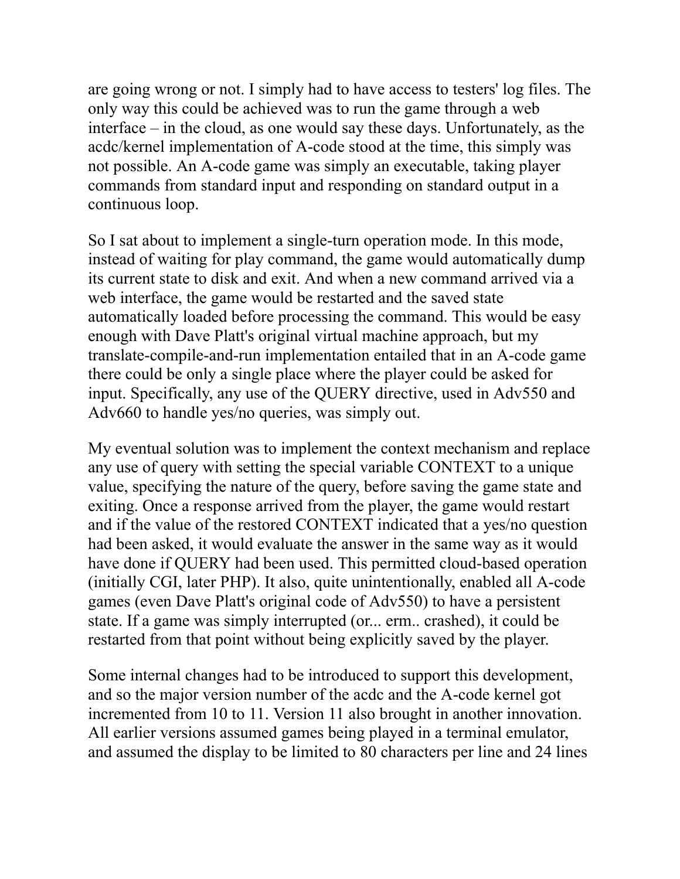are going wrong or not. I simply had to have access to testers' log files. The only way this could be achieved was to run the game through a web interface – in the cloud, as one would say these days. Unfortunately, as the acdc/kernel implementation of A-code stood at the time, this simply was not possible. An A-code game was simply an executable, taking player commands from standard input and responding on standard output in a continuous loop.

So I sat about to implement a single-turn operation mode. In this mode, instead of waiting for play command, the game would automatically dump its current state to disk and exit. And when a new command arrived via a web interface, the game would be restarted and the saved state automatically loaded before processing the command. This would be easy enough with Dave Platt's original virtual machine approach, but my translate-compile-and-run implementation entailed that in an A-code game there could be only a single place where the player could be asked for input. Specifically, any use of the QUERY directive, used in Adv550 and Adv660 to handle yes/no queries, was simply out.

My eventual solution was to implement the context mechanism and replace any use of query with setting the special variable CONTEXT to a unique value, specifying the nature of the query, before saving the game state and exiting. Once a response arrived from the player, the game would restart and if the value of the restored CONTEXT indicated that a yes/no question had been asked, it would evaluate the answer in the same way as it would have done if QUERY had been used. This permitted cloud-based operation (initially CGI, later PHP). It also, quite unintentionally, enabled all A-code games (even Dave Platt's original code of Adv550) to have a persistent state. If a game was simply interrupted (or... erm.. crashed), it could be restarted from that point without being explicitly saved by the player.

Some internal changes had to be introduced to support this development, and so the major version number of the acdc and the A-code kernel got incremented from 10 to 11. Version 11 also brought in another innovation. All earlier versions assumed games being played in a terminal emulator, and assumed the display to be limited to 80 characters per line and 24 lines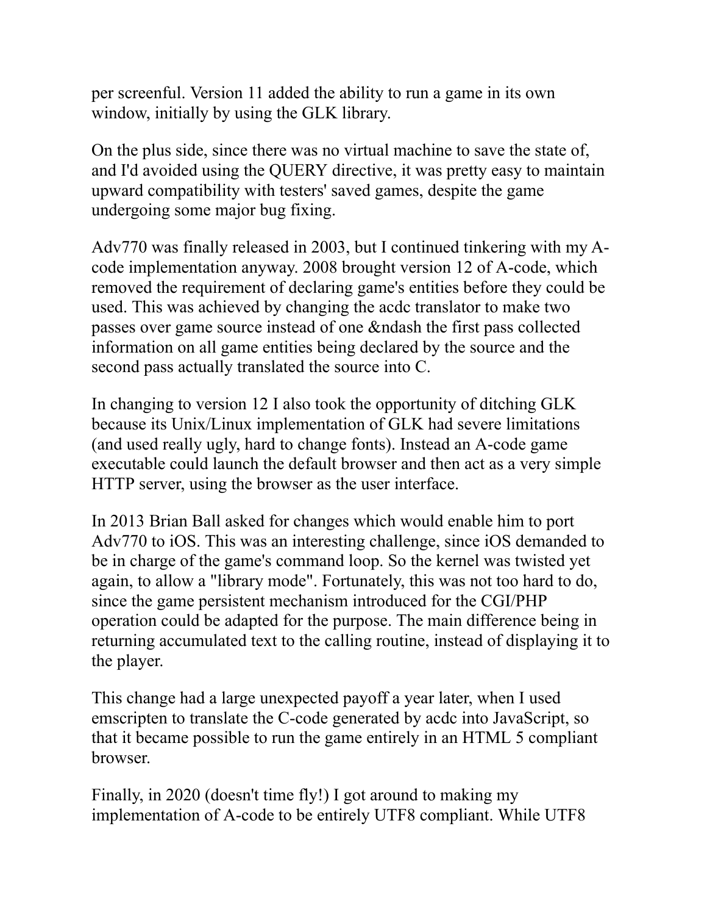per screenful. Version 11 added the ability to run a game in its own window, initially by using the GLK library.

On the plus side, since there was no virtual machine to save the state of, and I'd avoided using the QUERY directive, it was pretty easy to maintain upward compatibility with testers' saved games, despite the game undergoing some major bug fixing.

Adv770 was finally released in 2003, but I continued tinkering with my A-code implementation anyway. 2008 brought version 12 of A-code, which removed the requirement of declaring game's entities before they could be used. This was achieved by changing the acdc translator to make two passes over game source instead of one &ndash the first pass collected information on all game entities being declared by the source and the second pass actually translated the source into C.

In changing to version 12 I also took the opportunity of ditching GLK because its Unix/Linux implementation of GLK had severe limitations (and used really ugly, hard to change fonts). Instead an A-code game executable could launch the default browser and then act as a very simple HTTP server, using the browser as the user interface.

In 2013 Brian Ball asked for changes which would enable him to port Adv770 to iOS. This was an interesting challenge, since iOS demanded to be in charge of the game's command loop. So the kernel was twisted yet again, to allow a "library mode". Fortunately, this was not too hard to do, since the game persistent mechanism introduced for the CGI/PHP operation could be adapted for the purpose. The main difference being in returning accumulated text to the calling routine, instead of displaying it to the player.

This change had a large unexpected payoff a year later, when I used emscripten to translate the C-code generated by acdc into JavaScript, so that it became possible to run the game entirely in an HTML 5 compliant browser.

Finally, in 2020 (doesn't time fly!) I got around to making my implementation of A-code to be entirely UTF8 compliant. While UTF8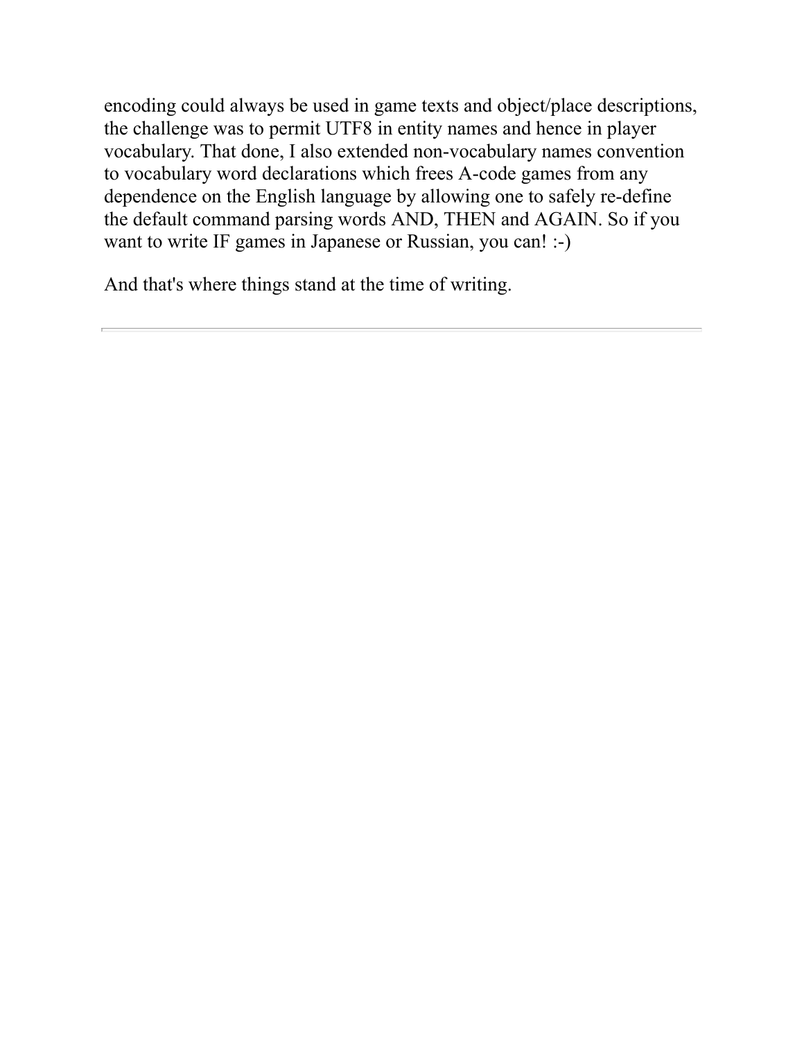encoding could always be used in game texts and object/place descriptions, the challenge was to permit UTF8 in entity names and hence in player vocabulary. That done, I also extended non-vocabulary names convention to vocabulary word declarations which frees A-code games from any dependence on the English language by allowing one to safely re-define the default command parsing words AND, THEN and AGAIN. So if you want to write IF games in Japanese or Russian, you can! :-)

And that's where things stand at the time of writing.

---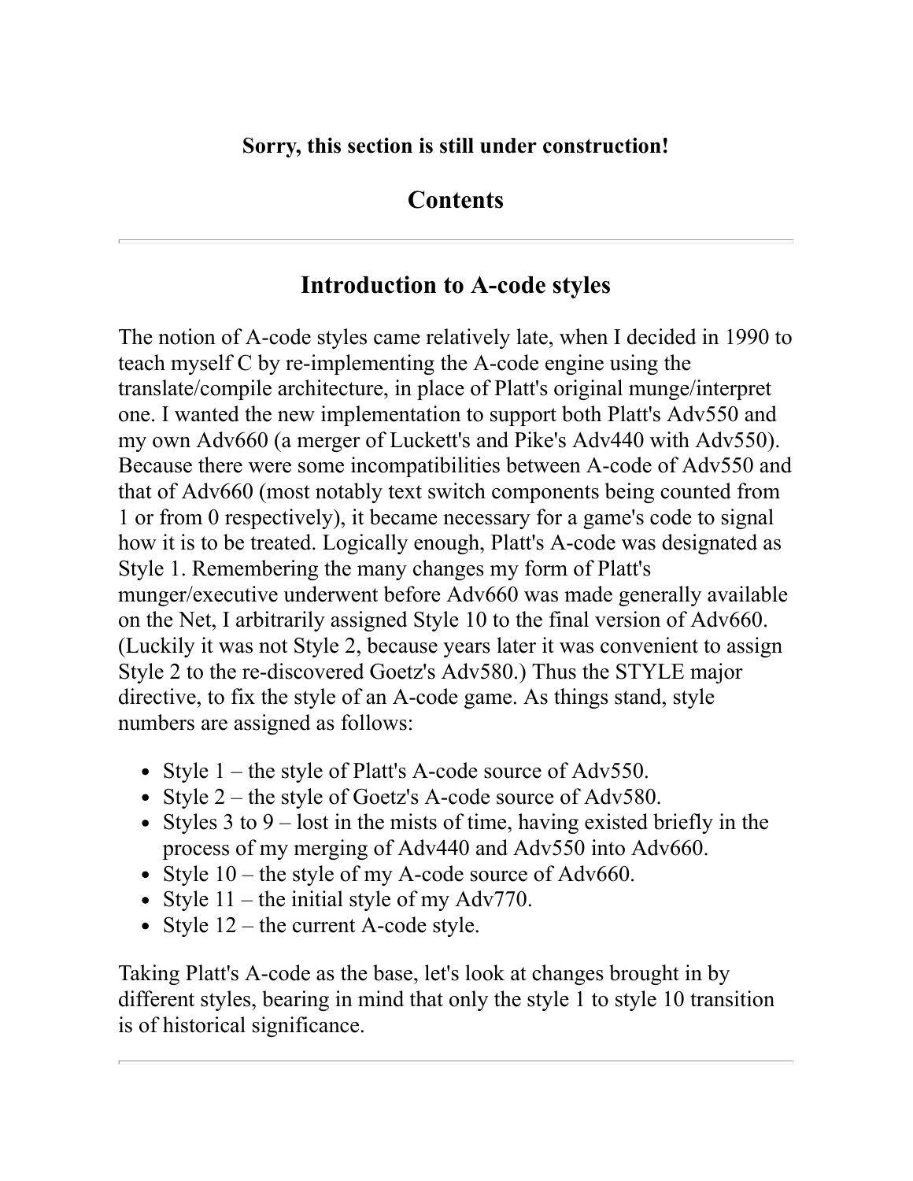**Sorry, this section is still under construction!**

## Contents

---

## Introduction to A-code styles

The notion of A-code styles came relatively late, when I decided in 1990 to teach myself C by re-implementing the A-code engine using the translate/compile architecture, in place of Platt's original munge/interpret one. I wanted the new implementation to support both Platt's Adv550 and my own Adv660 (a merger of Luckett's and Pike's Adv440 with Adv550). Because there were some incompatibilities between A-code of Adv550 and that of Adv660 (most notably text switch components being counted from 1 or from 0 respectively), it became necessary for a game's code to signal how it is to be treated. Logically enough, Platt's A-code was designated as Style 1. Remembering the many changes my form of Platt's munger/executive underwent before Adv660 was made generally available on the Net, I arbitrarily assigned Style 10 to the final version of Adv660. (Luckily it was not Style 2, because years later it was convenient to assign Style 2 to the re-discovered Goetz's Adv580.) Thus the STYLE major directive, to fix the style of an A-code game. As things stand, style numbers are assigned as follows:

- Style 1 – the style of Platt's A-code source of Adv550.
- Style 2 – the style of Goetz's A-code source of Adv580.
- Styles 3 to 9 – lost in the mists of time, having existed briefly in the process of my merging of Adv440 and Adv550 into Adv660.
- Style 10 – the style of my A-code source of Adv660.
- Style 11 – the initial style of my Adv770.
- Style 12 – the current A-code style.

Taking Platt's A-code as the base, let's look at changes brought in by different styles, bearing in mind that only the style 1 to style 10 transition is of historical significance.

---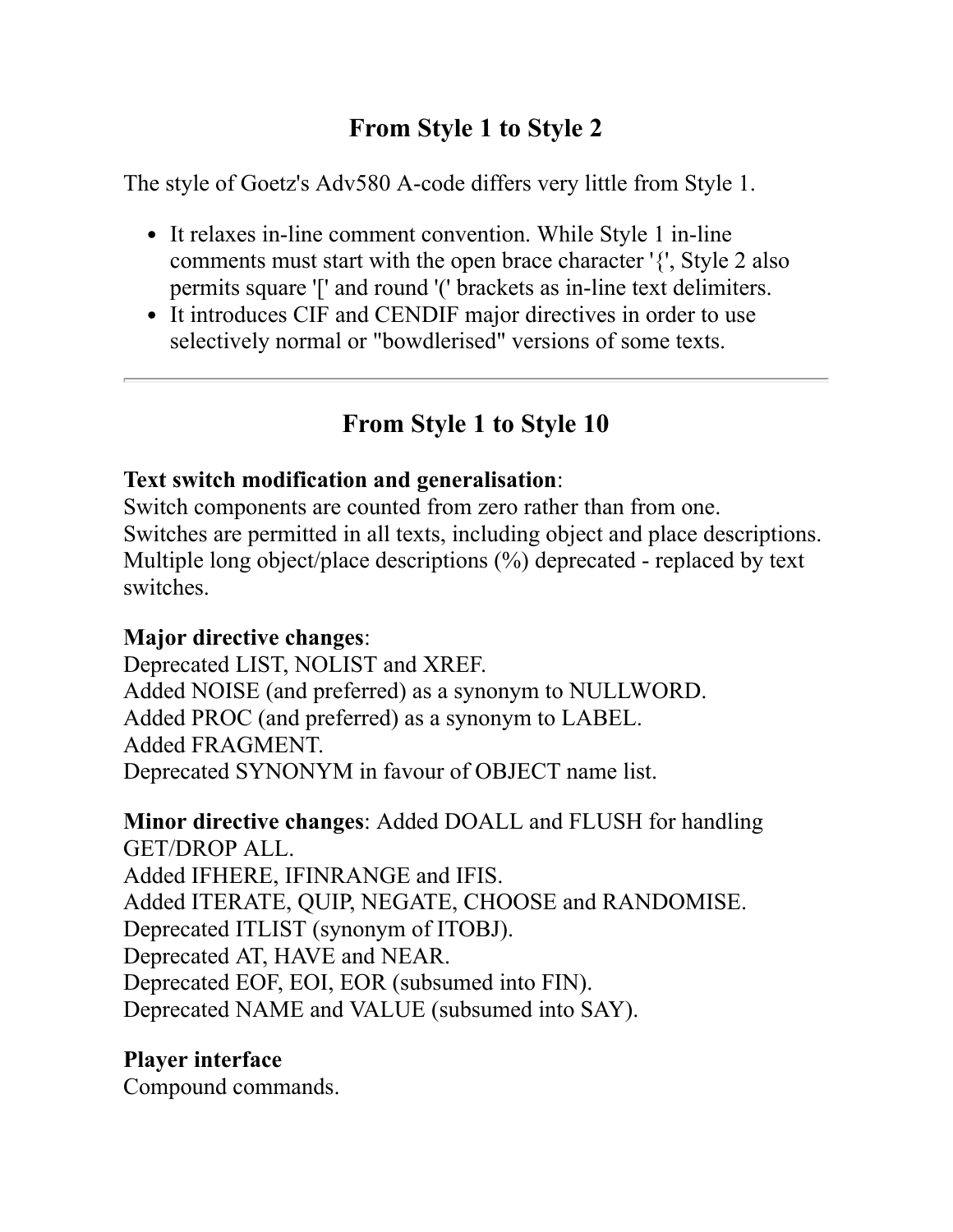## From Style 1 to Style 2

The style of Goetz's Adv580 A-code differs very little from Style 1.

- It relaxes in-line comment convention. While Style 1 in-line comments must start with the open brace character '{', Style 2 also permits square '[' and round '(' brackets as in-line text delimiters.
- It introduces CIF and CENDIF major directives in order to use selectively normal or "bowdlerised" versions of some texts.

---

## From Style 1 to Style 10

**Text switch modification and generalisation**:
Switch components are counted from zero rather than from one.
Switches are permitted in all texts, including object and place descriptions.
Multiple long object/place descriptions (%) deprecated - replaced by text switches.

**Major directive changes**:
Deprecated LIST, NOLIST and XREF.
Added NOISE (and preferred) as a synonym to NULLWORD.
Added PROC (and preferred) as a synonym to LABEL.
Added FRAGMENT.
Deprecated SYNONYM in favour of OBJECT name list.

**Minor directive changes**: Added DOALL and FLUSH for handling GET/DROP ALL.
Added IFHERE, IFINRANGE and IFIS.
Added ITERATE, QUIP, NEGATE, CHOOSE and RANDOMISE.
Deprecated ITLIST (synonym of ITOBJ).
Deprecated AT, HAVE and NEAR.
Deprecated EOF, EOI, EOR (subsumed into FIN).
Deprecated NAME and VALUE (subsumed into SAY).

**Player interface**
Compound commands.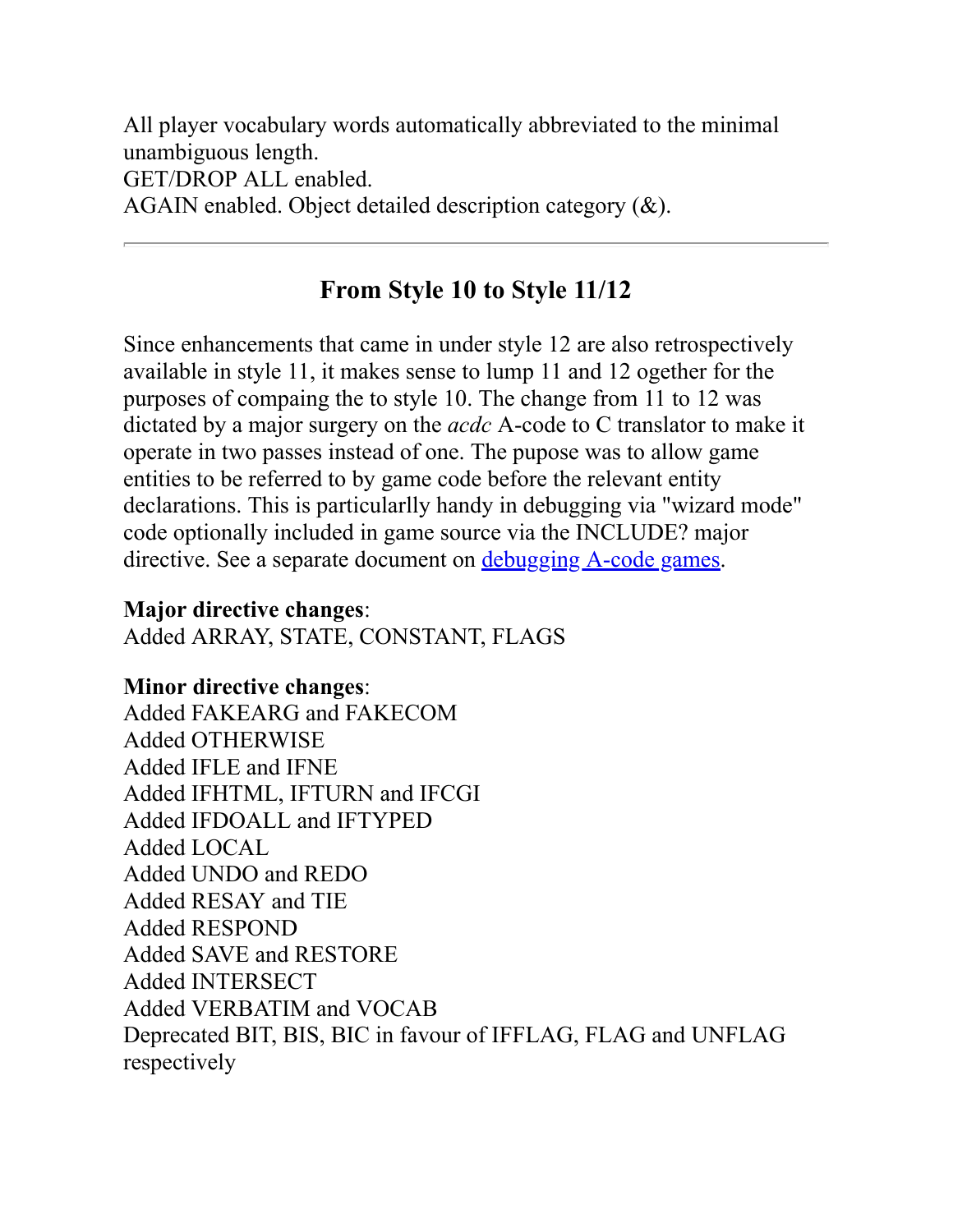All player vocabulary words automatically abbreviated to the minimal unambiguous length.
GET/DROP ALL enabled.
AGAIN enabled. Object detailed description category (&).

---

## From Style 10 to Style 11/12

Since enhancements that came in under style 12 are also retrospectively available in style 11, it makes sense to lump 11 and 12 ogether for the purposes of compaing the to style 10. The change from 11 to 12 was dictated by a major surgery on the *acdc* A-code to C translator to make it operate in two passes instead of one. The pupose was to allow game entities to be referred to by game code before the relevant entity declarations. This is particularlly handy in debugging via "wizard mode" code optionally included in game source via the INCLUDE? major directive. See a separate document on debugging A-code games.

**Major directive changes**:
Added ARRAY, STATE, CONSTANT, FLAGS

**Minor directive changes**:
Added FAKEARG and FAKECOM
Added OTHERWISE
Added IFLE and IFNE
Added IFHTML, IFTURN and IFCGI
Added IFDOALL and IFTYPED
Added LOCAL
Added UNDO and REDO
Added RESAY and TIE
Added RESPOND
Added SAVE and RESTORE
Added INTERSECT
Added VERBATIM and VOCAB
Deprecated BIT, BIS, BIC in favour of IFFLAG, FLAG and UNFLAG respectively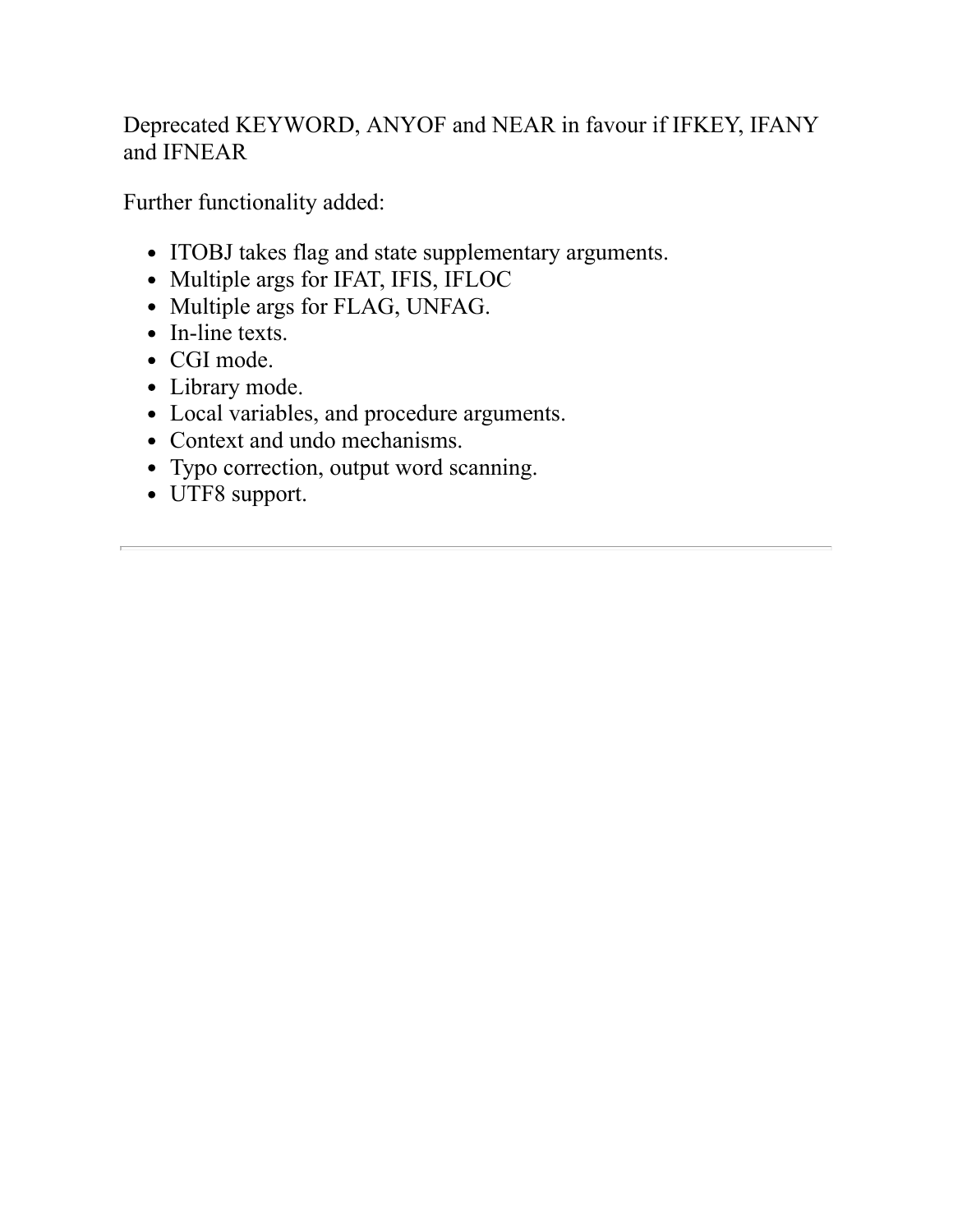Deprecated KEYWORD, ANYOF and NEAR in favour if IFKEY, IFANY and IFNEAR

Further functionality added:

- ITOBJ takes flag and state supplementary arguments.
- Multiple args for IFAT, IFIS, IFLOC
- Multiple args for FLAG, UNFAG.
- In-line texts.
- CGI mode.
- Library mode.
- Local variables, and procedure arguments.
- Context and undo mechanisms.
- Typo correction, output word scanning.
- UTF8 support.

---